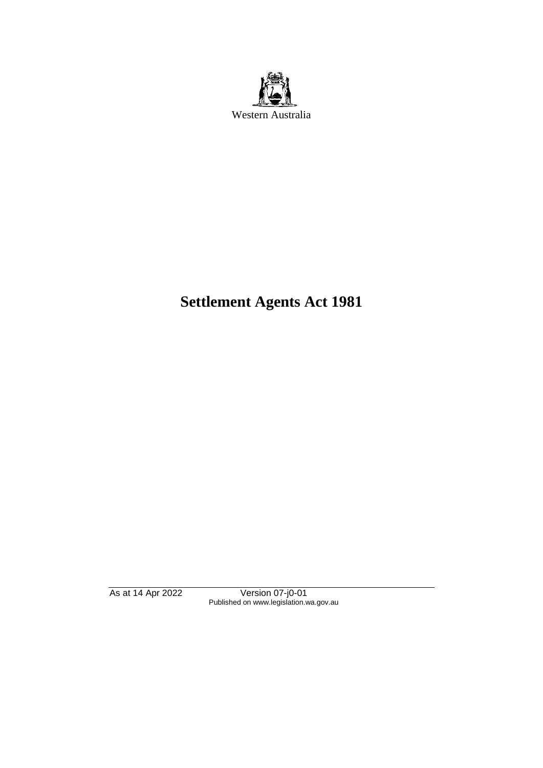Western Australia

# Settlement Agents Act 1981

As at 14 Apr 2022 Version 07-j0-01
Published on www.legislation.wa.gov.au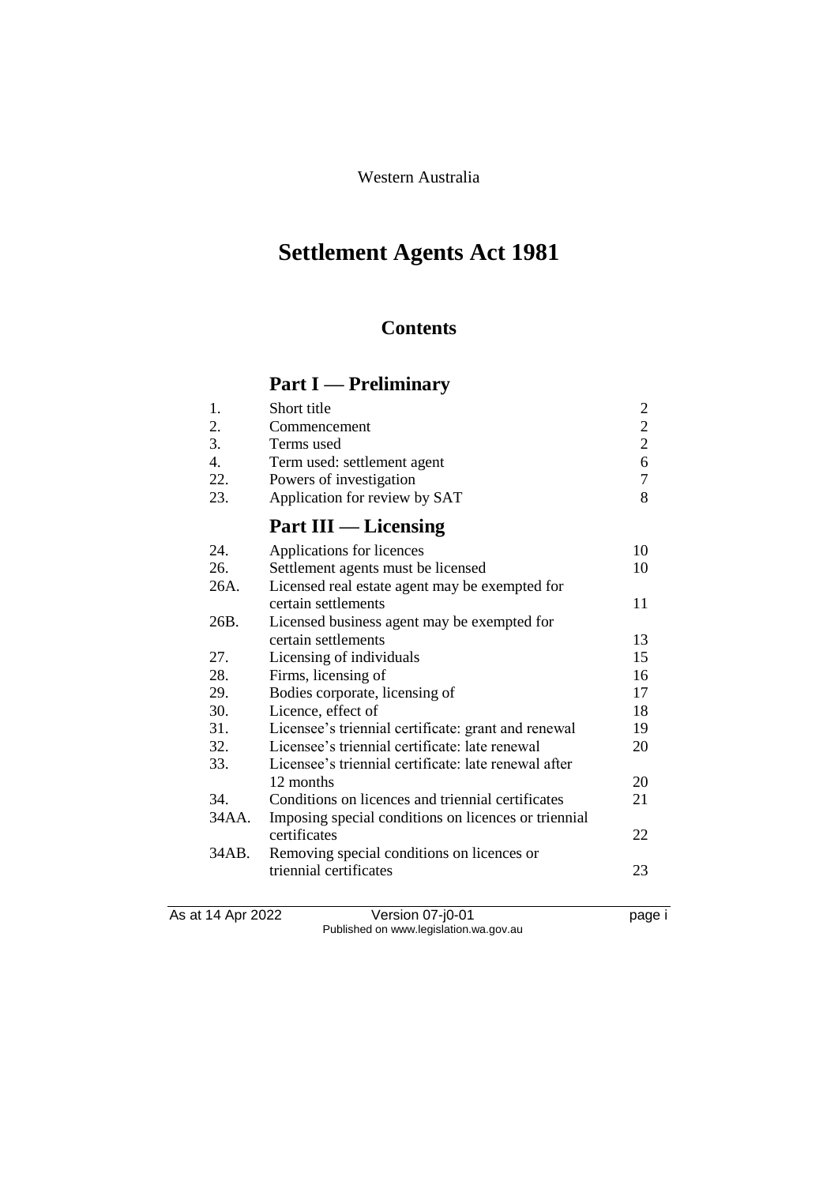Western Australia

# Settlement Agents Act 1981

## Contents

### Part I — Preliminary

| | | |
|---|---|---|
| 1. | Short title | 2 |
| 2. | Commencement | 2 |
| 3. | Terms used | 2 |
| 4. | Term used: settlement agent | 6 |
| 22. | Powers of investigation | 7 |
| 23. | Application for review by SAT | 8 |

### Part III — Licensing

| | | |
|---|---|---|
| 24. | Applications for licences | 10 |
| 26. | Settlement agents must be licensed | 10 |
| 26A. | Licensed real estate agent may be exempted for certain settlements | 11 |
| 26B. | Licensed business agent may be exempted for certain settlements | 13 |
| 27. | Licensing of individuals | 15 |
| 28. | Firms, licensing of | 16 |
| 29. | Bodies corporate, licensing of | 17 |
| 30. | Licence, effect of | 18 |
| 31. | Licensee's triennial certificate: grant and renewal | 19 |
| 32. | Licensee's triennial certificate: late renewal | 20 |
| 33. | Licensee's triennial certificate: late renewal after 12 months | 20 |
| 34. | Conditions on licences and triennial certificates | 21 |
| 34AA. | Imposing special conditions on licences or triennial certificates | 22 |
| 34AB. | Removing special conditions on licences or triennial certificates | 23 |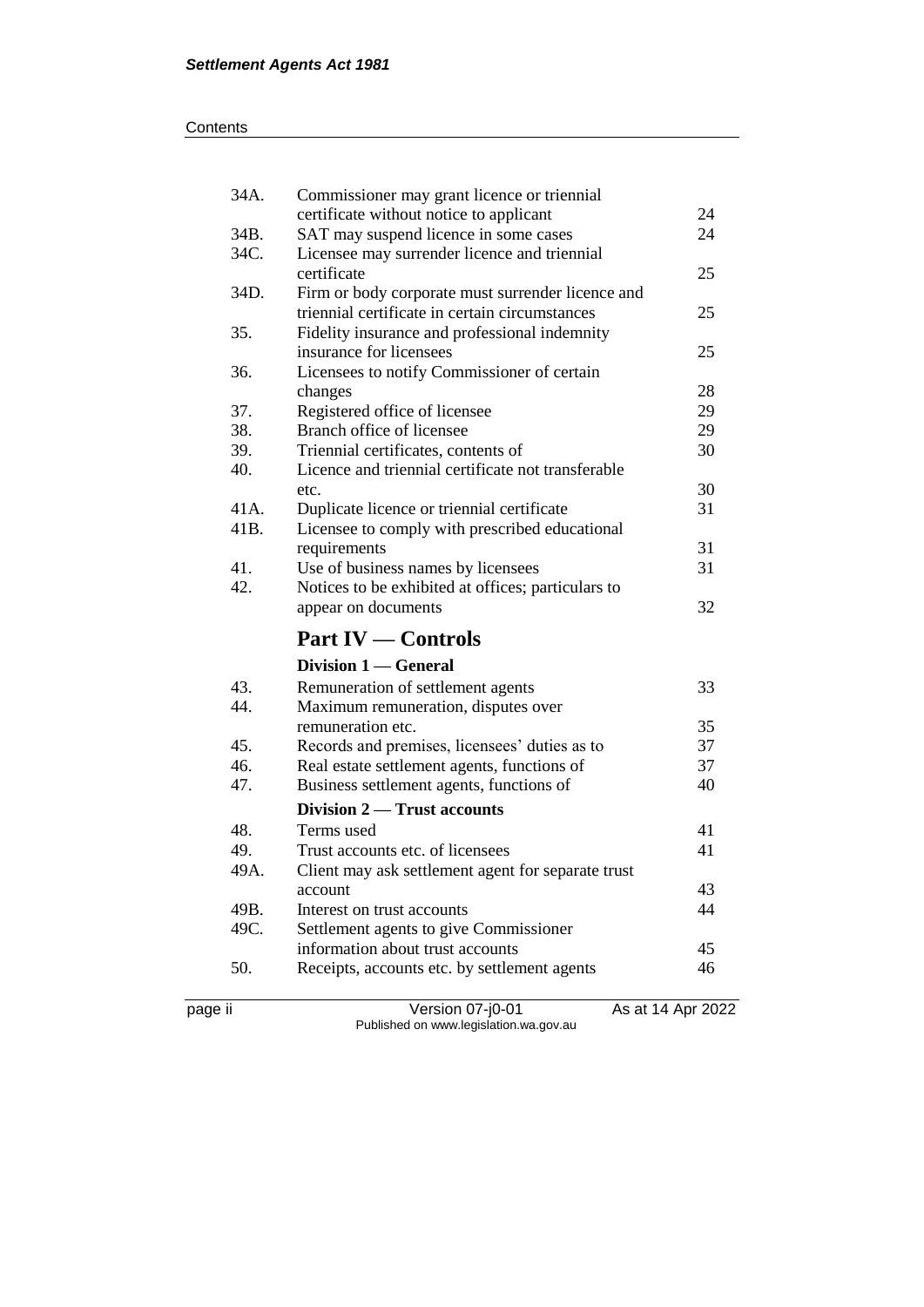| | | |
|---|---|---|
| 34A. | Commissioner may grant licence or triennial certificate without notice to applicant | 24 |
| 34B. | SAT may suspend licence in some cases | 24 |
| 34C. | Licensee may surrender licence and triennial certificate | 25 |
| 34D. | Firm or body corporate must surrender licence and triennial certificate in certain circumstances | 25 |
| 35. | Fidelity insurance and professional indemnity insurance for licensees | 25 |
| 36. | Licensees to notify Commissioner of certain changes | 28 |
| 37. | Registered office of licensee | 29 |
| 38. | Branch office of licensee | 29 |
| 39. | Triennial certificates, contents of | 30 |
| 40. | Licence and triennial certificate not transferable etc. | 30 |
| 41A. | Duplicate licence or triennial certificate | 31 |
| 41B. | Licensee to comply with prescribed educational requirements | 31 |
| 41. | Use of business names by licensees | 31 |
| 42. | Notices to be exhibited at offices; particulars to appear on documents | 32 |

## Part IV — Controls

### Division 1 — General

| | | |
|---|---|---|
| 43. | Remuneration of settlement agents | 33 |
| 44. | Maximum remuneration, disputes over remuneration etc. | 35 |
| 45. | Records and premises, licensees' duties as to | 37 |
| 46. | Real estate settlement agents, functions of | 37 |
| 47. | Business settlement agents, functions of | 40 |

### Division 2 — Trust accounts

| | | |
|---|---|---|
| 48. | Terms used | 41 |
| 49. | Trust accounts etc. of licensees | 41 |
| 49A. | Client may ask settlement agent for separate trust account | 43 |
| 49B. | Interest on trust accounts | 44 |
| 49C. | Settlement agents to give Commissioner information about trust accounts | 45 |
| 50. | Receipts, accounts etc. by settlement agents | 46 |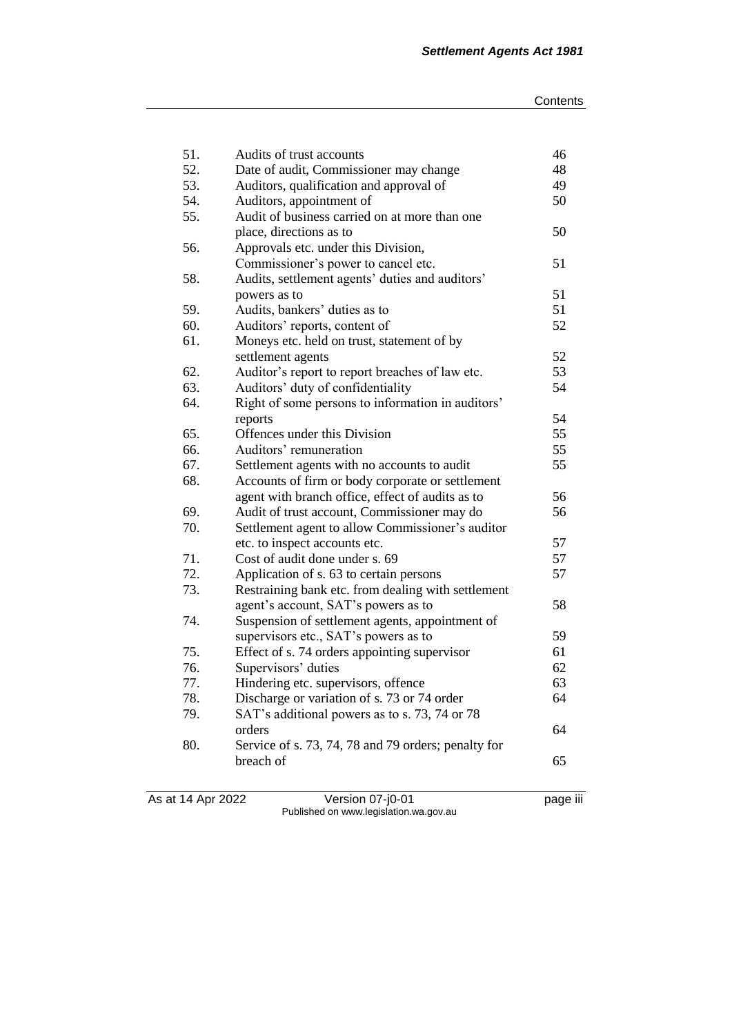| | | |
|---|---|---|
| 51. | Audits of trust accounts | 46 |
| 52. | Date of audit, Commissioner may change | 48 |
| 53. | Auditors, qualification and approval of | 49 |
| 54. | Auditors, appointment of | 50 |
| 55. | Audit of business carried on at more than one place, directions as to | 50 |
| 56. | Approvals etc. under this Division, Commissioner's power to cancel etc. | 51 |
| 58. | Audits, settlement agents' duties and auditors' powers as to | 51 |
| 59. | Audits, bankers' duties as to | 51 |
| 60. | Auditors' reports, content of | 52 |
| 61. | Moneys etc. held on trust, statement of by settlement agents | 52 |
| 62. | Auditor's report to report breaches of law etc. | 53 |
| 63. | Auditors' duty of confidentiality | 54 |
| 64. | Right of some persons to information in auditors' reports | 54 |
| 65. | Offences under this Division | 55 |
| 66. | Auditors' remuneration | 55 |
| 67. | Settlement agents with no accounts to audit | 55 |
| 68. | Accounts of firm or body corporate or settlement agent with branch office, effect of audits as to | 56 |
| 69. | Audit of trust account, Commissioner may do | 56 |
| 70. | Settlement agent to allow Commissioner's auditor etc. to inspect accounts etc. | 57 |
| 71. | Cost of audit done under s. 69 | 57 |
| 72. | Application of s. 63 to certain persons | 57 |
| 73. | Restraining bank etc. from dealing with settlement agent's account, SAT's powers as to | 58 |
| 74. | Suspension of settlement agents, appointment of supervisors etc., SAT's powers as to | 59 |
| 75. | Effect of s. 74 orders appointing supervisor | 61 |
| 76. | Supervisors' duties | 62 |
| 77. | Hindering etc. supervisors, offence | 63 |
| 78. | Discharge or variation of s. 73 or 74 order | 64 |
| 79. | SAT's additional powers as to s. 73, 74 or 78 orders | 64 |
| 80. | Service of s. 73, 74, 78 and 79 orders; penalty for breach of | 65 |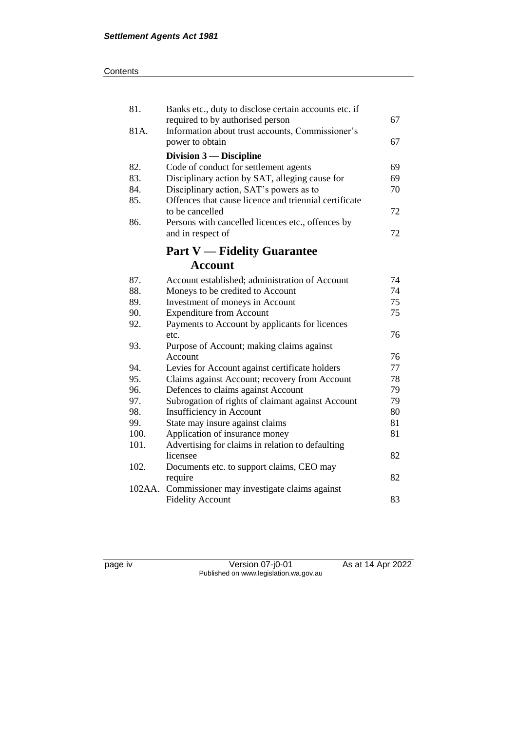| | | |
|---|---|---|
| 81. | Banks etc., duty to disclose certain accounts etc. if required to by authorised person | 67 |
| 81A. | Information about trust accounts, Commissioner's power to obtain | 67 |
| | **Division 3 — Discipline** | |
| 82. | Code of conduct for settlement agents | 69 |
| 83. | Disciplinary action by SAT, alleging cause for | 69 |
| 84. | Disciplinary action, SAT's powers as to | 70 |
| 85. | Offences that cause licence and triennial certificate to be cancelled | 72 |
| 86. | Persons with cancelled licences etc., offences by and in respect of | 72 |

## Part V — Fidelity Guarantee Account

| | | |
|---|---|---|
| 87. | Account established; administration of Account | 74 |
| 88. | Moneys to be credited to Account | 74 |
| 89. | Investment of moneys in Account | 75 |
| 90. | Expenditure from Account | 75 |
| 92. | Payments to Account by applicants for licences etc. | 76 |
| 93. | Purpose of Account; making claims against Account | 76 |
| 94. | Levies for Account against certificate holders | 77 |
| 95. | Claims against Account; recovery from Account | 78 |
| 96. | Defences to claims against Account | 79 |
| 97. | Subrogation of rights of claimant against Account | 79 |
| 98. | Insufficiency in Account | 80 |
| 99. | State may insure against claims | 81 |
| 100. | Application of insurance money | 81 |
| 101. | Advertising for claims in relation to defaulting licensee | 82 |
| 102. | Documents etc. to support claims, CEO may require | 82 |
| 102AA. | Commissioner may investigate claims against Fidelity Account | 83 |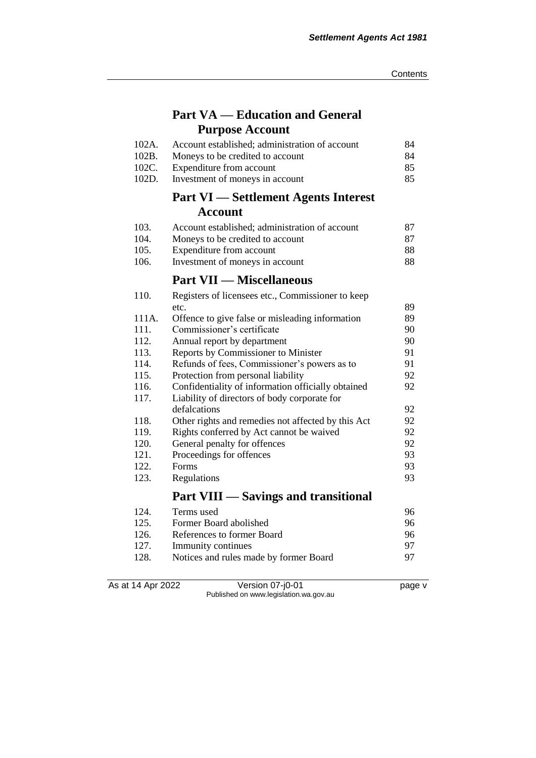## Part VA — Education and General Purpose Account

| | | |
|---|---|---|
| 102A. | Account established; administration of account | 84 |
| 102B. | Moneys to be credited to account | 84 |
| 102C. | Expenditure from account | 85 |
| 102D. | Investment of moneys in account | 85 |

## Part VI — Settlement Agents Interest Account

| | | |
|---|---|---|
| 103. | Account established; administration of account | 87 |
| 104. | Moneys to be credited to account | 87 |
| 105. | Expenditure from account | 88 |
| 106. | Investment of moneys in account | 88 |

## Part VII — Miscellaneous

| | | |
|---|---|---|
| 110. | Registers of licensees etc., Commissioner to keep etc. | 89 |
| 111A. | Offence to give false or misleading information | 89 |
| 111. | Commissioner's certificate | 90 |
| 112. | Annual report by department | 90 |
| 113. | Reports by Commissioner to Minister | 91 |
| 114. | Refunds of fees, Commissioner's powers as to | 91 |
| 115. | Protection from personal liability | 92 |
| 116. | Confidentiality of information officially obtained | 92 |
| 117. | Liability of directors of body corporate for defalcations | 92 |
| 118. | Other rights and remedies not affected by this Act | 92 |
| 119. | Rights conferred by Act cannot be waived | 92 |
| 120. | General penalty for offences | 92 |
| 121. | Proceedings for offences | 93 |
| 122. | Forms | 93 |
| 123. | Regulations | 93 |

## Part VIII — Savings and transitional

| | | |
|---|---|---|
| 124. | Terms used | 96 |
| 125. | Former Board abolished | 96 |
| 126. | References to former Board | 96 |
| 127. | Immunity continues | 97 |
| 128. | Notices and rules made by former Board | 97 |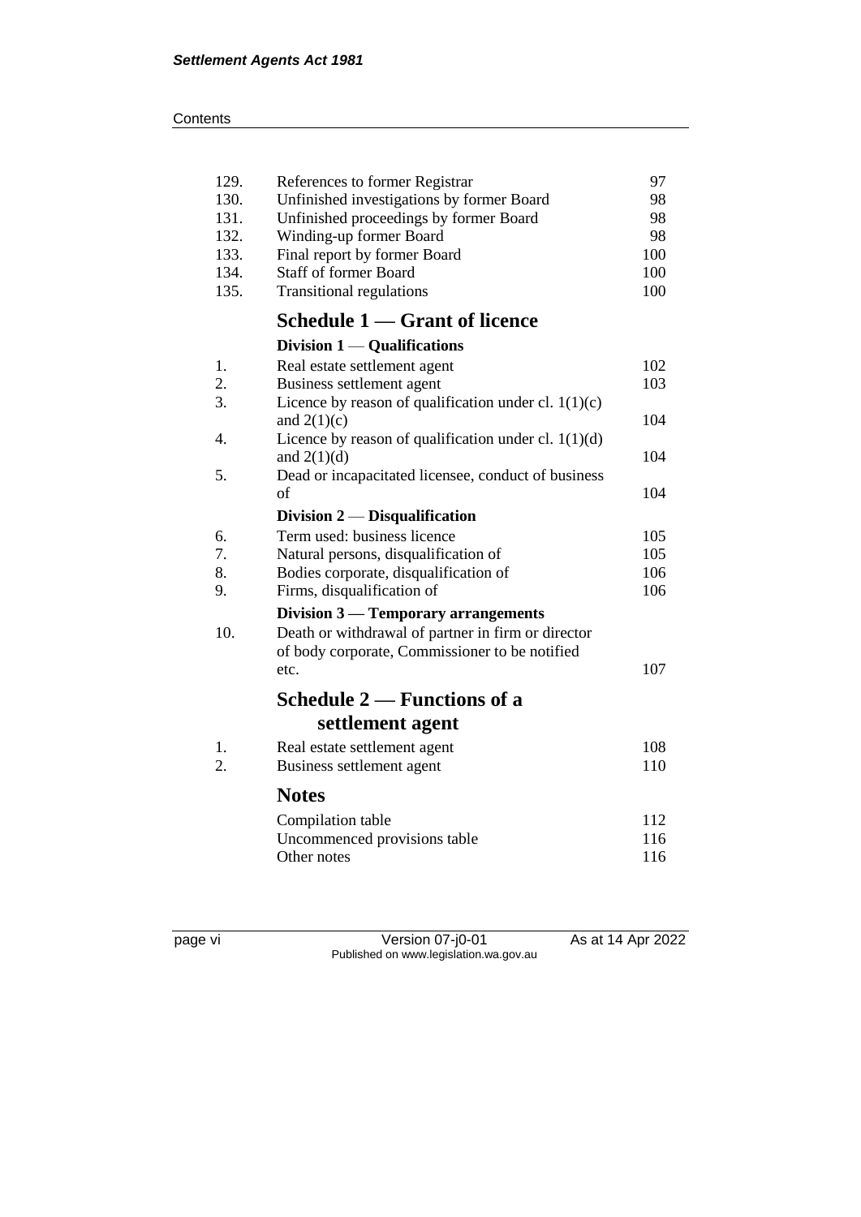| | | |
|---|---|---|
| 129. | References to former Registrar | 97 |
| 130. | Unfinished investigations by former Board | 98 |
| 131. | Unfinished proceedings by former Board | 98 |
| 132. | Winding-up former Board | 98 |
| 133. | Final report by former Board | 100 |
| 134. | Staff of former Board | 100 |
| 135. | Transitional regulations | 100 |

## Schedule 1 — Grant of licence

### Division 1 — Qualifications

| | | |
|---|---|---|
| 1. | Real estate settlement agent | 102 |
| 2. | Business settlement agent | 103 |
| 3. | Licence by reason of qualification under cl. 1(1)(c) and 2(1)(c) | 104 |
| 4. | Licence by reason of qualification under cl. 1(1)(d) and 2(1)(d) | 104 |
| 5. | Dead or incapacitated licensee, conduct of business of | 104 |

### Division 2 — Disqualification

| | | |
|---|---|---|
| 6. | Term used: business licence | 105 |
| 7. | Natural persons, disqualification of | 105 |
| 8. | Bodies corporate, disqualification of | 106 |
| 9. | Firms, disqualification of | 106 |

### Division 3 — Temporary arrangements

| | | |
|---|---|---|
| 10. | Death or withdrawal of partner in firm or director of body corporate, Commissioner to be notified etc. | 107 |

## Schedule 2 — Functions of a settlement agent

| | | |
|---|---|---|
| 1. | Real estate settlement agent | 108 |
| 2. | Business settlement agent | 110 |

## Notes

| | |
|---|---|
| Compilation table | 112 |
| Uncommenced provisions table | 116 |
| Other notes | 116 |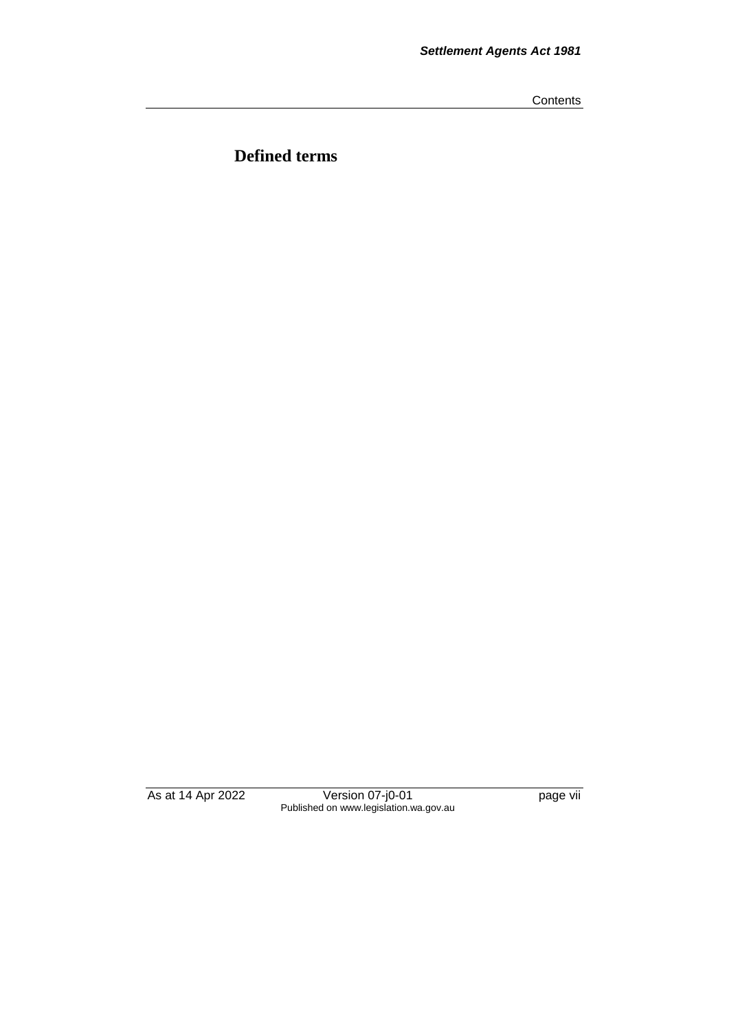# Defined terms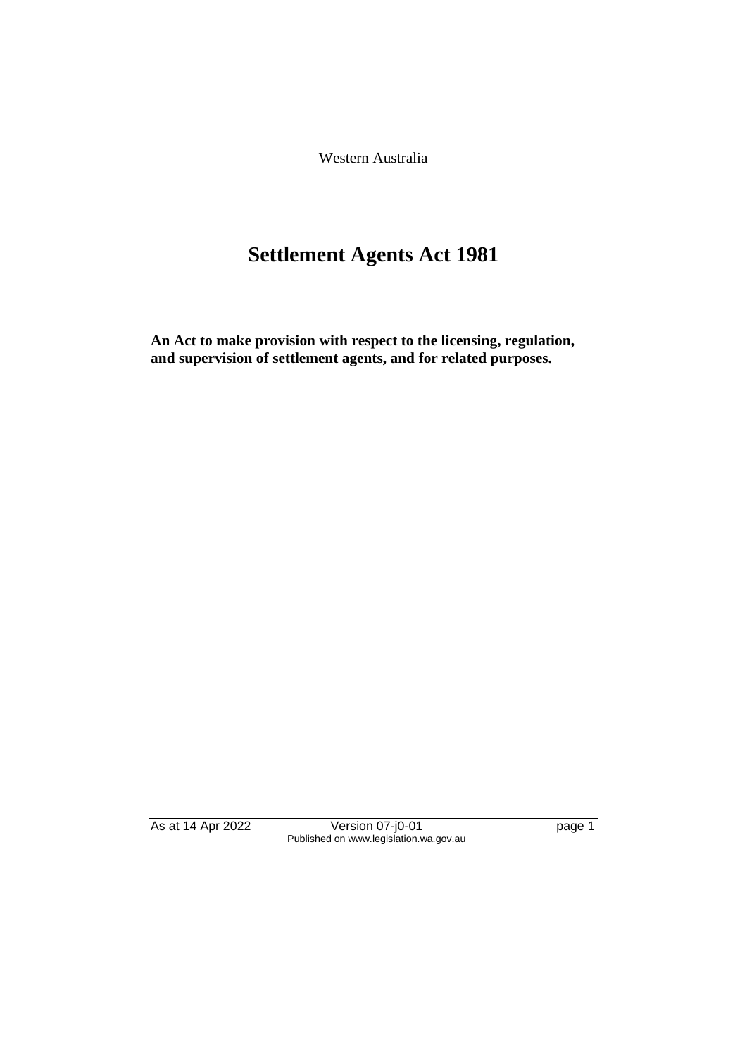Western Australia

# Settlement Agents Act 1981

**An Act to make provision with respect to the licensing, regulation, and supervision of settlement agents, and for related purposes.**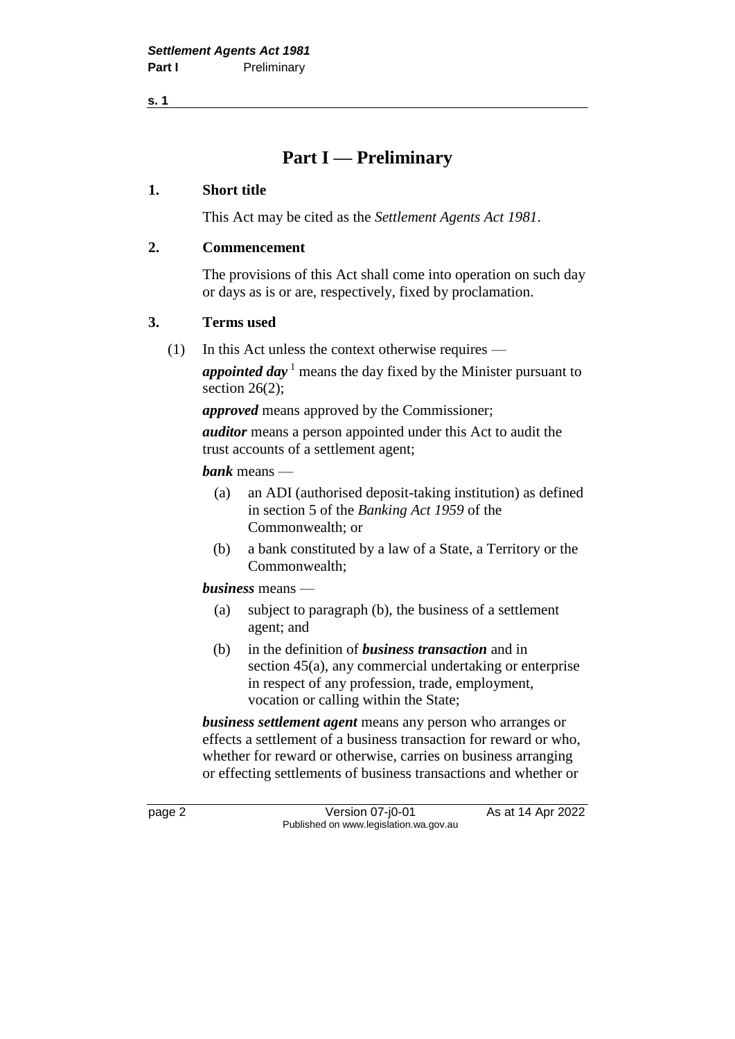# Part I — Preliminary

**1. Short title**

This Act may be cited as the *Settlement Agents Act 1981*.

**2. Commencement**

The provisions of this Act shall come into operation on such day or days as is or are, respectively, fixed by proclamation.

**3. Terms used**

(1) In this Act unless the context otherwise requires —

***appointed day*** [1] means the day fixed by the Minister pursuant to section 26(2);

***approved*** means approved by the Commissioner;

***auditor*** means a person appointed under this Act to audit the trust accounts of a settlement agent;

***bank*** means —

(a) an ADI (authorised deposit-taking institution) as defined in section 5 of the *Banking Act 1959* of the Commonwealth; or

(b) a bank constituted by a law of a State, a Territory or the Commonwealth;

***business*** means —

(a) subject to paragraph (b), the business of a settlement agent; and

(b) in the definition of ***business transaction*** and in section 45(a), any commercial undertaking or enterprise in respect of any profession, trade, employment, vocation or calling within the State;

***business settlement agent*** means any person who arranges or effects a settlement of a business transaction for reward or who, whether for reward or otherwise, carries on business arranging or effecting settlements of business transactions and whether or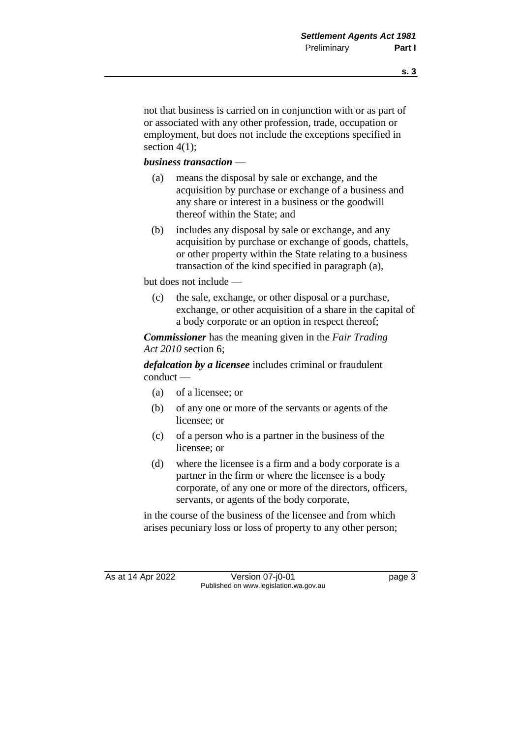not that business is carried on in conjunction with or as part of or associated with any other profession, trade, occupation or employment, but does not include the exceptions specified in section 4(1);

***business transaction*** —

(a) means the disposal by sale or exchange, and the acquisition by purchase or exchange of a business and any share or interest in a business or the goodwill thereof within the State; and

(b) includes any disposal by sale or exchange, and any acquisition by purchase or exchange of goods, chattels, or other property within the State relating to a business transaction of the kind specified in paragraph (a),

but does not include —

(c) the sale, exchange, or other disposal or a purchase, exchange, or other acquisition of a share in the capital of a body corporate or an option in respect thereof;

***Commissioner*** has the meaning given in the *Fair Trading Act 2010* section 6;

***defalcation by a licensee*** includes criminal or fraudulent conduct —

(a) of a licensee; or

(b) of any one or more of the servants or agents of the licensee; or

(c) of a person who is a partner in the business of the licensee; or

(d) where the licensee is a firm and a body corporate is a partner in the firm or where the licensee is a body corporate, of any one or more of the directors, officers, servants, or agents of the body corporate,

in the course of the business of the licensee and from which arises pecuniary loss or loss of property to any other person;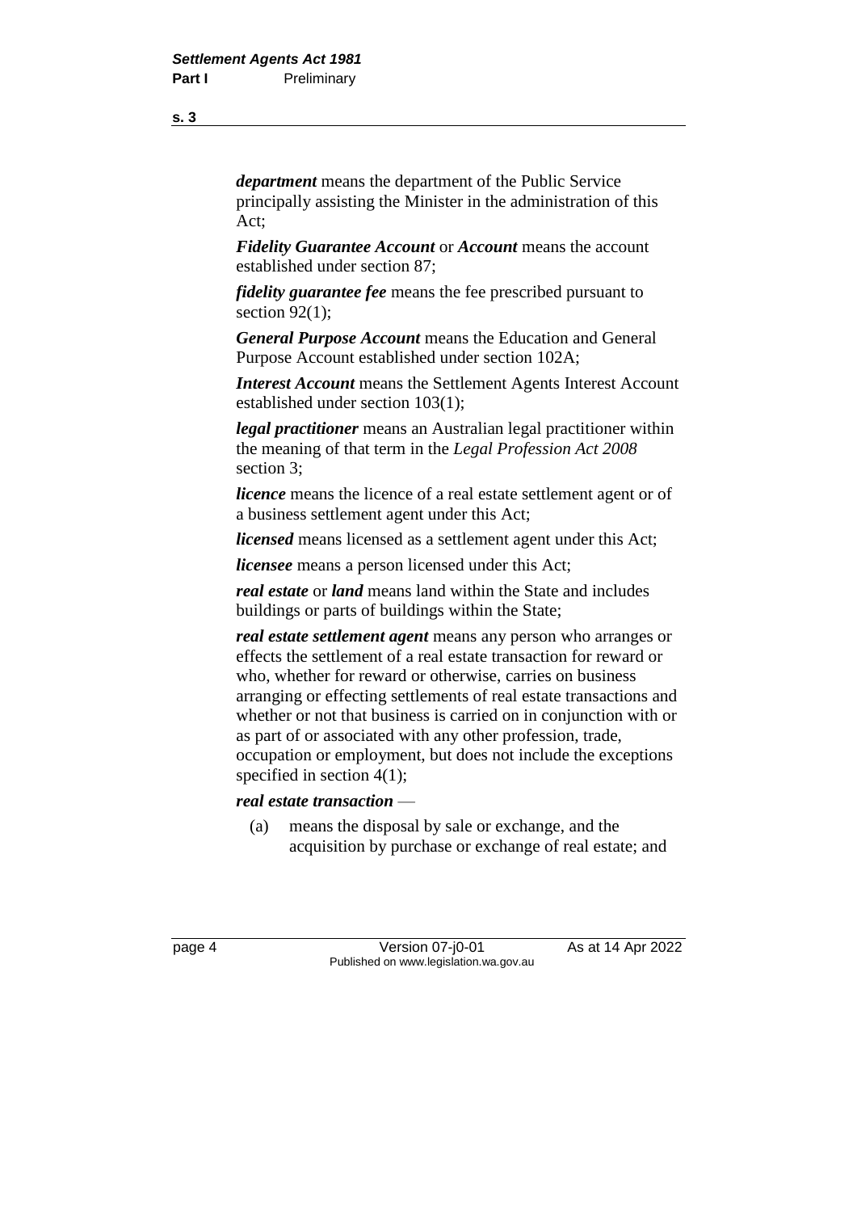***department*** means the department of the Public Service principally assisting the Minister in the administration of this Act;

***Fidelity Guarantee Account*** or ***Account*** means the account established under section 87;

***fidelity guarantee fee*** means the fee prescribed pursuant to section 92(1);

***General Purpose Account*** means the Education and General Purpose Account established under section 102A;

***Interest Account*** means the Settlement Agents Interest Account established under section 103(1);

***legal practitioner*** means an Australian legal practitioner within the meaning of that term in the *Legal Profession Act 2008* section 3;

***licence*** means the licence of a real estate settlement agent or of a business settlement agent under this Act;

***licensed*** means licensed as a settlement agent under this Act;

***licensee*** means a person licensed under this Act;

***real estate*** or ***land*** means land within the State and includes buildings or parts of buildings within the State;

***real estate settlement agent*** means any person who arranges or effects the settlement of a real estate transaction for reward or who, whether for reward or otherwise, carries on business arranging or effecting settlements of real estate transactions and whether or not that business is carried on in conjunction with or as part of or associated with any other profession, trade, occupation or employment, but does not include the exceptions specified in section 4(1);

***real estate transaction*** —

(a) means the disposal by sale or exchange, and the acquisition by purchase or exchange of real estate; and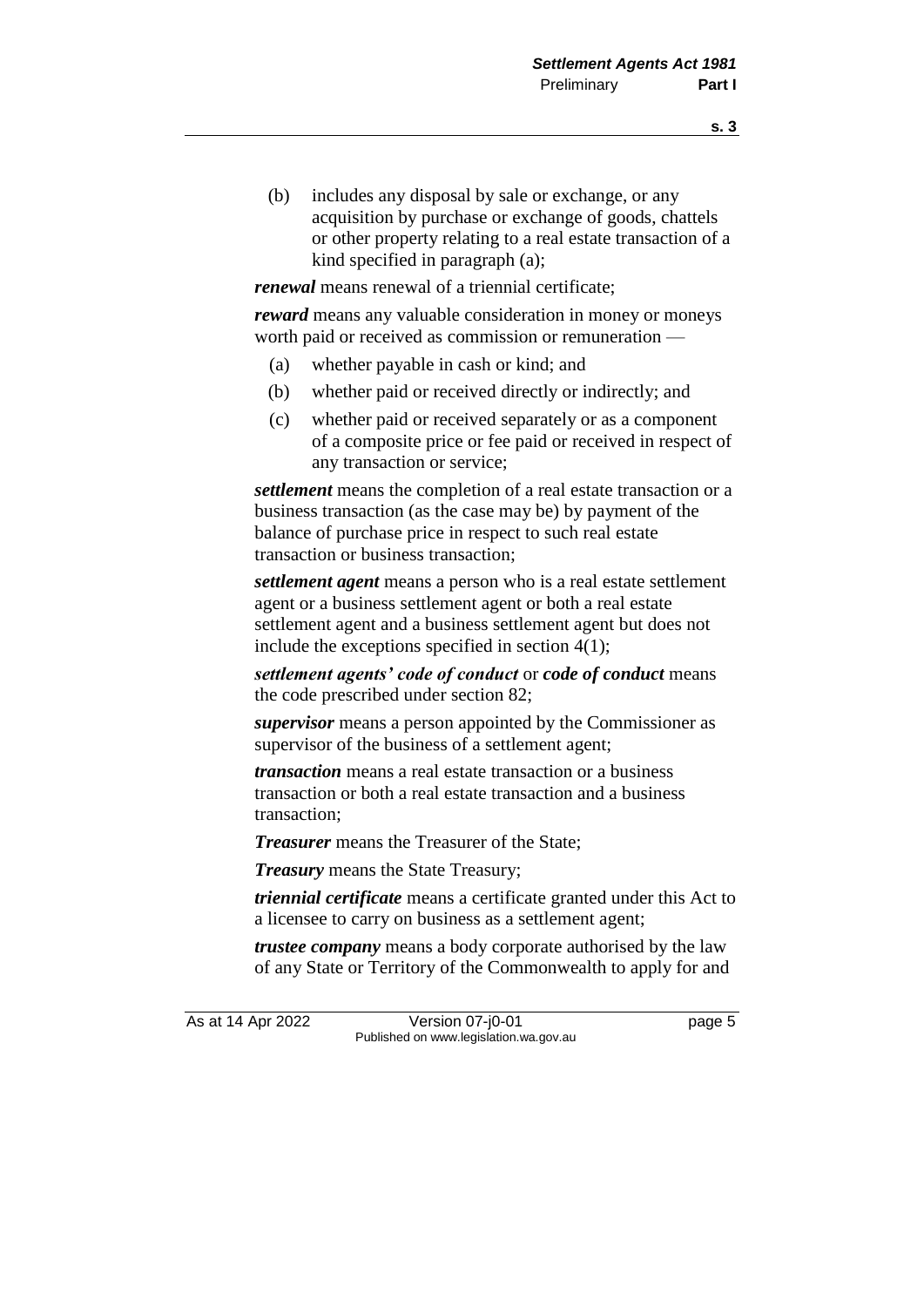(b) includes any disposal by sale or exchange, or any acquisition by purchase or exchange of goods, chattels or other property relating to a real estate transaction of a kind specified in paragraph (a);

***renewal*** means renewal of a triennial certificate;

***reward*** means any valuable consideration in money or moneys worth paid or received as commission or remuneration —

(a) whether payable in cash or kind; and

(b) whether paid or received directly or indirectly; and

(c) whether paid or received separately or as a component of a composite price or fee paid or received in respect of any transaction or service;

***settlement*** means the completion of a real estate transaction or a business transaction (as the case may be) by payment of the balance of purchase price in respect to such real estate transaction or business transaction;

***settlement agent*** means a person who is a real estate settlement agent or a business settlement agent or both a real estate settlement agent and a business settlement agent but does not include the exceptions specified in section 4(1);

***settlement agents' code of conduct*** or ***code of conduct*** means the code prescribed under section 82;

***supervisor*** means a person appointed by the Commissioner as supervisor of the business of a settlement agent;

***transaction*** means a real estate transaction or a business transaction or both a real estate transaction and a business transaction;

***Treasurer*** means the Treasurer of the State;

***Treasury*** means the State Treasury;

***triennial certificate*** means a certificate granted under this Act to a licensee to carry on business as a settlement agent;

***trustee company*** means a body corporate authorised by the law of any State or Territory of the Commonwealth to apply for and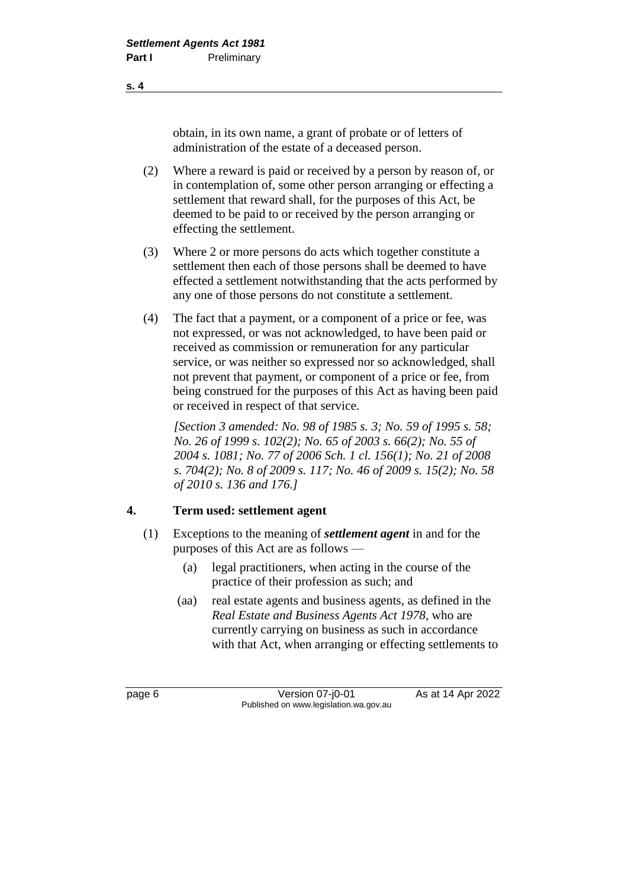obtain, in its own name, a grant of probate or of letters of administration of the estate of a deceased person.

(2) Where a reward is paid or received by a person by reason of, or in contemplation of, some other person arranging or effecting a settlement that reward shall, for the purposes of this Act, be deemed to be paid to or received by the person arranging or effecting the settlement.

(3) Where 2 or more persons do acts which together constitute a settlement then each of those persons shall be deemed to have effected a settlement notwithstanding that the acts performed by any one of those persons do not constitute a settlement.

(4) The fact that a payment, or a component of a price or fee, was not expressed, or was not acknowledged, to have been paid or received as commission or remuneration for any particular service, or was neither so expressed nor so acknowledged, shall not prevent that payment, or component of a price or fee, from being construed for the purposes of this Act as having been paid or received in respect of that service.

*[Section 3 amended: No. 98 of 1985 s. 3; No. 59 of 1995 s. 58; No. 26 of 1999 s. 102(2); No. 65 of 2003 s. 66(2); No. 55 of 2004 s. 1081; No. 77 of 2006 Sch. 1 cl. 156(1); No. 21 of 2008 s. 704(2); No. 8 of 2009 s. 117; No. 46 of 2009 s. 15(2); No. 58 of 2010 s. 136 and 176.]*

## 4. Term used: settlement agent

(1) Exceptions to the meaning of ***settlement agent*** in and for the purposes of this Act are as follows —

(a) legal practitioners, when acting in the course of the practice of their profession as such; and

(aa) real estate agents and business agents, as defined in the *Real Estate and Business Agents Act 1978*, who are currently carrying on business as such in accordance with that Act, when arranging or effecting settlements to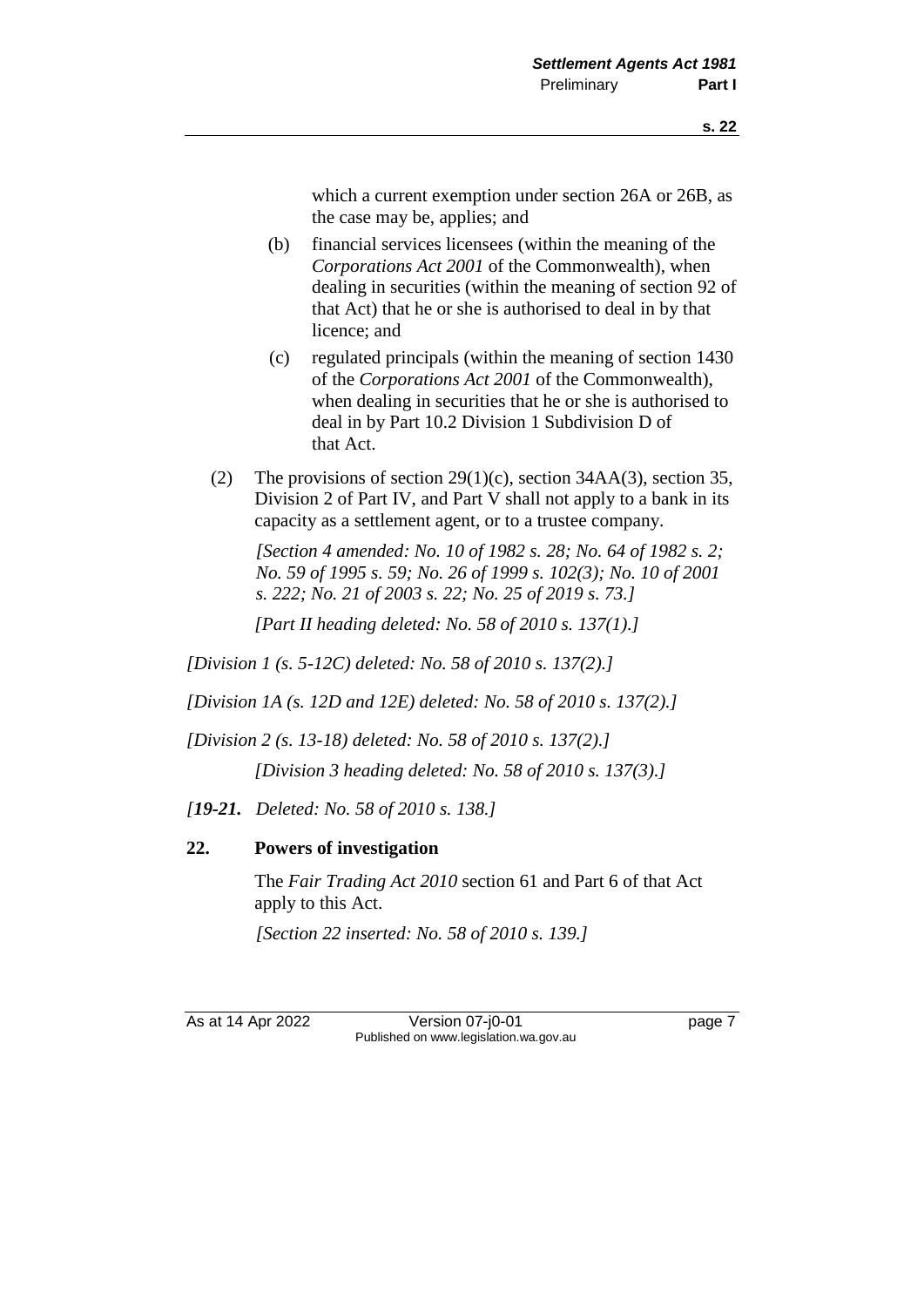which a current exemption under section 26A or 26B, as the case may be, applies; and

(b) financial services licensees (within the meaning of the *Corporations Act 2001* of the Commonwealth), when dealing in securities (within the meaning of section 92 of that Act) that he or she is authorised to deal in by that licence; and

(c) regulated principals (within the meaning of section 1430 of the *Corporations Act 2001* of the Commonwealth), when dealing in securities that he or she is authorised to deal in by Part 10.2 Division 1 Subdivision D of that Act.

(2) The provisions of section 29(1)(c), section 34AA(3), section 35, Division 2 of Part IV, and Part V shall not apply to a bank in its capacity as a settlement agent, or to a trustee company.

*[Section 4 amended: No. 10 of 1982 s. 28; No. 64 of 1982 s. 2; No. 59 of 1995 s. 59; No. 26 of 1999 s. 102(3); No. 10 of 2001 s. 222; No. 21 of 2003 s. 22; No. 25 of 2019 s. 73.]*

*[Part II heading deleted: No. 58 of 2010 s. 137(1).]*

*[Division 1 (s. 5-12C) deleted: No. 58 of 2010 s. 137(2).]*

*[Division 1A (s. 12D and 12E) deleted: No. 58 of 2010 s. 137(2).]*

*[Division 2 (s. 13-18) deleted: No. 58 of 2010 s. 137(2).]*

*[Division 3 heading deleted: No. 58 of 2010 s. 137(3).]*

*[**19-21.** Deleted: No. 58 of 2010 s. 138.]*

## 22. Powers of investigation

The *Fair Trading Act 2010* section 61 and Part 6 of that Act apply to this Act.

*[Section 22 inserted: No. 58 of 2010 s. 139.]*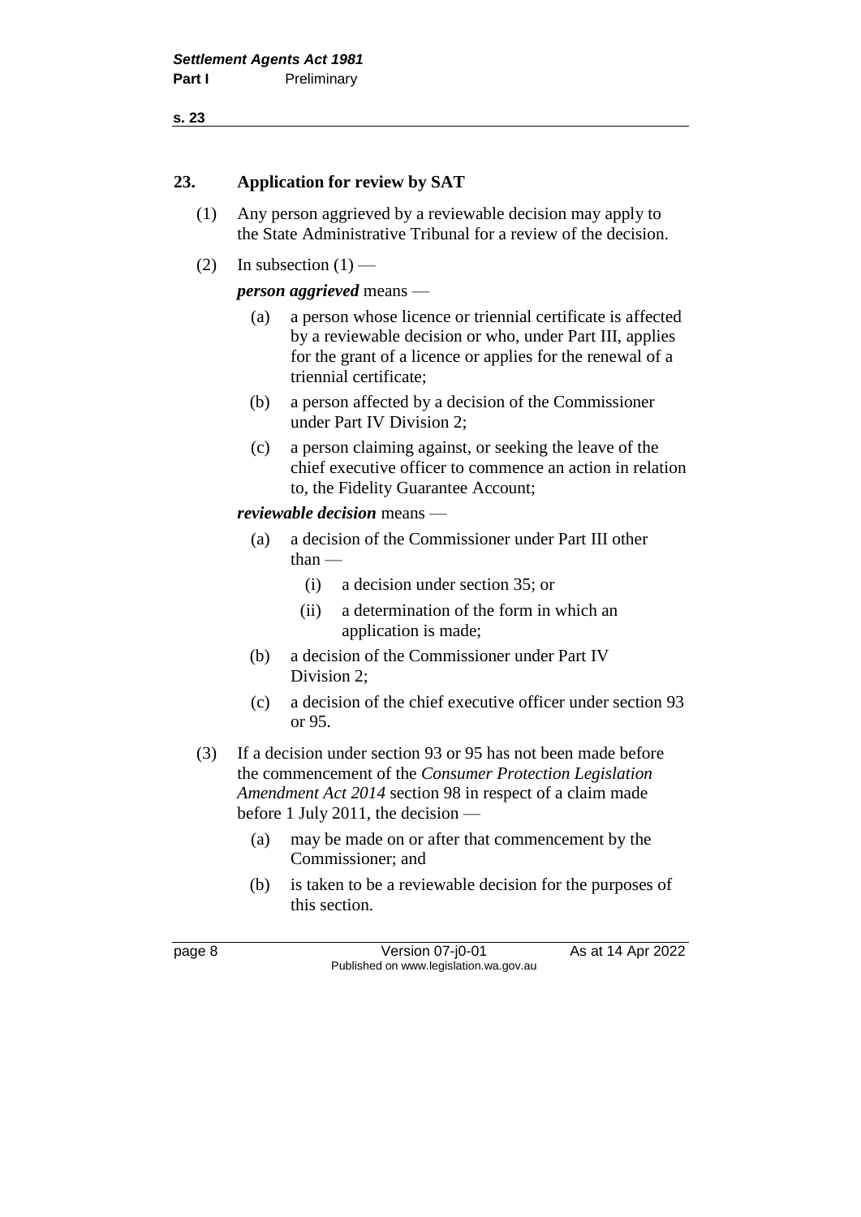## 23. Application for review by SAT

(1) Any person aggrieved by a reviewable decision may apply to the State Administrative Tribunal for a review of the decision.

(2) In subsection (1) —

***person aggrieved*** means —

- (a) a person whose licence or triennial certificate is affected by a reviewable decision or who, under Part III, applies for the grant of a licence or applies for the renewal of a triennial certificate;
- (b) a person affected by a decision of the Commissioner under Part IV Division 2;
- (c) a person claiming against, or seeking the leave of the chief executive officer to commence an action in relation to, the Fidelity Guarantee Account;

***reviewable decision*** means —

- (a) a decision of the Commissioner under Part III other than —
  - (i) a decision under section 35; or
  - (ii) a determination of the form in which an application is made;
- (b) a decision of the Commissioner under Part IV Division 2;
- (c) a decision of the chief executive officer under section 93 or 95.

(3) If a decision under section 93 or 95 has not been made before the commencement of the *Consumer Protection Legislation Amendment Act 2014* section 98 in respect of a claim made before 1 July 2011, the decision —

- (a) may be made on or after that commencement by the Commissioner; and
- (b) is taken to be a reviewable decision for the purposes of this section.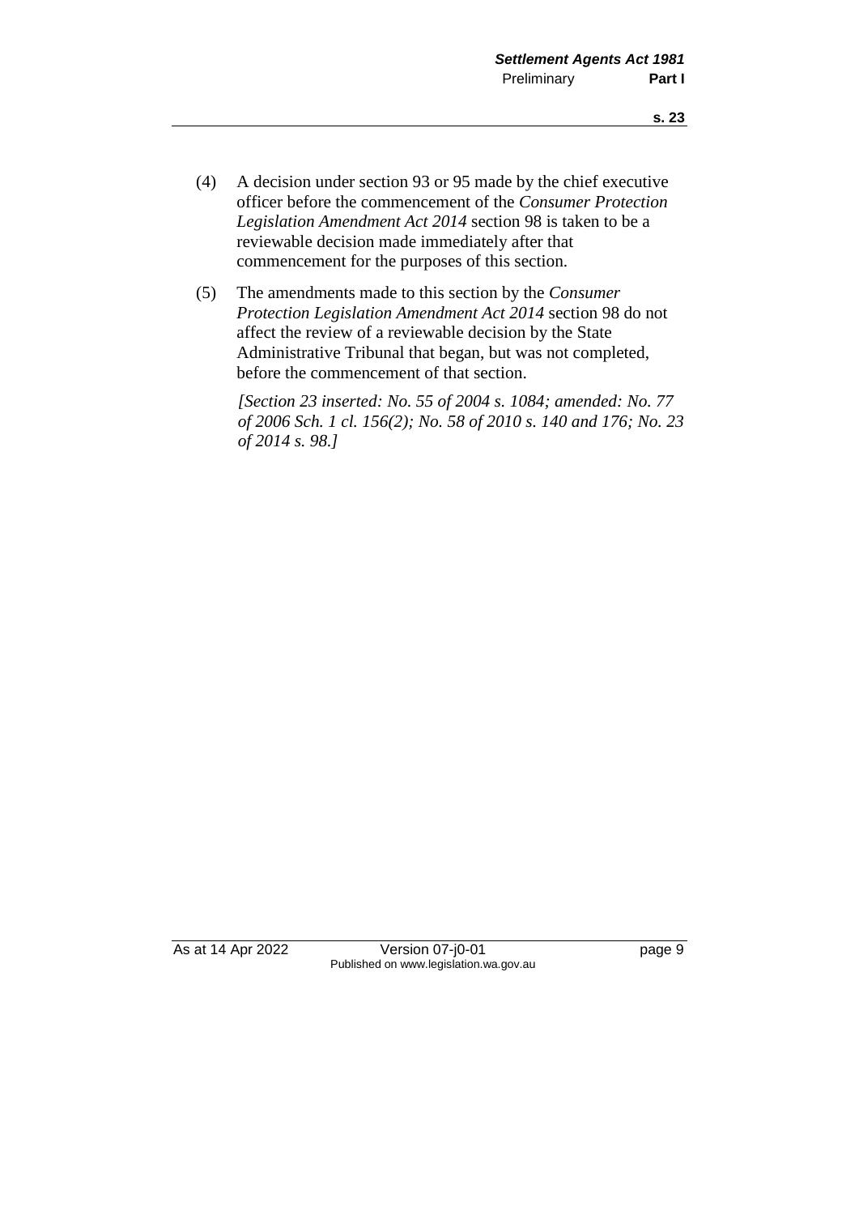(4) A decision under section 93 or 95 made by the chief executive officer before the commencement of the *Consumer Protection Legislation Amendment Act 2014* section 98 is taken to be a reviewable decision made immediately after that commencement for the purposes of this section.

(5) The amendments made to this section by the *Consumer Protection Legislation Amendment Act 2014* section 98 do not affect the review of a reviewable decision by the State Administrative Tribunal that began, but was not completed, before the commencement of that section.

*[Section 23 inserted: No. 55 of 2004 s. 1084; amended: No. 77 of 2006 Sch. 1 cl. 156(2); No. 58 of 2010 s. 140 and 176; No. 23 of 2014 s. 98.]*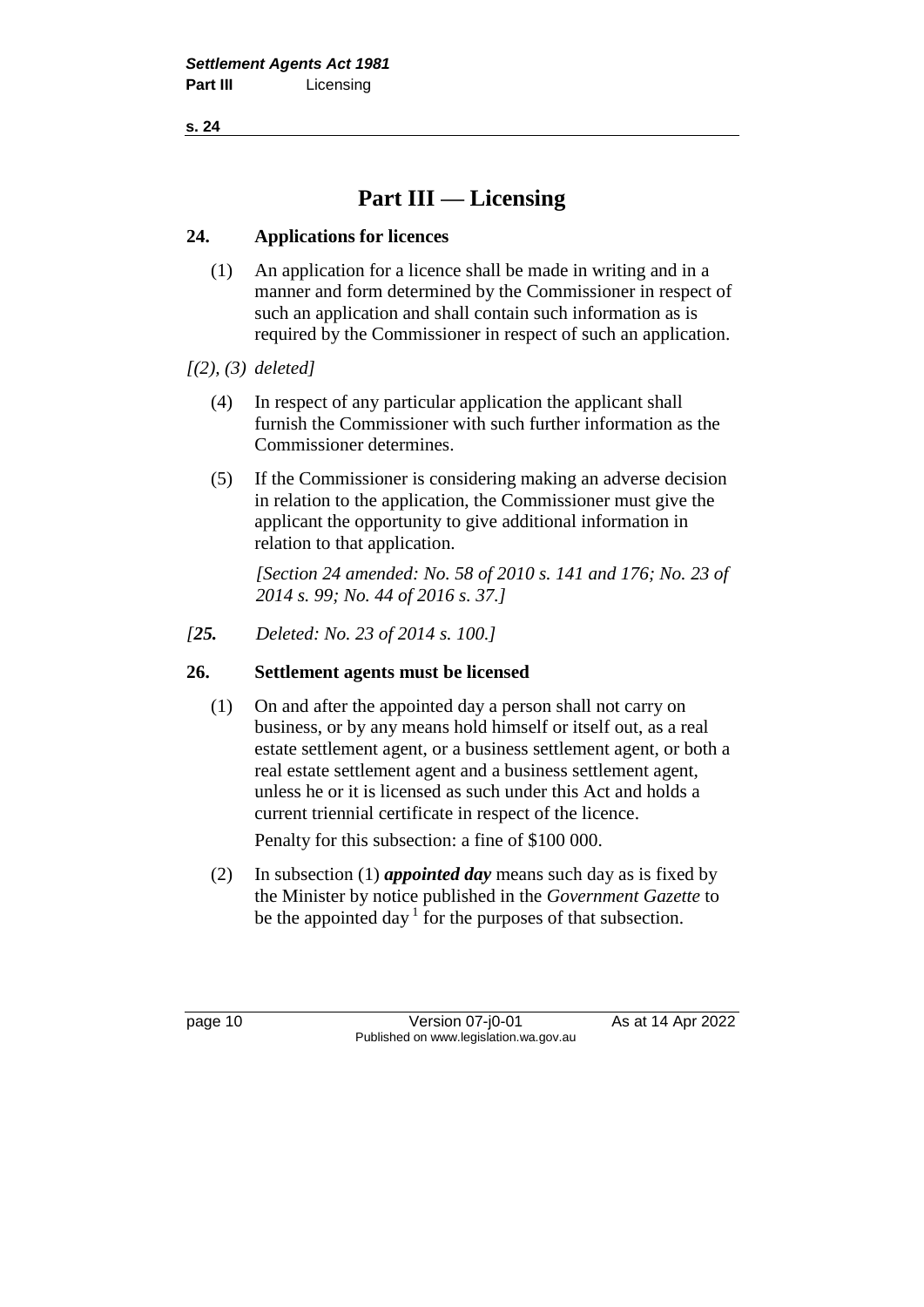# Part III — Licensing

## 24. Applications for licences

(1) An application for a licence shall be made in writing and in a manner and form determined by the Commissioner in respect of such an application and shall contain such information as is required by the Commissioner in respect of such an application.

*[(2), (3) deleted]*

(4) In respect of any particular application the applicant shall furnish the Commissioner with such further information as the Commissioner determines.

(5) If the Commissioner is considering making an adverse decision in relation to the application, the Commissioner must give the applicant the opportunity to give additional information in relation to that application.

*[Section 24 amended: No. 58 of 2010 s. 141 and 176; No. 23 of 2014 s. 99; No. 44 of 2016 s. 37.]*

*[**25.** Deleted: No. 23 of 2014 s. 100.]*

## 26. Settlement agents must be licensed

(1) On and after the appointed day a person shall not carry on business, or by any means hold himself or itself out, as a real estate settlement agent, or a business settlement agent, or both a real estate settlement agent and a business settlement agent, unless he or it is licensed as such under this Act and holds a current triennial certificate in respect of the licence.

Penalty for this subsection: a fine of $100 000.

(2) In subsection (1) ***appointed day*** means such day as is fixed by the Minister by notice published in the *Government Gazette* to be the appointed day [1] for the purposes of that subsection.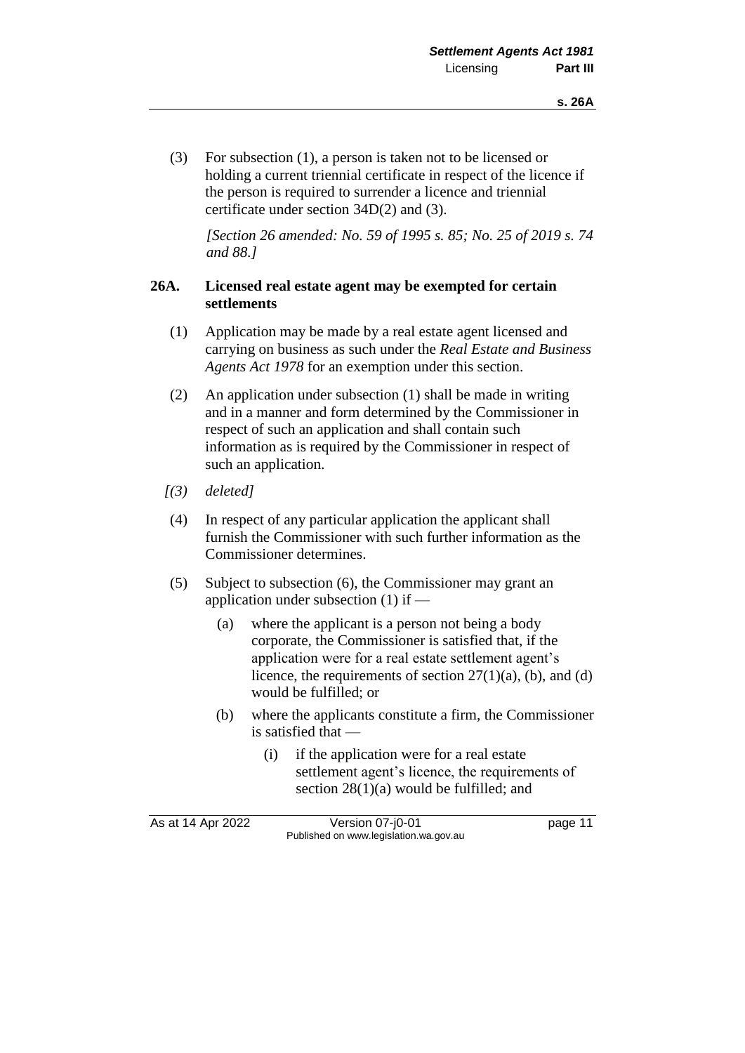(3) For subsection (1), a person is taken not to be licensed or holding a current triennial certificate in respect of the licence if the person is required to surrender a licence and triennial certificate under section 34D(2) and (3).

*[Section 26 amended: No. 59 of 1995 s. 85; No. 25 of 2019 s. 74 and 88.]*

### 26A. Licensed real estate agent may be exempted for certain settlements

(1) Application may be made by a real estate agent licensed and carrying on business as such under the *Real Estate and Business Agents Act 1978* for an exemption under this section.

(2) An application under subsection (1) shall be made in writing and in a manner and form determined by the Commissioner in respect of such an application and shall contain such information as is required by the Commissioner in respect of such an application.

*[(3) deleted]*

(4) In respect of any particular application the applicant shall furnish the Commissioner with such further information as the Commissioner determines.

(5) Subject to subsection (6), the Commissioner may grant an application under subsection (1) if —

  (a) where the applicant is a person not being a body corporate, the Commissioner is satisfied that, if the application were for a real estate settlement agent's licence, the requirements of section 27(1)(a), (b), and (d) would be fulfilled; or

  (b) where the applicants constitute a firm, the Commissioner is satisfied that —

    (i) if the application were for a real estate settlement agent's licence, the requirements of section 28(1)(a) would be fulfilled; and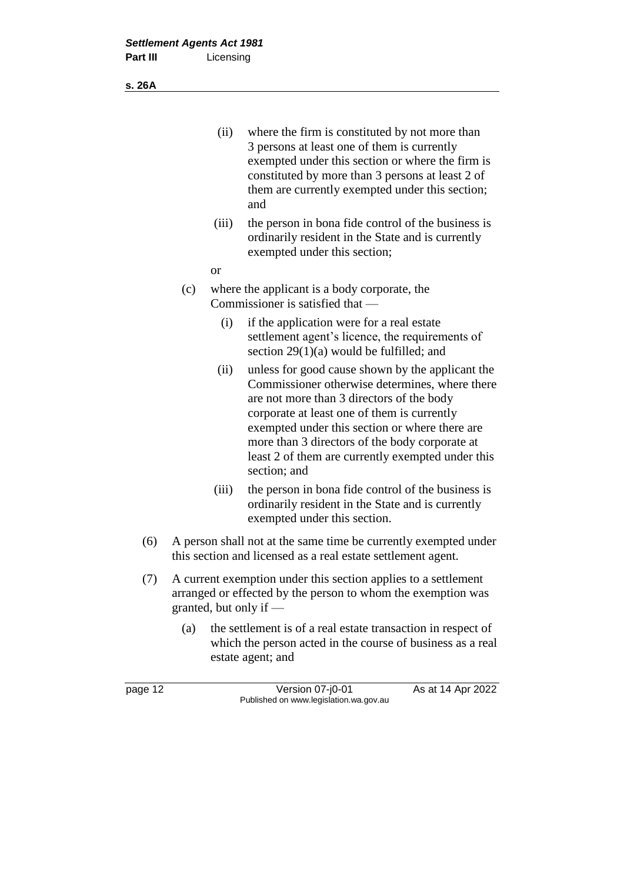(ii) where the firm is constituted by not more than 3 persons at least one of them is currently exempted under this section or where the firm is constituted by more than 3 persons at least 2 of them are currently exempted under this section; and

(iii) the person in bona fide control of the business is ordinarily resident in the State and is currently exempted under this section;

or

(c) where the applicant is a body corporate, the Commissioner is satisfied that —

(i) if the application were for a real estate settlement agent's licence, the requirements of section 29(1)(a) would be fulfilled; and

(ii) unless for good cause shown by the applicant the Commissioner otherwise determines, where there are not more than 3 directors of the body corporate at least one of them is currently exempted under this section or where there are more than 3 directors of the body corporate at least 2 of them are currently exempted under this section; and

(iii) the person in bona fide control of the business is ordinarily resident in the State and is currently exempted under this section.

(6) A person shall not at the same time be currently exempted under this section and licensed as a real estate settlement agent.

(7) A current exemption under this section applies to a settlement arranged or effected by the person to whom the exemption was granted, but only if —

(a) the settlement is of a real estate transaction in respect of which the person acted in the course of business as a real estate agent; and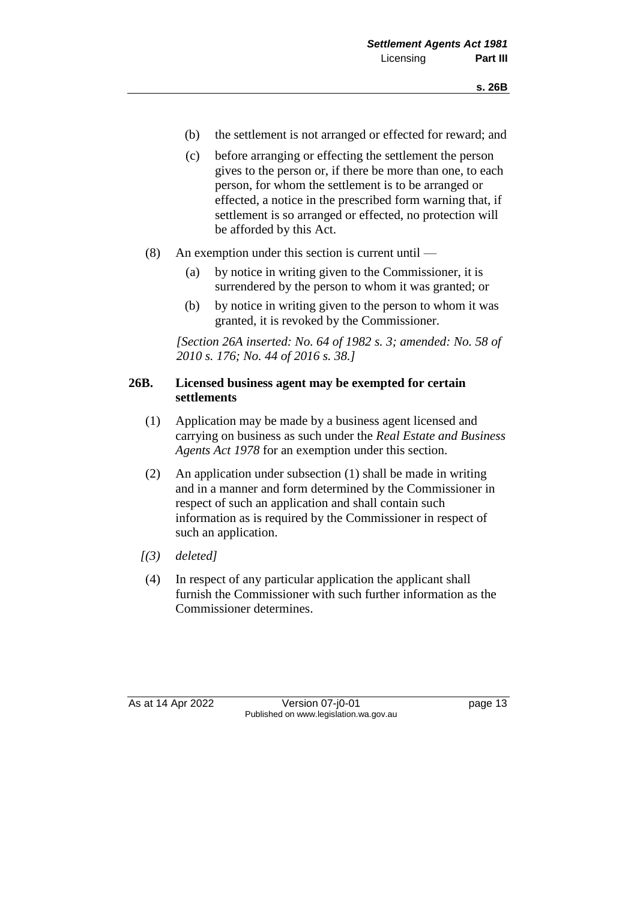(b) the settlement is not arranged or effected for reward; and

(c) before arranging or effecting the settlement the person gives to the person or, if there be more than one, to each person, for whom the settlement is to be arranged or effected, a notice in the prescribed form warning that, if settlement is so arranged or effected, no protection will be afforded by this Act.

(8) An exemption under this section is current until —

(a) by notice in writing given to the Commissioner, it is surrendered by the person to whom it was granted; or

(b) by notice in writing given to the person to whom it was granted, it is revoked by the Commissioner.

*[Section 26A inserted: No. 64 of 1982 s. 3; amended: No. 58 of 2010 s. 176; No. 44 of 2016 s. 38.]*

### 26B. Licensed business agent may be exempted for certain settlements

(1) Application may be made by a business agent licensed and carrying on business as such under the *Real Estate and Business Agents Act 1978* for an exemption under this section.

(2) An application under subsection (1) shall be made in writing and in a manner and form determined by the Commissioner in respect of such an application and shall contain such information as is required by the Commissioner in respect of such an application.

*[(3) deleted]*

(4) In respect of any particular application the applicant shall furnish the Commissioner with such further information as the Commissioner determines.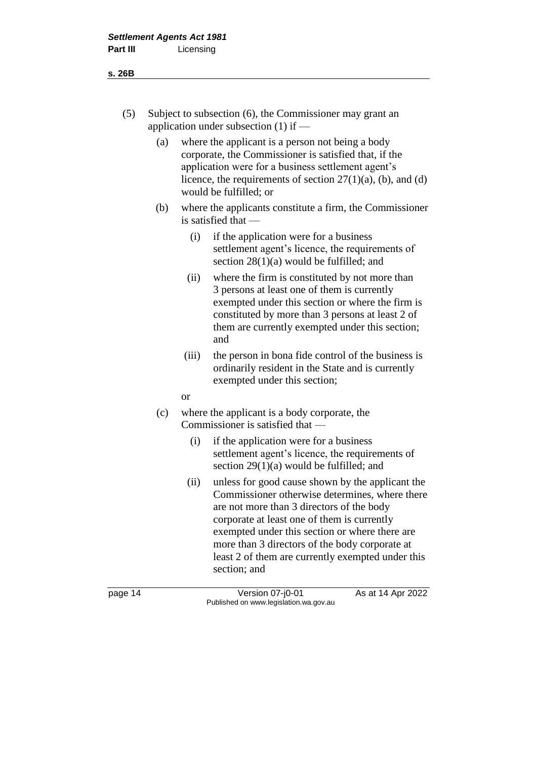(5) Subject to subsection (6), the Commissioner may grant an application under subsection (1) if —

  (a) where the applicant is a person not being a body corporate, the Commissioner is satisfied that, if the application were for a business settlement agent's licence, the requirements of section 27(1)(a), (b), and (d) would be fulfilled; or

  (b) where the applicants constitute a firm, the Commissioner is satisfied that —

    (i) if the application were for a business settlement agent's licence, the requirements of section 28(1)(a) would be fulfilled; and

    (ii) where the firm is constituted by not more than 3 persons at least one of them is currently exempted under this section or where the firm is constituted by more than 3 persons at least 2 of them are currently exempted under this section; and

    (iii) the person in bona fide control of the business is ordinarily resident in the State and is currently exempted under this section;

  or

  (c) where the applicant is a body corporate, the Commissioner is satisfied that —

    (i) if the application were for a business settlement agent's licence, the requirements of section 29(1)(a) would be fulfilled; and

    (ii) unless for good cause shown by the applicant the Commissioner otherwise determines, where there are not more than 3 directors of the body corporate at least one of them is currently exempted under this section or where there are more than 3 directors of the body corporate at least 2 of them are currently exempted under this section; and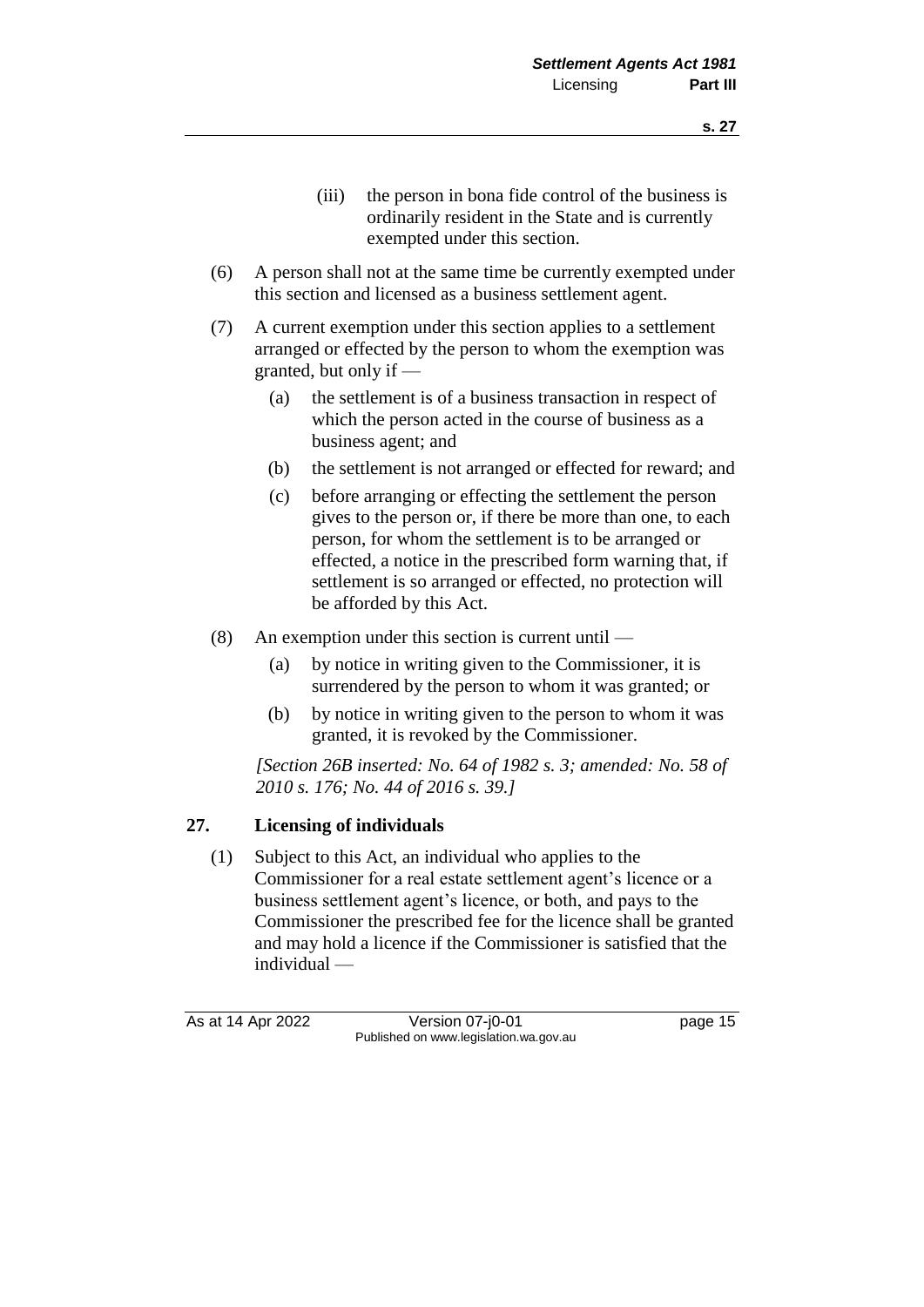(iii) the person in bona fide control of the business is ordinarily resident in the State and is currently exempted under this section.

(6) A person shall not at the same time be currently exempted under this section and licensed as a business settlement agent.

(7) A current exemption under this section applies to a settlement arranged or effected by the person to whom the exemption was granted, but only if —

(a) the settlement is of a business transaction in respect of which the person acted in the course of business as a business agent; and

(b) the settlement is not arranged or effected for reward; and

(c) before arranging or effecting the settlement the person gives to the person or, if there be more than one, to each person, for whom the settlement is to be arranged or effected, a notice in the prescribed form warning that, if settlement is so arranged or effected, no protection will be afforded by this Act.

(8) An exemption under this section is current until —

(a) by notice in writing given to the Commissioner, it is surrendered by the person to whom it was granted; or

(b) by notice in writing given to the person to whom it was granted, it is revoked by the Commissioner.

*[Section 26B inserted: No. 64 of 1982 s. 3; amended: No. 58 of 2010 s. 176; No. 44 of 2016 s. 39.]*

## 27. Licensing of individuals

(1) Subject to this Act, an individual who applies to the Commissioner for a real estate settlement agent's licence or a business settlement agent's licence, or both, and pays to the Commissioner the prescribed fee for the licence shall be granted and may hold a licence if the Commissioner is satisfied that the individual —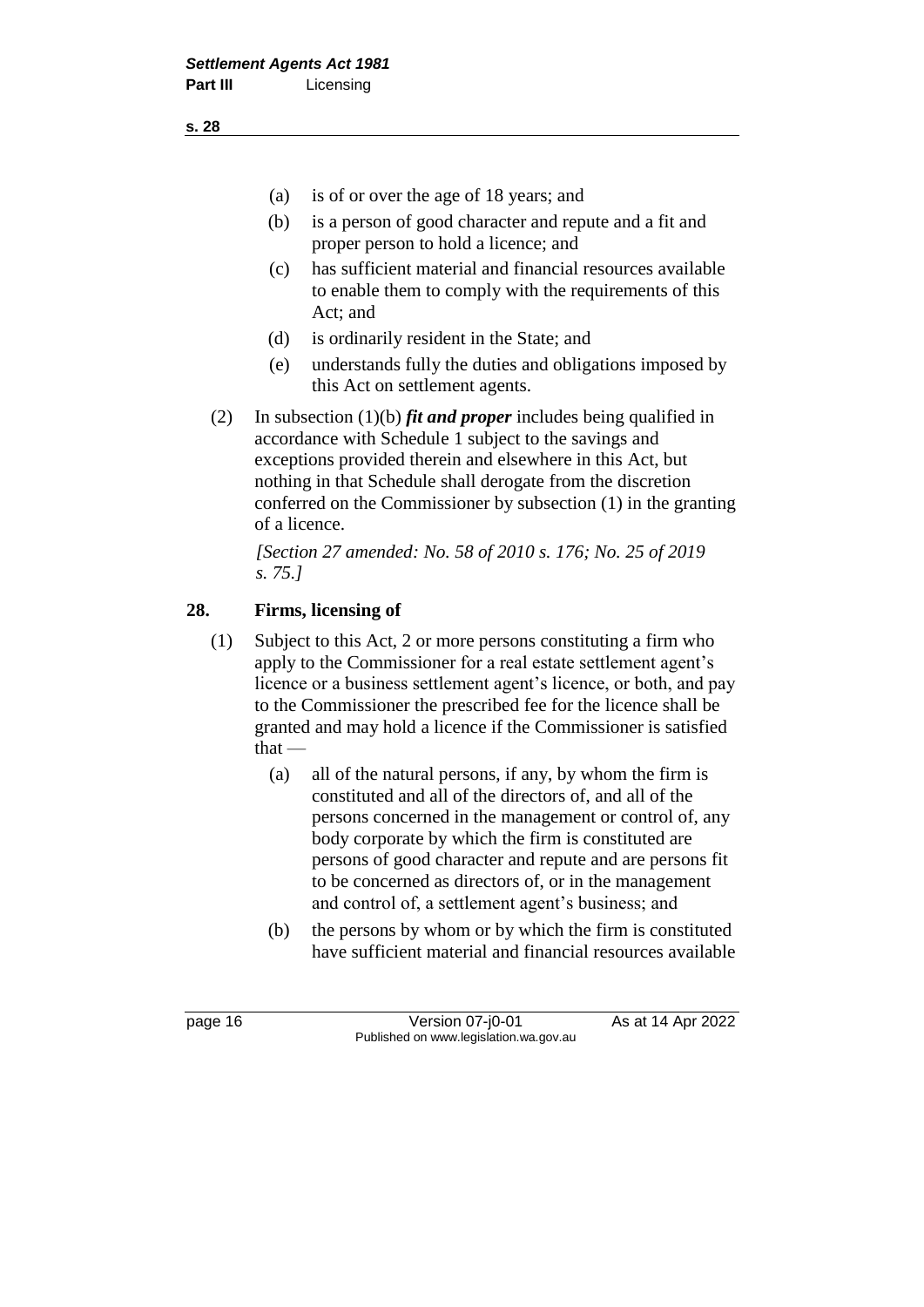- (a) is of or over the age of 18 years; and
- (b) is a person of good character and repute and a fit and proper person to hold a licence; and
- (c) has sufficient material and financial resources available to enable them to comply with the requirements of this Act; and
- (d) is ordinarily resident in the State; and
- (e) understands fully the duties and obligations imposed by this Act on settlement agents.

(2) In subsection (1)(b) ***fit and proper*** includes being qualified in accordance with Schedule 1 subject to the savings and exceptions provided therein and elsewhere in this Act, but nothing in that Schedule shall derogate from the discretion conferred on the Commissioner by subsection (1) in the granting of a licence.

*[Section 27 amended: No. 58 of 2010 s. 176; No. 25 of 2019 s. 75.]*

## 28. Firms, licensing of

(1) Subject to this Act, 2 or more persons constituting a firm who apply to the Commissioner for a real estate settlement agent's licence or a business settlement agent's licence, or both, and pay to the Commissioner the prescribed fee for the licence shall be granted and may hold a licence if the Commissioner is satisfied that —

- (a) all of the natural persons, if any, by whom the firm is constituted and all of the directors of, and all of the persons concerned in the management or control of, any body corporate by which the firm is constituted are persons of good character and repute and are persons fit to be concerned as directors of, or in the management and control of, a settlement agent's business; and
- (b) the persons by whom or by which the firm is constituted have sufficient material and financial resources available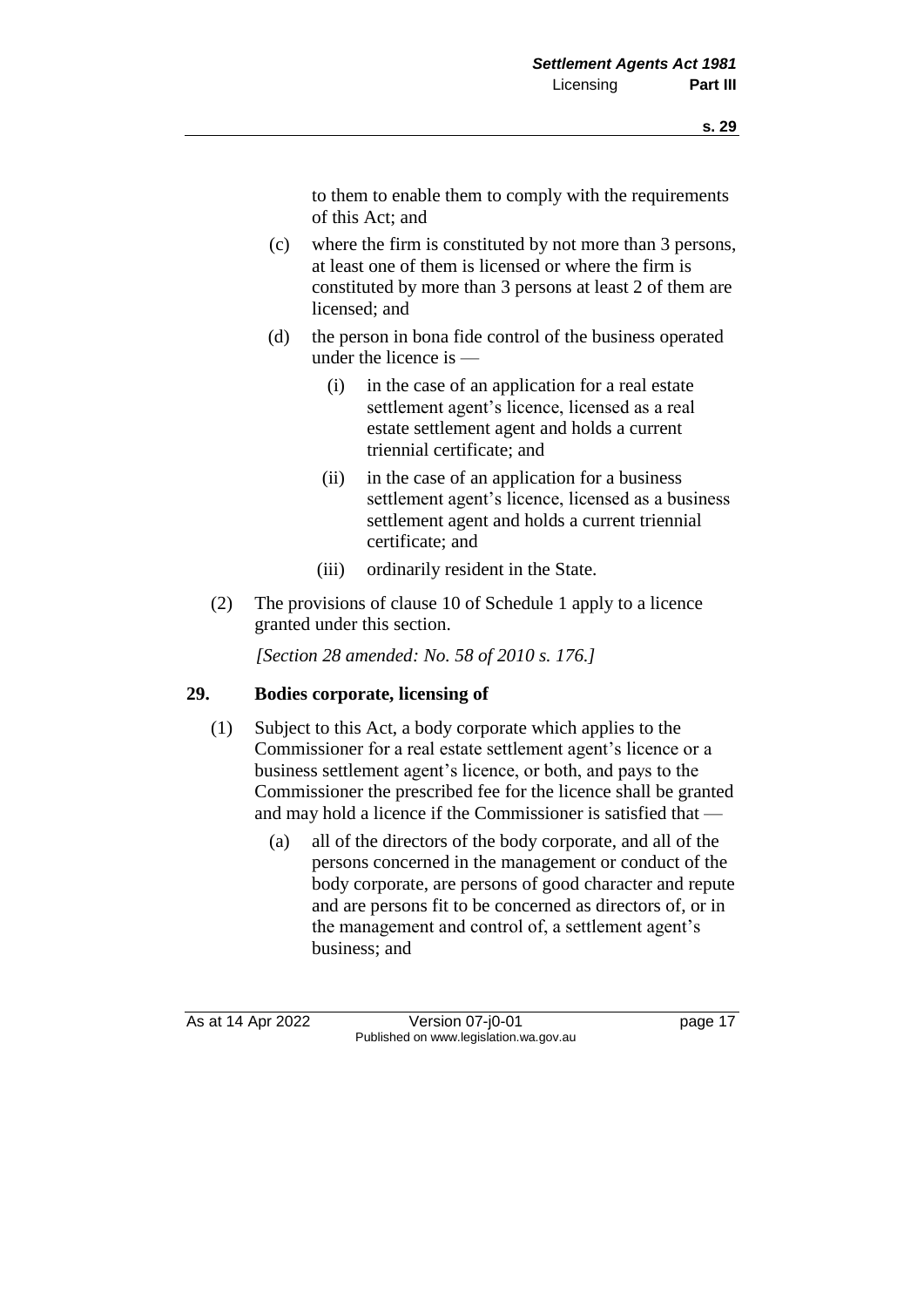to them to enable them to comply with the requirements of this Act; and

(c) where the firm is constituted by not more than 3 persons, at least one of them is licensed or where the firm is constituted by more than 3 persons at least 2 of them are licensed; and

(d) the person in bona fide control of the business operated under the licence is —

(i) in the case of an application for a real estate settlement agent's licence, licensed as a real estate settlement agent and holds a current triennial certificate; and

(ii) in the case of an application for a business settlement agent's licence, licensed as a business settlement agent and holds a current triennial certificate; and

(iii) ordinarily resident in the State.

(2) The provisions of clause 10 of Schedule 1 apply to a licence granted under this section.

*[Section 28 amended: No. 58 of 2010 s. 176.]*

## 29. Bodies corporate, licensing of

(1) Subject to this Act, a body corporate which applies to the Commissioner for a real estate settlement agent's licence or a business settlement agent's licence, or both, and pays to the Commissioner the prescribed fee for the licence shall be granted and may hold a licence if the Commissioner is satisfied that —

(a) all of the directors of the body corporate, and all of the persons concerned in the management or conduct of the body corporate, are persons of good character and repute and are persons fit to be concerned as directors of, or in the management and control of, a settlement agent's business; and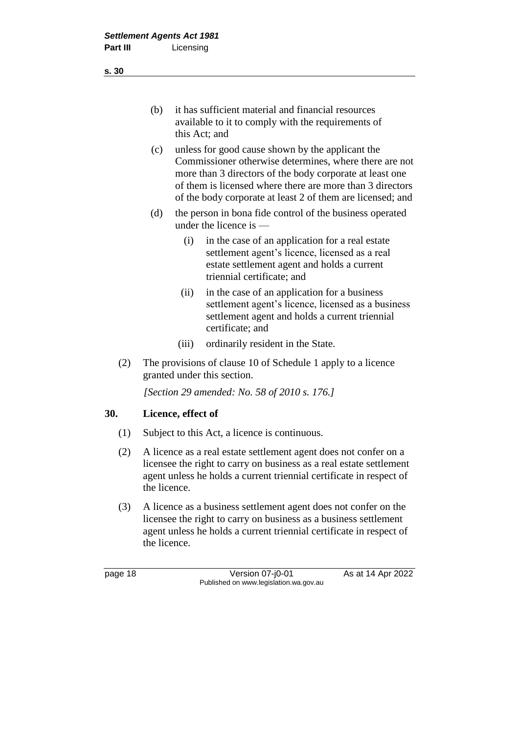(b) it has sufficient material and financial resources available to it to comply with the requirements of this Act; and

(c) unless for good cause shown by the applicant the Commissioner otherwise determines, where there are not more than 3 directors of the body corporate at least one of them is licensed where there are more than 3 directors of the body corporate at least 2 of them are licensed; and

(d) the person in bona fide control of the business operated under the licence is —

(i) in the case of an application for a real estate settlement agent's licence, licensed as a real estate settlement agent and holds a current triennial certificate; and

(ii) in the case of an application for a business settlement agent's licence, licensed as a business settlement agent and holds a current triennial certificate; and

(iii) ordinarily resident in the State.

(2) The provisions of clause 10 of Schedule 1 apply to a licence granted under this section.

*[Section 29 amended: No. 58 of 2010 s. 176.]*

## 30. Licence, effect of

(1) Subject to this Act, a licence is continuous.

(2) A licence as a real estate settlement agent does not confer on a licensee the right to carry on business as a real estate settlement agent unless he holds a current triennial certificate in respect of the licence.

(3) A licence as a business settlement agent does not confer on the licensee the right to carry on business as a business settlement agent unless he holds a current triennial certificate in respect of the licence.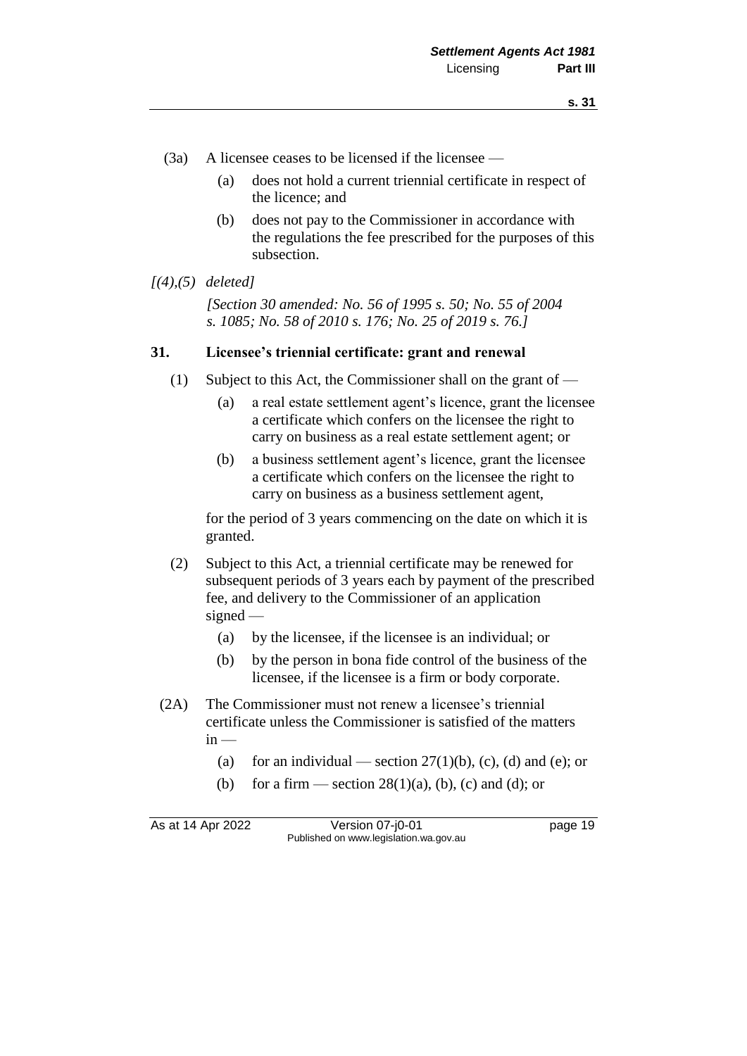(3a) A licensee ceases to be licensed if the licensee —

(a) does not hold a current triennial certificate in respect of the licence; and

(b) does not pay to the Commissioner in accordance with the regulations the fee prescribed for the purposes of this subsection.

*[(4),(5) deleted]*

*[Section 30 amended: No. 56 of 1995 s. 50; No. 55 of 2004 s. 1085; No. 58 of 2010 s. 176; No. 25 of 2019 s. 76.]*

**31. Licensee's triennial certificate: grant and renewal**

(1) Subject to this Act, the Commissioner shall on the grant of —

(a) a real estate settlement agent's licence, grant the licensee a certificate which confers on the licensee the right to carry on business as a real estate settlement agent; or

(b) a business settlement agent's licence, grant the licensee a certificate which confers on the licensee the right to carry on business as a business settlement agent,

for the period of 3 years commencing on the date on which it is granted.

(2) Subject to this Act, a triennial certificate may be renewed for subsequent periods of 3 years each by payment of the prescribed fee, and delivery to the Commissioner of an application signed —

(a) by the licensee, if the licensee is an individual; or

(b) by the person in bona fide control of the business of the licensee, if the licensee is a firm or body corporate.

(2A) The Commissioner must not renew a licensee's triennial certificate unless the Commissioner is satisfied of the matters in —

(a) for an individual — section 27(1)(b), (c), (d) and (e); or

(b) for a firm — section 28(1)(a), (b), (c) and (d); or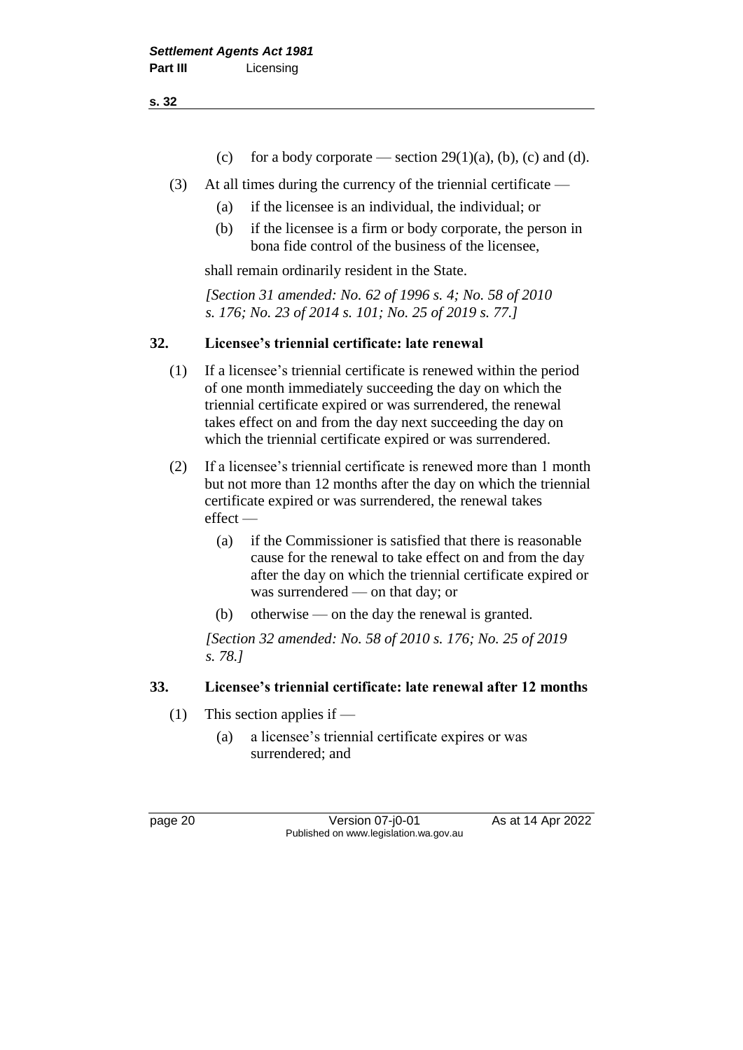(c) for a body corporate — section 29(1)(a), (b), (c) and (d).

(3) At all times during the currency of the triennial certificate —

(a) if the licensee is an individual, the individual; or

(b) if the licensee is a firm or body corporate, the person in bona fide control of the business of the licensee,

shall remain ordinarily resident in the State.

*[Section 31 amended: No. 62 of 1996 s. 4; No. 58 of 2010 s. 176; No. 23 of 2014 s. 101; No. 25 of 2019 s. 77.]*

## 32. Licensee's triennial certificate: late renewal

(1) If a licensee's triennial certificate is renewed within the period of one month immediately succeeding the day on which the triennial certificate expired or was surrendered, the renewal takes effect on and from the day next succeeding the day on which the triennial certificate expired or was surrendered.

(2) If a licensee's triennial certificate is renewed more than 1 month but not more than 12 months after the day on which the triennial certificate expired or was surrendered, the renewal takes effect —

(a) if the Commissioner is satisfied that there is reasonable cause for the renewal to take effect on and from the day after the day on which the triennial certificate expired or was surrendered — on that day; or

(b) otherwise — on the day the renewal is granted.

*[Section 32 amended: No. 58 of 2010 s. 176; No. 25 of 2019 s. 78.]*

## 33. Licensee's triennial certificate: late renewal after 12 months

(1) This section applies if —

(a) a licensee's triennial certificate expires or was surrendered; and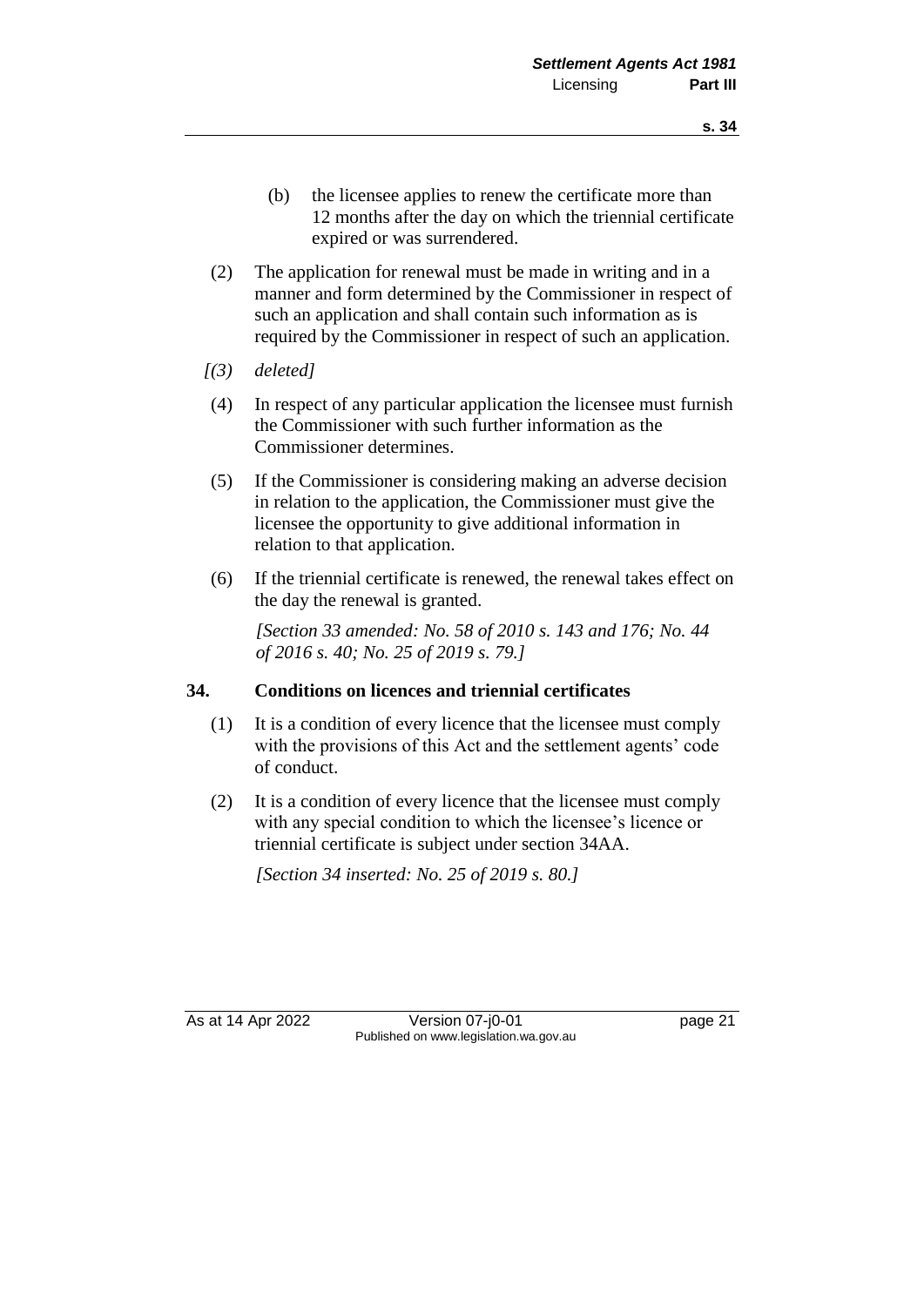(b) the licensee applies to renew the certificate more than 12 months after the day on which the triennial certificate expired or was surrendered.

(2) The application for renewal must be made in writing and in a manner and form determined by the Commissioner in respect of such an application and shall contain such information as is required by the Commissioner in respect of such an application.

*[(3) deleted]*

(4) In respect of any particular application the licensee must furnish the Commissioner with such further information as the Commissioner determines.

(5) If the Commissioner is considering making an adverse decision in relation to the application, the Commissioner must give the licensee the opportunity to give additional information in relation to that application.

(6) If the triennial certificate is renewed, the renewal takes effect on the day the renewal is granted.

*[Section 33 amended: No. 58 of 2010 s. 143 and 176; No. 44 of 2016 s. 40; No. 25 of 2019 s. 79.]*

### 34. Conditions on licences and triennial certificates

(1) It is a condition of every licence that the licensee must comply with the provisions of this Act and the settlement agents' code of conduct.

(2) It is a condition of every licence that the licensee must comply with any special condition to which the licensee's licence or triennial certificate is subject under section 34AA.

*[Section 34 inserted: No. 25 of 2019 s. 80.]*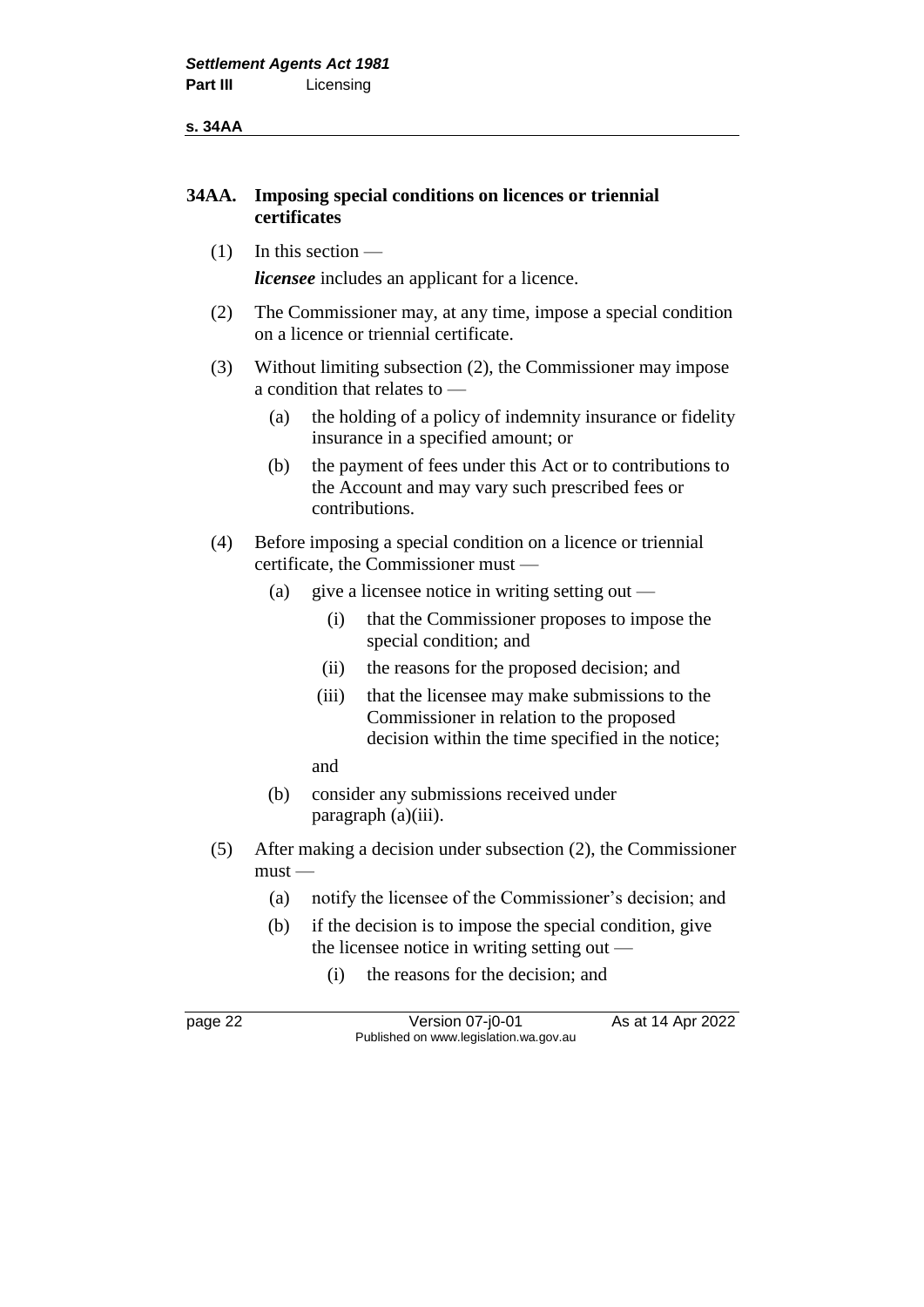## 34AA. Imposing special conditions on licences or triennial certificates

(1) In this section —

***licensee*** includes an applicant for a licence.

(2) The Commissioner may, at any time, impose a special condition on a licence or triennial certificate.

(3) Without limiting subsection (2), the Commissioner may impose a condition that relates to —

- (a) the holding of a policy of indemnity insurance or fidelity insurance in a specified amount; or
- (b) the payment of fees under this Act or to contributions to the Account and may vary such prescribed fees or contributions.

(4) Before imposing a special condition on a licence or triennial certificate, the Commissioner must —

- (a) give a licensee notice in writing setting out —
  - (i) that the Commissioner proposes to impose the special condition; and
  - (ii) the reasons for the proposed decision; and
  - (iii) that the licensee may make submissions to the Commissioner in relation to the proposed decision within the time specified in the notice;

  and
- (b) consider any submissions received under paragraph (a)(iii).

(5) After making a decision under subsection (2), the Commissioner must —

- (a) notify the licensee of the Commissioner's decision; and
- (b) if the decision is to impose the special condition, give the licensee notice in writing setting out —
  - (i) the reasons for the decision; and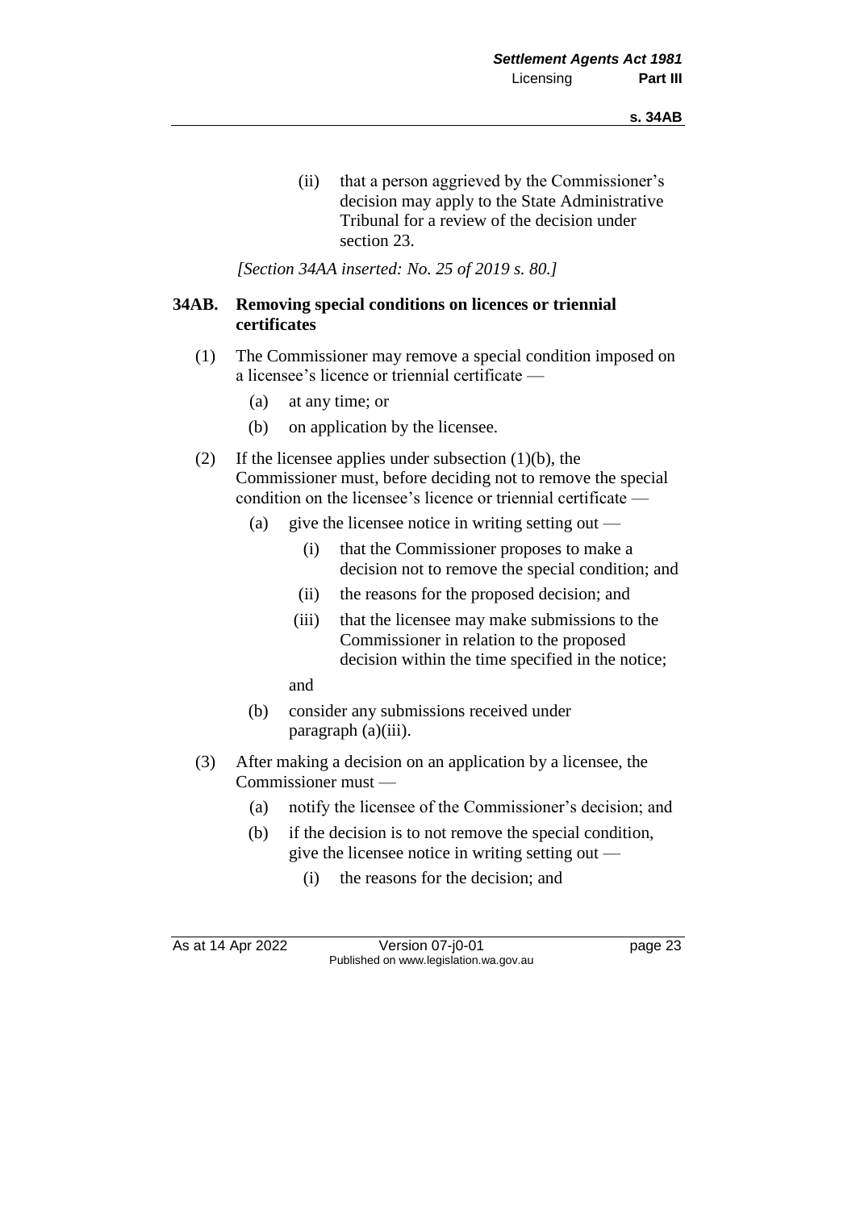(ii) that a person aggrieved by the Commissioner's decision may apply to the State Administrative Tribunal for a review of the decision under section 23.

*[Section 34AA inserted: No. 25 of 2019 s. 80.]*

## 34AB. Removing special conditions on licences or triennial certificates

(1) The Commissioner may remove a special condition imposed on a licensee's licence or triennial certificate —

   (a) at any time; or

   (b) on application by the licensee.

(2) If the licensee applies under subsection (1)(b), the Commissioner must, before deciding not to remove the special condition on the licensee's licence or triennial certificate —

   (a) give the licensee notice in writing setting out —

      (i) that the Commissioner proposes to make a decision not to remove the special condition; and

      (ii) the reasons for the proposed decision; and

      (iii) that the licensee may make submissions to the Commissioner in relation to the proposed decision within the time specified in the notice;

   and

   (b) consider any submissions received under paragraph (a)(iii).

(3) After making a decision on an application by a licensee, the Commissioner must —

   (a) notify the licensee of the Commissioner's decision; and

   (b) if the decision is to not remove the special condition, give the licensee notice in writing setting out —

      (i) the reasons for the decision; and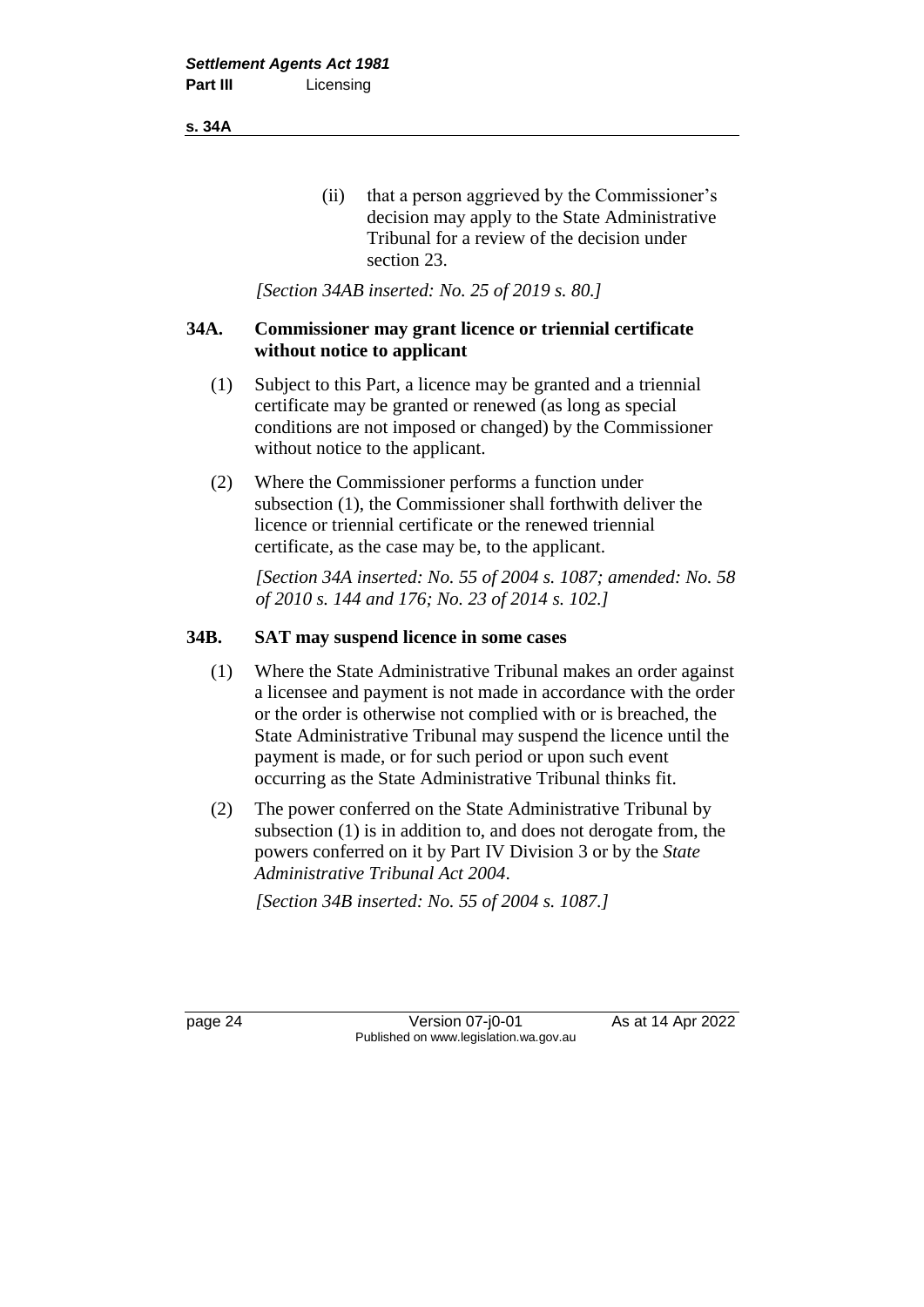(ii) that a person aggrieved by the Commissioner's decision may apply to the State Administrative Tribunal for a review of the decision under section 23.

*[Section 34AB inserted: No. 25 of 2019 s. 80.]*

### 34A. Commissioner may grant licence or triennial certificate without notice to applicant

(1) Subject to this Part, a licence may be granted and a triennial certificate may be granted or renewed (as long as special conditions are not imposed or changed) by the Commissioner without notice to the applicant.

(2) Where the Commissioner performs a function under subsection (1), the Commissioner shall forthwith deliver the licence or triennial certificate or the renewed triennial certificate, as the case may be, to the applicant.

*[Section 34A inserted: No. 55 of 2004 s. 1087; amended: No. 58 of 2010 s. 144 and 176; No. 23 of 2014 s. 102.]*

### 34B. SAT may suspend licence in some cases

(1) Where the State Administrative Tribunal makes an order against a licensee and payment is not made in accordance with the order or the order is otherwise not complied with or is breached, the State Administrative Tribunal may suspend the licence until the payment is made, or for such period or upon such event occurring as the State Administrative Tribunal thinks fit.

(2) The power conferred on the State Administrative Tribunal by subsection (1) is in addition to, and does not derogate from, the powers conferred on it by Part IV Division 3 or by the *State Administrative Tribunal Act 2004*.

*[Section 34B inserted: No. 55 of 2004 s. 1087.]*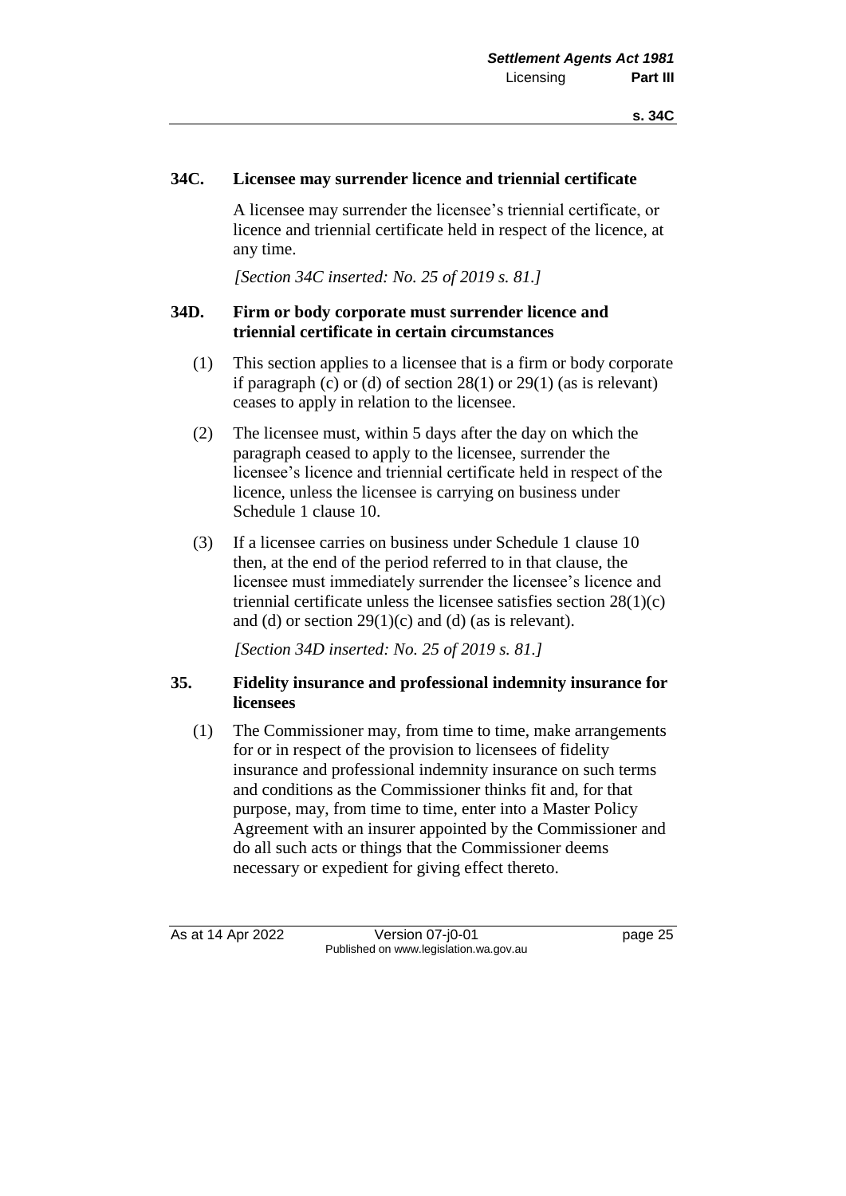### 34C. Licensee may surrender licence and triennial certificate

A licensee may surrender the licensee's triennial certificate, or licence and triennial certificate held in respect of the licence, at any time.

*[Section 34C inserted: No. 25 of 2019 s. 81.]*

### 34D. Firm or body corporate must surrender licence and triennial certificate in certain circumstances

(1) This section applies to a licensee that is a firm or body corporate if paragraph (c) or (d) of section 28(1) or 29(1) (as is relevant) ceases to apply in relation to the licensee.

(2) The licensee must, within 5 days after the day on which the paragraph ceased to apply to the licensee, surrender the licensee's licence and triennial certificate held in respect of the licence, unless the licensee is carrying on business under Schedule 1 clause 10.

(3) If a licensee carries on business under Schedule 1 clause 10 then, at the end of the period referred to in that clause, the licensee must immediately surrender the licensee's licence and triennial certificate unless the licensee satisfies section 28(1)(c) and (d) or section 29(1)(c) and (d) (as is relevant).

*[Section 34D inserted: No. 25 of 2019 s. 81.]*

### 35. Fidelity insurance and professional indemnity insurance for licensees

(1) The Commissioner may, from time to time, make arrangements for or in respect of the provision to licensees of fidelity insurance and professional indemnity insurance on such terms and conditions as the Commissioner thinks fit and, for that purpose, may, from time to time, enter into a Master Policy Agreement with an insurer appointed by the Commissioner and do all such acts or things that the Commissioner deems necessary or expedient for giving effect thereto.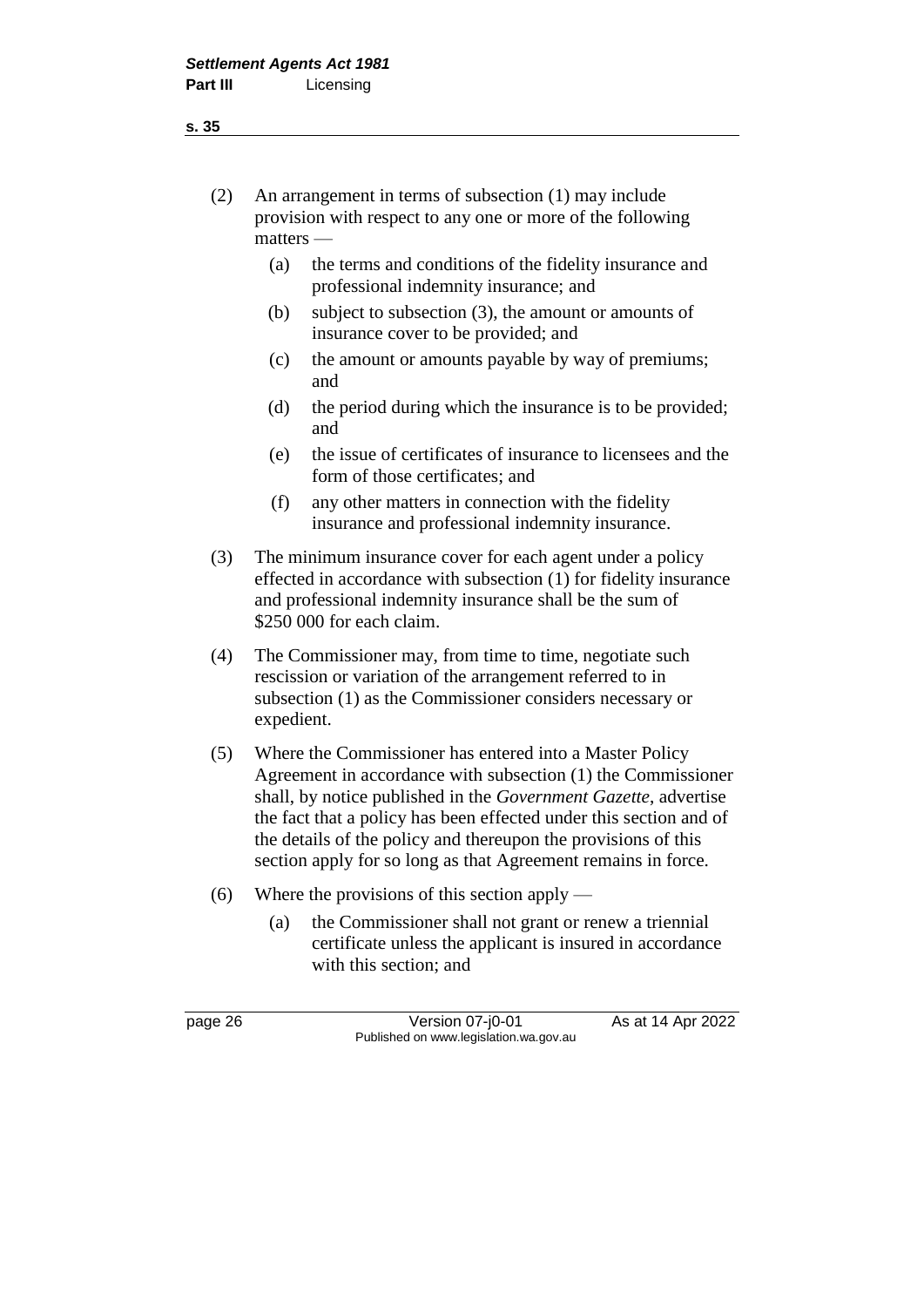(2) An arrangement in terms of subsection (1) may include provision with respect to any one or more of the following matters —

(a) the terms and conditions of the fidelity insurance and professional indemnity insurance; and

(b) subject to subsection (3), the amount or amounts of insurance cover to be provided; and

(c) the amount or amounts payable by way of premiums; and

(d) the period during which the insurance is to be provided; and

(e) the issue of certificates of insurance to licensees and the form of those certificates; and

(f) any other matters in connection with the fidelity insurance and professional indemnity insurance.

(3) The minimum insurance cover for each agent under a policy effected in accordance with subsection (1) for fidelity insurance and professional indemnity insurance shall be the sum of \$250 000 for each claim.

(4) The Commissioner may, from time to time, negotiate such rescission or variation of the arrangement referred to in subsection (1) as the Commissioner considers necessary or expedient.

(5) Where the Commissioner has entered into a Master Policy Agreement in accordance with subsection (1) the Commissioner shall, by notice published in the *Government Gazette*, advertise the fact that a policy has been effected under this section and of the details of the policy and thereupon the provisions of this section apply for so long as that Agreement remains in force.

(6) Where the provisions of this section apply —

(a) the Commissioner shall not grant or renew a triennial certificate unless the applicant is insured in accordance with this section; and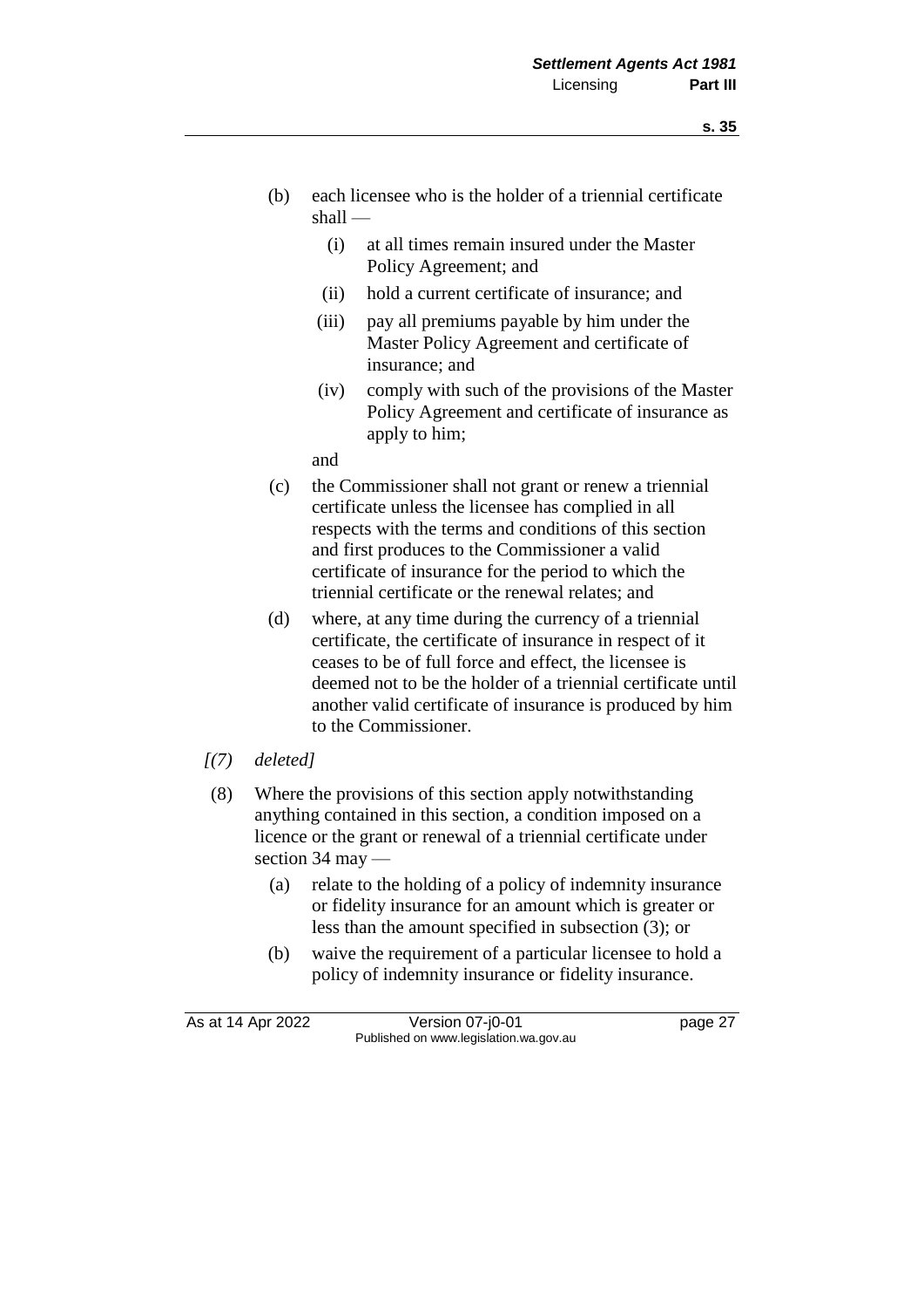(b) each licensee who is the holder of a triennial certificate shall —

  (i) at all times remain insured under the Master Policy Agreement; and

  (ii) hold a current certificate of insurance; and

  (iii) pay all premiums payable by him under the Master Policy Agreement and certificate of insurance; and

  (iv) comply with such of the provisions of the Master Policy Agreement and certificate of insurance as apply to him;

  and

(c) the Commissioner shall not grant or renew a triennial certificate unless the licensee has complied in all respects with the terms and conditions of this section and first produces to the Commissioner a valid certificate of insurance for the period to which the triennial certificate or the renewal relates; and

(d) where, at any time during the currency of a triennial certificate, the certificate of insurance in respect of it ceases to be of full force and effect, the licensee is deemed not to be the holder of a triennial certificate until another valid certificate of insurance is produced by him to the Commissioner.

*[(7) deleted]*

(8) Where the provisions of this section apply notwithstanding anything contained in this section, a condition imposed on a licence or the grant or renewal of a triennial certificate under section 34 may —

  (a) relate to the holding of a policy of indemnity insurance or fidelity insurance for an amount which is greater or less than the amount specified in subsection (3); or

  (b) waive the requirement of a particular licensee to hold a policy of indemnity insurance or fidelity insurance.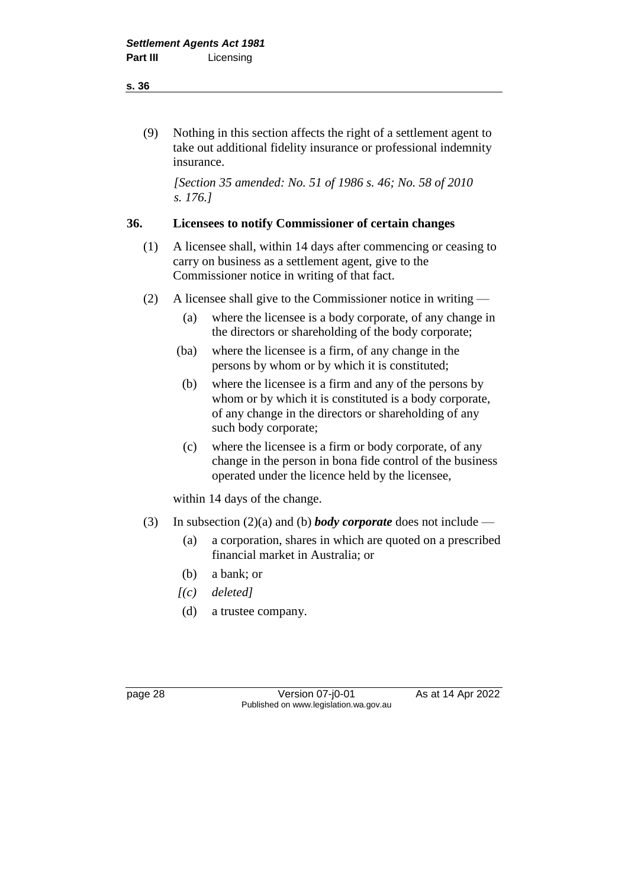(9) Nothing in this section affects the right of a settlement agent to take out additional fidelity insurance or professional indemnity insurance.

*[Section 35 amended: No. 51 of 1986 s. 46; No. 58 of 2010 s. 176.]*

## 36. Licensees to notify Commissioner of certain changes

(1) A licensee shall, within 14 days after commencing or ceasing to carry on business as a settlement agent, give to the Commissioner notice in writing of that fact.

(2) A licensee shall give to the Commissioner notice in writing —

(a) where the licensee is a body corporate, of any change in the directors or shareholding of the body corporate;

(ba) where the licensee is a firm, of any change in the persons by whom or by which it is constituted;

(b) where the licensee is a firm and any of the persons by whom or by which it is constituted is a body corporate, of any change in the directors or shareholding of any such body corporate;

(c) where the licensee is a firm or body corporate, of any change in the person in bona fide control of the business operated under the licence held by the licensee,

within 14 days of the change.

(3) In subsection (2)(a) and (b) ***body corporate*** does not include —

(a) a corporation, shares in which are quoted on a prescribed financial market in Australia; or

(b) a bank; or

*[(c) deleted]*

(d) a trustee company.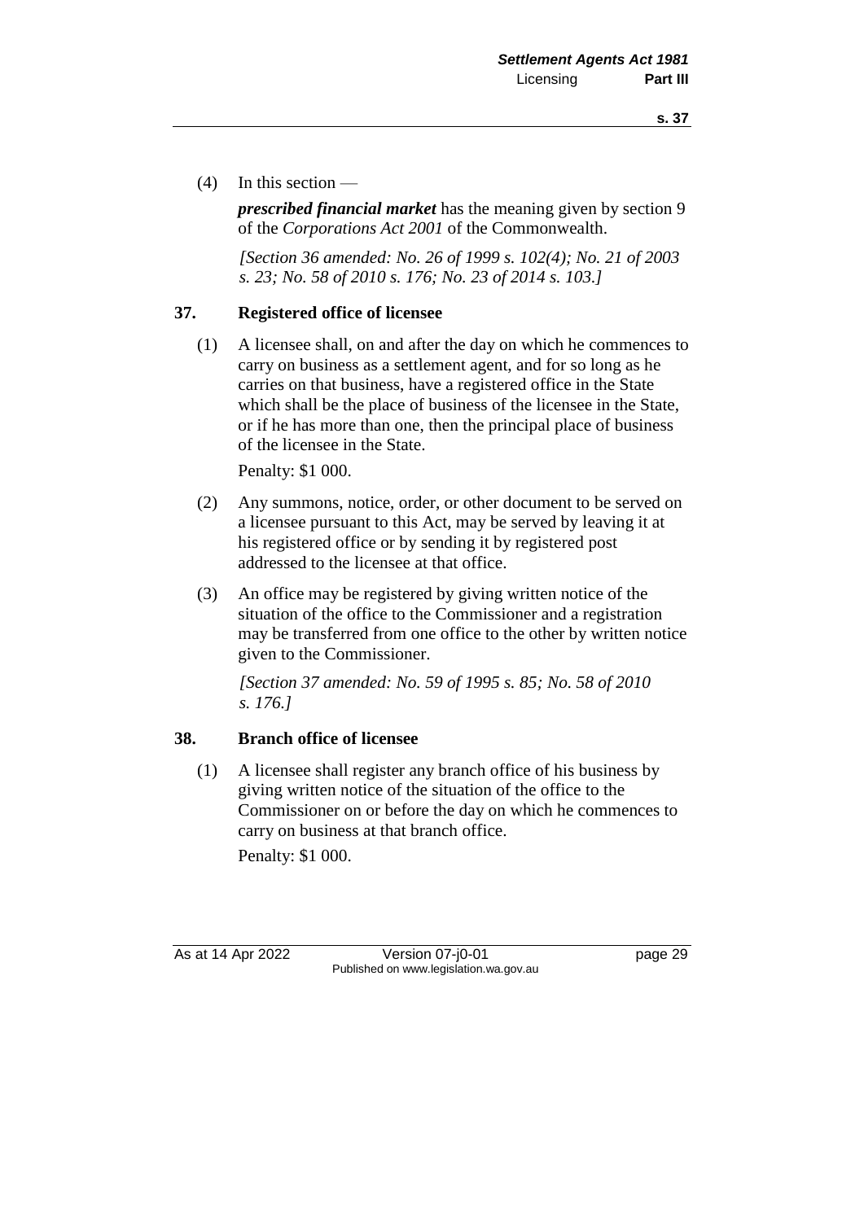(4) In this section —

***prescribed financial market*** has the meaning given by section 9 of the *Corporations Act 2001* of the Commonwealth.

*[Section 36 amended: No. 26 of 1999 s. 102(4); No. 21 of 2003 s. 23; No. 58 of 2010 s. 176; No. 23 of 2014 s. 103.]*

### 37. Registered office of licensee

(1) A licensee shall, on and after the day on which he commences to carry on business as a settlement agent, and for so long as he carries on that business, have a registered office in the State which shall be the place of business of the licensee in the State, or if he has more than one, then the principal place of business of the licensee in the State.

Penalty: $1 000.

(2) Any summons, notice, order, or other document to be served on a licensee pursuant to this Act, may be served by leaving it at his registered office or by sending it by registered post addressed to the licensee at that office.

(3) An office may be registered by giving written notice of the situation of the office to the Commissioner and a registration may be transferred from one office to the other by written notice given to the Commissioner.

*[Section 37 amended: No. 59 of 1995 s. 85; No. 58 of 2010 s. 176.]*

### 38. Branch office of licensee

(1) A licensee shall register any branch office of his business by giving written notice of the situation of the office to the Commissioner on or before the day on which he commences to carry on business at that branch office.

Penalty: $1 000.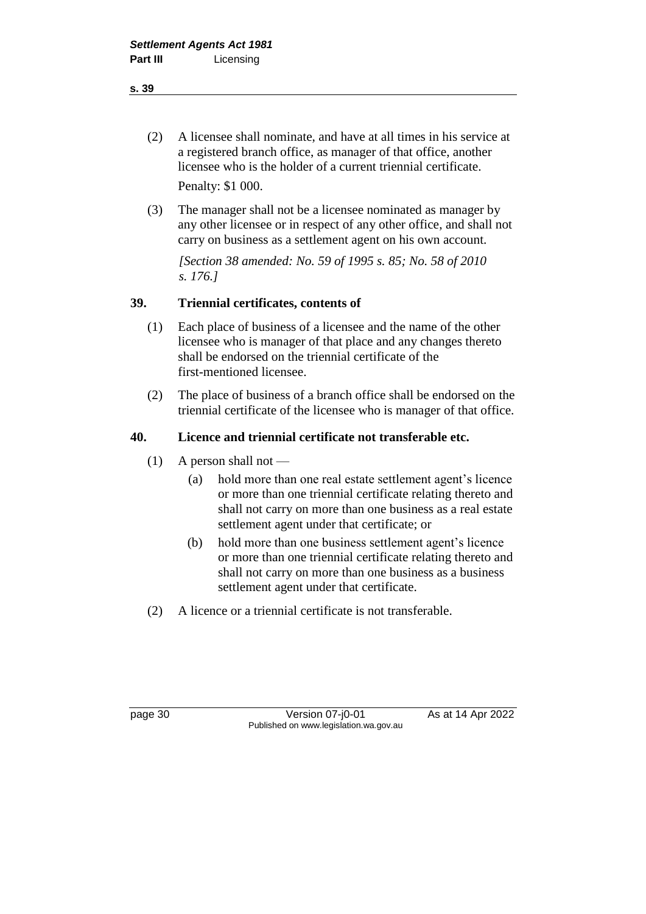(2) A licensee shall nominate, and have at all times in his service at a registered branch office, as manager of that office, another licensee who is the holder of a current triennial certificate.

Penalty: $1 000.

(3) The manager shall not be a licensee nominated as manager by any other licensee or in respect of any other office, and shall not carry on business as a settlement agent on his own account.

*[Section 38 amended: No. 59 of 1995 s. 85; No. 58 of 2010 s. 176.]*

## 39. Triennial certificates, contents of

(1) Each place of business of a licensee and the name of the other licensee who is manager of that place and any changes thereto shall be endorsed on the triennial certificate of the first-mentioned licensee.

(2) The place of business of a branch office shall be endorsed on the triennial certificate of the licensee who is manager of that office.

## 40. Licence and triennial certificate not transferable etc.

(1) A person shall not —

- (a) hold more than one real estate settlement agent's licence or more than one triennial certificate relating thereto and shall not carry on more than one business as a real estate settlement agent under that certificate; or
- (b) hold more than one business settlement agent's licence or more than one triennial certificate relating thereto and shall not carry on more than one business as a business settlement agent under that certificate.

(2) A licence or a triennial certificate is not transferable.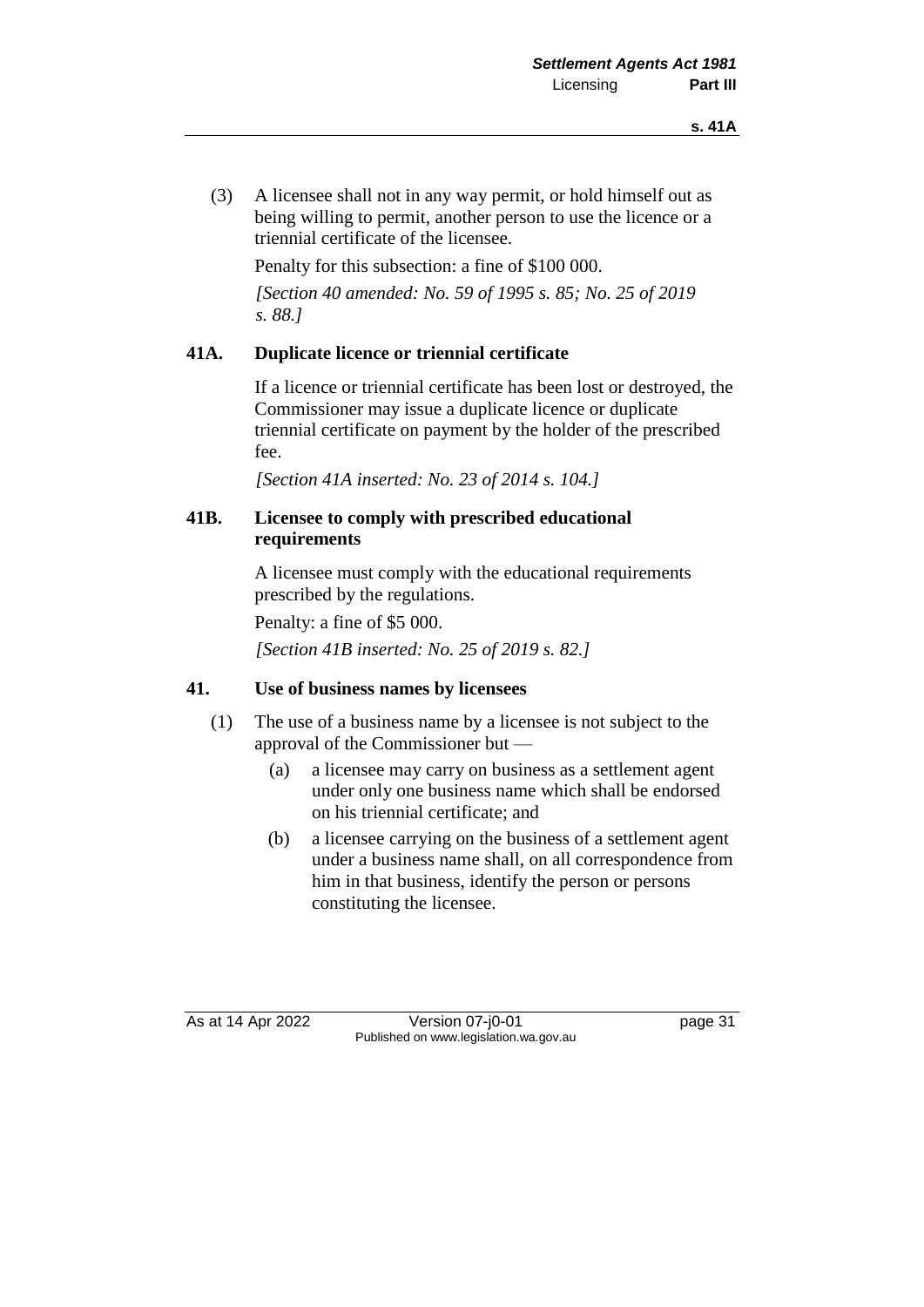(3) A licensee shall not in any way permit, or hold himself out as being willing to permit, another person to use the licence or a triennial certificate of the licensee.

Penalty for this subsection: a fine of $100 000.

*[Section 40 amended: No. 59 of 1995 s. 85; No. 25 of 2019 s. 88.]*

## 41A. Duplicate licence or triennial certificate

If a licence or triennial certificate has been lost or destroyed, the Commissioner may issue a duplicate licence or duplicate triennial certificate on payment by the holder of the prescribed fee.

*[Section 41A inserted: No. 23 of 2014 s. 104.]*

## 41B. Licensee to comply with prescribed educational requirements

A licensee must comply with the educational requirements prescribed by the regulations.

Penalty: a fine of $5 000.

*[Section 41B inserted: No. 25 of 2019 s. 82.]*

## 41. Use of business names by licensees

(1) The use of a business name by a licensee is not subject to the approval of the Commissioner but —

(a) a licensee may carry on business as a settlement agent under only one business name which shall be endorsed on his triennial certificate; and

(b) a licensee carrying on the business of a settlement agent under a business name shall, on all correspondence from him in that business, identify the person or persons constituting the licensee.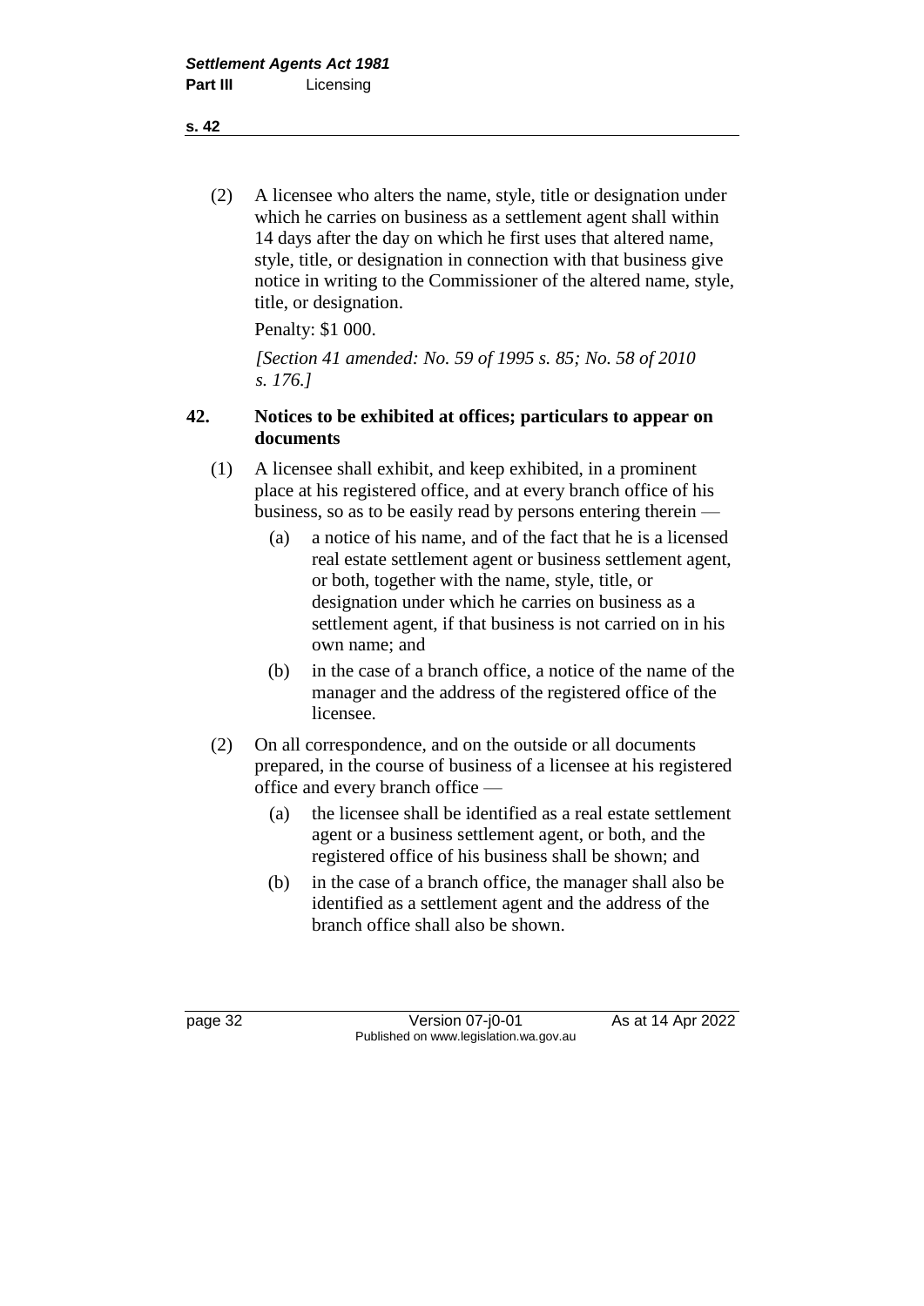(2) A licensee who alters the name, style, title or designation under which he carries on business as a settlement agent shall within 14 days after the day on which he first uses that altered name, style, title, or designation in connection with that business give notice in writing to the Commissioner of the altered name, style, title, or designation.

Penalty: $1 000.

*[Section 41 amended: No. 59 of 1995 s. 85; No. 58 of 2010 s. 176.]*

## 42. Notices to be exhibited at offices; particulars to appear on documents

(1) A licensee shall exhibit, and keep exhibited, in a prominent place at his registered office, and at every branch office of his business, so as to be easily read by persons entering therein —

- (a) a notice of his name, and of the fact that he is a licensed real estate settlement agent or business settlement agent, or both, together with the name, style, title, or designation under which he carries on business as a settlement agent, if that business is not carried on in his own name; and
- (b) in the case of a branch office, a notice of the name of the manager and the address of the registered office of the licensee.

(2) On all correspondence, and on the outside or all documents prepared, in the course of business of a licensee at his registered office and every branch office —

- (a) the licensee shall be identified as a real estate settlement agent or a business settlement agent, or both, and the registered office of his business shall be shown; and
- (b) in the case of a branch office, the manager shall also be identified as a settlement agent and the address of the branch office shall also be shown.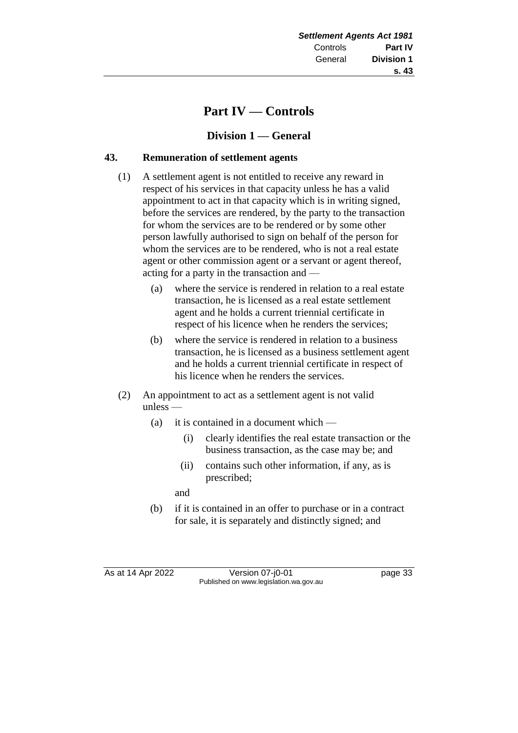# Part IV — Controls

## Division 1 — General

### 43. Remuneration of settlement agents

(1) A settlement agent is not entitled to receive any reward in respect of his services in that capacity unless he has a valid appointment to act in that capacity which is in writing signed, before the services are rendered, by the party to the transaction for whom the services are to be rendered or by some other person lawfully authorised to sign on behalf of the person for whom the services are to be rendered, who is not a real estate agent or other commission agent or a servant or agent thereof, acting for a party in the transaction and —

(a) where the service is rendered in relation to a real estate transaction, he is licensed as a real estate settlement agent and he holds a current triennial certificate in respect of his licence when he renders the services;

(b) where the service is rendered in relation to a business transaction, he is licensed as a business settlement agent and he holds a current triennial certificate in respect of his licence when he renders the services.

(2) An appointment to act as a settlement agent is not valid unless —

(a) it is contained in a document which —

(i) clearly identifies the real estate transaction or the business transaction, as the case may be; and

(ii) contains such other information, if any, as is prescribed;

and

(b) if it is contained in an offer to purchase or in a contract for sale, it is separately and distinctly signed; and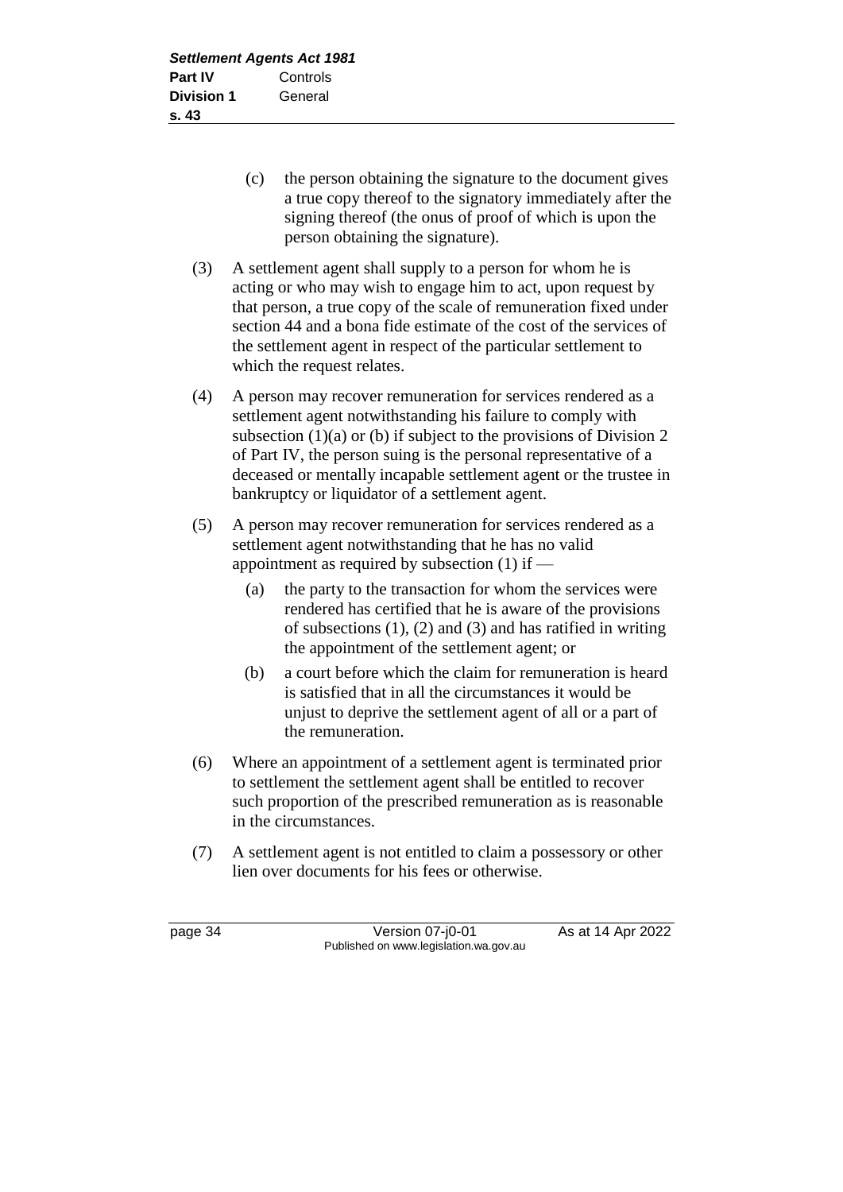(c) the person obtaining the signature to the document gives a true copy thereof to the signatory immediately after the signing thereof (the onus of proof of which is upon the person obtaining the signature).

(3) A settlement agent shall supply to a person for whom he is acting or who may wish to engage him to act, upon request by that person, a true copy of the scale of remuneration fixed under section 44 and a bona fide estimate of the cost of the services of the settlement agent in respect of the particular settlement to which the request relates.

(4) A person may recover remuneration for services rendered as a settlement agent notwithstanding his failure to comply with subsection (1)(a) or (b) if subject to the provisions of Division 2 of Part IV, the person suing is the personal representative of a deceased or mentally incapable settlement agent or the trustee in bankruptcy or liquidator of a settlement agent.

(5) A person may recover remuneration for services rendered as a settlement agent notwithstanding that he has no valid appointment as required by subsection (1) if —

(a) the party to the transaction for whom the services were rendered has certified that he is aware of the provisions of subsections (1), (2) and (3) and has ratified in writing the appointment of the settlement agent; or

(b) a court before which the claim for remuneration is heard is satisfied that in all the circumstances it would be unjust to deprive the settlement agent of all or a part of the remuneration.

(6) Where an appointment of a settlement agent is terminated prior to settlement the settlement agent shall be entitled to recover such proportion of the prescribed remuneration as is reasonable in the circumstances.

(7) A settlement agent is not entitled to claim a possessory or other lien over documents for his fees or otherwise.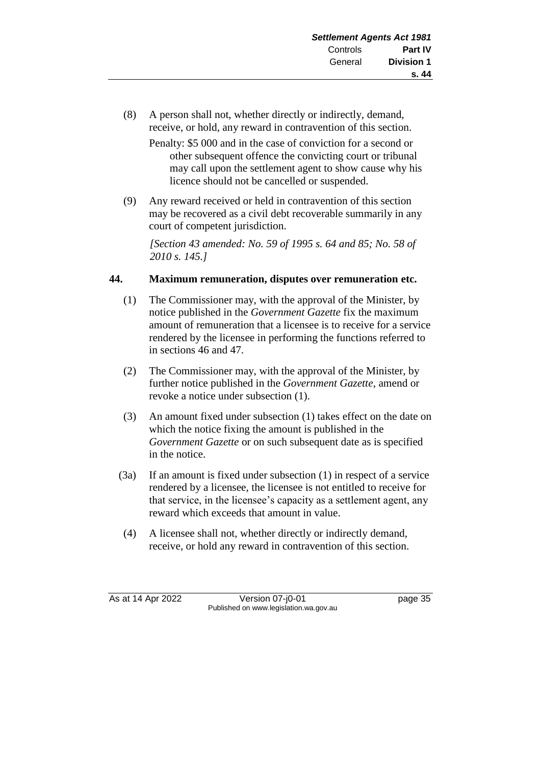(8) A person shall not, whether directly or indirectly, demand, receive, or hold, any reward in contravention of this section.

Penalty: $5 000 and in the case of conviction for a second or other subsequent offence the convicting court or tribunal may call upon the settlement agent to show cause why his licence should not be cancelled or suspended.

(9) Any reward received or held in contravention of this section may be recovered as a civil debt recoverable summarily in any court of competent jurisdiction.

*[Section 43 amended: No. 59 of 1995 s. 64 and 85; No. 58 of 2010 s. 145.]*

## 44. Maximum remuneration, disputes over remuneration etc.

(1) The Commissioner may, with the approval of the Minister, by notice published in the *Government Gazette* fix the maximum amount of remuneration that a licensee is to receive for a service rendered by the licensee in performing the functions referred to in sections 46 and 47.

(2) The Commissioner may, with the approval of the Minister, by further notice published in the *Government Gazette*, amend or revoke a notice under subsection (1).

(3) An amount fixed under subsection (1) takes effect on the date on which the notice fixing the amount is published in the *Government Gazette* or on such subsequent date as is specified in the notice.

(3a) If an amount is fixed under subsection (1) in respect of a service rendered by a licensee, the licensee is not entitled to receive for that service, in the licensee's capacity as a settlement agent, any reward which exceeds that amount in value.

(4) A licensee shall not, whether directly or indirectly demand, receive, or hold any reward in contravention of this section.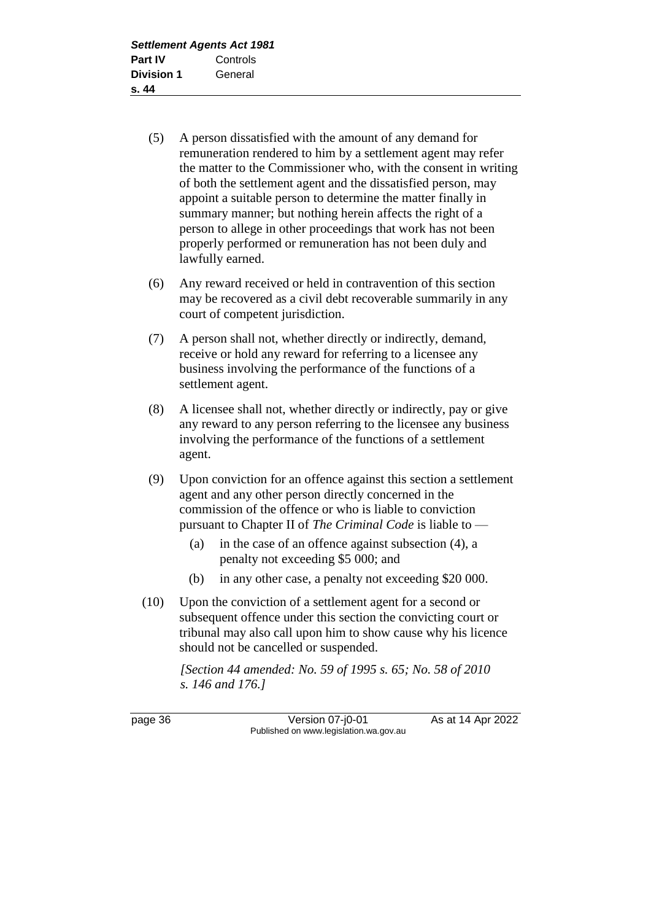(5) A person dissatisfied with the amount of any demand for remuneration rendered to him by a settlement agent may refer the matter to the Commissioner who, with the consent in writing of both the settlement agent and the dissatisfied person, may appoint a suitable person to determine the matter finally in summary manner; but nothing herein affects the right of a person to allege in other proceedings that work has not been properly performed or remuneration has not been duly and lawfully earned.

(6) Any reward received or held in contravention of this section may be recovered as a civil debt recoverable summarily in any court of competent jurisdiction.

(7) A person shall not, whether directly or indirectly, demand, receive or hold any reward for referring to a licensee any business involving the performance of the functions of a settlement agent.

(8) A licensee shall not, whether directly or indirectly, pay or give any reward to any person referring to the licensee any business involving the performance of the functions of a settlement agent.

(9) Upon conviction for an offence against this section a settlement agent and any other person directly concerned in the commission of the offence or who is liable to conviction pursuant to Chapter II of *The Criminal Code* is liable to —

- (a) in the case of an offence against subsection (4), a penalty not exceeding $5 000; and
- (b) in any other case, a penalty not exceeding $20 000.

(10) Upon the conviction of a settlement agent for a second or subsequent offence under this section the convicting court or tribunal may also call upon him to show cause why his licence should not be cancelled or suspended.

*[Section 44 amended: No. 59 of 1995 s. 65; No. 58 of 2010 s. 146 and 176.]*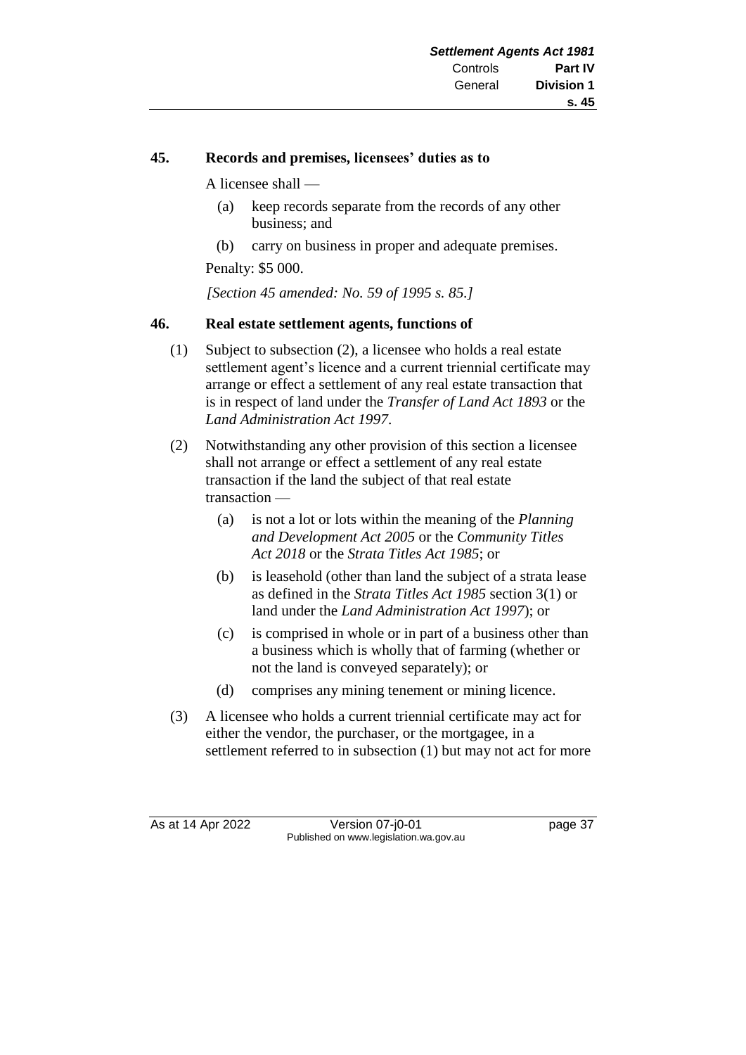## 45. Records and premises, licensees' duties as to

A licensee shall —

(a) keep records separate from the records of any other business; and

(b) carry on business in proper and adequate premises.

Penalty: $5 000.

*[Section 45 amended: No. 59 of 1995 s. 85.]*

## 46. Real estate settlement agents, functions of

(1) Subject to subsection (2), a licensee who holds a real estate settlement agent's licence and a current triennial certificate may arrange or effect a settlement of any real estate transaction that is in respect of land under the *Transfer of Land Act 1893* or the *Land Administration Act 1997*.

(2) Notwithstanding any other provision of this section a licensee shall not arrange or effect a settlement of any real estate transaction if the land the subject of that real estate transaction —

(a) is not a lot or lots within the meaning of the *Planning and Development Act 2005* or the *Community Titles Act 2018* or the *Strata Titles Act 1985*; or

(b) is leasehold (other than land the subject of a strata lease as defined in the *Strata Titles Act 1985* section 3(1) or land under the *Land Administration Act 1997*); or

(c) is comprised in whole or in part of a business other than a business which is wholly that of farming (whether or not the land is conveyed separately); or

(d) comprises any mining tenement or mining licence.

(3) A licensee who holds a current triennial certificate may act for either the vendor, the purchaser, or the mortgagee, in a settlement referred to in subsection (1) but may not act for more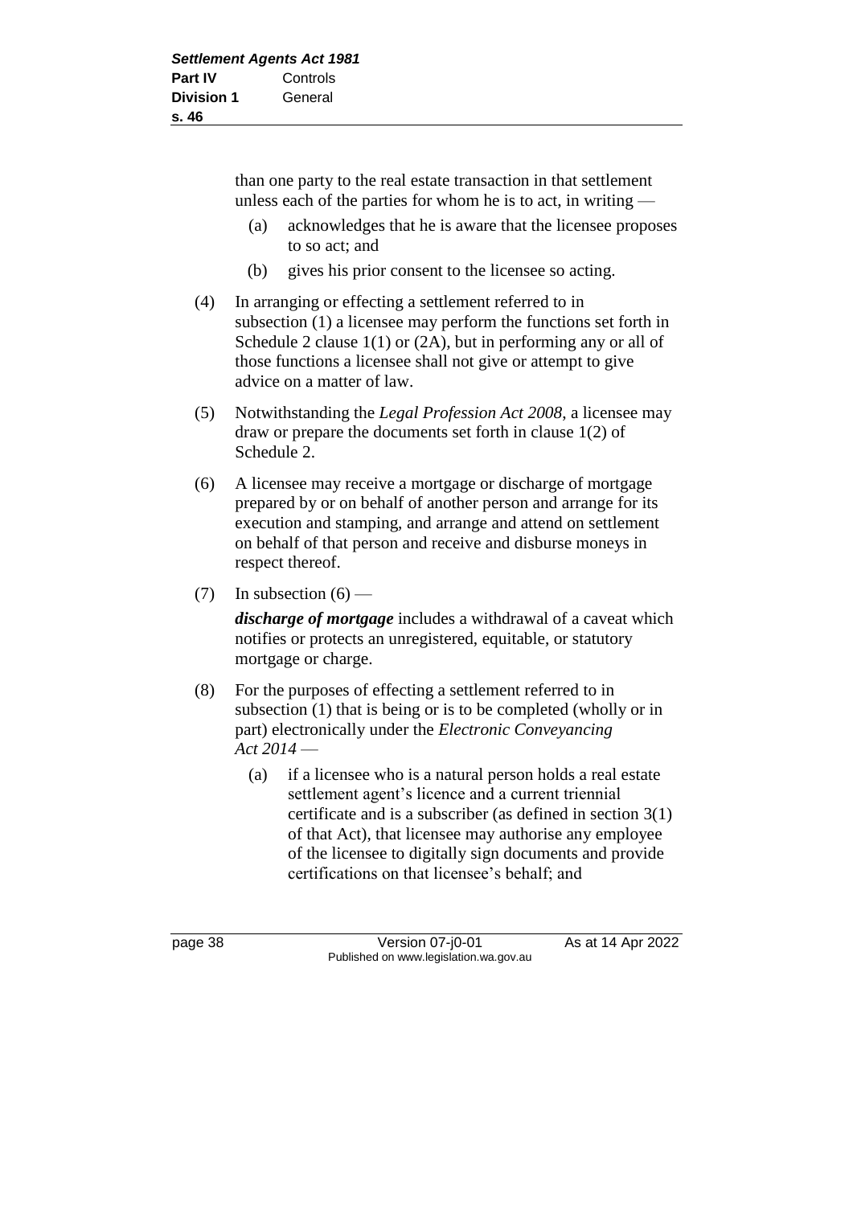than one party to the real estate transaction in that settlement unless each of the parties for whom he is to act, in writing —

(a) acknowledges that he is aware that the licensee proposes to so act; and

(b) gives his prior consent to the licensee so acting.

(4) In arranging or effecting a settlement referred to in subsection (1) a licensee may perform the functions set forth in Schedule 2 clause 1(1) or (2A), but in performing any or all of those functions a licensee shall not give or attempt to give advice on a matter of law.

(5) Notwithstanding the *Legal Profession Act 2008*, a licensee may draw or prepare the documents set forth in clause 1(2) of Schedule 2.

(6) A licensee may receive a mortgage or discharge of mortgage prepared by or on behalf of another person and arrange for its execution and stamping, and arrange and attend on settlement on behalf of that person and receive and disburse moneys in respect thereof.

(7) In subsection (6) —

***discharge of mortgage*** includes a withdrawal of a caveat which notifies or protects an unregistered, equitable, or statutory mortgage or charge.

(8) For the purposes of effecting a settlement referred to in subsection (1) that is being or is to be completed (wholly or in part) electronically under the *Electronic Conveyancing Act 2014* —

(a) if a licensee who is a natural person holds a real estate settlement agent's licence and a current triennial certificate and is a subscriber (as defined in section 3(1) of that Act), that licensee may authorise any employee of the licensee to digitally sign documents and provide certifications on that licensee's behalf; and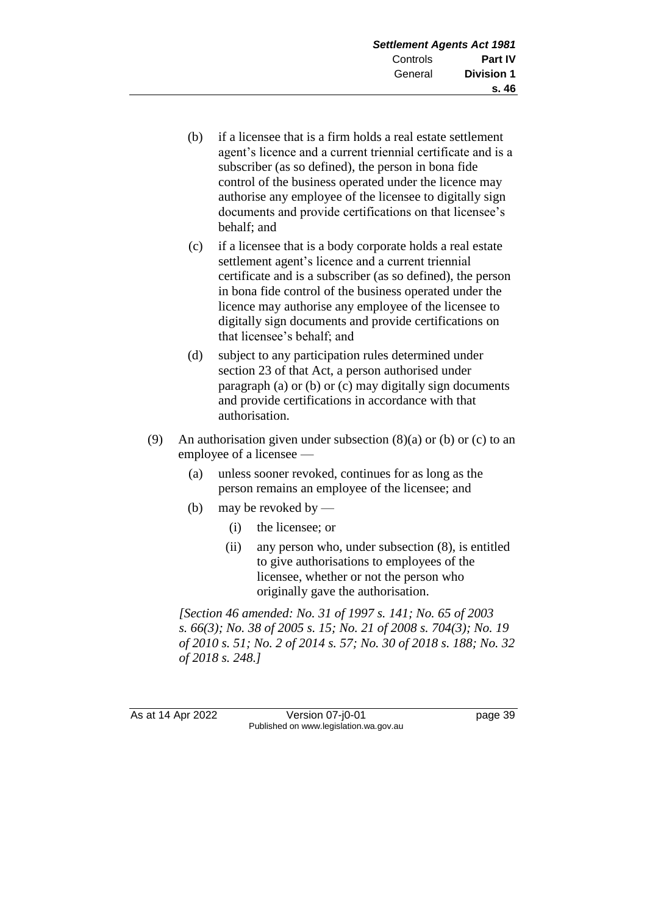(b) if a licensee that is a firm holds a real estate settlement agent's licence and a current triennial certificate and is a subscriber (as so defined), the person in bona fide control of the business operated under the licence may authorise any employee of the licensee to digitally sign documents and provide certifications on that licensee's behalf; and

(c) if a licensee that is a body corporate holds a real estate settlement agent's licence and a current triennial certificate and is a subscriber (as so defined), the person in bona fide control of the business operated under the licence may authorise any employee of the licensee to digitally sign documents and provide certifications on that licensee's behalf; and

(d) subject to any participation rules determined under section 23 of that Act, a person authorised under paragraph (a) or (b) or (c) may digitally sign documents and provide certifications in accordance with that authorisation.

(9) An authorisation given under subsection (8)(a) or (b) or (c) to an employee of a licensee —

(a) unless sooner revoked, continues for as long as the person remains an employee of the licensee; and

(b) may be revoked by —

(i) the licensee; or

(ii) any person who, under subsection (8), is entitled to give authorisations to employees of the licensee, whether or not the person who originally gave the authorisation.

*[Section 46 amended: No. 31 of 1997 s. 141; No. 65 of 2003 s. 66(3); No. 38 of 2005 s. 15; No. 21 of 2008 s. 704(3); No. 19 of 2010 s. 51; No. 2 of 2014 s. 57; No. 30 of 2018 s. 188; No. 32 of 2018 s. 248.]*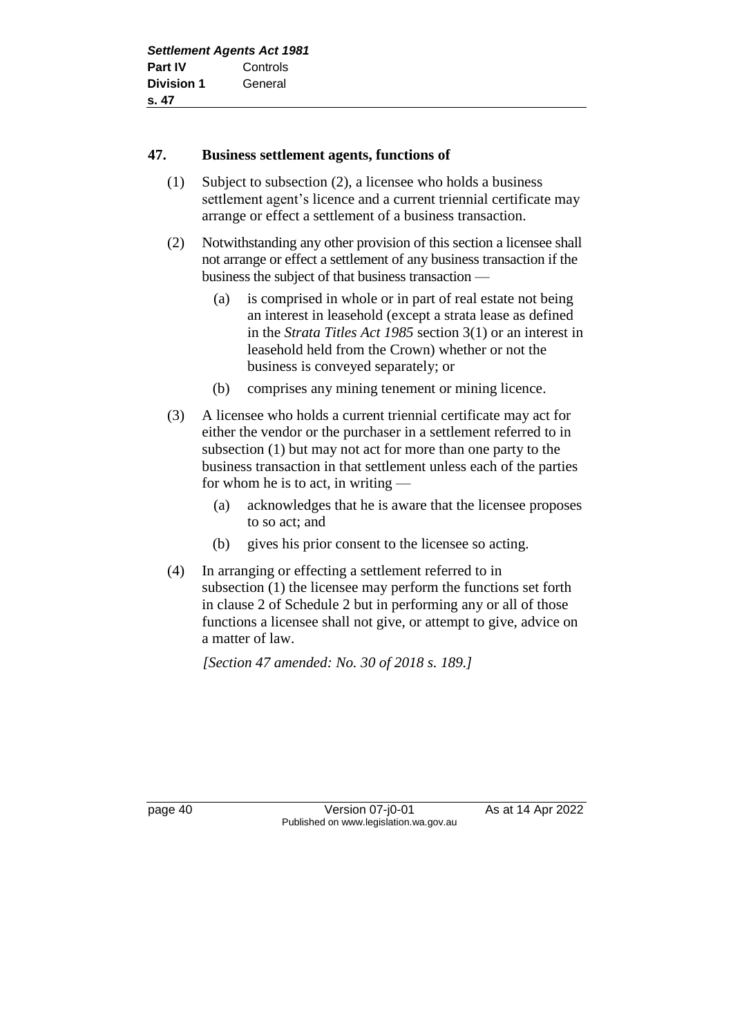### 47. Business settlement agents, functions of

(1) Subject to subsection (2), a licensee who holds a business settlement agent's licence and a current triennial certificate may arrange or effect a settlement of a business transaction.

(2) Notwithstanding any other provision of this section a licensee shall not arrange or effect a settlement of any business transaction if the business the subject of that business transaction —

- (a) is comprised in whole or in part of real estate not being an interest in leasehold (except a strata lease as defined in the *Strata Titles Act 1985* section 3(1) or an interest in leasehold held from the Crown) whether or not the business is conveyed separately; or
- (b) comprises any mining tenement or mining licence.

(3) A licensee who holds a current triennial certificate may act for either the vendor or the purchaser in a settlement referred to in subsection (1) but may not act for more than one party to the business transaction in that settlement unless each of the parties for whom he is to act, in writing —

- (a) acknowledges that he is aware that the licensee proposes to so act; and
- (b) gives his prior consent to the licensee so acting.

(4) In arranging or effecting a settlement referred to in subsection (1) the licensee may perform the functions set forth in clause 2 of Schedule 2 but in performing any or all of those functions a licensee shall not give, or attempt to give, advice on a matter of law.

*[Section 47 amended: No. 30 of 2018 s. 189.]*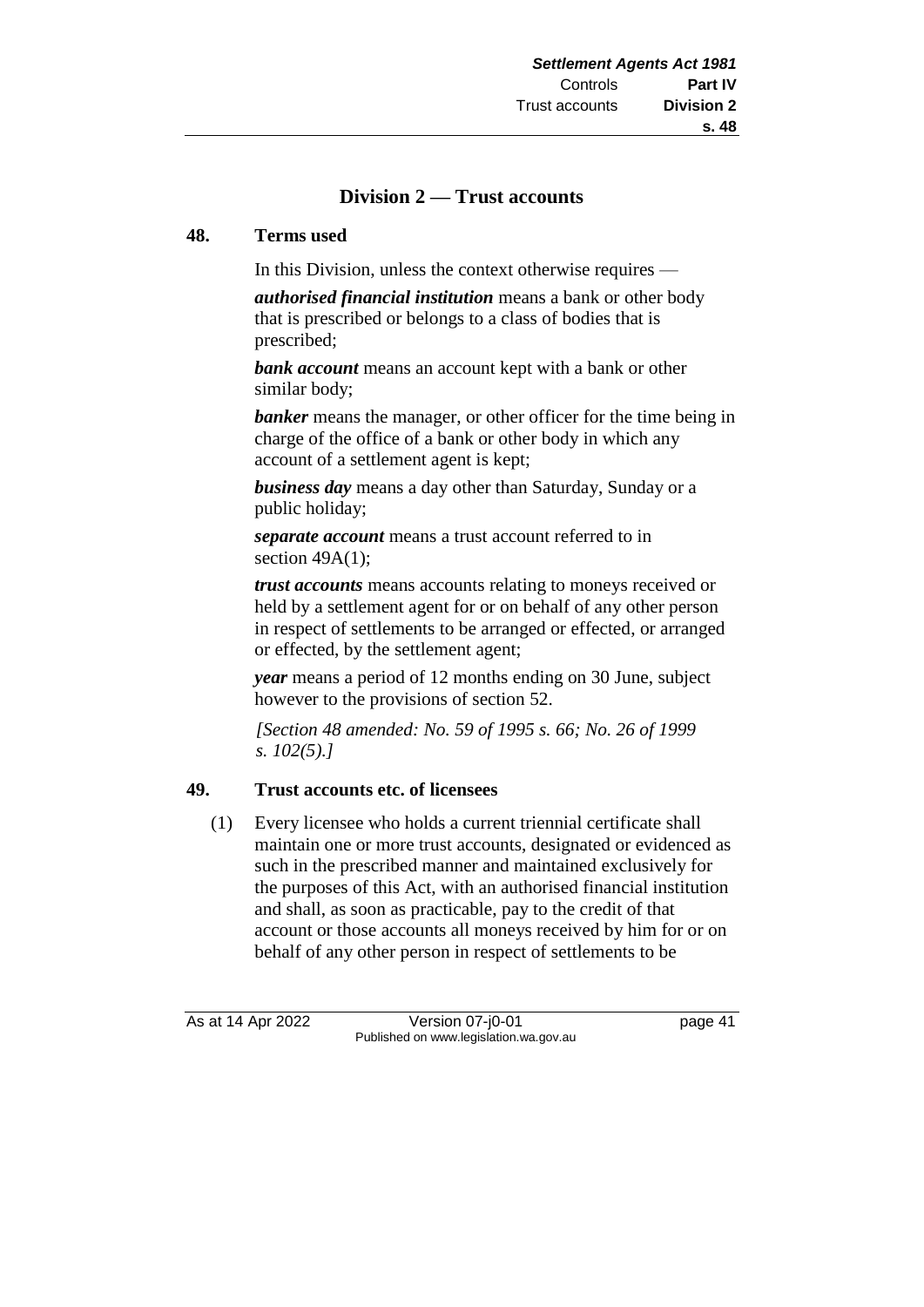## Division 2 — Trust accounts

### 48. Terms used

In this Division, unless the context otherwise requires —

***authorised financial institution*** means a bank or other body that is prescribed or belongs to a class of bodies that is prescribed;

***bank account*** means an account kept with a bank or other similar body;

***banker*** means the manager, or other officer for the time being in charge of the office of a bank or other body in which any account of a settlement agent is kept;

***business day*** means a day other than Saturday, Sunday or a public holiday;

***separate account*** means a trust account referred to in section 49A(1);

***trust accounts*** means accounts relating to moneys received or held by a settlement agent for or on behalf of any other person in respect of settlements to be arranged or effected, or arranged or effected, by the settlement agent;

***year*** means a period of 12 months ending on 30 June, subject however to the provisions of section 52.

*[Section 48 amended: No. 59 of 1995 s. 66; No. 26 of 1999 s. 102(5).]*

### 49. Trust accounts etc. of licensees

(1) Every licensee who holds a current triennial certificate shall maintain one or more trust accounts, designated or evidenced as such in the prescribed manner and maintained exclusively for the purposes of this Act, with an authorised financial institution and shall, as soon as practicable, pay to the credit of that account or those accounts all moneys received by him for or on behalf of any other person in respect of settlements to be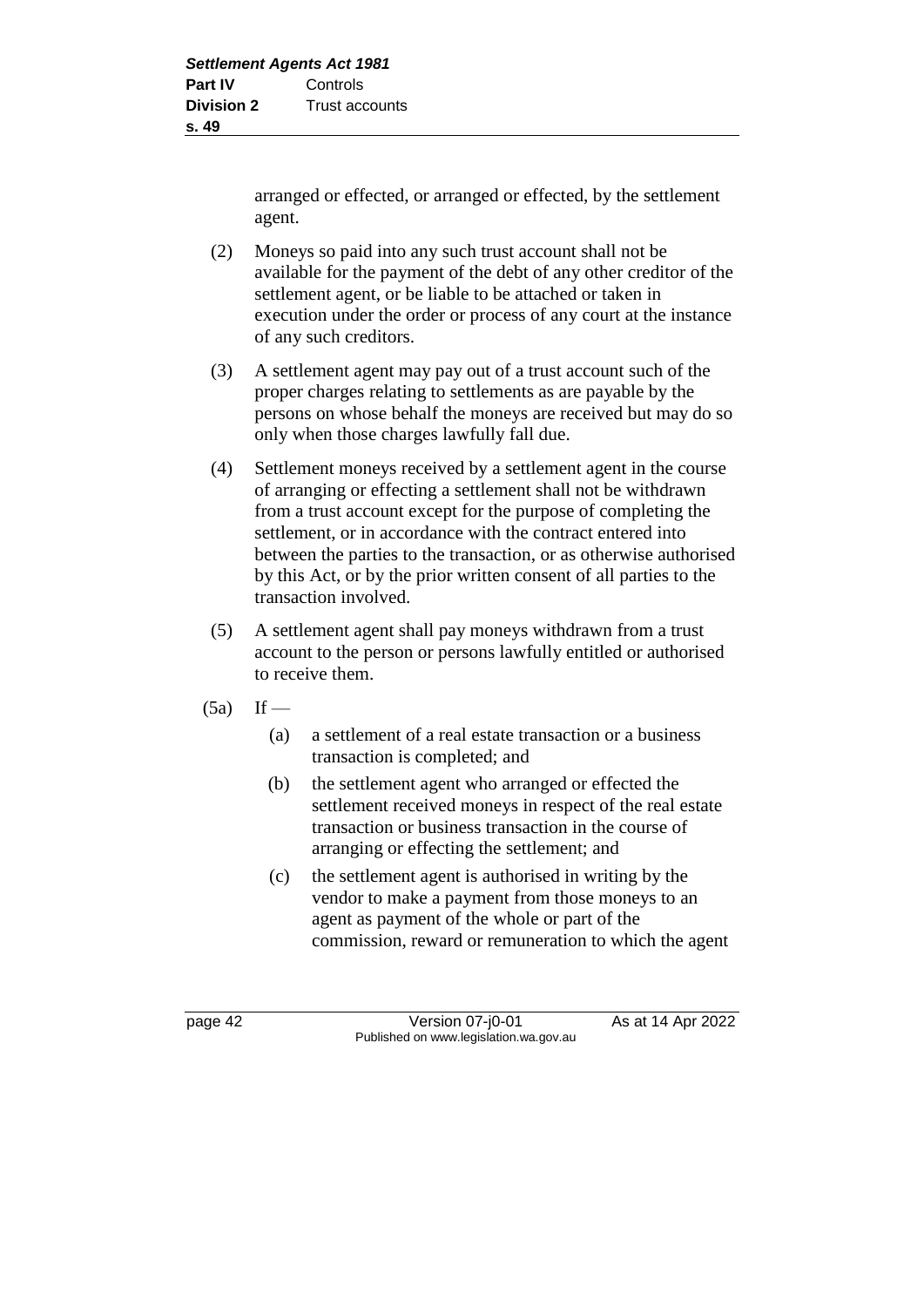arranged or effected, or arranged or effected, by the settlement agent.

(2) Moneys so paid into any such trust account shall not be available for the payment of the debt of any other creditor of the settlement agent, or be liable to be attached or taken in execution under the order or process of any court at the instance of any such creditors.

(3) A settlement agent may pay out of a trust account such of the proper charges relating to settlements as are payable by the persons on whose behalf the moneys are received but may do so only when those charges lawfully fall due.

(4) Settlement moneys received by a settlement agent in the course of arranging or effecting a settlement shall not be withdrawn from a trust account except for the purpose of completing the settlement, or in accordance with the contract entered into between the parties to the transaction, or as otherwise authorised by this Act, or by the prior written consent of all parties to the transaction involved.

(5) A settlement agent shall pay moneys withdrawn from a trust account to the person or persons lawfully entitled or authorised to receive them.

(5a) If —

(a) a settlement of a real estate transaction or a business transaction is completed; and

(b) the settlement agent who arranged or effected the settlement received moneys in respect of the real estate transaction or business transaction in the course of arranging or effecting the settlement; and

(c) the settlement agent is authorised in writing by the vendor to make a payment from those moneys to an agent as payment of the whole or part of the commission, reward or remuneration to which the agent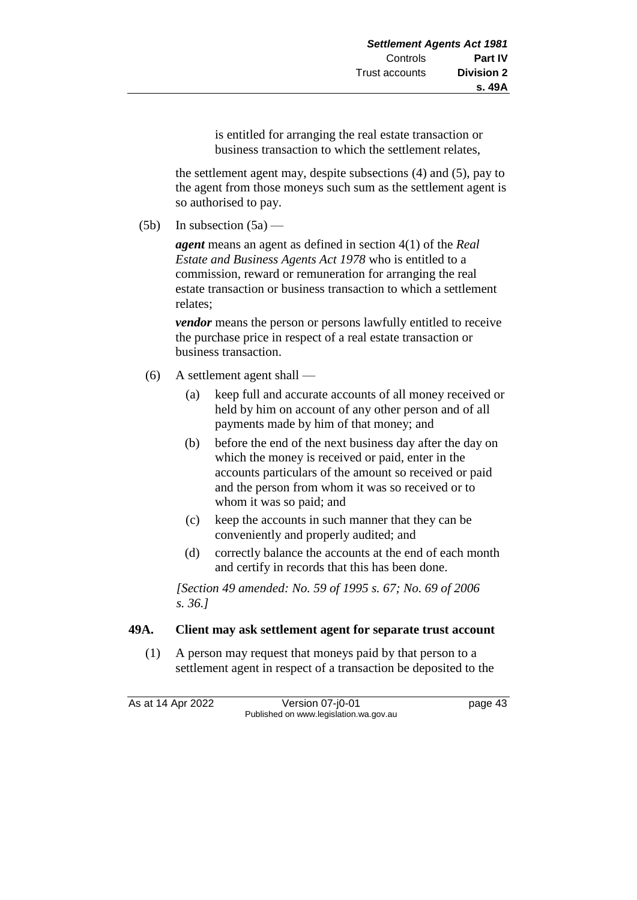is entitled for arranging the real estate transaction or business transaction to which the settlement relates,

the settlement agent may, despite subsections (4) and (5), pay to the agent from those moneys such sum as the settlement agent is so authorised to pay.

(5b) In subsection (5a) —

***agent*** means an agent as defined in section 4(1) of the *Real Estate and Business Agents Act 1978* who is entitled to a commission, reward or remuneration for arranging the real estate transaction or business transaction to which a settlement relates;

***vendor*** means the person or persons lawfully entitled to receive the purchase price in respect of a real estate transaction or business transaction.

(6) A settlement agent shall —

(a) keep full and accurate accounts of all money received or held by him on account of any other person and of all payments made by him of that money; and

(b) before the end of the next business day after the day on which the money is received or paid, enter in the accounts particulars of the amount so received or paid and the person from whom it was so received or to whom it was so paid; and

(c) keep the accounts in such manner that they can be conveniently and properly audited; and

(d) correctly balance the accounts at the end of each month and certify in records that this has been done.

*[Section 49 amended: No. 59 of 1995 s. 67; No. 69 of 2006 s. 36.]*

**49A. Client may ask settlement agent for separate trust account**

(1) A person may request that moneys paid by that person to a settlement agent in respect of a transaction be deposited to the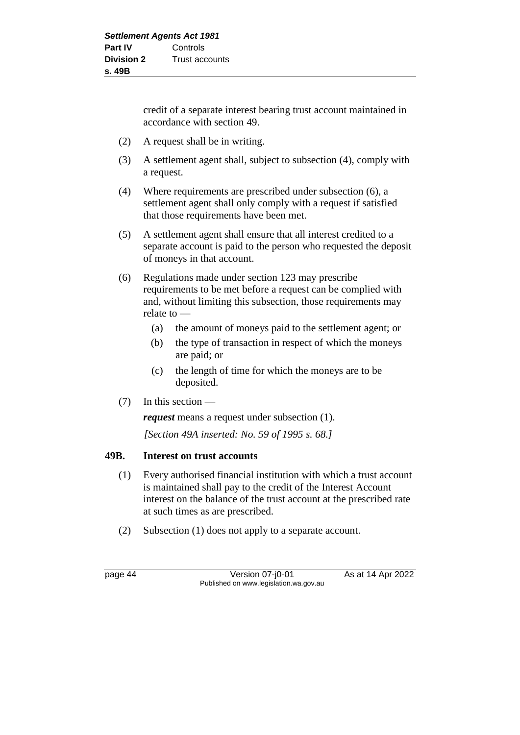credit of a separate interest bearing trust account maintained in accordance with section 49.

(2) A request shall be in writing.

(3) A settlement agent shall, subject to subsection (4), comply with a request.

(4) Where requirements are prescribed under subsection (6), a settlement agent shall only comply with a request if satisfied that those requirements have been met.

(5) A settlement agent shall ensure that all interest credited to a separate account is paid to the person who requested the deposit of moneys in that account.

(6) Regulations made under section 123 may prescribe requirements to be met before a request can be complied with and, without limiting this subsection, those requirements may relate to —

- (a) the amount of moneys paid to the settlement agent; or
- (b) the type of transaction in respect of which the moneys are paid; or
- (c) the length of time for which the moneys are to be deposited.

(7) In this section —

***request*** means a request under subsection (1).

*[Section 49A inserted: No. 59 of 1995 s. 68.]*

### 49B. Interest on trust accounts

(1) Every authorised financial institution with which a trust account is maintained shall pay to the credit of the Interest Account interest on the balance of the trust account at the prescribed rate at such times as are prescribed.

(2) Subsection (1) does not apply to a separate account.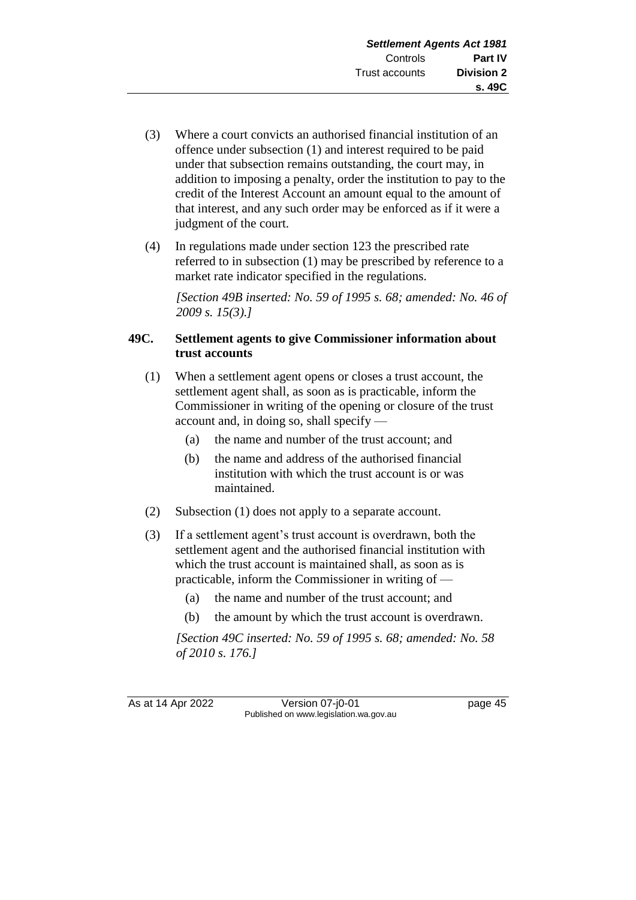(3) Where a court convicts an authorised financial institution of an offence under subsection (1) and interest required to be paid under that subsection remains outstanding, the court may, in addition to imposing a penalty, order the institution to pay to the credit of the Interest Account an amount equal to the amount of that interest, and any such order may be enforced as if it were a judgment of the court.

(4) In regulations made under section 123 the prescribed rate referred to in subsection (1) may be prescribed by reference to a market rate indicator specified in the regulations.

*[Section 49B inserted: No. 59 of 1995 s. 68; amended: No. 46 of 2009 s. 15(3).]*

### 49C. Settlement agents to give Commissioner information about trust accounts

(1) When a settlement agent opens or closes a trust account, the settlement agent shall, as soon as is practicable, inform the Commissioner in writing of the opening or closure of the trust account and, in doing so, shall specify —

- (a) the name and number of the trust account; and
- (b) the name and address of the authorised financial institution with which the trust account is or was maintained.

(2) Subsection (1) does not apply to a separate account.

(3) If a settlement agent's trust account is overdrawn, both the settlement agent and the authorised financial institution with which the trust account is maintained shall, as soon as is practicable, inform the Commissioner in writing of —

- (a) the name and number of the trust account; and
- (b) the amount by which the trust account is overdrawn.

*[Section 49C inserted: No. 59 of 1995 s. 68; amended: No. 58 of 2010 s. 176.]*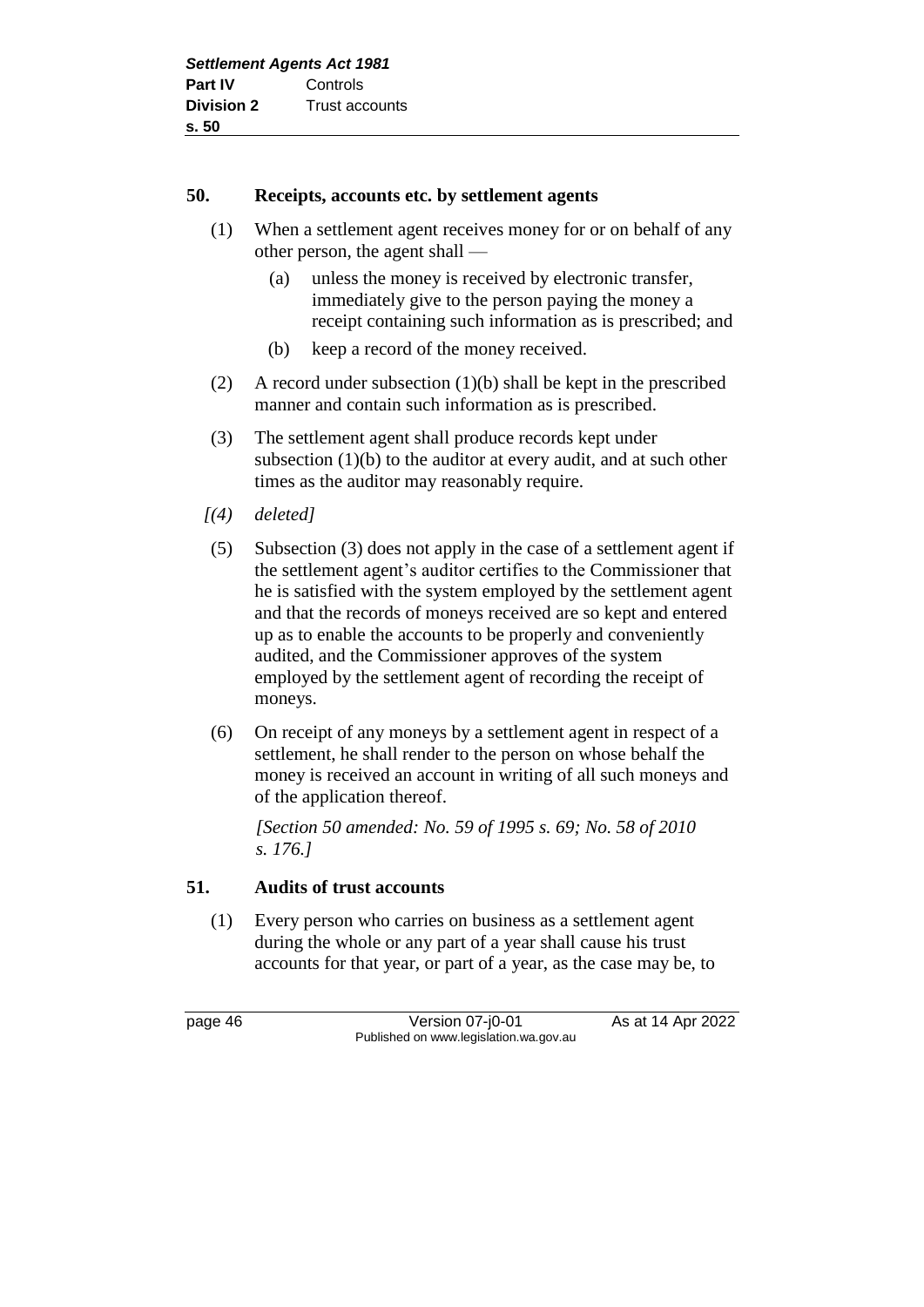## 50. Receipts, accounts etc. by settlement agents

(1) When a settlement agent receives money for or on behalf of any other person, the agent shall —

   (a) unless the money is received by electronic transfer, immediately give to the person paying the money a receipt containing such information as is prescribed; and

   (b) keep a record of the money received.

(2) A record under subsection (1)(b) shall be kept in the prescribed manner and contain such information as is prescribed.

(3) The settlement agent shall produce records kept under subsection (1)(b) to the auditor at every audit, and at such other times as the auditor may reasonably require.

*[(4) deleted]*

(5) Subsection (3) does not apply in the case of a settlement agent if the settlement agent's auditor certifies to the Commissioner that he is satisfied with the system employed by the settlement agent and that the records of moneys received are so kept and entered up as to enable the accounts to be properly and conveniently audited, and the Commissioner approves of the system employed by the settlement agent of recording the receipt of moneys.

(6) On receipt of any moneys by a settlement agent in respect of a settlement, he shall render to the person on whose behalf the money is received an account in writing of all such moneys and of the application thereof.

*[Section 50 amended: No. 59 of 1995 s. 69; No. 58 of 2010 s. 176.]*

## 51. Audits of trust accounts

(1) Every person who carries on business as a settlement agent during the whole or any part of a year shall cause his trust accounts for that year, or part of a year, as the case may be, to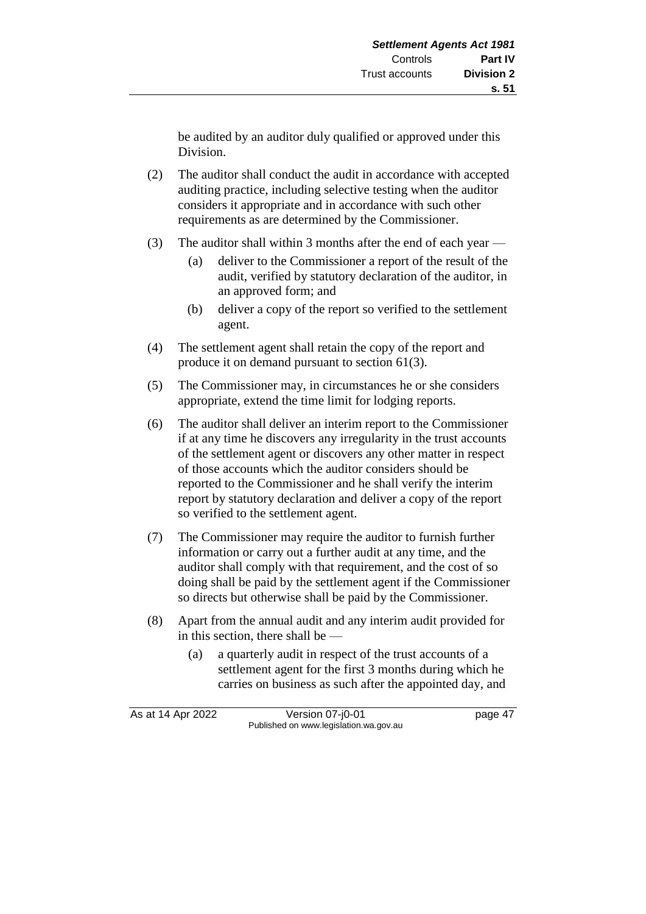be audited by an auditor duly qualified or approved under this Division.

(2) The auditor shall conduct the audit in accordance with accepted auditing practice, including selective testing when the auditor considers it appropriate and in accordance with such other requirements as are determined by the Commissioner.

(3) The auditor shall within 3 months after the end of each year —

   (a) deliver to the Commissioner a report of the result of the audit, verified by statutory declaration of the auditor, in an approved form; and

   (b) deliver a copy of the report so verified to the settlement agent.

(4) The settlement agent shall retain the copy of the report and produce it on demand pursuant to section 61(3).

(5) The Commissioner may, in circumstances he or she considers appropriate, extend the time limit for lodging reports.

(6) The auditor shall deliver an interim report to the Commissioner if at any time he discovers any irregularity in the trust accounts of the settlement agent or discovers any other matter in respect of those accounts which the auditor considers should be reported to the Commissioner and he shall verify the interim report by statutory declaration and deliver a copy of the report so verified to the settlement agent.

(7) The Commissioner may require the auditor to furnish further information or carry out a further audit at any time, and the auditor shall comply with that requirement, and the cost of so doing shall be paid by the settlement agent if the Commissioner so directs but otherwise shall be paid by the Commissioner.

(8) Apart from the annual audit and any interim audit provided for in this section, there shall be —

   (a) a quarterly audit in respect of the trust accounts of a settlement agent for the first 3 months during which he carries on business as such after the appointed day, and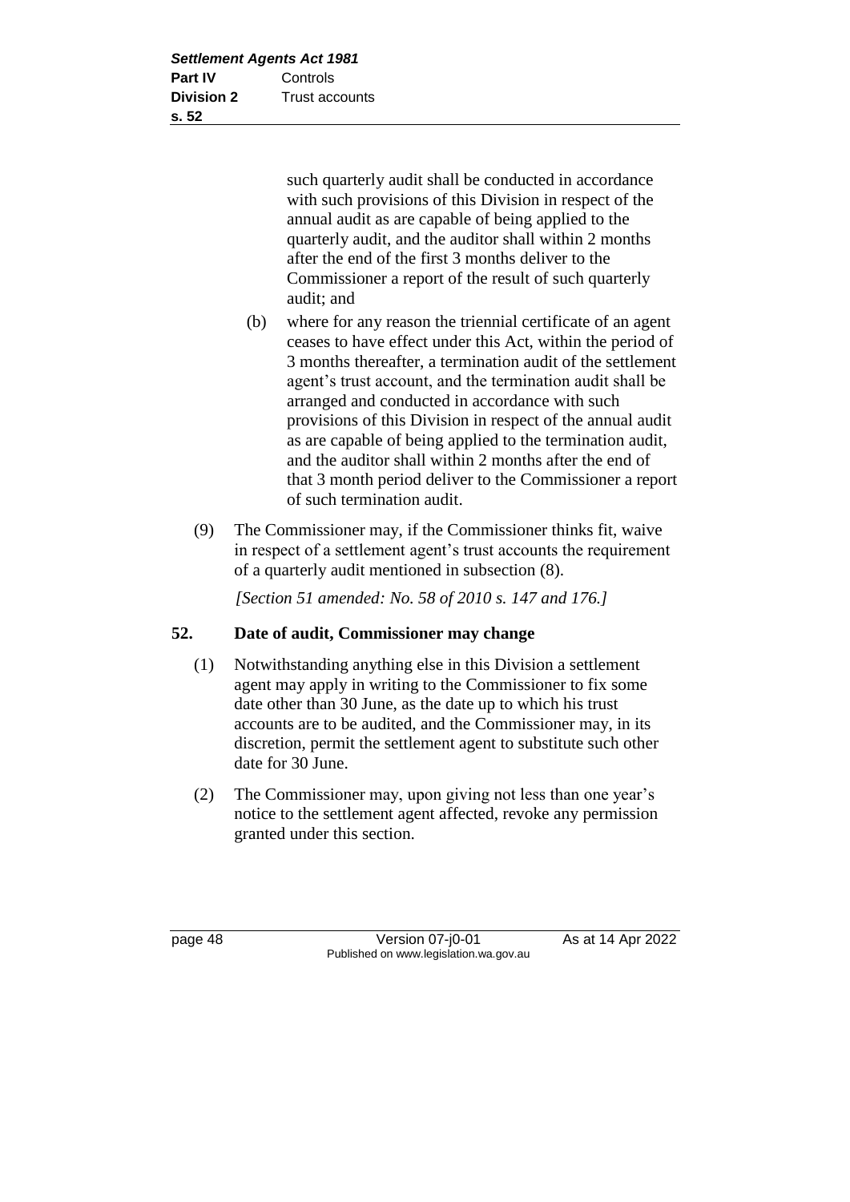such quarterly audit shall be conducted in accordance with such provisions of this Division in respect of the annual audit as are capable of being applied to the quarterly audit, and the auditor shall within 2 months after the end of the first 3 months deliver to the Commissioner a report of the result of such quarterly audit; and

(b) where for any reason the triennial certificate of an agent ceases to have effect under this Act, within the period of 3 months thereafter, a termination audit of the settlement agent's trust account, and the termination audit shall be arranged and conducted in accordance with such provisions of this Division in respect of the annual audit as are capable of being applied to the termination audit, and the auditor shall within 2 months after the end of that 3 month period deliver to the Commissioner a report of such termination audit.

(9) The Commissioner may, if the Commissioner thinks fit, waive in respect of a settlement agent's trust accounts the requirement of a quarterly audit mentioned in subsection (8).

*[Section 51 amended: No. 58 of 2010 s. 147 and 176.]*

## 52. Date of audit, Commissioner may change

(1) Notwithstanding anything else in this Division a settlement agent may apply in writing to the Commissioner to fix some date other than 30 June, as the date up to which his trust accounts are to be audited, and the Commissioner may, in its discretion, permit the settlement agent to substitute such other date for 30 June.

(2) The Commissioner may, upon giving not less than one year's notice to the settlement agent affected, revoke any permission granted under this section.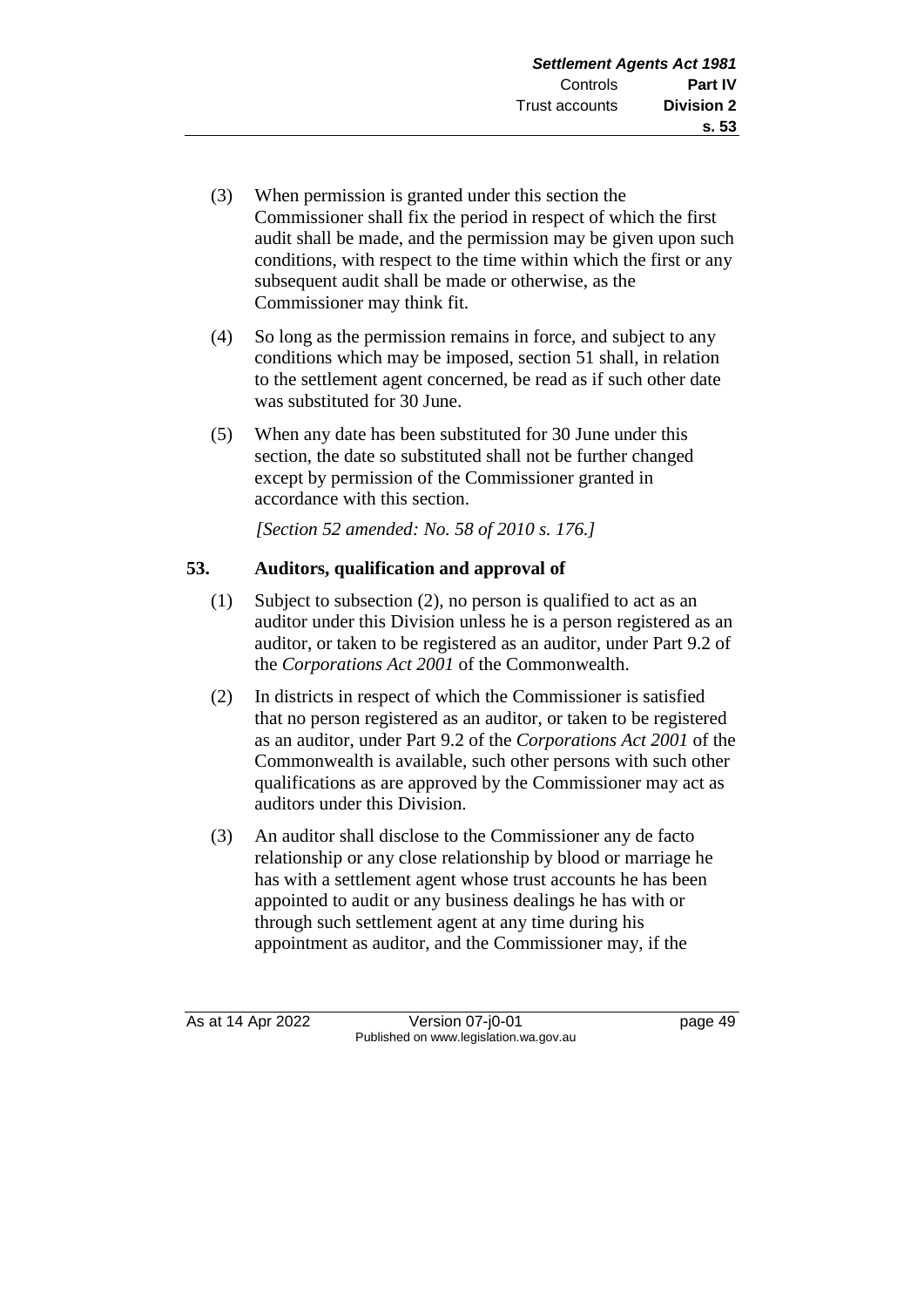(3) When permission is granted under this section the Commissioner shall fix the period in respect of which the first audit shall be made, and the permission may be given upon such conditions, with respect to the time within which the first or any subsequent audit shall be made or otherwise, as the Commissioner may think fit.

(4) So long as the permission remains in force, and subject to any conditions which may be imposed, section 51 shall, in relation to the settlement agent concerned, be read as if such other date was substituted for 30 June.

(5) When any date has been substituted for 30 June under this section, the date so substituted shall not be further changed except by permission of the Commissioner granted in accordance with this section.

*[Section 52 amended: No. 58 of 2010 s. 176.]*

### 53. Auditors, qualification and approval of

(1) Subject to subsection (2), no person is qualified to act as an auditor under this Division unless he is a person registered as an auditor, or taken to be registered as an auditor, under Part 9.2 of the *Corporations Act 2001* of the Commonwealth.

(2) In districts in respect of which the Commissioner is satisfied that no person registered as an auditor, or taken to be registered as an auditor, under Part 9.2 of the *Corporations Act 2001* of the Commonwealth is available, such other persons with such other qualifications as are approved by the Commissioner may act as auditors under this Division.

(3) An auditor shall disclose to the Commissioner any de facto relationship or any close relationship by blood or marriage he has with a settlement agent whose trust accounts he has been appointed to audit or any business dealings he has with or through such settlement agent at any time during his appointment as auditor, and the Commissioner may, if the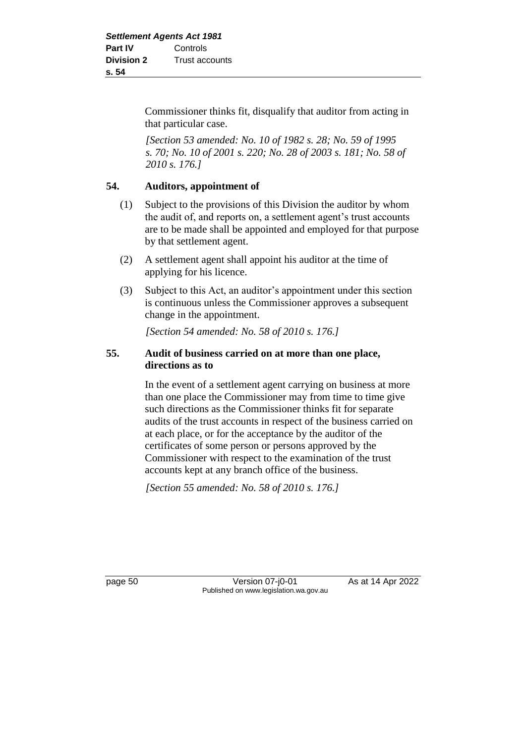Commissioner thinks fit, disqualify that auditor from acting in that particular case.

*[Section 53 amended: No. 10 of 1982 s. 28; No. 59 of 1995 s. 70; No. 10 of 2001 s. 220; No. 28 of 2003 s. 181; No. 58 of 2010 s. 176.]*

## 54. Auditors, appointment of

(1) Subject to the provisions of this Division the auditor by whom the audit of, and reports on, a settlement agent's trust accounts are to be made shall be appointed and employed for that purpose by that settlement agent.

(2) A settlement agent shall appoint his auditor at the time of applying for his licence.

(3) Subject to this Act, an auditor's appointment under this section is continuous unless the Commissioner approves a subsequent change in the appointment.

*[Section 54 amended: No. 58 of 2010 s. 176.]*

## 55. Audit of business carried on at more than one place, directions as to

In the event of a settlement agent carrying on business at more than one place the Commissioner may from time to time give such directions as the Commissioner thinks fit for separate audits of the trust accounts in respect of the business carried on at each place, or for the acceptance by the auditor of the certificates of some person or persons approved by the Commissioner with respect to the examination of the trust accounts kept at any branch office of the business.

*[Section 55 amended: No. 58 of 2010 s. 176.]*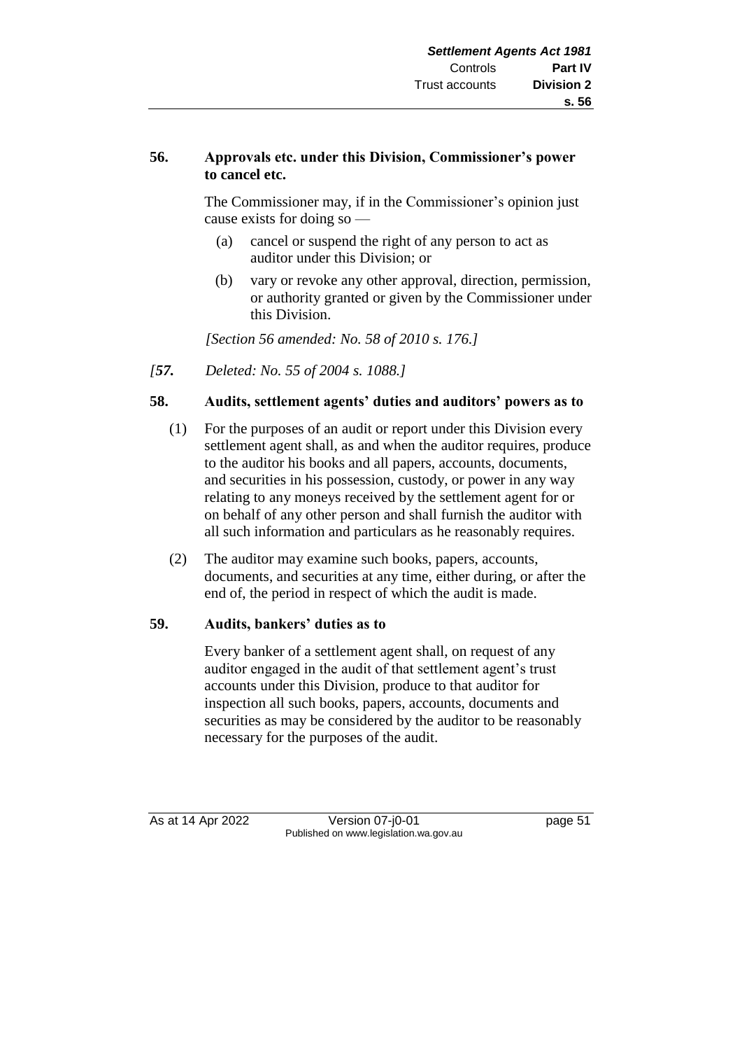**56. Approvals etc. under this Division, Commissioner's power to cancel etc.**

The Commissioner may, if in the Commissioner's opinion just cause exists for doing so —

(a) cancel or suspend the right of any person to act as auditor under this Division; or

(b) vary or revoke any other approval, direction, permission, or authority granted or given by the Commissioner under this Division.

*[Section 56 amended: No. 58 of 2010 s. 176.]*

*[**57.** Deleted: No. 55 of 2004 s. 1088.]*

**58. Audits, settlement agents' duties and auditors' powers as to**

(1) For the purposes of an audit or report under this Division every settlement agent shall, as and when the auditor requires, produce to the auditor his books and all papers, accounts, documents, and securities in his possession, custody, or power in any way relating to any moneys received by the settlement agent for or on behalf of any other person and shall furnish the auditor with all such information and particulars as he reasonably requires.

(2) The auditor may examine such books, papers, accounts, documents, and securities at any time, either during, or after the end of, the period in respect of which the audit is made.

**59. Audits, bankers' duties as to**

Every banker of a settlement agent shall, on request of any auditor engaged in the audit of that settlement agent's trust accounts under this Division, produce to that auditor for inspection all such books, papers, accounts, documents and securities as may be considered by the auditor to be reasonably necessary for the purposes of the audit.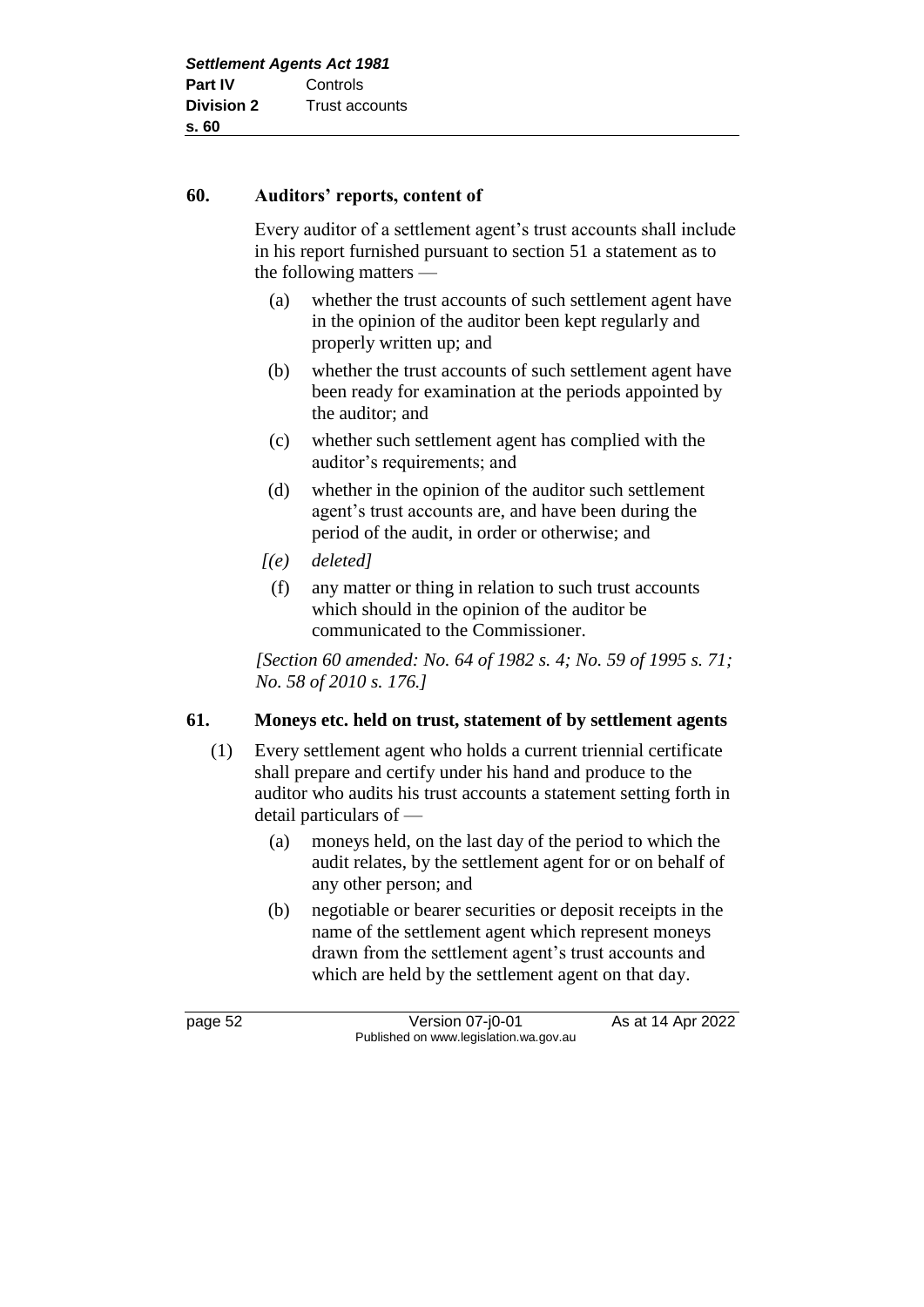### 60. Auditors' reports, content of

Every auditor of a settlement agent's trust accounts shall include in his report furnished pursuant to section 51 a statement as to the following matters —

(a) whether the trust accounts of such settlement agent have in the opinion of the auditor been kept regularly and properly written up; and

(b) whether the trust accounts of such settlement agent have been ready for examination at the periods appointed by the auditor; and

(c) whether such settlement agent has complied with the auditor's requirements; and

(d) whether in the opinion of the auditor such settlement agent's trust accounts are, and have been during the period of the audit, in order or otherwise; and

*[(e) deleted]*

(f) any matter or thing in relation to such trust accounts which should in the opinion of the auditor be communicated to the Commissioner.

*[Section 60 amended: No. 64 of 1982 s. 4; No. 59 of 1995 s. 71; No. 58 of 2010 s. 176.]*

### 61. Moneys etc. held on trust, statement of by settlement agents

(1) Every settlement agent who holds a current triennial certificate shall prepare and certify under his hand and produce to the auditor who audits his trust accounts a statement setting forth in detail particulars of —

(a) moneys held, on the last day of the period to which the audit relates, by the settlement agent for or on behalf of any other person; and

(b) negotiable or bearer securities or deposit receipts in the name of the settlement agent which represent moneys drawn from the settlement agent's trust accounts and which are held by the settlement agent on that day.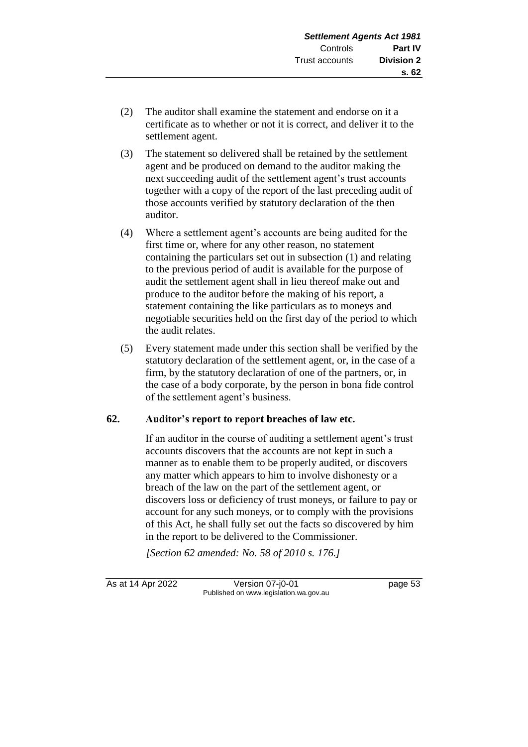(2) The auditor shall examine the statement and endorse on it a certificate as to whether or not it is correct, and deliver it to the settlement agent.

(3) The statement so delivered shall be retained by the settlement agent and be produced on demand to the auditor making the next succeeding audit of the settlement agent's trust accounts together with a copy of the report of the last preceding audit of those accounts verified by statutory declaration of the then auditor.

(4) Where a settlement agent's accounts are being audited for the first time or, where for any other reason, no statement containing the particulars set out in subsection (1) and relating to the previous period of audit is available for the purpose of audit the settlement agent shall in lieu thereof make out and produce to the auditor before the making of his report, a statement containing the like particulars as to moneys and negotiable securities held on the first day of the period to which the audit relates.

(5) Every statement made under this section shall be verified by the statutory declaration of the settlement agent, or, in the case of a firm, by the statutory declaration of one of the partners, or, in the case of a body corporate, by the person in bona fide control of the settlement agent's business.

## 62. Auditor's report to report breaches of law etc.

If an auditor in the course of auditing a settlement agent's trust accounts discovers that the accounts are not kept in such a manner as to enable them to be properly audited, or discovers any matter which appears to him to involve dishonesty or a breach of the law on the part of the settlement agent, or discovers loss or deficiency of trust moneys, or failure to pay or account for any such moneys, or to comply with the provisions of this Act, he shall fully set out the facts so discovered by him in the report to be delivered to the Commissioner.

*[Section 62 amended: No. 58 of 2010 s. 176.]*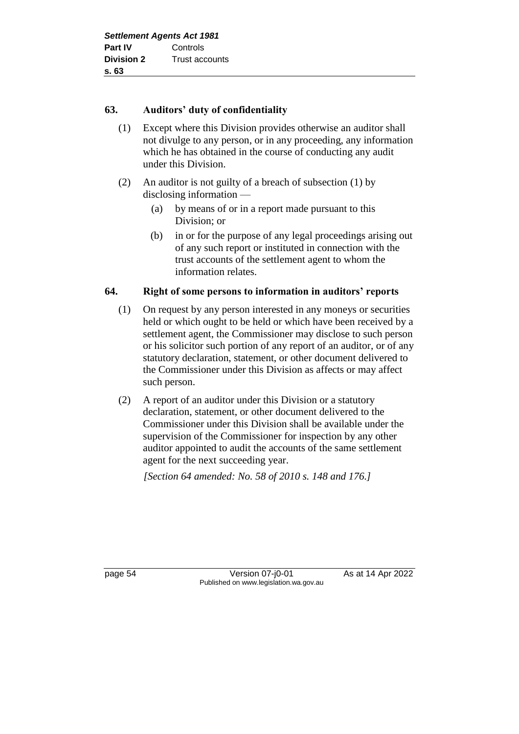### 63. Auditors' duty of confidentiality

(1) Except where this Division provides otherwise an auditor shall not divulge to any person, or in any proceeding, any information which he has obtained in the course of conducting any audit under this Division.

(2) An auditor is not guilty of a breach of subsection (1) by disclosing information —

  (a) by means of or in a report made pursuant to this Division; or

  (b) in or for the purpose of any legal proceedings arising out of any such report or instituted in connection with the trust accounts of the settlement agent to whom the information relates.

### 64. Right of some persons to information in auditors' reports

(1) On request by any person interested in any moneys or securities held or which ought to be held or which have been received by a settlement agent, the Commissioner may disclose to such person or his solicitor such portion of any report of an auditor, or of any statutory declaration, statement, or other document delivered to the Commissioner under this Division as affects or may affect such person.

(2) A report of an auditor under this Division or a statutory declaration, statement, or other document delivered to the Commissioner under this Division shall be available under the supervision of the Commissioner for inspection by any other auditor appointed to audit the accounts of the same settlement agent for the next succeeding year.

*[Section 64 amended: No. 58 of 2010 s. 148 and 176.]*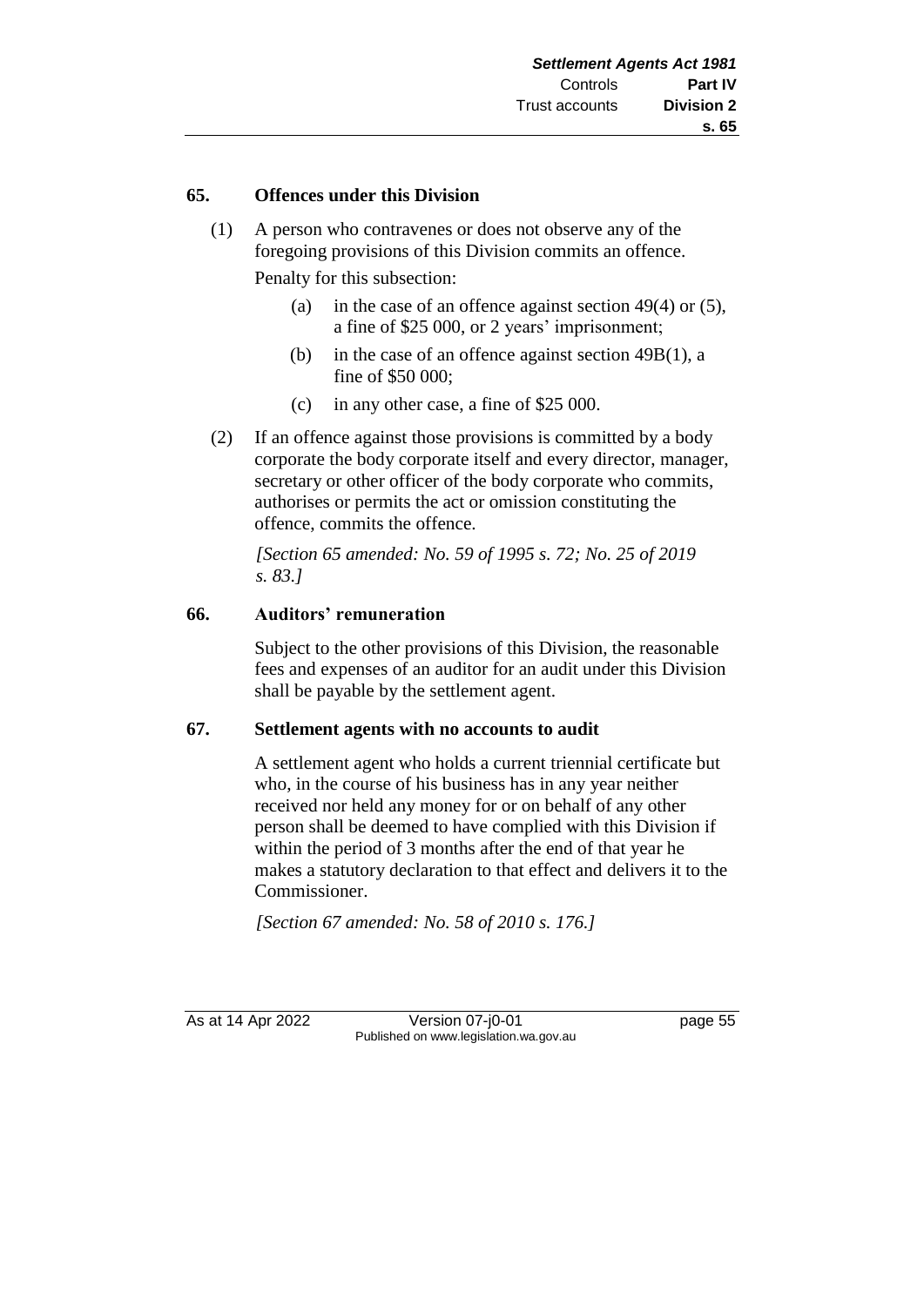### 65. Offences under this Division

(1) A person who contravenes or does not observe any of the foregoing provisions of this Division commits an offence.

Penalty for this subsection:

(a) in the case of an offence against section 49(4) or (5), a fine of $25 000, or 2 years' imprisonment;

(b) in the case of an offence against section 49B(1), a fine of $50 000;

(c) in any other case, a fine of $25 000.

(2) If an offence against those provisions is committed by a body corporate the body corporate itself and every director, manager, secretary or other officer of the body corporate who commits, authorises or permits the act or omission constituting the offence, commits the offence.

*[Section 65 amended: No. 59 of 1995 s. 72; No. 25 of 2019 s. 83.]*

### 66. Auditors' remuneration

Subject to the other provisions of this Division, the reasonable fees and expenses of an auditor for an audit under this Division shall be payable by the settlement agent.

### 67. Settlement agents with no accounts to audit

A settlement agent who holds a current triennial certificate but who, in the course of his business has in any year neither received nor held any money for or on behalf of any other person shall be deemed to have complied with this Division if within the period of 3 months after the end of that year he makes a statutory declaration to that effect and delivers it to the Commissioner.

*[Section 67 amended: No. 58 of 2010 s. 176.]*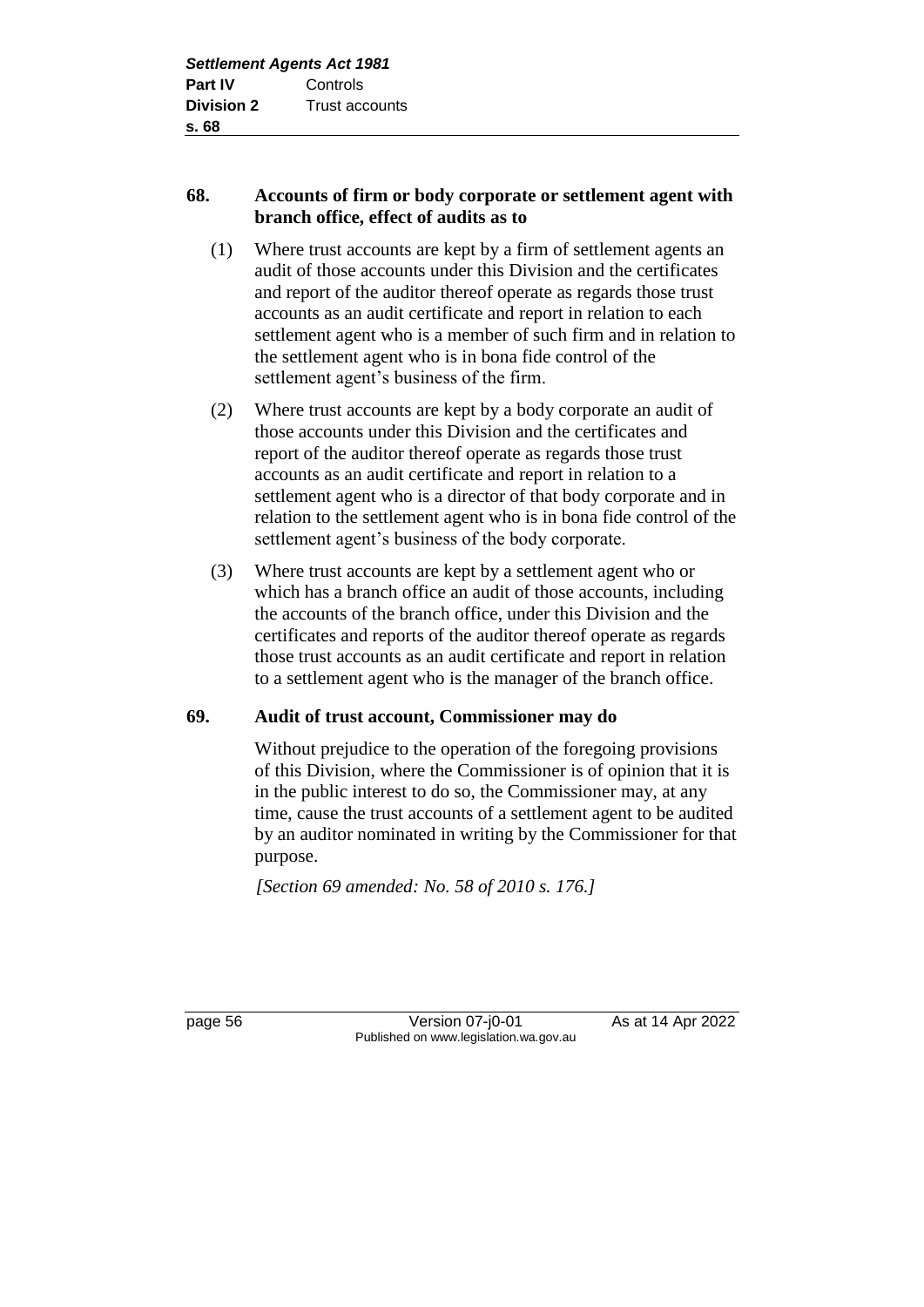**68. Accounts of firm or body corporate or settlement agent with branch office, effect of audits as to**

(1) Where trust accounts are kept by a firm of settlement agents an audit of those accounts under this Division and the certificates and report of the auditor thereof operate as regards those trust accounts as an audit certificate and report in relation to each settlement agent who is a member of such firm and in relation to the settlement agent who is in bona fide control of the settlement agent's business of the firm.

(2) Where trust accounts are kept by a body corporate an audit of those accounts under this Division and the certificates and report of the auditor thereof operate as regards those trust accounts as an audit certificate and report in relation to a settlement agent who is a director of that body corporate and in relation to the settlement agent who is in bona fide control of the settlement agent's business of the body corporate.

(3) Where trust accounts are kept by a settlement agent who or which has a branch office an audit of those accounts, including the accounts of the branch office, under this Division and the certificates and reports of the auditor thereof operate as regards those trust accounts as an audit certificate and report in relation to a settlement agent who is the manager of the branch office.

**69. Audit of trust account, Commissioner may do**

Without prejudice to the operation of the foregoing provisions of this Division, where the Commissioner is of opinion that it is in the public interest to do so, the Commissioner may, at any time, cause the trust accounts of a settlement agent to be audited by an auditor nominated in writing by the Commissioner for that purpose.

*[Section 69 amended: No. 58 of 2010 s. 176.]*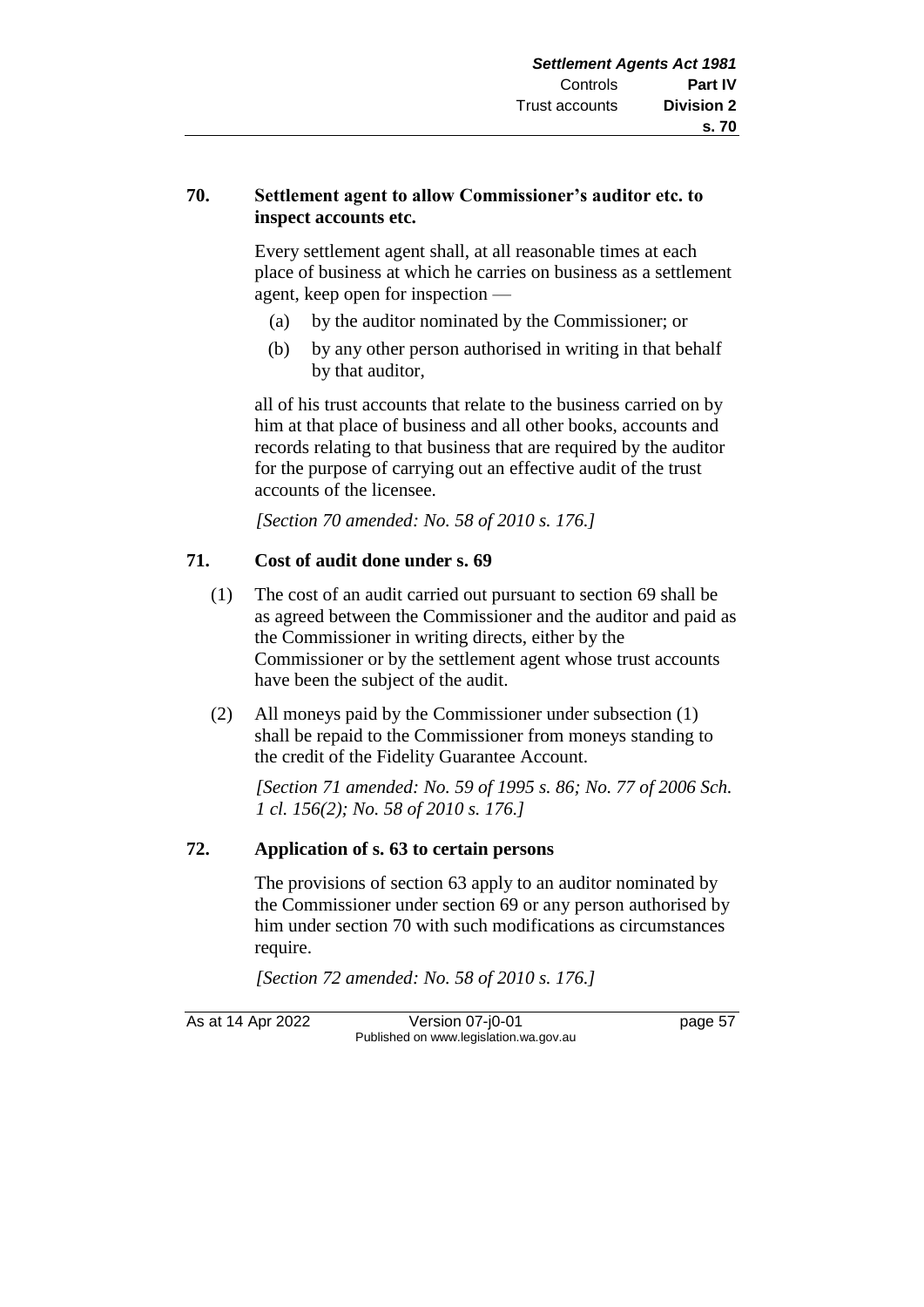**70. Settlement agent to allow Commissioner's auditor etc. to inspect accounts etc.**

Every settlement agent shall, at all reasonable times at each place of business at which he carries on business as a settlement agent, keep open for inspection —

(a) by the auditor nominated by the Commissioner; or

(b) by any other person authorised in writing in that behalf by that auditor,

all of his trust accounts that relate to the business carried on by him at that place of business and all other books, accounts and records relating to that business that are required by the auditor for the purpose of carrying out an effective audit of the trust accounts of the licensee.

*[Section 70 amended: No. 58 of 2010 s. 176.]*

**71. Cost of audit done under s. 69**

(1) The cost of an audit carried out pursuant to section 69 shall be as agreed between the Commissioner and the auditor and paid as the Commissioner in writing directs, either by the Commissioner or by the settlement agent whose trust accounts have been the subject of the audit.

(2) All moneys paid by the Commissioner under subsection (1) shall be repaid to the Commissioner from moneys standing to the credit of the Fidelity Guarantee Account.

*[Section 71 amended: No. 59 of 1995 s. 86; No. 77 of 2006 Sch. 1 cl. 156(2); No. 58 of 2010 s. 176.]*

**72. Application of s. 63 to certain persons**

The provisions of section 63 apply to an auditor nominated by the Commissioner under section 69 or any person authorised by him under section 70 with such modifications as circumstances require.

*[Section 72 amended: No. 58 of 2010 s. 176.]*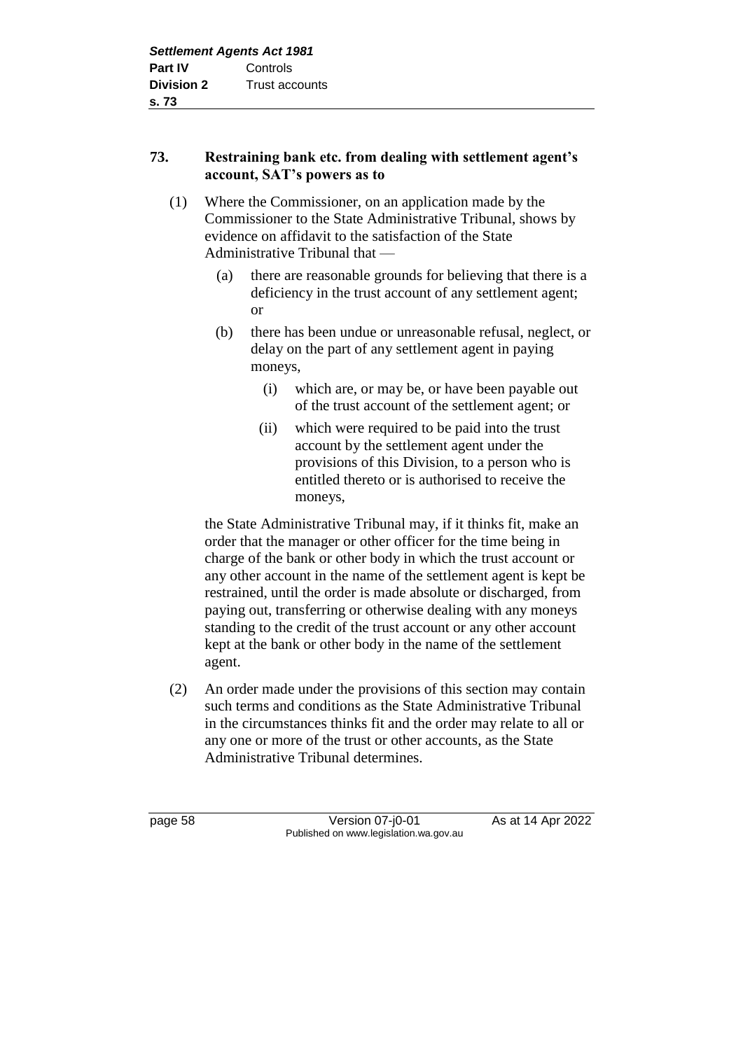## 73. Restraining bank etc. from dealing with settlement agent's account, SAT's powers as to

(1) Where the Commissioner, on an application made by the Commissioner to the State Administrative Tribunal, shows by evidence on affidavit to the satisfaction of the State Administrative Tribunal that —

- (a) there are reasonable grounds for believing that there is a deficiency in the trust account of any settlement agent; or
- (b) there has been undue or unreasonable refusal, neglect, or delay on the part of any settlement agent in paying moneys,
  - (i) which are, or may be, or have been payable out of the trust account of the settlement agent; or
  - (ii) which were required to be paid into the trust account by the settlement agent under the provisions of this Division, to a person who is entitled thereto or is authorised to receive the moneys,

the State Administrative Tribunal may, if it thinks fit, make an order that the manager or other officer for the time being in charge of the bank or other body in which the trust account or any other account in the name of the settlement agent is kept be restrained, until the order is made absolute or discharged, from paying out, transferring or otherwise dealing with any moneys standing to the credit of the trust account or any other account kept at the bank or other body in the name of the settlement agent.

(2) An order made under the provisions of this section may contain such terms and conditions as the State Administrative Tribunal in the circumstances thinks fit and the order may relate to all or any one or more of the trust or other accounts, as the State Administrative Tribunal determines.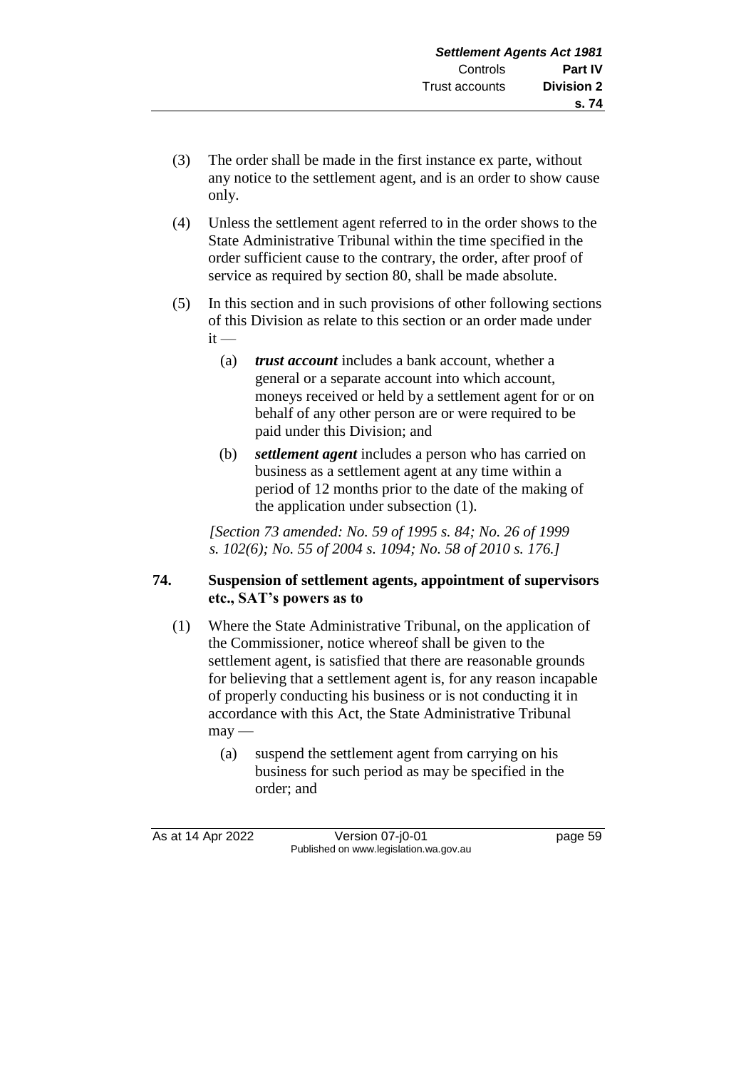(3) The order shall be made in the first instance ex parte, without any notice to the settlement agent, and is an order to show cause only.

(4) Unless the settlement agent referred to in the order shows to the State Administrative Tribunal within the time specified in the order sufficient cause to the contrary, the order, after proof of service as required by section 80, shall be made absolute.

(5) In this section and in such provisions of other following sections of this Division as relate to this section or an order made under it —

(a) ***trust account*** includes a bank account, whether a general or a separate account into which account, moneys received or held by a settlement agent for or on behalf of any other person are or were required to be paid under this Division; and

(b) ***settlement agent*** includes a person who has carried on business as a settlement agent at any time within a period of 12 months prior to the date of the making of the application under subsection (1).

*[Section 73 amended: No. 59 of 1995 s. 84; No. 26 of 1999 s. 102(6); No. 55 of 2004 s. 1094; No. 58 of 2010 s. 176.]*

### 74. Suspension of settlement agents, appointment of supervisors etc., SAT's powers as to

(1) Where the State Administrative Tribunal, on the application of the Commissioner, notice whereof shall be given to the settlement agent, is satisfied that there are reasonable grounds for believing that a settlement agent is, for any reason incapable of properly conducting his business or is not conducting it in accordance with this Act, the State Administrative Tribunal may —

(a) suspend the settlement agent from carrying on his business for such period as may be specified in the order; and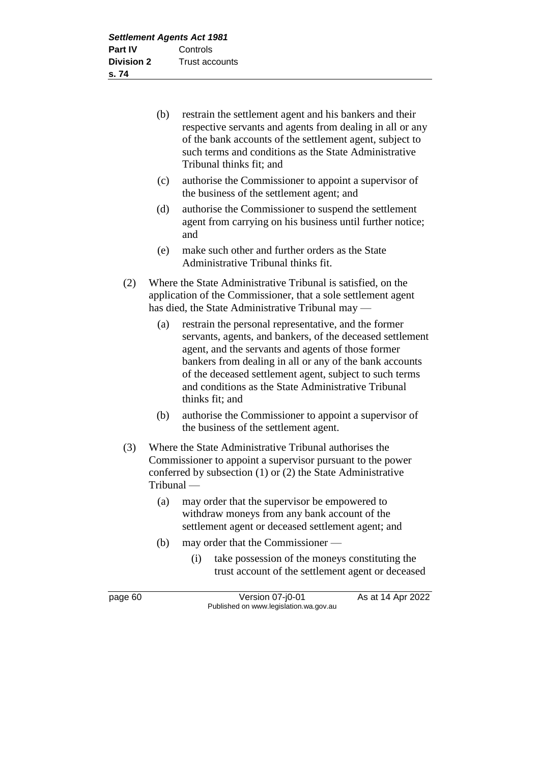(b) restrain the settlement agent and his bankers and their respective servants and agents from dealing in all or any of the bank accounts of the settlement agent, subject to such terms and conditions as the State Administrative Tribunal thinks fit; and

(c) authorise the Commissioner to appoint a supervisor of the business of the settlement agent; and

(d) authorise the Commissioner to suspend the settlement agent from carrying on his business until further notice; and

(e) make such other and further orders as the State Administrative Tribunal thinks fit.

(2) Where the State Administrative Tribunal is satisfied, on the application of the Commissioner, that a sole settlement agent has died, the State Administrative Tribunal may —

(a) restrain the personal representative, and the former servants, agents, and bankers, of the deceased settlement agent, and the servants and agents of those former bankers from dealing in all or any of the bank accounts of the deceased settlement agent, subject to such terms and conditions as the State Administrative Tribunal thinks fit; and

(b) authorise the Commissioner to appoint a supervisor of the business of the settlement agent.

(3) Where the State Administrative Tribunal authorises the Commissioner to appoint a supervisor pursuant to the power conferred by subsection (1) or (2) the State Administrative Tribunal —

(a) may order that the supervisor be empowered to withdraw moneys from any bank account of the settlement agent or deceased settlement agent; and

(b) may order that the Commissioner —

(i) take possession of the moneys constituting the trust account of the settlement agent or deceased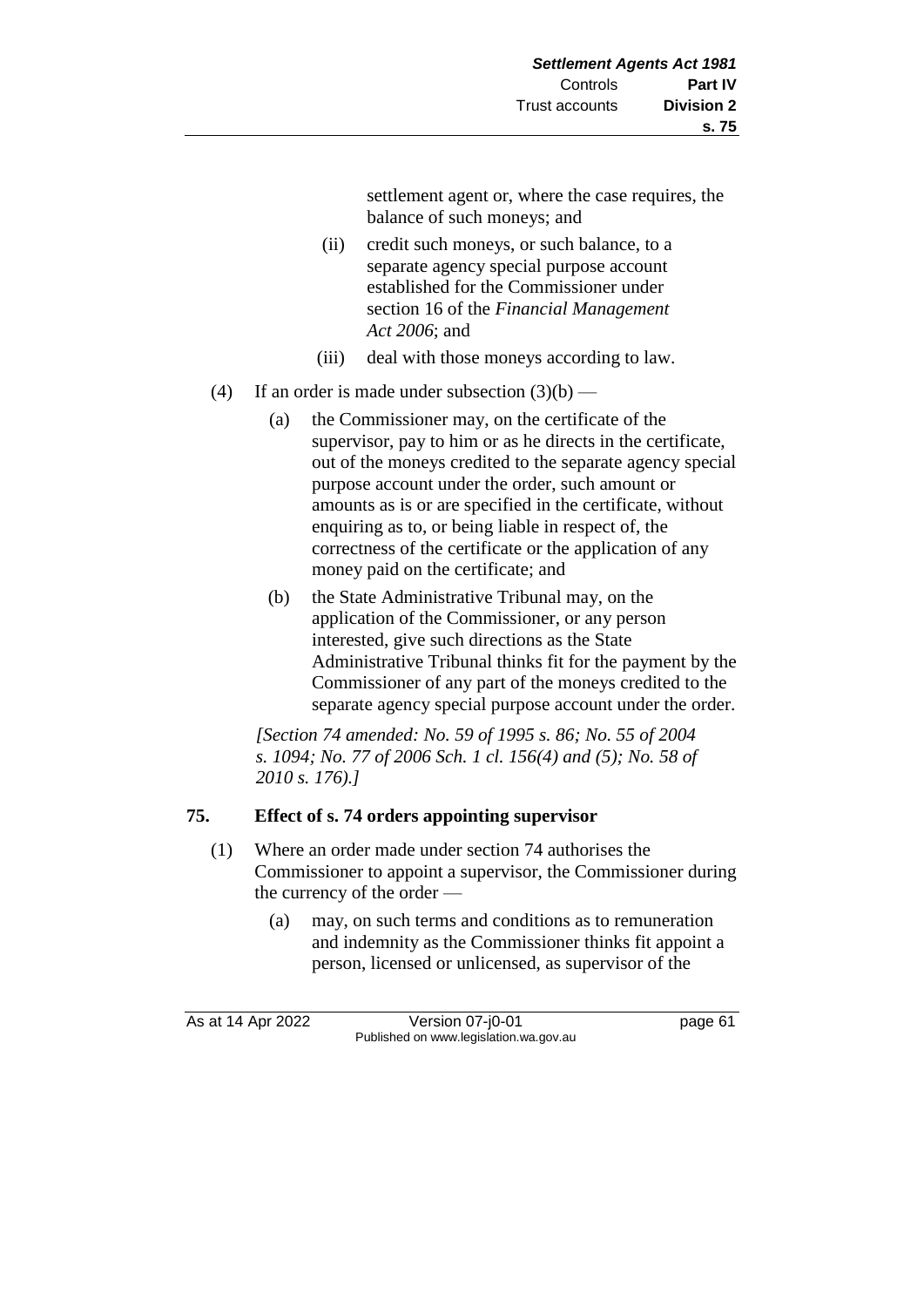settlement agent or, where the case requires, the balance of such moneys; and

(ii) credit such moneys, or such balance, to a separate agency special purpose account established for the Commissioner under section 16 of the *Financial Management Act 2006*; and

(iii) deal with those moneys according to law.

(4) If an order is made under subsection (3)(b) —

(a) the Commissioner may, on the certificate of the supervisor, pay to him or as he directs in the certificate, out of the moneys credited to the separate agency special purpose account under the order, such amount or amounts as is or are specified in the certificate, without enquiring as to, or being liable in respect of, the correctness of the certificate or the application of any money paid on the certificate; and

(b) the State Administrative Tribunal may, on the application of the Commissioner, or any person interested, give such directions as the State Administrative Tribunal thinks fit for the payment by the Commissioner of any part of the moneys credited to the separate agency special purpose account under the order.

*[Section 74 amended: No. 59 of 1995 s. 86; No. 55 of 2004 s. 1094; No. 77 of 2006 Sch. 1 cl. 156(4) and (5); No. 58 of 2010 s. 176).]*

## 75. Effect of s. 74 orders appointing supervisor

(1) Where an order made under section 74 authorises the Commissioner to appoint a supervisor, the Commissioner during the currency of the order —

(a) may, on such terms and conditions as to remuneration and indemnity as the Commissioner thinks fit appoint a person, licensed or unlicensed, as supervisor of the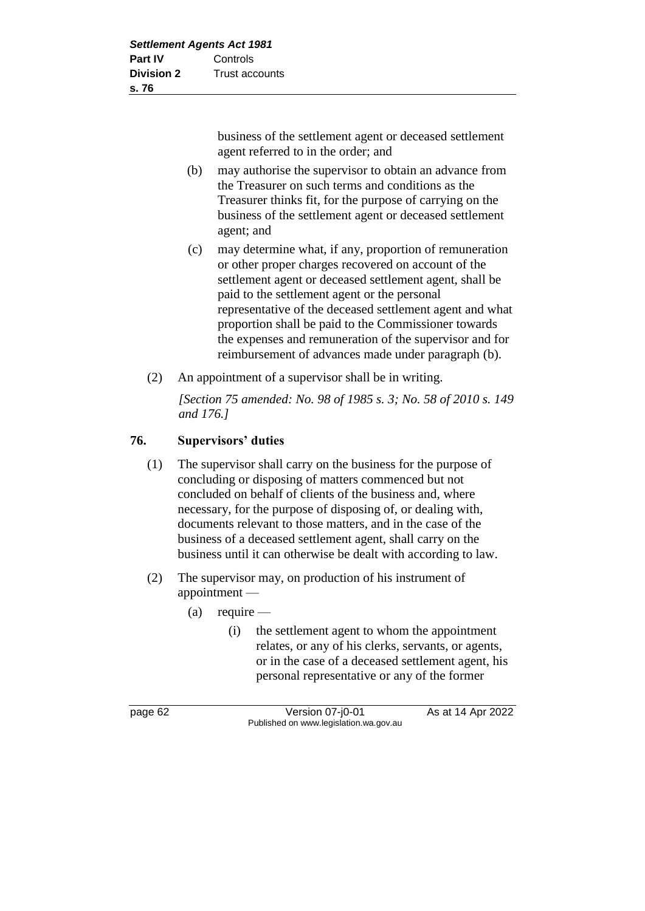business of the settlement agent or deceased settlement agent referred to in the order; and

(b) may authorise the supervisor to obtain an advance from the Treasurer on such terms and conditions as the Treasurer thinks fit, for the purpose of carrying on the business of the settlement agent or deceased settlement agent; and

(c) may determine what, if any, proportion of remuneration or other proper charges recovered on account of the settlement agent or deceased settlement agent, shall be paid to the settlement agent or the personal representative of the deceased settlement agent and what proportion shall be paid to the Commissioner towards the expenses and remuneration of the supervisor and for reimbursement of advances made under paragraph (b).

(2) An appointment of a supervisor shall be in writing.

*[Section 75 amended: No. 98 of 1985 s. 3; No. 58 of 2010 s. 149 and 176.]*

## 76. Supervisors' duties

(1) The supervisor shall carry on the business for the purpose of concluding or disposing of matters commenced but not concluded on behalf of clients of the business and, where necessary, for the purpose of disposing of, or dealing with, documents relevant to those matters, and in the case of the business of a deceased settlement agent, shall carry on the business until it can otherwise be dealt with according to law.

(2) The supervisor may, on production of his instrument of appointment —

(a) require —

(i) the settlement agent to whom the appointment relates, or any of his clerks, servants, or agents, or in the case of a deceased settlement agent, his personal representative or any of the former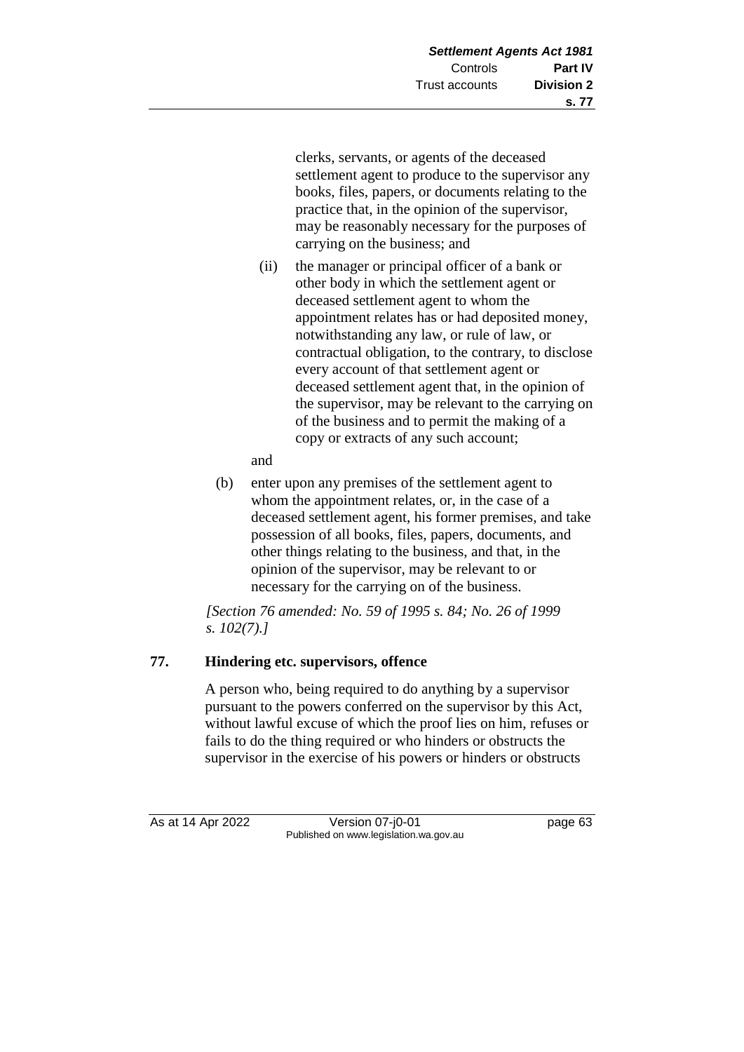clerks, servants, or agents of the deceased settlement agent to produce to the supervisor any books, files, papers, or documents relating to the practice that, in the opinion of the supervisor, may be reasonably necessary for the purposes of carrying on the business; and

(ii) the manager or principal officer of a bank or other body in which the settlement agent or deceased settlement agent to whom the appointment relates has or had deposited money, notwithstanding any law, or rule of law, or contractual obligation, to the contrary, to disclose every account of that settlement agent or deceased settlement agent that, in the opinion of the supervisor, may be relevant to the carrying on of the business and to permit the making of a copy or extracts of any such account;

and

(b) enter upon any premises of the settlement agent to whom the appointment relates, or, in the case of a deceased settlement agent, his former premises, and take possession of all books, files, papers, documents, and other things relating to the business, and that, in the opinion of the supervisor, may be relevant to or necessary for the carrying on of the business.

*[Section 76 amended: No. 59 of 1995 s. 84; No. 26 of 1999 s. 102(7).]*

## 77. Hindering etc. supervisors, offence

A person who, being required to do anything by a supervisor pursuant to the powers conferred on the supervisor by this Act, without lawful excuse of which the proof lies on him, refuses or fails to do the thing required or who hinders or obstructs the supervisor in the exercise of his powers or hinders or obstructs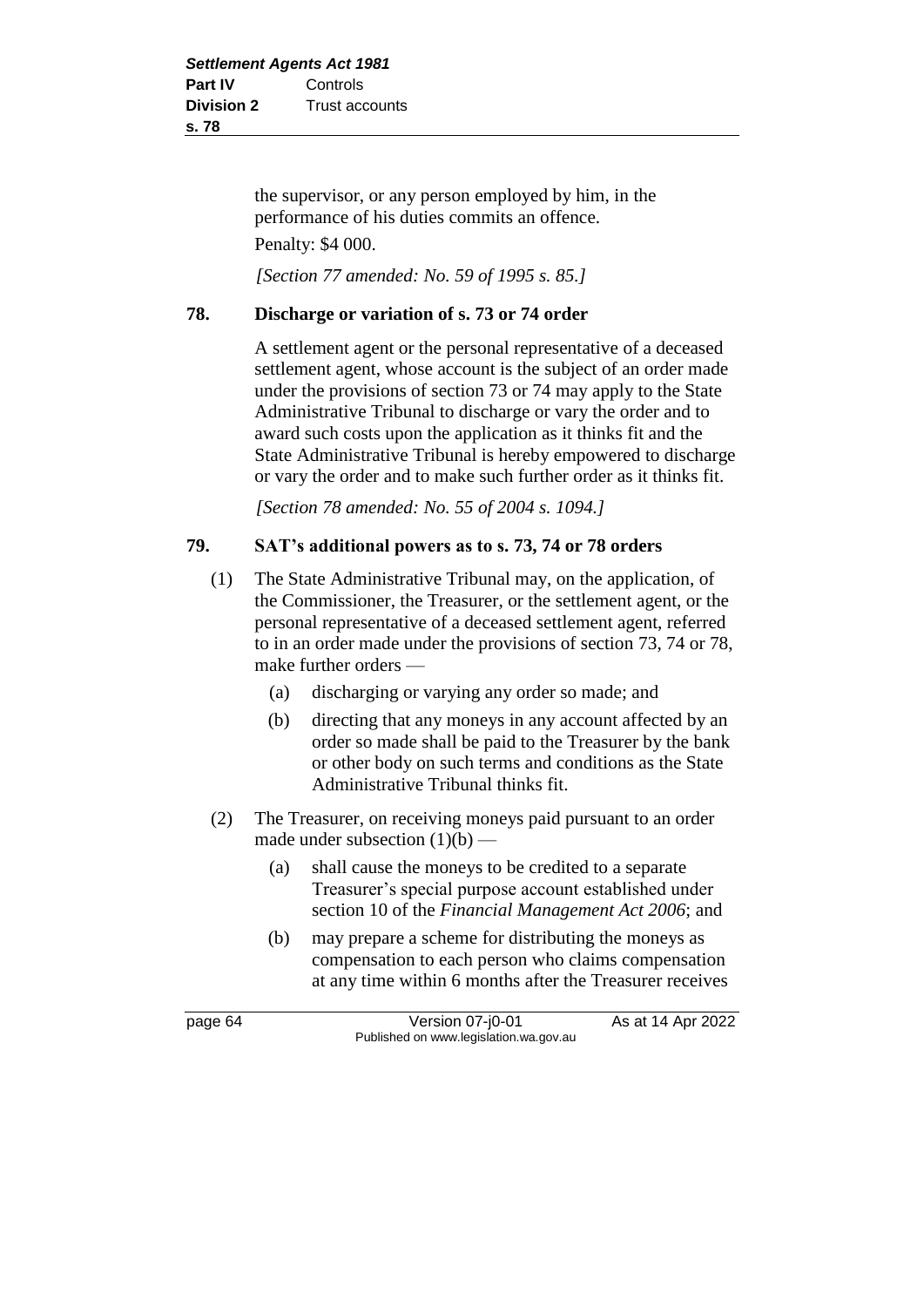the supervisor, or any person employed by him, in the performance of his duties commits an offence.

Penalty: $4 000.

*[Section 77 amended: No. 59 of 1995 s. 85.]*

## 78. Discharge or variation of s. 73 or 74 order

A settlement agent or the personal representative of a deceased settlement agent, whose account is the subject of an order made under the provisions of section 73 or 74 may apply to the State Administrative Tribunal to discharge or vary the order and to award such costs upon the application as it thinks fit and the State Administrative Tribunal is hereby empowered to discharge or vary the order and to make such further order as it thinks fit.

*[Section 78 amended: No. 55 of 2004 s. 1094.]*

## 79. SAT's additional powers as to s. 73, 74 or 78 orders

(1) The State Administrative Tribunal may, on the application, of the Commissioner, the Treasurer, or the settlement agent, or the personal representative of a deceased settlement agent, referred to in an order made under the provisions of section 73, 74 or 78, make further orders —

- (a) discharging or varying any order so made; and
- (b) directing that any moneys in any account affected by an order so made shall be paid to the Treasurer by the bank or other body on such terms and conditions as the State Administrative Tribunal thinks fit.

(2) The Treasurer, on receiving moneys paid pursuant to an order made under subsection (1)(b) —

- (a) shall cause the moneys to be credited to a separate Treasurer's special purpose account established under section 10 of the *Financial Management Act 2006*; and
- (b) may prepare a scheme for distributing the moneys as compensation to each person who claims compensation at any time within 6 months after the Treasurer receives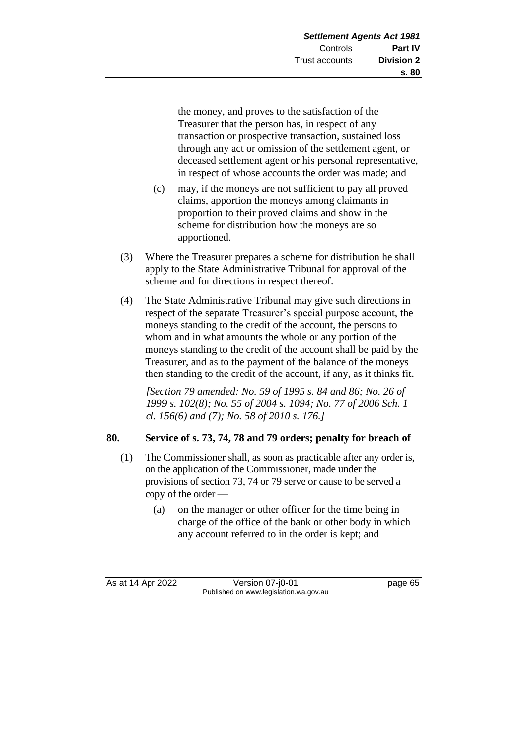the money, and proves to the satisfaction of the Treasurer that the person has, in respect of any transaction or prospective transaction, sustained loss through any act or omission of the settlement agent, or deceased settlement agent or his personal representative, in respect of whose accounts the order was made; and

- (c) may, if the moneys are not sufficient to pay all proved claims, apportion the moneys among claimants in proportion to their proved claims and show in the scheme for distribution how the moneys are so apportioned.

(3) Where the Treasurer prepares a scheme for distribution he shall apply to the State Administrative Tribunal for approval of the scheme and for directions in respect thereof.

(4) The State Administrative Tribunal may give such directions in respect of the separate Treasurer's special purpose account, the moneys standing to the credit of the account, the persons to whom and in what amounts the whole or any portion of the moneys standing to the credit of the account shall be paid by the Treasurer, and as to the payment of the balance of the moneys then standing to the credit of the account, if any, as it thinks fit.

*[Section 79 amended: No. 59 of 1995 s. 84 and 86; No. 26 of 1999 s. 102(8); No. 55 of 2004 s. 1094; No. 77 of 2006 Sch. 1 cl. 156(6) and (7); No. 58 of 2010 s. 176.]*

## 80. Service of s. 73, 74, 78 and 79 orders; penalty for breach of

(1) The Commissioner shall, as soon as practicable after any order is, on the application of the Commissioner, made under the provisions of section 73, 74 or 79 serve or cause to be served a copy of the order —

- (a) on the manager or other officer for the time being in charge of the office of the bank or other body in which any account referred to in the order is kept; and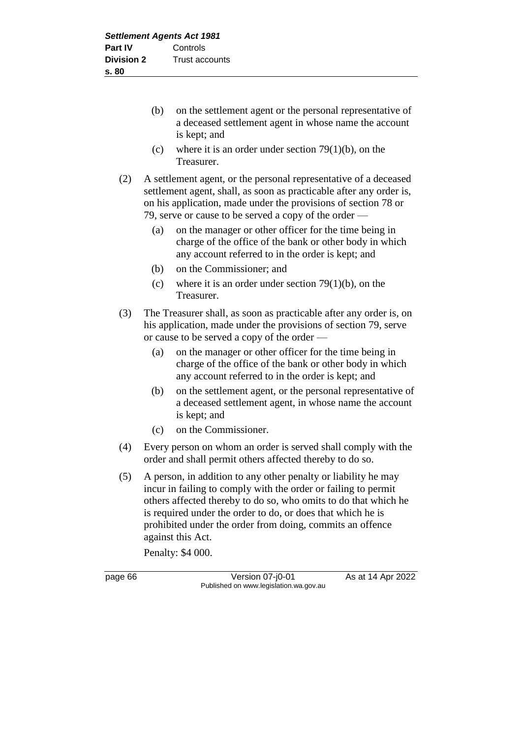(b) on the settlement agent or the personal representative of a deceased settlement agent in whose name the account is kept; and

(c) where it is an order under section 79(1)(b), on the Treasurer.

(2) A settlement agent, or the personal representative of a deceased settlement agent, shall, as soon as practicable after any order is, on his application, made under the provisions of section 78 or 79, serve or cause to be served a copy of the order —

(a) on the manager or other officer for the time being in charge of the office of the bank or other body in which any account referred to in the order is kept; and

(b) on the Commissioner; and

(c) where it is an order under section 79(1)(b), on the Treasurer.

(3) The Treasurer shall, as soon as practicable after any order is, on his application, made under the provisions of section 79, serve or cause to be served a copy of the order —

(a) on the manager or other officer for the time being in charge of the office of the bank or other body in which any account referred to in the order is kept; and

(b) on the settlement agent, or the personal representative of a deceased settlement agent, in whose name the account is kept; and

(c) on the Commissioner.

(4) Every person on whom an order is served shall comply with the order and shall permit others affected thereby to do so.

(5) A person, in addition to any other penalty or liability he may incur in failing to comply with the order or failing to permit others affected thereby to do so, who omits to do that which he is required under the order to do, or does that which he is prohibited under the order from doing, commits an offence against this Act.

Penalty: $4 000.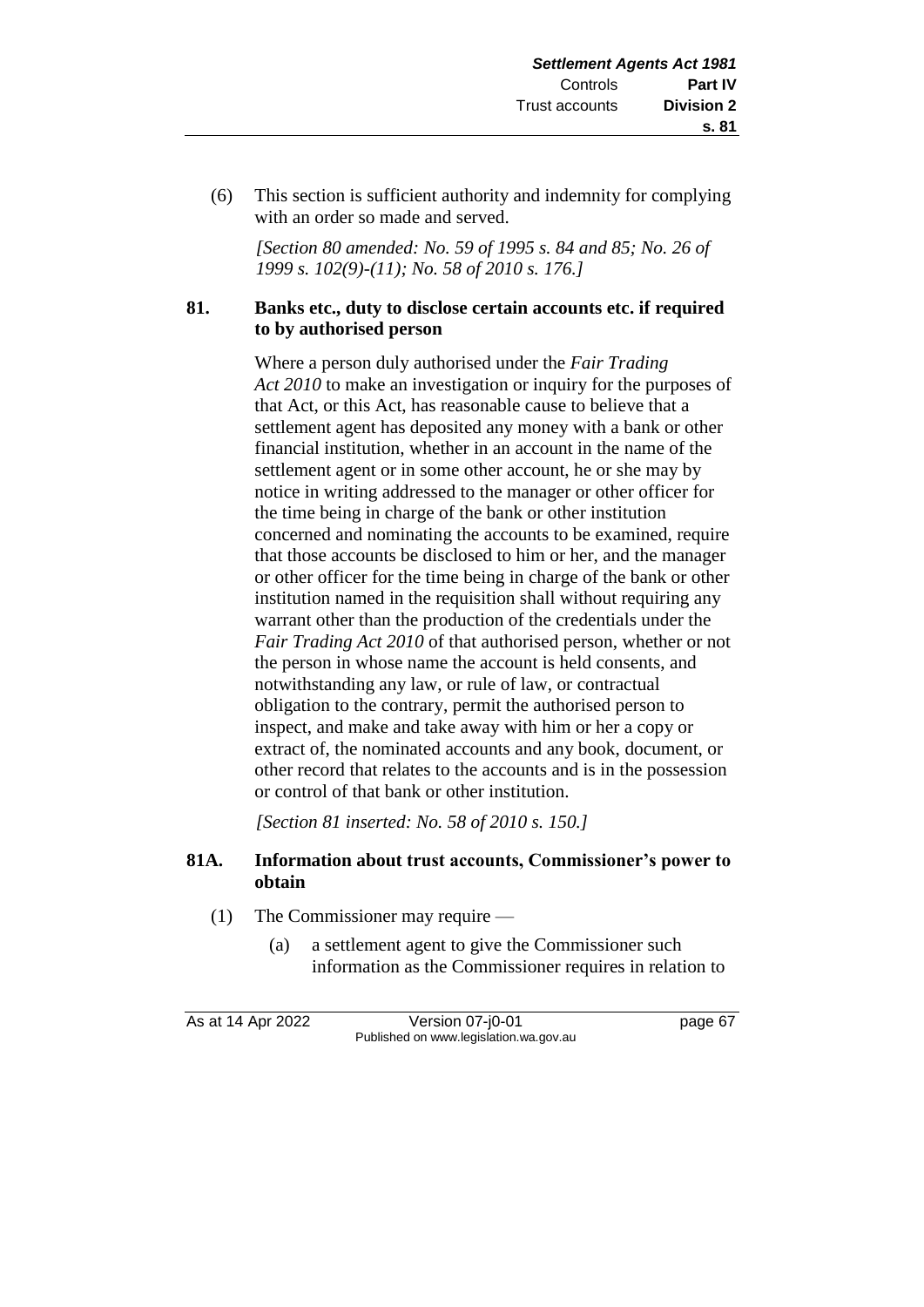(6) This section is sufficient authority and indemnity for complying with an order so made and served.

*[Section 80 amended: No. 59 of 1995 s. 84 and 85; No. 26 of 1999 s. 102(9)-(11); No. 58 of 2010 s. 176.]*

### 81. Banks etc., duty to disclose certain accounts etc. if required to by authorised person

Where a person duly authorised under the *Fair Trading Act 2010* to make an investigation or inquiry for the purposes of that Act, or this Act, has reasonable cause to believe that a settlement agent has deposited any money with a bank or other financial institution, whether in an account in the name of the settlement agent or in some other account, he or she may by notice in writing addressed to the manager or other officer for the time being in charge of the bank or other institution concerned and nominating the accounts to be examined, require that those accounts be disclosed to him or her, and the manager or other officer for the time being in charge of the bank or other institution named in the requisition shall without requiring any warrant other than the production of the credentials under the *Fair Trading Act 2010* of that authorised person, whether or not the person in whose name the account is held consents, and notwithstanding any law, or rule of law, or contractual obligation to the contrary, permit the authorised person to inspect, and make and take away with him or her a copy or extract of, the nominated accounts and any book, document, or other record that relates to the accounts and is in the possession or control of that bank or other institution.

*[Section 81 inserted: No. 58 of 2010 s. 150.]*

### 81A. Information about trust accounts, Commissioner's power to obtain

(1) The Commissioner may require —

(a) a settlement agent to give the Commissioner such information as the Commissioner requires in relation to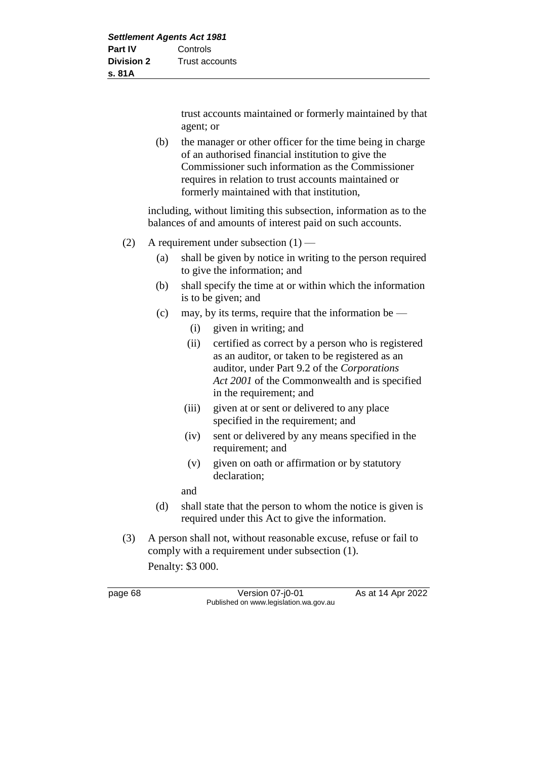trust accounts maintained or formerly maintained by that agent; or

(b) the manager or other officer for the time being in charge of an authorised financial institution to give the Commissioner such information as the Commissioner requires in relation to trust accounts maintained or formerly maintained with that institution,

including, without limiting this subsection, information as to the balances of and amounts of interest paid on such accounts.

(2) A requirement under subsection (1) —

(a) shall be given by notice in writing to the person required to give the information; and

(b) shall specify the time at or within which the information is to be given; and

(c) may, by its terms, require that the information be —

(i) given in writing; and

(ii) certified as correct by a person who is registered as an auditor, or taken to be registered as an auditor, under Part 9.2 of the *Corporations Act 2001* of the Commonwealth and is specified in the requirement; and

(iii) given at or sent or delivered to any place specified in the requirement; and

(iv) sent or delivered by any means specified in the requirement; and

(v) given on oath or affirmation or by statutory declaration;

and

(d) shall state that the person to whom the notice is given is required under this Act to give the information.

(3) A person shall not, without reasonable excuse, refuse or fail to comply with a requirement under subsection (1).

Penalty: $3 000.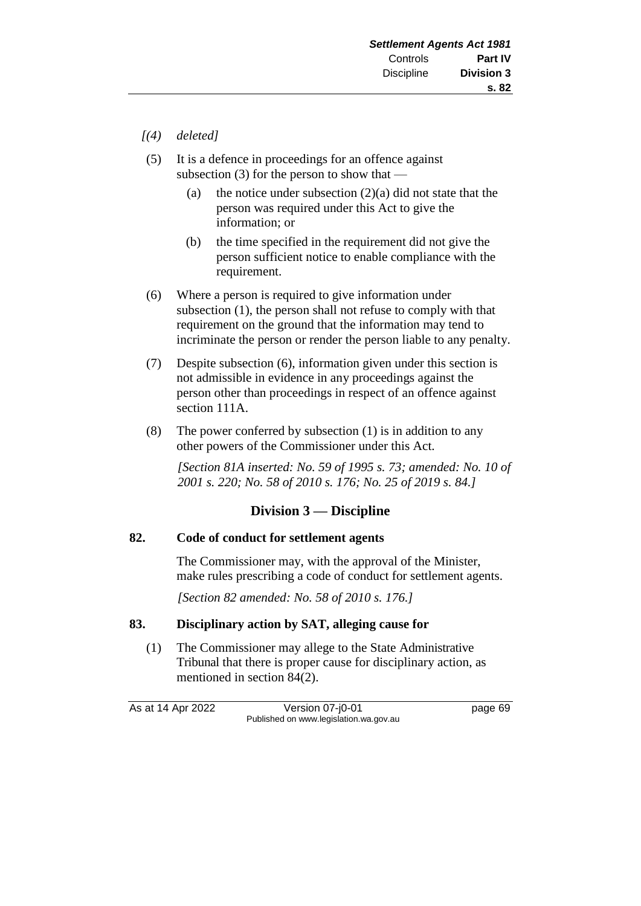*[(4) deleted]*

(5) It is a defence in proceedings for an offence against subsection (3) for the person to show that —

(a) the notice under subsection (2)(a) did not state that the person was required under this Act to give the information; or

(b) the time specified in the requirement did not give the person sufficient notice to enable compliance with the requirement.

(6) Where a person is required to give information under subsection (1), the person shall not refuse to comply with that requirement on the ground that the information may tend to incriminate the person or render the person liable to any penalty.

(7) Despite subsection (6), information given under this section is not admissible in evidence in any proceedings against the person other than proceedings in respect of an offence against section 111A.

(8) The power conferred by subsection (1) is in addition to any other powers of the Commissioner under this Act.

*[Section 81A inserted: No. 59 of 1995 s. 73; amended: No. 10 of 2001 s. 220; No. 58 of 2010 s. 176; No. 25 of 2019 s. 84.]*

## Division 3 — Discipline

### 82. Code of conduct for settlement agents

The Commissioner may, with the approval of the Minister, make rules prescribing a code of conduct for settlement agents.

*[Section 82 amended: No. 58 of 2010 s. 176.]*

### 83. Disciplinary action by SAT, alleging cause for

(1) The Commissioner may allege to the State Administrative Tribunal that there is proper cause for disciplinary action, as mentioned in section 84(2).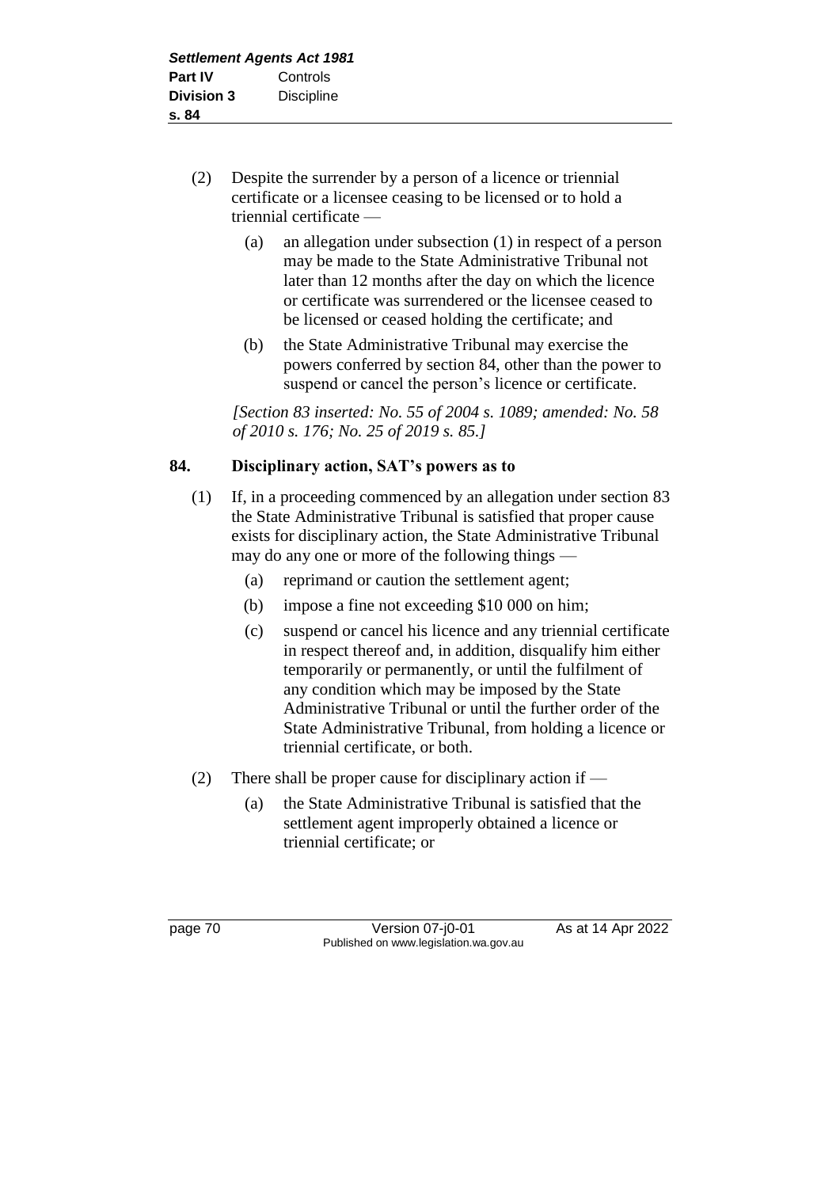(2) Despite the surrender by a person of a licence or triennial certificate or a licensee ceasing to be licensed or to hold a triennial certificate —

(a) an allegation under subsection (1) in respect of a person may be made to the State Administrative Tribunal not later than 12 months after the day on which the licence or certificate was surrendered or the licensee ceased to be licensed or ceased holding the certificate; and

(b) the State Administrative Tribunal may exercise the powers conferred by section 84, other than the power to suspend or cancel the person's licence or certificate.

*[Section 83 inserted: No. 55 of 2004 s. 1089; amended: No. 58 of 2010 s. 176; No. 25 of 2019 s. 85.]*

## 84. Disciplinary action, SAT's powers as to

(1) If, in a proceeding commenced by an allegation under section 83 the State Administrative Tribunal is satisfied that proper cause exists for disciplinary action, the State Administrative Tribunal may do any one or more of the following things —

(a) reprimand or caution the settlement agent;

(b) impose a fine not exceeding $10 000 on him;

(c) suspend or cancel his licence and any triennial certificate in respect thereof and, in addition, disqualify him either temporarily or permanently, or until the fulfilment of any condition which may be imposed by the State Administrative Tribunal or until the further order of the State Administrative Tribunal, from holding a licence or triennial certificate, or both.

(2) There shall be proper cause for disciplinary action if —

(a) the State Administrative Tribunal is satisfied that the settlement agent improperly obtained a licence or triennial certificate; or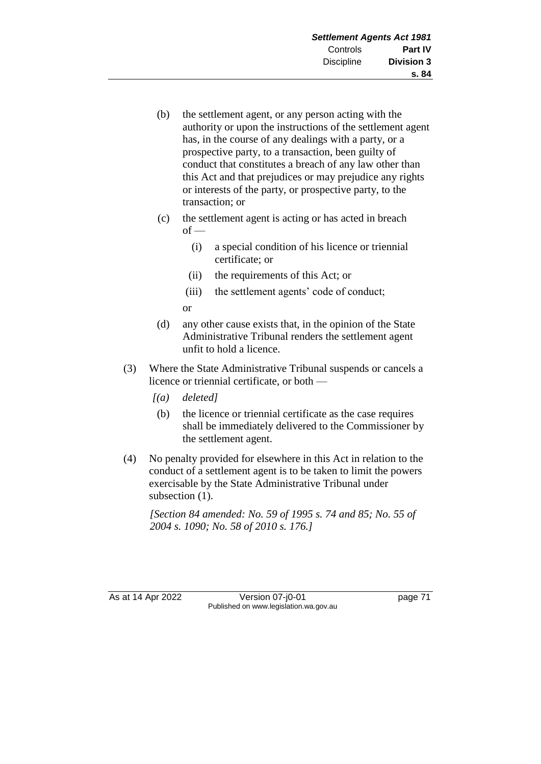(b) the settlement agent, or any person acting with the authority or upon the instructions of the settlement agent has, in the course of any dealings with a party, or a prospective party, to a transaction, been guilty of conduct that constitutes a breach of any law other than this Act and that prejudices or may prejudice any rights or interests of the party, or prospective party, to the transaction; or

(c) the settlement agent is acting or has acted in breach of —

  (i) a special condition of his licence or triennial certificate; or

  (ii) the requirements of this Act; or

  (iii) the settlement agents' code of conduct;

  or

(d) any other cause exists that, in the opinion of the State Administrative Tribunal renders the settlement agent unfit to hold a licence.

(3) Where the State Administrative Tribunal suspends or cancels a licence or triennial certificate, or both —

  *[(a) deleted]*

  (b) the licence or triennial certificate as the case requires shall be immediately delivered to the Commissioner by the settlement agent.

(4) No penalty provided for elsewhere in this Act in relation to the conduct of a settlement agent is to be taken to limit the powers exercisable by the State Administrative Tribunal under subsection (1).

*[Section 84 amended: No. 59 of 1995 s. 74 and 85; No. 55 of 2004 s. 1090; No. 58 of 2010 s. 176.]*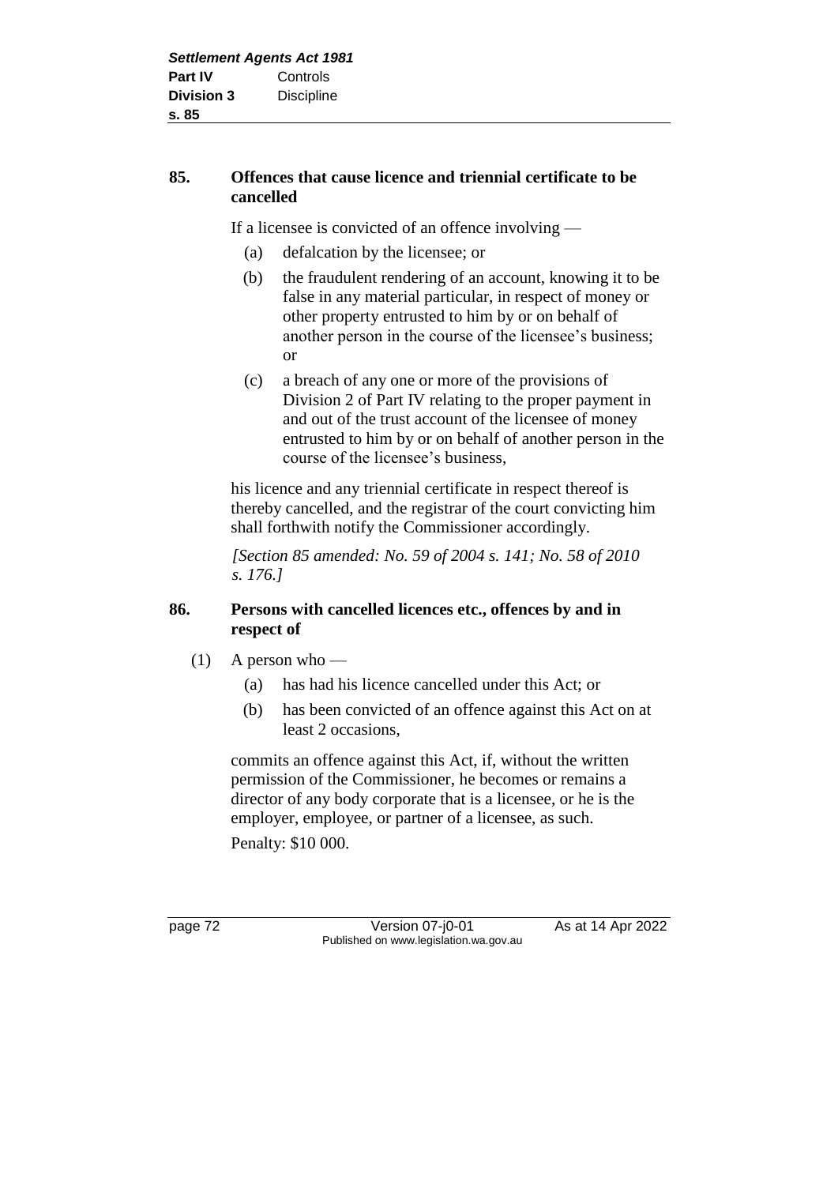## 85. Offences that cause licence and triennial certificate to be cancelled

If a licensee is convicted of an offence involving —

(a) defalcation by the licensee; or

(b) the fraudulent rendering of an account, knowing it to be false in any material particular, in respect of money or other property entrusted to him by or on behalf of another person in the course of the licensee's business; or

(c) a breach of any one or more of the provisions of Division 2 of Part IV relating to the proper payment in and out of the trust account of the licensee of money entrusted to him by or on behalf of another person in the course of the licensee's business,

his licence and any triennial certificate in respect thereof is thereby cancelled, and the registrar of the court convicting him shall forthwith notify the Commissioner accordingly.

*[Section 85 amended: No. 59 of 2004 s. 141; No. 58 of 2010 s. 176.]*

## 86. Persons with cancelled licences etc., offences by and in respect of

(1) A person who —

(a) has had his licence cancelled under this Act; or

(b) has been convicted of an offence against this Act on at least 2 occasions,

commits an offence against this Act, if, without the written permission of the Commissioner, he becomes or remains a director of any body corporate that is a licensee, or he is the employer, employee, or partner of a licensee, as such.

Penalty: $10 000.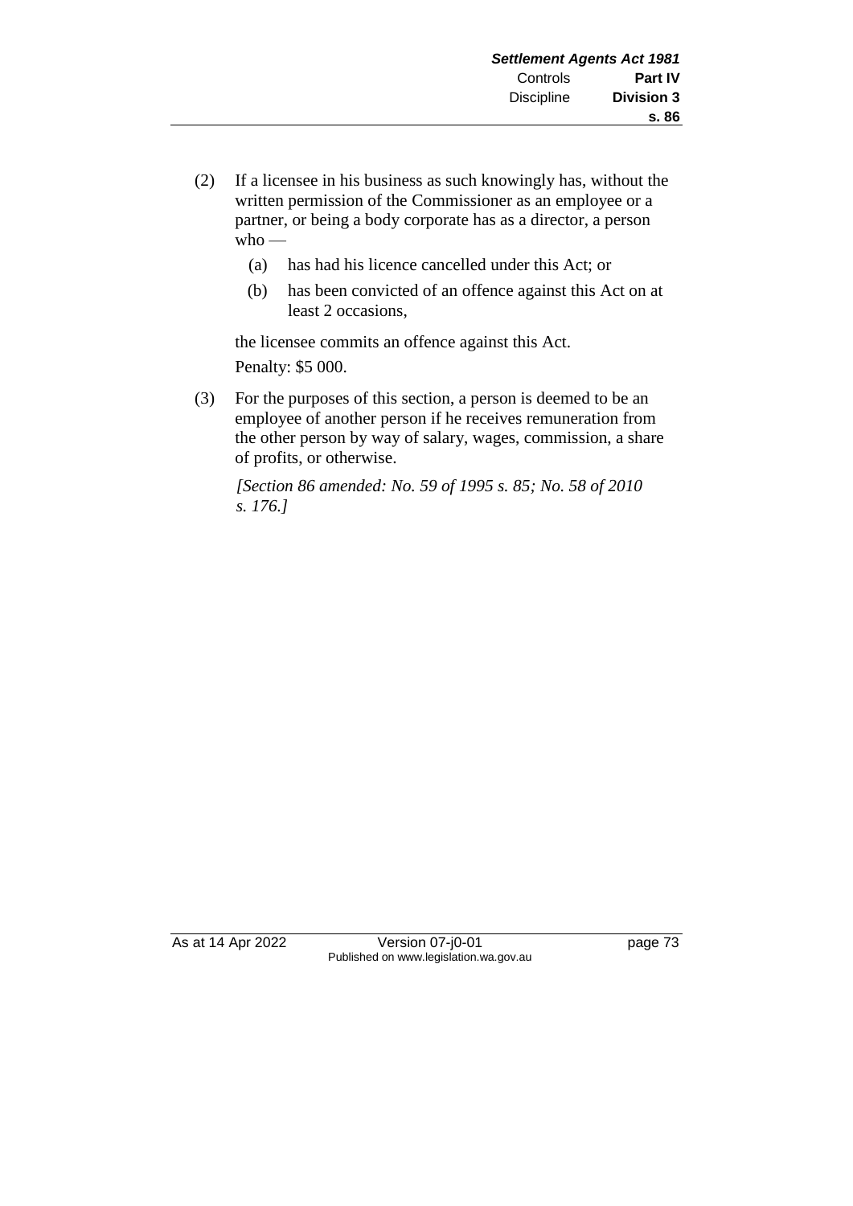(2) If a licensee in his business as such knowingly has, without the written permission of the Commissioner as an employee or a partner, or being a body corporate has as a director, a person who —

  (a) has had his licence cancelled under this Act; or

  (b) has been convicted of an offence against this Act on at least 2 occasions,

the licensee commits an offence against this Act.

Penalty: $5 000.

(3) For the purposes of this section, a person is deemed to be an employee of another person if he receives remuneration from the other person by way of salary, wages, commission, a share of profits, or otherwise.

*[Section 86 amended: No. 59 of 1995 s. 85; No. 58 of 2010 s. 176.]*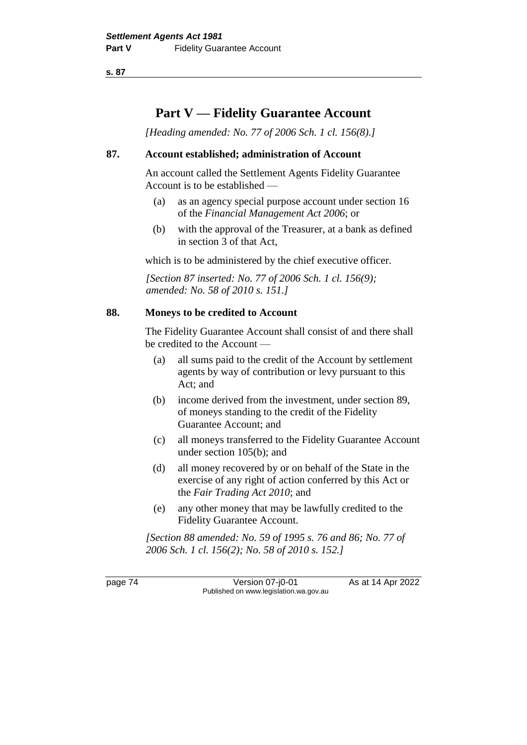# Part V — Fidelity Guarantee Account

*[Heading amended: No. 77 of 2006 Sch. 1 cl. 156(8).]*

## 87. Account established; administration of Account

An account called the Settlement Agents Fidelity Guarantee Account is to be established —

(a) as an agency special purpose account under section 16 of the *Financial Management Act 2006*; or

(b) with the approval of the Treasurer, at a bank as defined in section 3 of that Act,

which is to be administered by the chief executive officer.

*[Section 87 inserted: No. 77 of 2006 Sch. 1 cl. 156(9); amended: No. 58 of 2010 s. 151.]*

## 88. Moneys to be credited to Account

The Fidelity Guarantee Account shall consist of and there shall be credited to the Account —

(a) all sums paid to the credit of the Account by settlement agents by way of contribution or levy pursuant to this Act; and

(b) income derived from the investment, under section 89, of moneys standing to the credit of the Fidelity Guarantee Account; and

(c) all moneys transferred to the Fidelity Guarantee Account under section 105(b); and

(d) all money recovered by or on behalf of the State in the exercise of any right of action conferred by this Act or the *Fair Trading Act 2010*; and

(e) any other money that may be lawfully credited to the Fidelity Guarantee Account.

*[Section 88 amended: No. 59 of 1995 s. 76 and 86; No. 77 of 2006 Sch. 1 cl. 156(2); No. 58 of 2010 s. 152.]*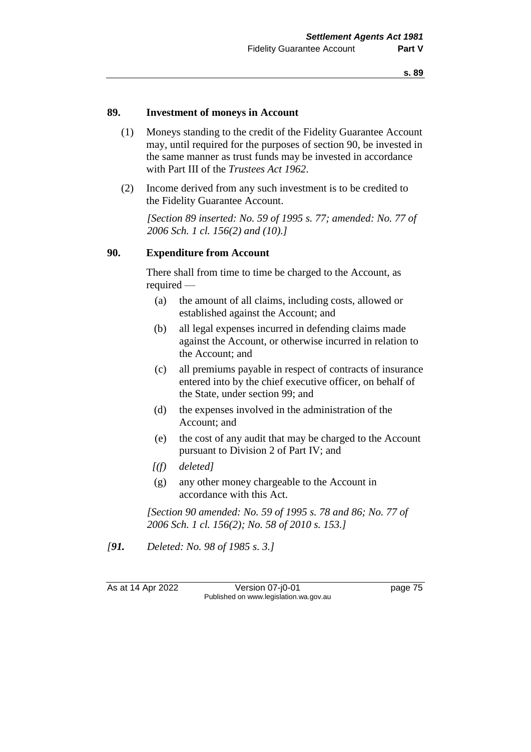## 89. Investment of moneys in Account

(1) Moneys standing to the credit of the Fidelity Guarantee Account may, until required for the purposes of section 90, be invested in the same manner as trust funds may be invested in accordance with Part III of the *Trustees Act 1962*.

(2) Income derived from any such investment is to be credited to the Fidelity Guarantee Account.

*[Section 89 inserted: No. 59 of 1995 s. 77; amended: No. 77 of 2006 Sch. 1 cl. 156(2) and (10).]*

## 90. Expenditure from Account

There shall from time to time be charged to the Account, as required —

(a) the amount of all claims, including costs, allowed or established against the Account; and

(b) all legal expenses incurred in defending claims made against the Account, or otherwise incurred in relation to the Account; and

(c) all premiums payable in respect of contracts of insurance entered into by the chief executive officer, on behalf of the State, under section 99; and

(d) the expenses involved in the administration of the Account; and

(e) the cost of any audit that may be charged to the Account pursuant to Division 2 of Part IV; and

*[(f) deleted]*

(g) any other money chargeable to the Account in accordance with this Act.

*[Section 90 amended: No. 59 of 1995 s. 78 and 86; No. 77 of 2006 Sch. 1 cl. 156(2); No. 58 of 2010 s. 153.]*

*[**91.** Deleted: No. 98 of 1985 s. 3.]*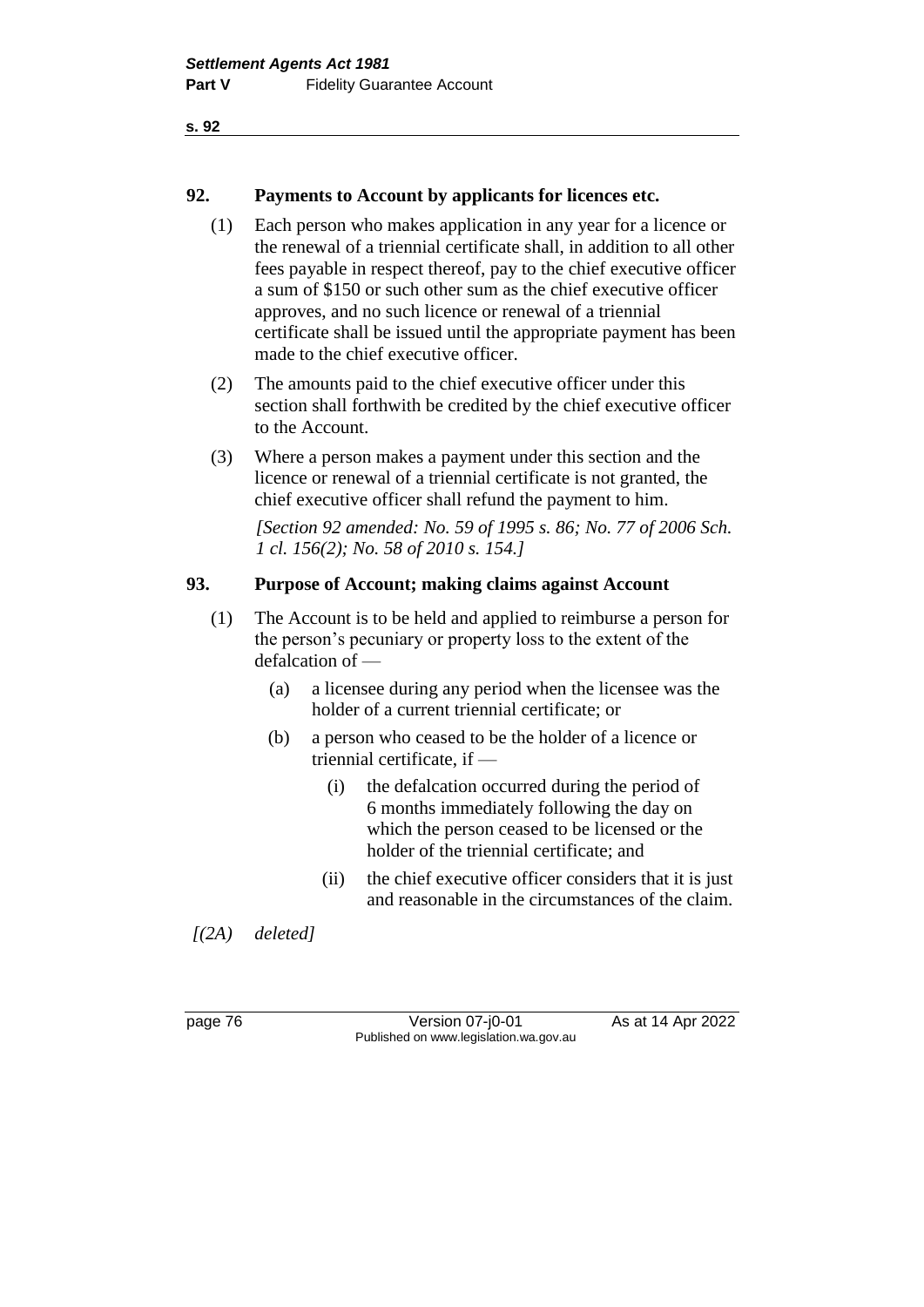## 92. Payments to Account by applicants for licences etc.

(1) Each person who makes application in any year for a licence or the renewal of a triennial certificate shall, in addition to all other fees payable in respect thereof, pay to the chief executive officer a sum of $150 or such other sum as the chief executive officer approves, and no such licence or renewal of a triennial certificate shall be issued until the appropriate payment has been made to the chief executive officer.

(2) The amounts paid to the chief executive officer under this section shall forthwith be credited by the chief executive officer to the Account.

(3) Where a person makes a payment under this section and the licence or renewal of a triennial certificate is not granted, the chief executive officer shall refund the payment to him.

*[Section 92 amended: No. 59 of 1995 s. 86; No. 77 of 2006 Sch. 1 cl. 156(2); No. 58 of 2010 s. 154.]*

## 93. Purpose of Account; making claims against Account

(1) The Account is to be held and applied to reimburse a person for the person's pecuniary or property loss to the extent of the defalcation of —

- (a) a licensee during any period when the licensee was the holder of a current triennial certificate; or
- (b) a person who ceased to be the holder of a licence or triennial certificate, if —
  - (i) the defalcation occurred during the period of 6 months immediately following the day on which the person ceased to be licensed or the holder of the triennial certificate; and
  - (ii) the chief executive officer considers that it is just and reasonable in the circumstances of the claim.

*[(2A) deleted]*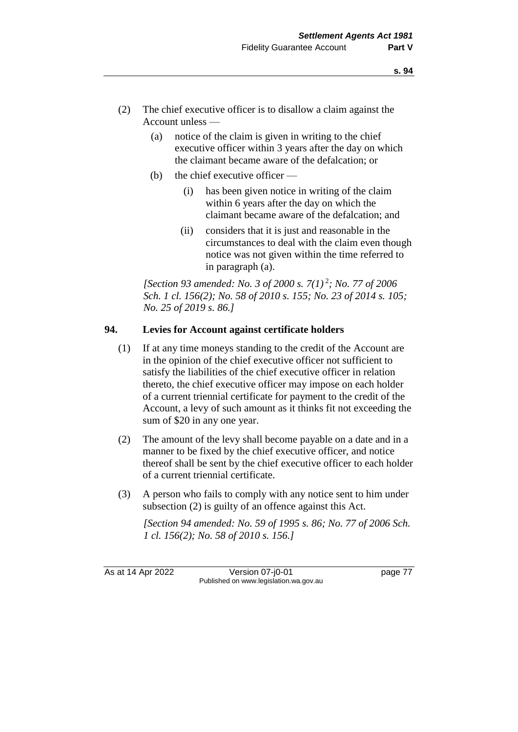(2) The chief executive officer is to disallow a claim against the Account unless —

(a) notice of the claim is given in writing to the chief executive officer within 3 years after the day on which the claimant became aware of the defalcation; or

(b) the chief executive officer —

(i) has been given notice in writing of the claim within 6 years after the day on which the claimant became aware of the defalcation; and

(ii) considers that it is just and reasonable in the circumstances to deal with the claim even though notice was not given within the time referred to in paragraph (a).

*[Section 93 amended: No. 3 of 2000 s. 7(1)* [2]*; No. 77 of 2006 Sch. 1 cl. 156(2); No. 58 of 2010 s. 155; No. 23 of 2014 s. 105; No. 25 of 2019 s. 86.]*

## 94. Levies for Account against certificate holders

(1) If at any time moneys standing to the credit of the Account are in the opinion of the chief executive officer not sufficient to satisfy the liabilities of the chief executive officer in relation thereto, the chief executive officer may impose on each holder of a current triennial certificate for payment to the credit of the Account, a levy of such amount as it thinks fit not exceeding the sum of $20 in any one year.

(2) The amount of the levy shall become payable on a date and in a manner to be fixed by the chief executive officer, and notice thereof shall be sent by the chief executive officer to each holder of a current triennial certificate.

(3) A person who fails to comply with any notice sent to him under subsection (2) is guilty of an offence against this Act.

*[Section 94 amended: No. 59 of 1995 s. 86; No. 77 of 2006 Sch. 1 cl. 156(2); No. 58 of 2010 s. 156.]*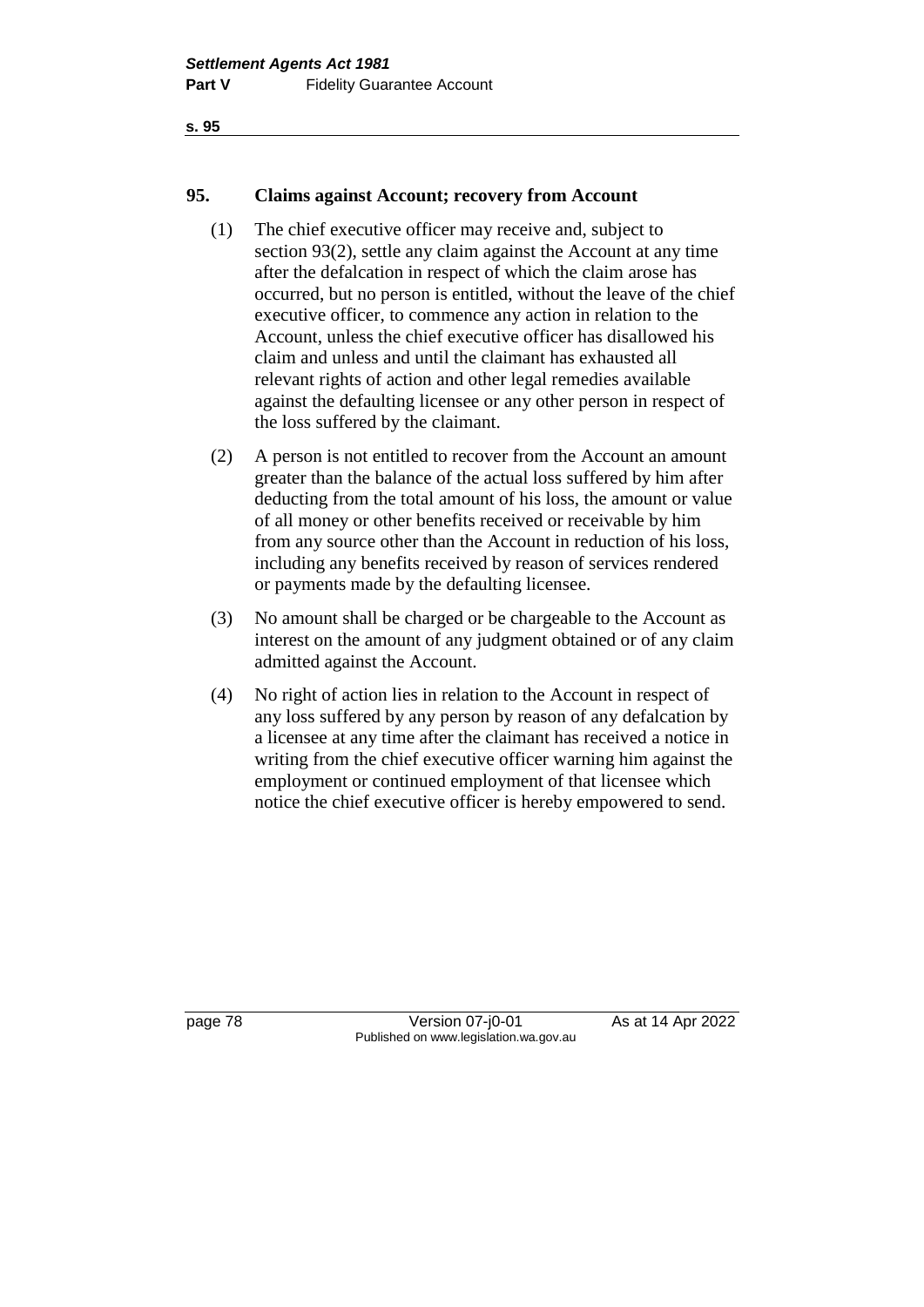## 95. Claims against Account; recovery from Account

(1) The chief executive officer may receive and, subject to section 93(2), settle any claim against the Account at any time after the defalcation in respect of which the claim arose has occurred, but no person is entitled, without the leave of the chief executive officer, to commence any action in relation to the Account, unless the chief executive officer has disallowed his claim and unless and until the claimant has exhausted all relevant rights of action and other legal remedies available against the defaulting licensee or any other person in respect of the loss suffered by the claimant.

(2) A person is not entitled to recover from the Account an amount greater than the balance of the actual loss suffered by him after deducting from the total amount of his loss, the amount or value of all money or other benefits received or receivable by him from any source other than the Account in reduction of his loss, including any benefits received by reason of services rendered or payments made by the defaulting licensee.

(3) No amount shall be charged or be chargeable to the Account as interest on the amount of any judgment obtained or of any claim admitted against the Account.

(4) No right of action lies in relation to the Account in respect of any loss suffered by any person by reason of any defalcation by a licensee at any time after the claimant has received a notice in writing from the chief executive officer warning him against the employment or continued employment of that licensee which notice the chief executive officer is hereby empowered to send.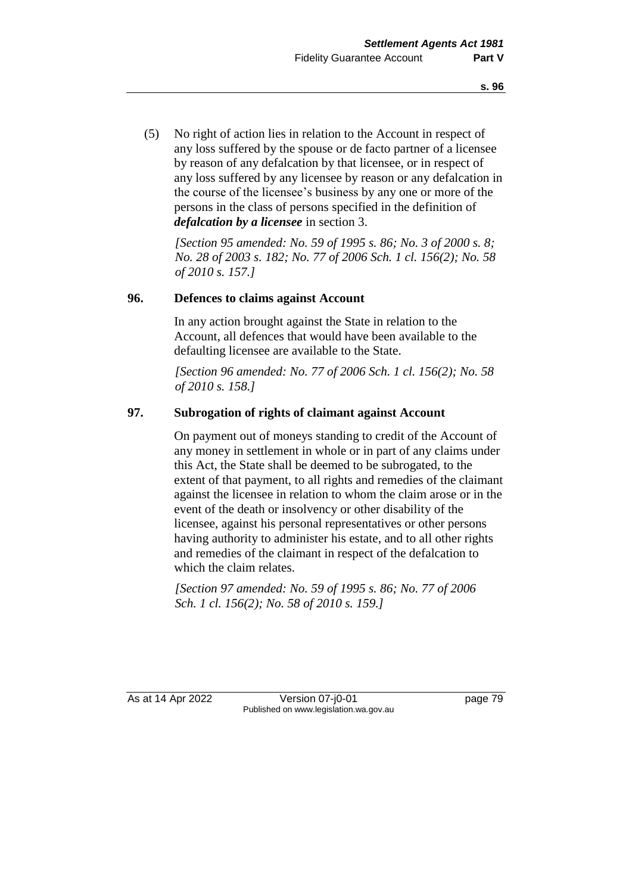(5) No right of action lies in relation to the Account in respect of any loss suffered by the spouse or de facto partner of a licensee by reason of any defalcation by that licensee, or in respect of any loss suffered by any licensee by reason or any defalcation in the course of the licensee's business by any one or more of the persons in the class of persons specified in the definition of ***defalcation by a licensee*** in section 3.

*[Section 95 amended: No. 59 of 1995 s. 86; No. 3 of 2000 s. 8; No. 28 of 2003 s. 182; No. 77 of 2006 Sch. 1 cl. 156(2); No. 58 of 2010 s. 157.]*

### 96. Defences to claims against Account

In any action brought against the State in relation to the Account, all defences that would have been available to the defaulting licensee are available to the State.

*[Section 96 amended: No. 77 of 2006 Sch. 1 cl. 156(2); No. 58 of 2010 s. 158.]*

### 97. Subrogation of rights of claimant against Account

On payment out of moneys standing to credit of the Account of any money in settlement in whole or in part of any claims under this Act, the State shall be deemed to be subrogated, to the extent of that payment, to all rights and remedies of the claimant against the licensee in relation to whom the claim arose or in the event of the death or insolvency or other disability of the licensee, against his personal representatives or other persons having authority to administer his estate, and to all other rights and remedies of the claimant in respect of the defalcation to which the claim relates.

*[Section 97 amended: No. 59 of 1995 s. 86; No. 77 of 2006 Sch. 1 cl. 156(2); No. 58 of 2010 s. 159.]*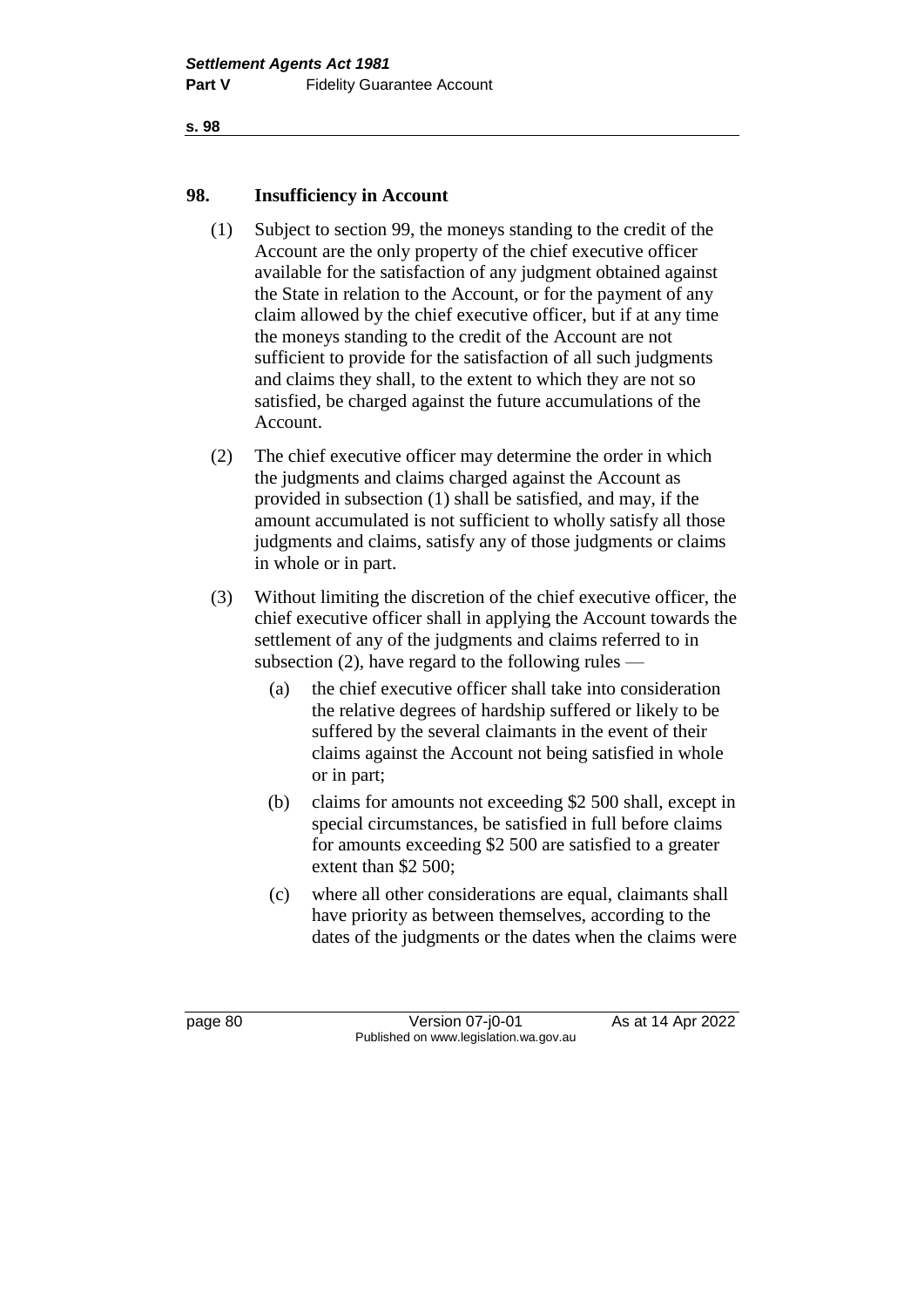## 98. Insufficiency in Account

(1) Subject to section 99, the moneys standing to the credit of the Account are the only property of the chief executive officer available for the satisfaction of any judgment obtained against the State in relation to the Account, or for the payment of any claim allowed by the chief executive officer, but if at any time the moneys standing to the credit of the Account are not sufficient to provide for the satisfaction of all such judgments and claims they shall, to the extent to which they are not so satisfied, be charged against the future accumulations of the Account.

(2) The chief executive officer may determine the order in which the judgments and claims charged against the Account as provided in subsection (1) shall be satisfied, and may, if the amount accumulated is not sufficient to wholly satisfy all those judgments and claims, satisfy any of those judgments or claims in whole or in part.

(3) Without limiting the discretion of the chief executive officer, the chief executive officer shall in applying the Account towards the settlement of any of the judgments and claims referred to in subsection (2), have regard to the following rules —

(a) the chief executive officer shall take into consideration the relative degrees of hardship suffered or likely to be suffered by the several claimants in the event of their claims against the Account not being satisfied in whole or in part;

(b) claims for amounts not exceeding \$2 500 shall, except in special circumstances, be satisfied in full before claims for amounts exceeding \$2 500 are satisfied to a greater extent than \$2 500;

(c) where all other considerations are equal, claimants shall have priority as between themselves, according to the dates of the judgments or the dates when the claims were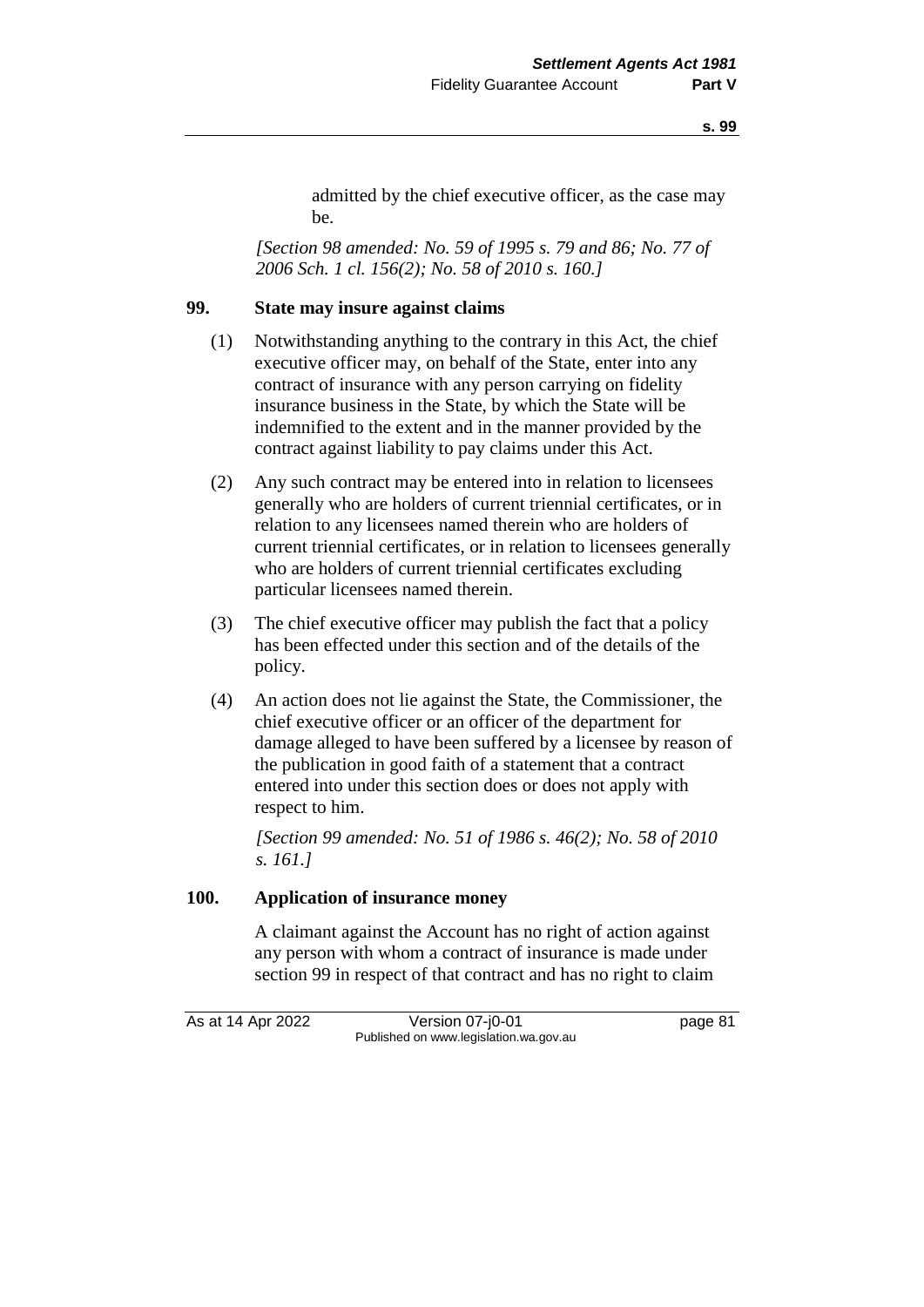admitted by the chief executive officer, as the case may be.

*[Section 98 amended: No. 59 of 1995 s. 79 and 86; No. 77 of 2006 Sch. 1 cl. 156(2); No. 58 of 2010 s. 160.]*

### 99. State may insure against claims

(1) Notwithstanding anything to the contrary in this Act, the chief executive officer may, on behalf of the State, enter into any contract of insurance with any person carrying on fidelity insurance business in the State, by which the State will be indemnified to the extent and in the manner provided by the contract against liability to pay claims under this Act.

(2) Any such contract may be entered into in relation to licensees generally who are holders of current triennial certificates, or in relation to any licensees named therein who are holders of current triennial certificates, or in relation to licensees generally who are holders of current triennial certificates excluding particular licensees named therein.

(3) The chief executive officer may publish the fact that a policy has been effected under this section and of the details of the policy.

(4) An action does not lie against the State, the Commissioner, the chief executive officer or an officer of the department for damage alleged to have been suffered by a licensee by reason of the publication in good faith of a statement that a contract entered into under this section does or does not apply with respect to him.

*[Section 99 amended: No. 51 of 1986 s. 46(2); No. 58 of 2010 s. 161.]*

### 100. Application of insurance money

A claimant against the Account has no right of action against any person with whom a contract of insurance is made under section 99 in respect of that contract and has no right to claim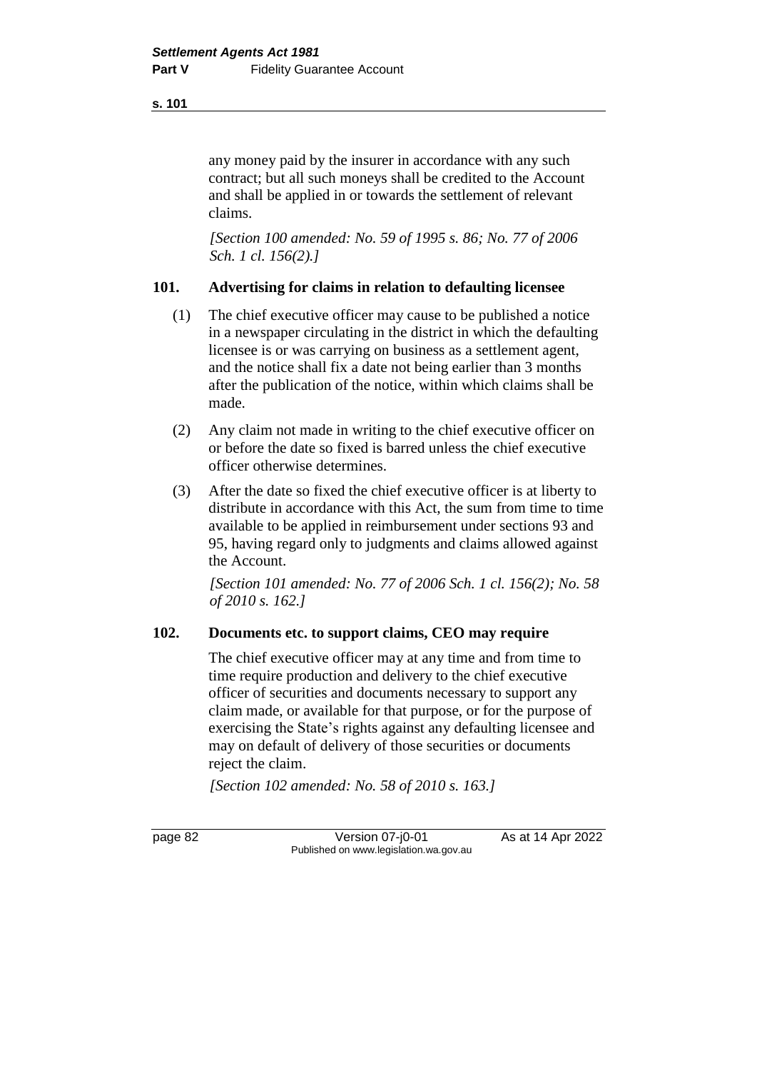any money paid by the insurer in accordance with any such contract; but all such moneys shall be credited to the Account and shall be applied in or towards the settlement of relevant claims.

*[Section 100 amended: No. 59 of 1995 s. 86; No. 77 of 2006 Sch. 1 cl. 156(2).]*

### 101. Advertising for claims in relation to defaulting licensee

(1) The chief executive officer may cause to be published a notice in a newspaper circulating in the district in which the defaulting licensee is or was carrying on business as a settlement agent, and the notice shall fix a date not being earlier than 3 months after the publication of the notice, within which claims shall be made.

(2) Any claim not made in writing to the chief executive officer on or before the date so fixed is barred unless the chief executive officer otherwise determines.

(3) After the date so fixed the chief executive officer is at liberty to distribute in accordance with this Act, the sum from time to time available to be applied in reimbursement under sections 93 and 95, having regard only to judgments and claims allowed against the Account.

*[Section 101 amended: No. 77 of 2006 Sch. 1 cl. 156(2); No. 58 of 2010 s. 162.]*

### 102. Documents etc. to support claims, CEO may require

The chief executive officer may at any time and from time to time require production and delivery to the chief executive officer of securities and documents necessary to support any claim made, or available for that purpose, or for the purpose of exercising the State's rights against any defaulting licensee and may on default of delivery of those securities or documents reject the claim.

*[Section 102 amended: No. 58 of 2010 s. 163.]*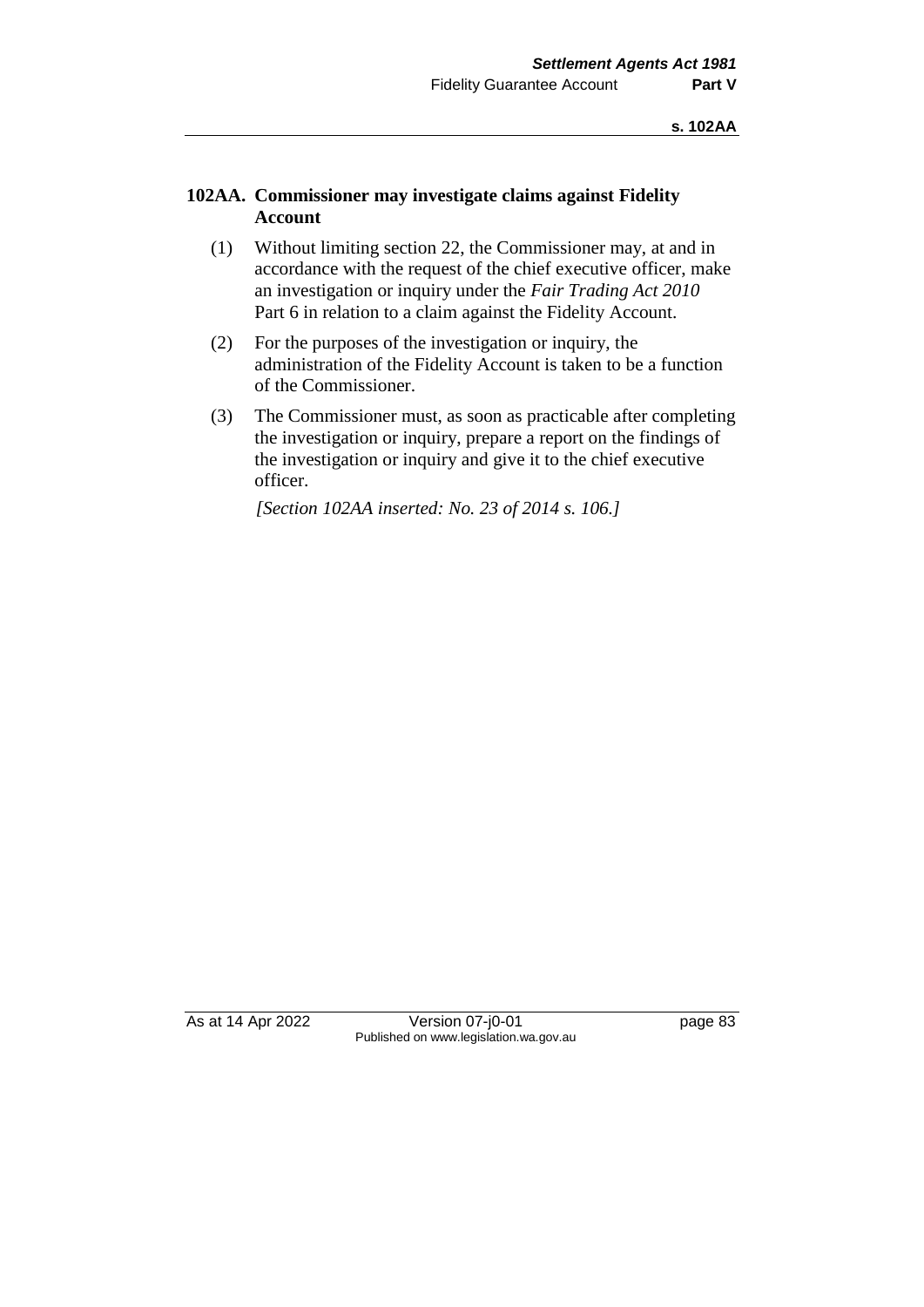## 102AA. Commissioner may investigate claims against Fidelity Account

(1) Without limiting section 22, the Commissioner may, at and in accordance with the request of the chief executive officer, make an investigation or inquiry under the *Fair Trading Act 2010* Part 6 in relation to a claim against the Fidelity Account.

(2) For the purposes of the investigation or inquiry, the administration of the Fidelity Account is taken to be a function of the Commissioner.

(3) The Commissioner must, as soon as practicable after completing the investigation or inquiry, prepare a report on the findings of the investigation or inquiry and give it to the chief executive officer.

*[Section 102AA inserted: No. 23 of 2014 s. 106.]*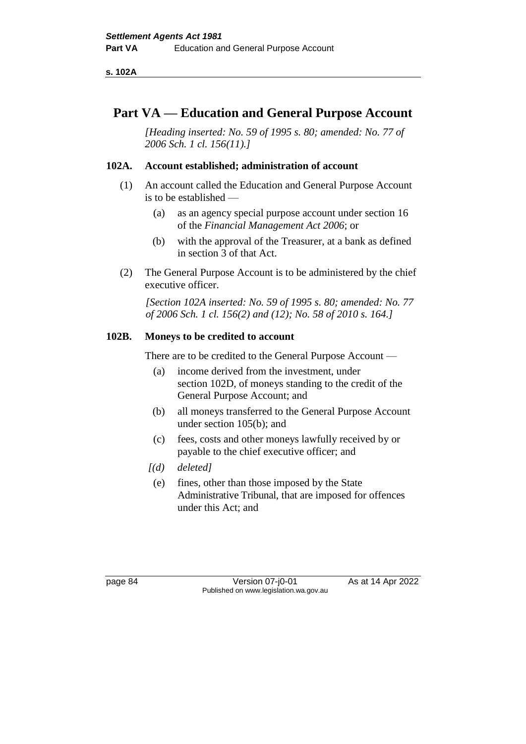# Part VA — Education and General Purpose Account

*[Heading inserted: No. 59 of 1995 s. 80; amended: No. 77 of 2006 Sch. 1 cl. 156(11).]*

### 102A. Account established; administration of account

(1) An account called the Education and General Purpose Account is to be established —

(a) as an agency special purpose account under section 16 of the *Financial Management Act 2006*; or

(b) with the approval of the Treasurer, at a bank as defined in section 3 of that Act.

(2) The General Purpose Account is to be administered by the chief executive officer.

*[Section 102A inserted: No. 59 of 1995 s. 80; amended: No. 77 of 2006 Sch. 1 cl. 156(2) and (12); No. 58 of 2010 s. 164.]*

### 102B. Moneys to be credited to account

There are to be credited to the General Purpose Account —

(a) income derived from the investment, under section 102D, of moneys standing to the credit of the General Purpose Account; and

(b) all moneys transferred to the General Purpose Account under section 105(b); and

(c) fees, costs and other moneys lawfully received by or payable to the chief executive officer; and

*[(d) deleted]*

(e) fines, other than those imposed by the State Administrative Tribunal, that are imposed for offences under this Act; and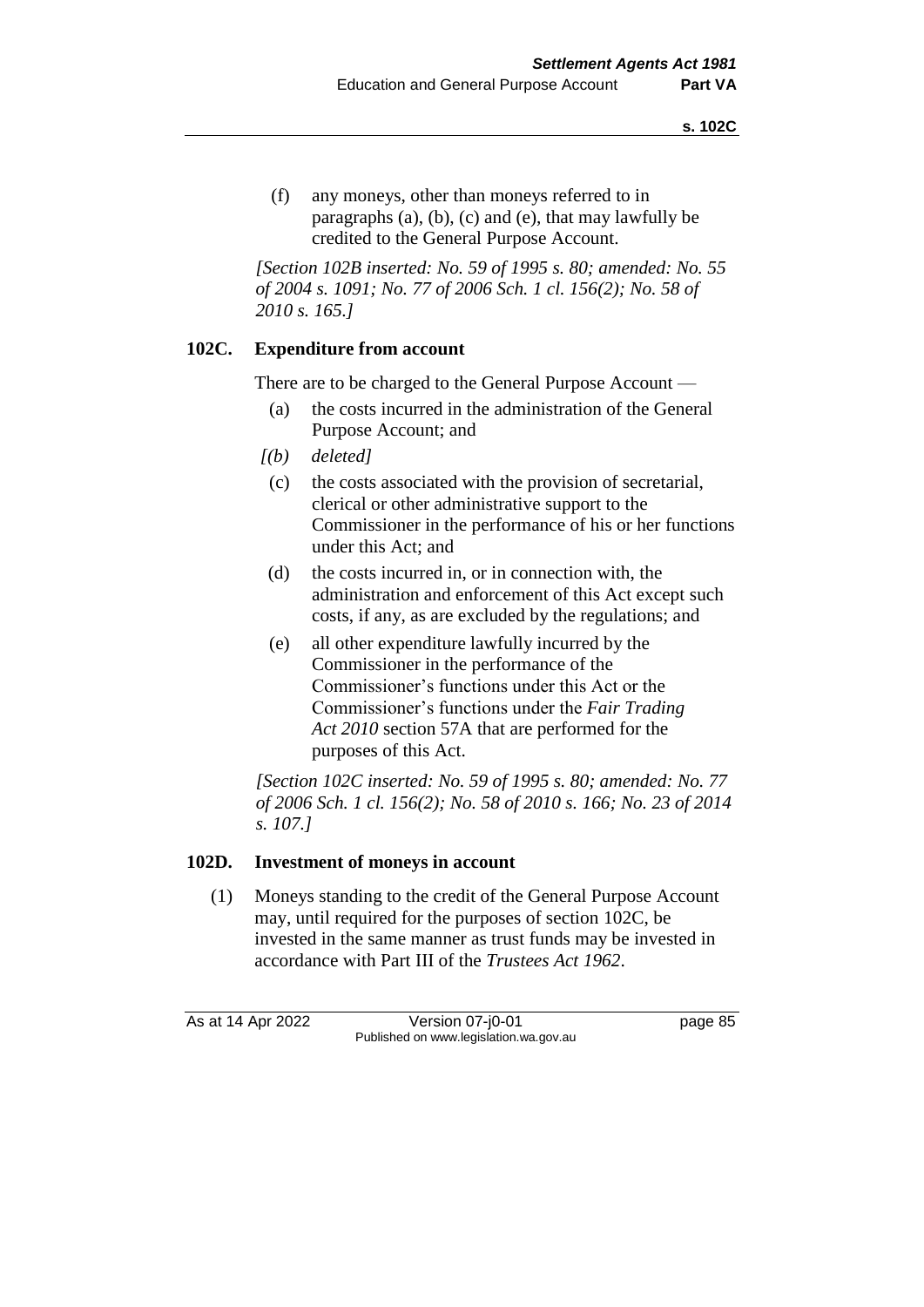(f) any moneys, other than moneys referred to in paragraphs (a), (b), (c) and (e), that may lawfully be credited to the General Purpose Account.

*[Section 102B inserted: No. 59 of 1995 s. 80; amended: No. 55 of 2004 s. 1091; No. 77 of 2006 Sch. 1 cl. 156(2); No. 58 of 2010 s. 165.]*

### 102C. Expenditure from account

There are to be charged to the General Purpose Account —

(a) the costs incurred in the administration of the General Purpose Account; and

*[(b) deleted]*

(c) the costs associated with the provision of secretarial, clerical or other administrative support to the Commissioner in the performance of his or her functions under this Act; and

(d) the costs incurred in, or in connection with, the administration and enforcement of this Act except such costs, if any, as are excluded by the regulations; and

(e) all other expenditure lawfully incurred by the Commissioner in the performance of the Commissioner's functions under this Act or the Commissioner's functions under the *Fair Trading Act 2010* section 57A that are performed for the purposes of this Act.

*[Section 102C inserted: No. 59 of 1995 s. 80; amended: No. 77 of 2006 Sch. 1 cl. 156(2); No. 58 of 2010 s. 166; No. 23 of 2014 s. 107.]*

### 102D. Investment of moneys in account

(1) Moneys standing to the credit of the General Purpose Account may, until required for the purposes of section 102C, be invested in the same manner as trust funds may be invested in accordance with Part III of the *Trustees Act 1962*.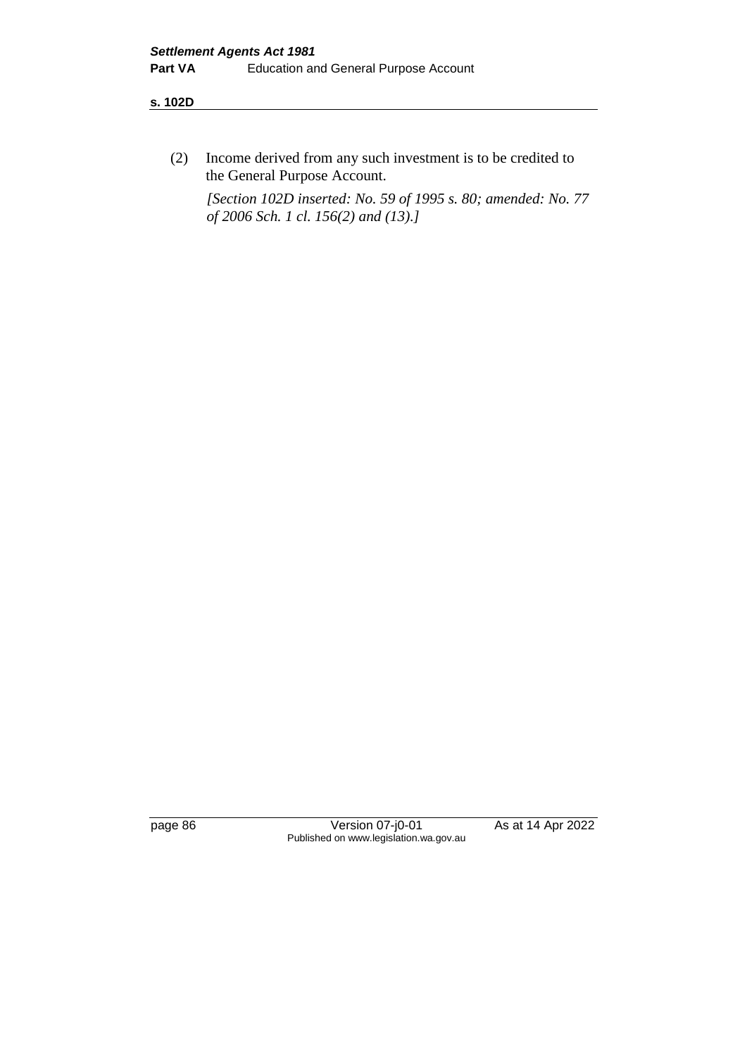(2) Income derived from any such investment is to be credited to the General Purpose Account.

*[Section 102D inserted: No. 59 of 1995 s. 80; amended: No. 77 of 2006 Sch. 1 cl. 156(2) and (13).]*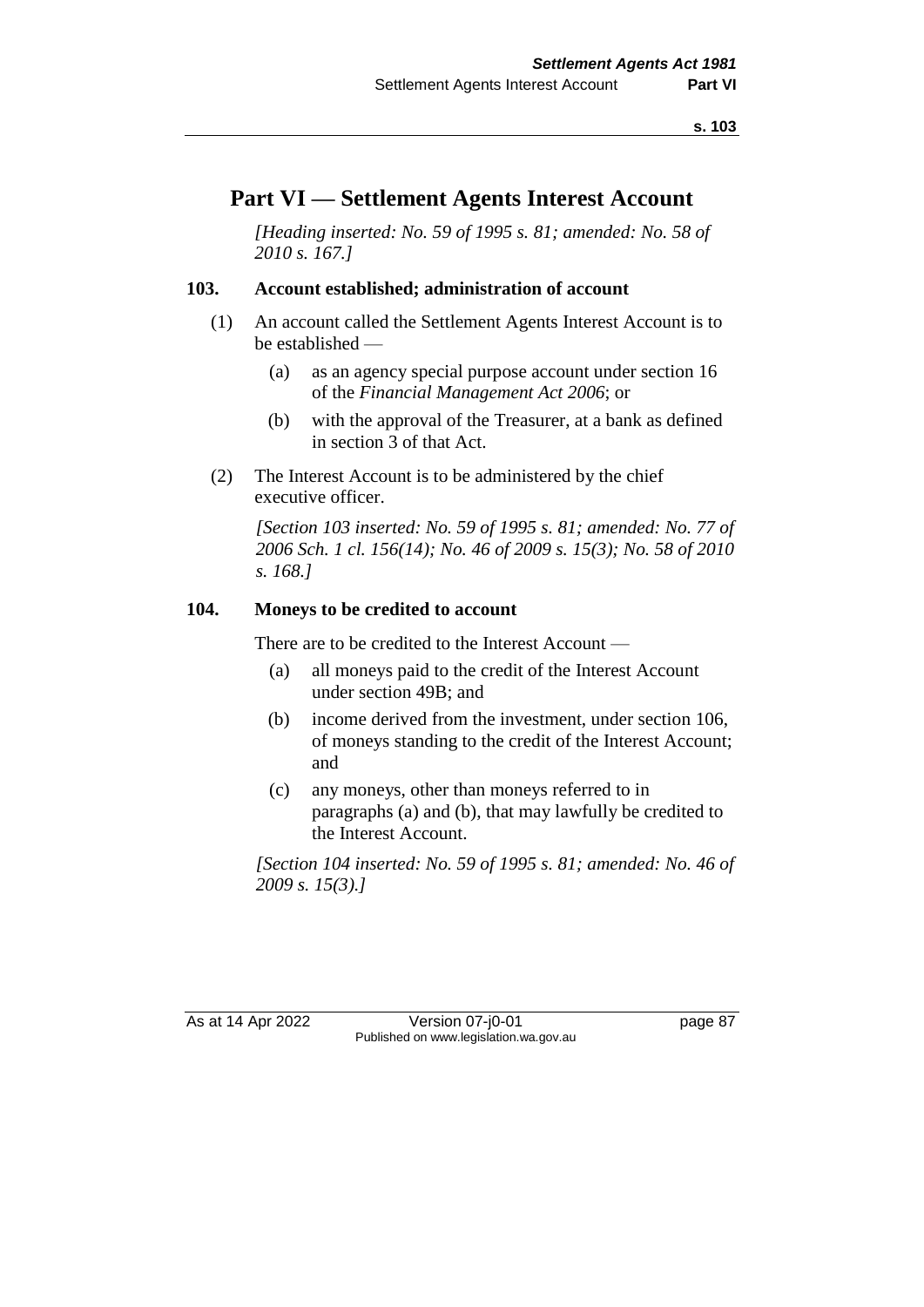# Part VI — Settlement Agents Interest Account

*[Heading inserted: No. 59 of 1995 s. 81; amended: No. 58 of 2010 s. 167.]*

### 103. Account established; administration of account

(1) An account called the Settlement Agents Interest Account is to be established —

- (a) as an agency special purpose account under section 16 of the *Financial Management Act 2006*; or
- (b) with the approval of the Treasurer, at a bank as defined in section 3 of that Act.

(2) The Interest Account is to be administered by the chief executive officer.

*[Section 103 inserted: No. 59 of 1995 s. 81; amended: No. 77 of 2006 Sch. 1 cl. 156(14); No. 46 of 2009 s. 15(3); No. 58 of 2010 s. 168.]*

### 104. Moneys to be credited to account

There are to be credited to the Interest Account —

- (a) all moneys paid to the credit of the Interest Account under section 49B; and
- (b) income derived from the investment, under section 106, of moneys standing to the credit of the Interest Account; and
- (c) any moneys, other than moneys referred to in paragraphs (a) and (b), that may lawfully be credited to the Interest Account.

*[Section 104 inserted: No. 59 of 1995 s. 81; amended: No. 46 of 2009 s. 15(3).]*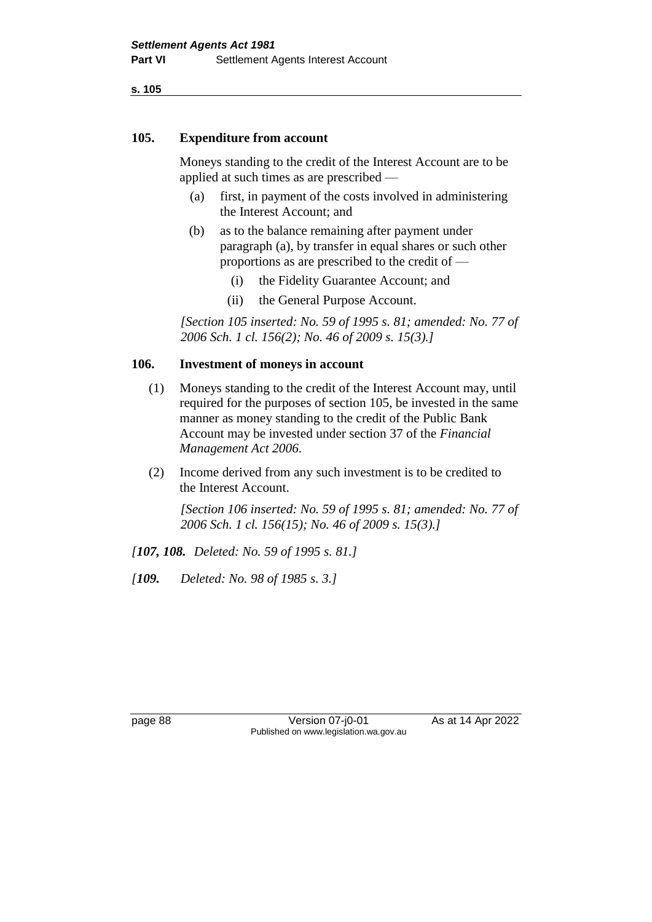### 105. Expenditure from account

Moneys standing to the credit of the Interest Account are to be applied at such times as are prescribed —

(a) first, in payment of the costs involved in administering the Interest Account; and

(b) as to the balance remaining after payment under paragraph (a), by transfer in equal shares or such other proportions as are prescribed to the credit of —

  (i) the Fidelity Guarantee Account; and

  (ii) the General Purpose Account.

*[Section 105 inserted: No. 59 of 1995 s. 81; amended: No. 77 of 2006 Sch. 1 cl. 156(2); No. 46 of 2009 s. 15(3).]*

### 106. Investment of moneys in account

(1) Moneys standing to the credit of the Interest Account may, until required for the purposes of section 105, be invested in the same manner as money standing to the credit of the Public Bank Account may be invested under section 37 of the *Financial Management Act 2006*.

(2) Income derived from any such investment is to be credited to the Interest Account.

*[Section 106 inserted: No. 59 of 1995 s. 81; amended: No. 77 of 2006 Sch. 1 cl. 156(15); No. 46 of 2009 s. 15(3).]*

*[**107, 108.** Deleted: No. 59 of 1995 s. 81.]*

*[**109.** Deleted: No. 98 of 1985 s. 3.]*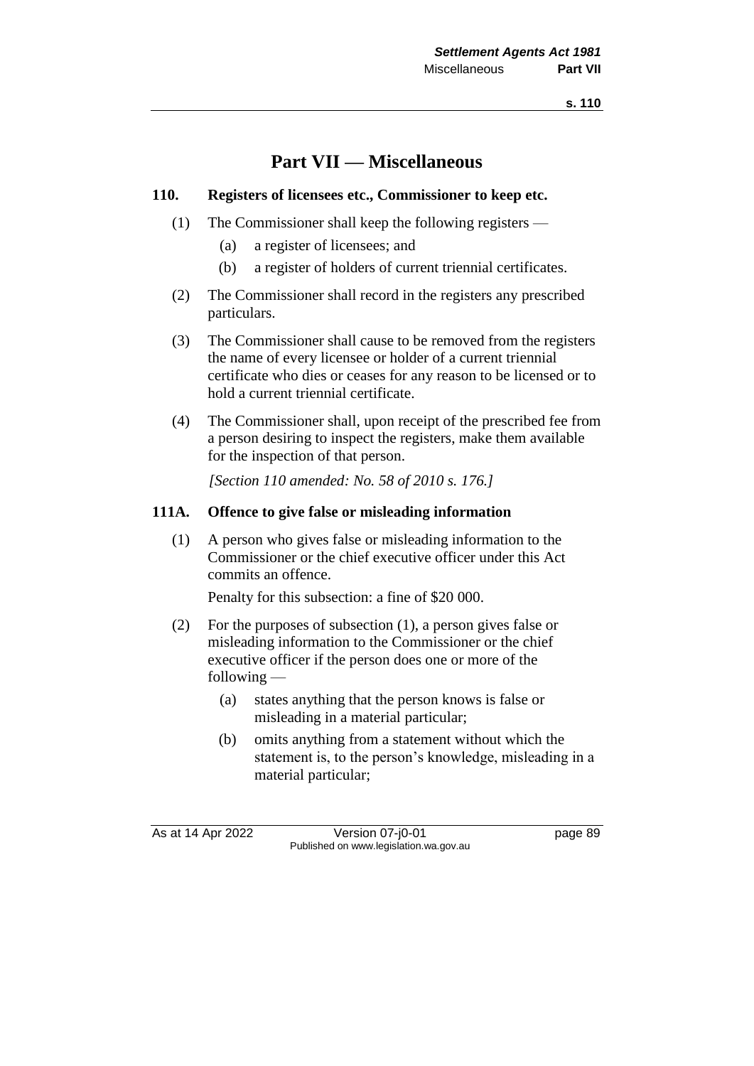# Part VII — Miscellaneous

### 110. Registers of licensees etc., Commissioner to keep etc.

(1) The Commissioner shall keep the following registers —

(a) a register of licensees; and

(b) a register of holders of current triennial certificates.

(2) The Commissioner shall record in the registers any prescribed particulars.

(3) The Commissioner shall cause to be removed from the registers the name of every licensee or holder of a current triennial certificate who dies or ceases for any reason to be licensed or to hold a current triennial certificate.

(4) The Commissioner shall, upon receipt of the prescribed fee from a person desiring to inspect the registers, make them available for the inspection of that person.

*[Section 110 amended: No. 58 of 2010 s. 176.]*

### 111A. Offence to give false or misleading information

(1) A person who gives false or misleading information to the Commissioner or the chief executive officer under this Act commits an offence.

Penalty for this subsection: a fine of $20 000.

(2) For the purposes of subsection (1), a person gives false or misleading information to the Commissioner or the chief executive officer if the person does one or more of the following —

(a) states anything that the person knows is false or misleading in a material particular;

(b) omits anything from a statement without which the statement is, to the person's knowledge, misleading in a material particular;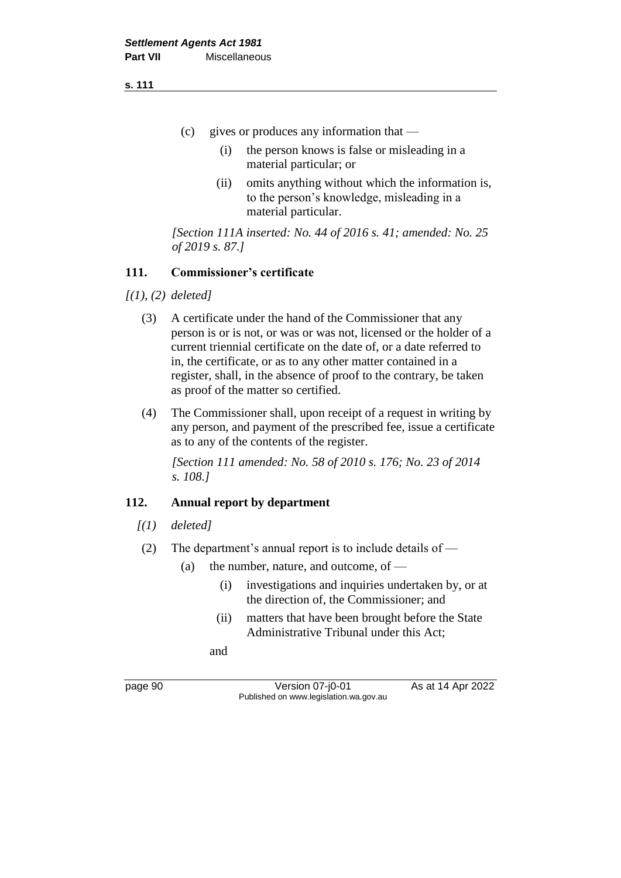(c) gives or produces any information that —

(i) the person knows is false or misleading in a material particular; or

(ii) omits anything without which the information is, to the person's knowledge, misleading in a material particular.

*[Section 111A inserted: No. 44 of 2016 s. 41; amended: No. 25 of 2019 s. 87.]*

## 111. Commissioner's certificate

*[(1), (2) deleted]*

(3) A certificate under the hand of the Commissioner that any person is or is not, or was or was not, licensed or the holder of a current triennial certificate on the date of, or a date referred to in, the certificate, or as to any other matter contained in a register, shall, in the absence of proof to the contrary, be taken as proof of the matter so certified.

(4) The Commissioner shall, upon receipt of a request in writing by any person, and payment of the prescribed fee, issue a certificate as to any of the contents of the register.

*[Section 111 amended: No. 58 of 2010 s. 176; No. 23 of 2014 s. 108.]*

## 112. Annual report by department

*[(1) deleted]*

(2) The department's annual report is to include details of —

(a) the number, nature, and outcome, of —

(i) investigations and inquiries undertaken by, or at the direction of, the Commissioner; and

(ii) matters that have been brought before the State Administrative Tribunal under this Act;

and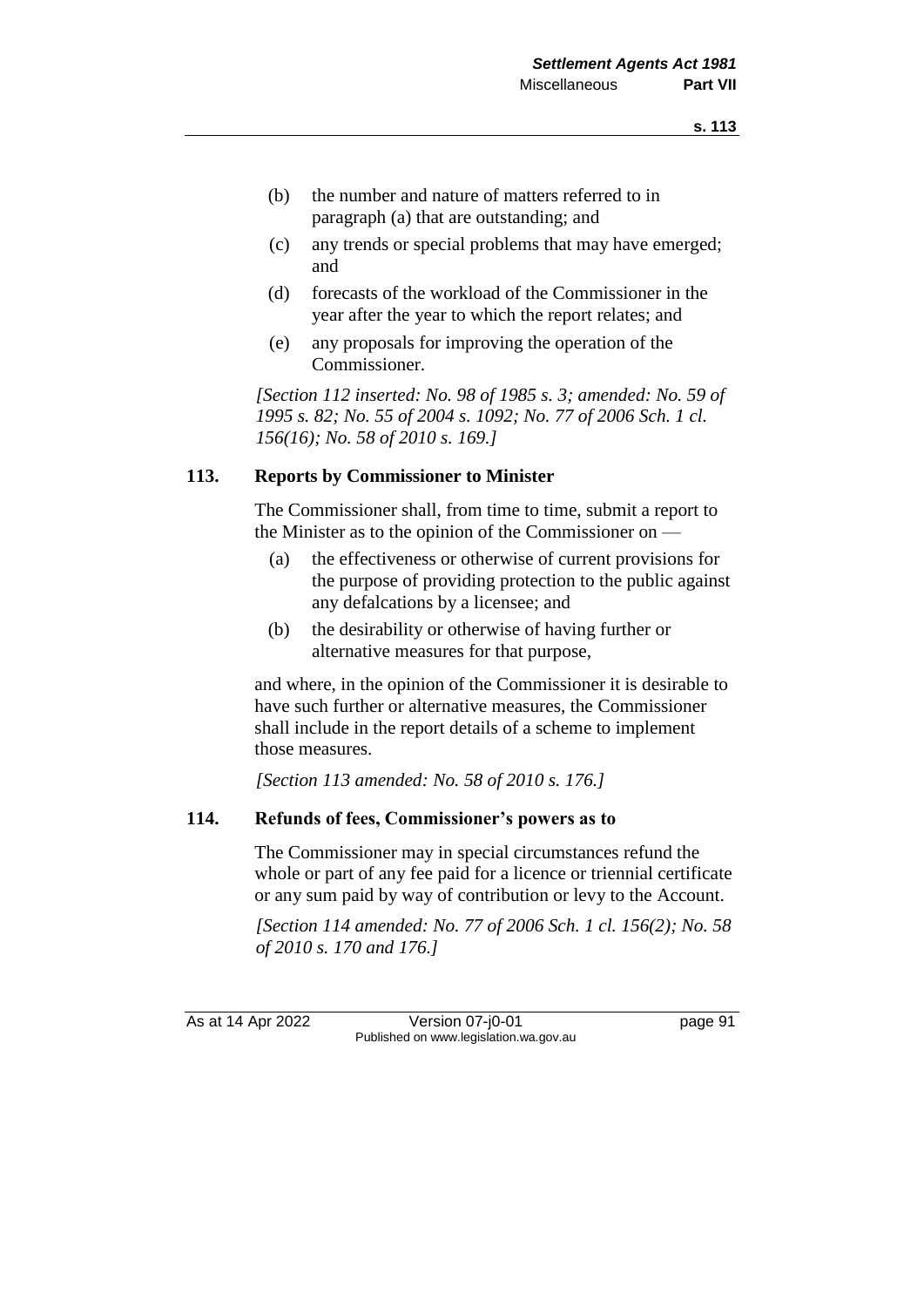(b) the number and nature of matters referred to in paragraph (a) that are outstanding; and

(c) any trends or special problems that may have emerged; and

(d) forecasts of the workload of the Commissioner in the year after the year to which the report relates; and

(e) any proposals for improving the operation of the Commissioner.

*[Section 112 inserted: No. 98 of 1985 s. 3; amended: No. 59 of 1995 s. 82; No. 55 of 2004 s. 1092; No. 77 of 2006 Sch. 1 cl. 156(16); No. 58 of 2010 s. 169.]*

### 113. Reports by Commissioner to Minister

The Commissioner shall, from time to time, submit a report to the Minister as to the opinion of the Commissioner on —

(a) the effectiveness or otherwise of current provisions for the purpose of providing protection to the public against any defalcations by a licensee; and

(b) the desirability or otherwise of having further or alternative measures for that purpose,

and where, in the opinion of the Commissioner it is desirable to have such further or alternative measures, the Commissioner shall include in the report details of a scheme to implement those measures.

*[Section 113 amended: No. 58 of 2010 s. 176.]*

### 114. Refunds of fees, Commissioner's powers as to

The Commissioner may in special circumstances refund the whole or part of any fee paid for a licence or triennial certificate or any sum paid by way of contribution or levy to the Account.

*[Section 114 amended: No. 77 of 2006 Sch. 1 cl. 156(2); No. 58 of 2010 s. 170 and 176.]*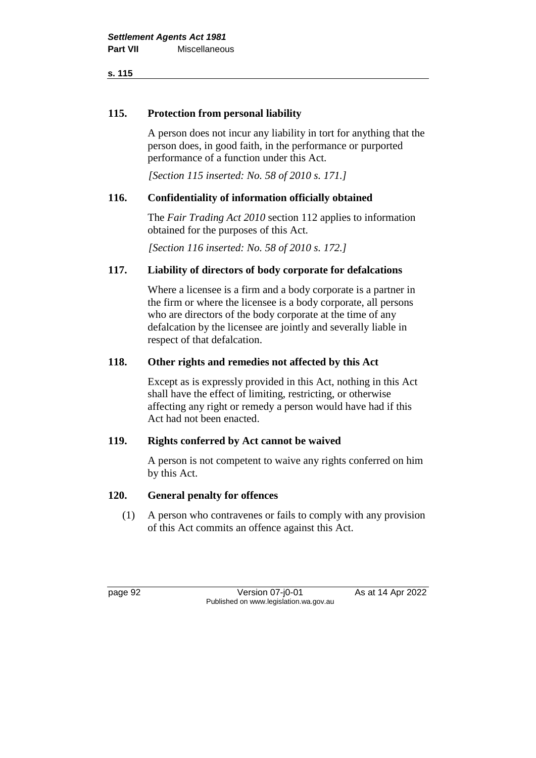### 115. Protection from personal liability

A person does not incur any liability in tort for anything that the person does, in good faith, in the performance or purported performance of a function under this Act.

*[Section 115 inserted: No. 58 of 2010 s. 171.]*

### 116. Confidentiality of information officially obtained

The *Fair Trading Act 2010* section 112 applies to information obtained for the purposes of this Act.

*[Section 116 inserted: No. 58 of 2010 s. 172.]*

### 117. Liability of directors of body corporate for defalcations

Where a licensee is a firm and a body corporate is a partner in the firm or where the licensee is a body corporate, all persons who are directors of the body corporate at the time of any defalcation by the licensee are jointly and severally liable in respect of that defalcation.

### 118. Other rights and remedies not affected by this Act

Except as is expressly provided in this Act, nothing in this Act shall have the effect of limiting, restricting, or otherwise affecting any right or remedy a person would have had if this Act had not been enacted.

### 119. Rights conferred by Act cannot be waived

A person is not competent to waive any rights conferred on him by this Act.

### 120. General penalty for offences

(1) A person who contravenes or fails to comply with any provision of this Act commits an offence against this Act.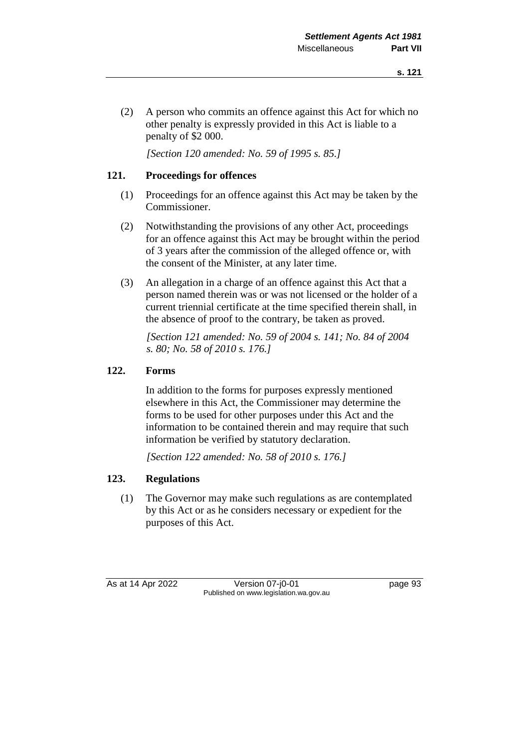(2) A person who commits an offence against this Act for which no other penalty is expressly provided in this Act is liable to a penalty of $2 000.

*[Section 120 amended: No. 59 of 1995 s. 85.]*

### 121. Proceedings for offences

(1) Proceedings for an offence against this Act may be taken by the Commissioner.

(2) Notwithstanding the provisions of any other Act, proceedings for an offence against this Act may be brought within the period of 3 years after the commission of the alleged offence or, with the consent of the Minister, at any later time.

(3) An allegation in a charge of an offence against this Act that a person named therein was or was not licensed or the holder of a current triennial certificate at the time specified therein shall, in the absence of proof to the contrary, be taken as proved.

*[Section 121 amended: No. 59 of 2004 s. 141; No. 84 of 2004 s. 80; No. 58 of 2010 s. 176.]*

### 122. Forms

In addition to the forms for purposes expressly mentioned elsewhere in this Act, the Commissioner may determine the forms to be used for other purposes under this Act and the information to be contained therein and may require that such information be verified by statutory declaration.

*[Section 122 amended: No. 58 of 2010 s. 176.]*

### 123. Regulations

(1) The Governor may make such regulations as are contemplated by this Act or as he considers necessary or expedient for the purposes of this Act.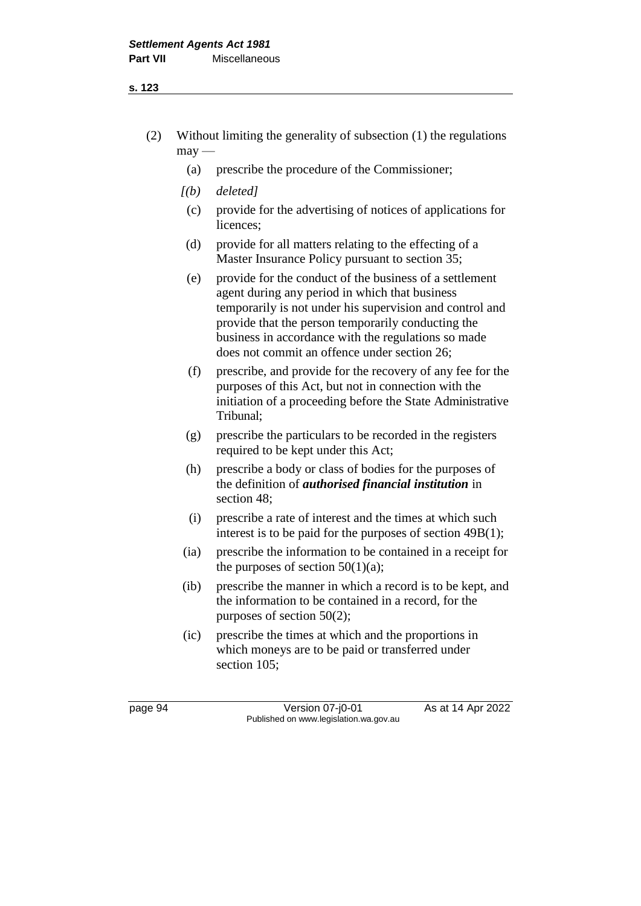(2) Without limiting the generality of subsection (1) the regulations may —

(a) prescribe the procedure of the Commissioner;

*[(b) deleted]*

(c) provide for the advertising of notices of applications for licences;

(d) provide for all matters relating to the effecting of a Master Insurance Policy pursuant to section 35;

(e) provide for the conduct of the business of a settlement agent during any period in which that business temporarily is not under his supervision and control and provide that the person temporarily conducting the business in accordance with the regulations so made does not commit an offence under section 26;

(f) prescribe, and provide for the recovery of any fee for the purposes of this Act, but not in connection with the initiation of a proceeding before the State Administrative Tribunal;

(g) prescribe the particulars to be recorded in the registers required to be kept under this Act;

(h) prescribe a body or class of bodies for the purposes of the definition of ***authorised financial institution*** in section 48;

(i) prescribe a rate of interest and the times at which such interest is to be paid for the purposes of section 49B(1);

(ia) prescribe the information to be contained in a receipt for the purposes of section 50(1)(a);

(ib) prescribe the manner in which a record is to be kept, and the information to be contained in a record, for the purposes of section 50(2);

(ic) prescribe the times at which and the proportions in which moneys are to be paid or transferred under section 105;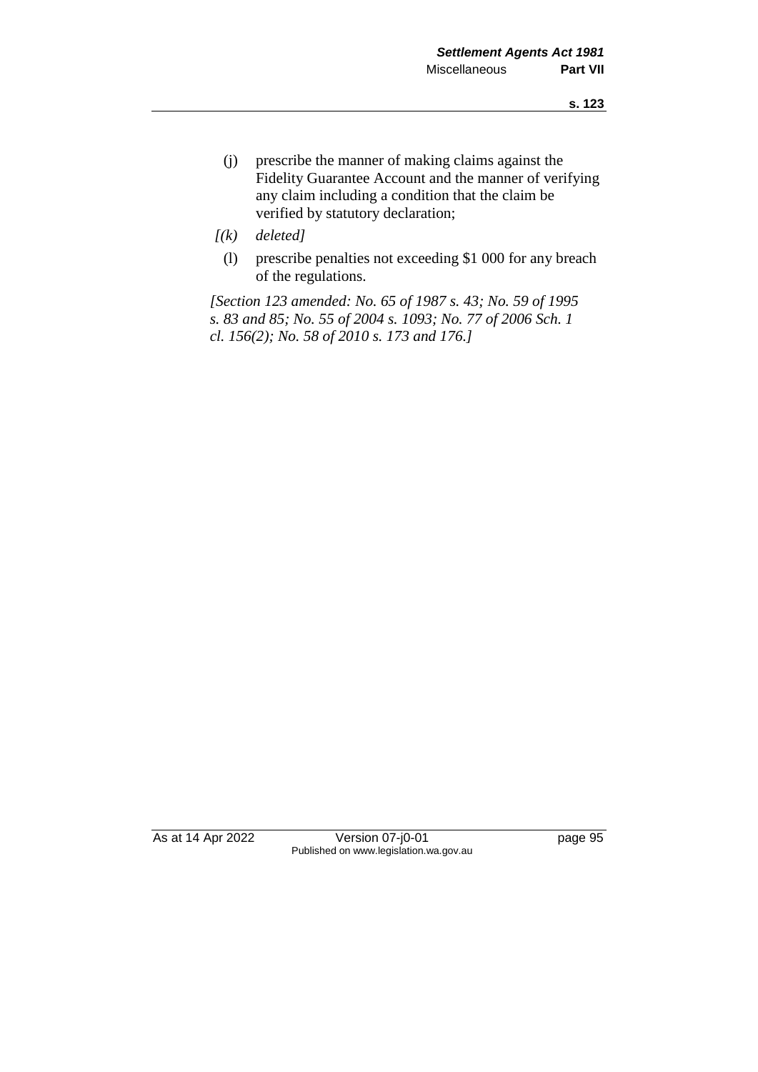(j) prescribe the manner of making claims against the Fidelity Guarantee Account and the manner of verifying any claim including a condition that the claim be verified by statutory declaration;

*[(k) deleted]*

(l) prescribe penalties not exceeding $1 000 for any breach of the regulations.

*[Section 123 amended: No. 65 of 1987 s. 43; No. 59 of 1995 s. 83 and 85; No. 55 of 2004 s. 1093; No. 77 of 2006 Sch. 1 cl. 156(2); No. 58 of 2010 s. 173 and 176.]*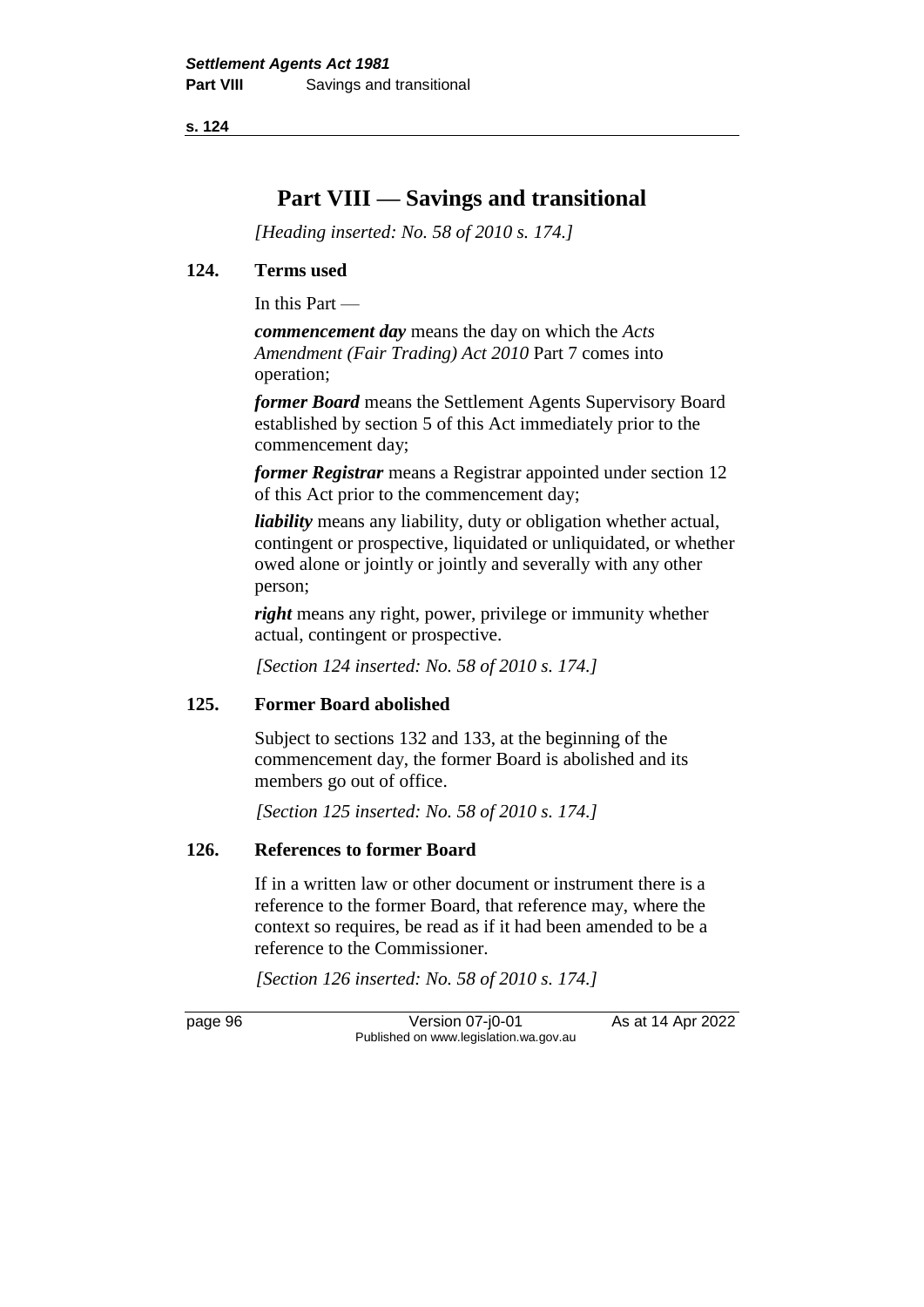# Part VIII — Savings and transitional

*[Heading inserted: No. 58 of 2010 s. 174.]*

## 124. Terms used

In this Part —

***commencement day*** means the day on which the *Acts Amendment (Fair Trading) Act 2010* Part 7 comes into operation;

***former Board*** means the Settlement Agents Supervisory Board established by section 5 of this Act immediately prior to the commencement day;

***former Registrar*** means a Registrar appointed under section 12 of this Act prior to the commencement day;

***liability*** means any liability, duty or obligation whether actual, contingent or prospective, liquidated or unliquidated, or whether owed alone or jointly or jointly and severally with any other person;

***right*** means any right, power, privilege or immunity whether actual, contingent or prospective.

*[Section 124 inserted: No. 58 of 2010 s. 174.]*

## 125. Former Board abolished

Subject to sections 132 and 133, at the beginning of the commencement day, the former Board is abolished and its members go out of office.

*[Section 125 inserted: No. 58 of 2010 s. 174.]*

## 126. References to former Board

If in a written law or other document or instrument there is a reference to the former Board, that reference may, where the context so requires, be read as if it had been amended to be a reference to the Commissioner.

*[Section 126 inserted: No. 58 of 2010 s. 174.]*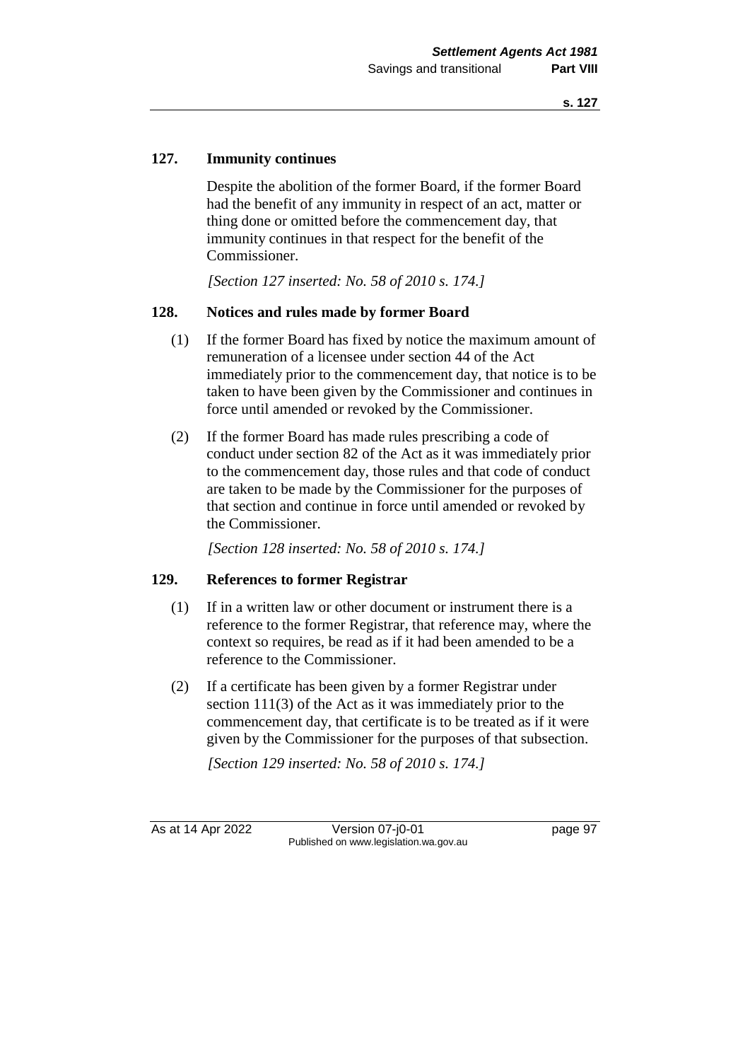## 127. Immunity continues

Despite the abolition of the former Board, if the former Board had the benefit of any immunity in respect of an act, matter or thing done or omitted before the commencement day, that immunity continues in that respect for the benefit of the Commissioner.

*[Section 127 inserted: No. 58 of 2010 s. 174.]*

## 128. Notices and rules made by former Board

(1) If the former Board has fixed by notice the maximum amount of remuneration of a licensee under section 44 of the Act immediately prior to the commencement day, that notice is to be taken to have been given by the Commissioner and continues in force until amended or revoked by the Commissioner.

(2) If the former Board has made rules prescribing a code of conduct under section 82 of the Act as it was immediately prior to the commencement day, those rules and that code of conduct are taken to be made by the Commissioner for the purposes of that section and continue in force until amended or revoked by the Commissioner.

*[Section 128 inserted: No. 58 of 2010 s. 174.]*

## 129. References to former Registrar

(1) If in a written law or other document or instrument there is a reference to the former Registrar, that reference may, where the context so requires, be read as if it had been amended to be a reference to the Commissioner.

(2) If a certificate has been given by a former Registrar under section 111(3) of the Act as it was immediately prior to the commencement day, that certificate is to be treated as if it were given by the Commissioner for the purposes of that subsection.

*[Section 129 inserted: No. 58 of 2010 s. 174.]*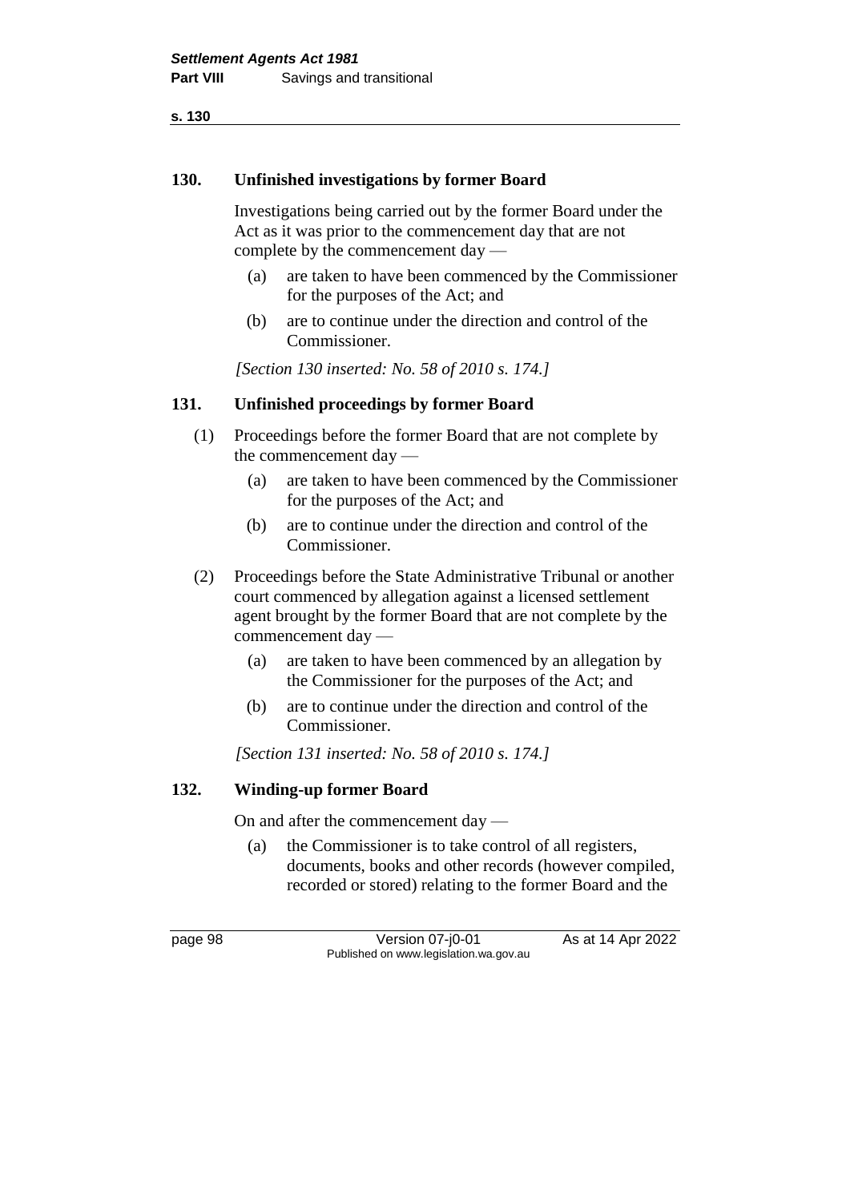### 130. Unfinished investigations by former Board

Investigations being carried out by the former Board under the Act as it was prior to the commencement day that are not complete by the commencement day —

(a) are taken to have been commenced by the Commissioner for the purposes of the Act; and

(b) are to continue under the direction and control of the Commissioner.

*[Section 130 inserted: No. 58 of 2010 s. 174.]*

### 131. Unfinished proceedings by former Board

(1) Proceedings before the former Board that are not complete by the commencement day —

(a) are taken to have been commenced by the Commissioner for the purposes of the Act; and

(b) are to continue under the direction and control of the Commissioner.

(2) Proceedings before the State Administrative Tribunal or another court commenced by allegation against a licensed settlement agent brought by the former Board that are not complete by the commencement day —

(a) are taken to have been commenced by an allegation by the Commissioner for the purposes of the Act; and

(b) are to continue under the direction and control of the Commissioner.

*[Section 131 inserted: No. 58 of 2010 s. 174.]*

### 132. Winding-up former Board

On and after the commencement day —

(a) the Commissioner is to take control of all registers, documents, books and other records (however compiled, recorded or stored) relating to the former Board and the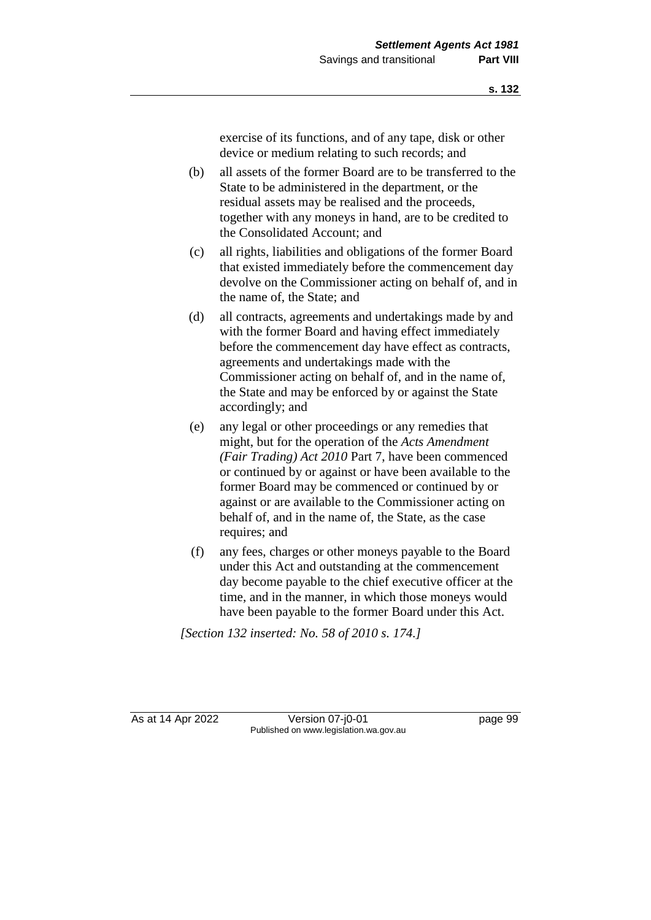exercise of its functions, and of any tape, disk or other device or medium relating to such records; and

(b) all assets of the former Board are to be transferred to the State to be administered in the department, or the residual assets may be realised and the proceeds, together with any moneys in hand, are to be credited to the Consolidated Account; and

(c) all rights, liabilities and obligations of the former Board that existed immediately before the commencement day devolve on the Commissioner acting on behalf of, and in the name of, the State; and

(d) all contracts, agreements and undertakings made by and with the former Board and having effect immediately before the commencement day have effect as contracts, agreements and undertakings made with the Commissioner acting on behalf of, and in the name of, the State and may be enforced by or against the State accordingly; and

(e) any legal or other proceedings or any remedies that might, but for the operation of the *Acts Amendment (Fair Trading) Act 2010* Part 7, have been commenced or continued by or against or have been available to the former Board may be commenced or continued by or against or are available to the Commissioner acting on behalf of, and in the name of, the State, as the case requires; and

(f) any fees, charges or other moneys payable to the Board under this Act and outstanding at the commencement day become payable to the chief executive officer at the time, and in the manner, in which those moneys would have been payable to the former Board under this Act.

*[Section 132 inserted: No. 58 of 2010 s. 174.]*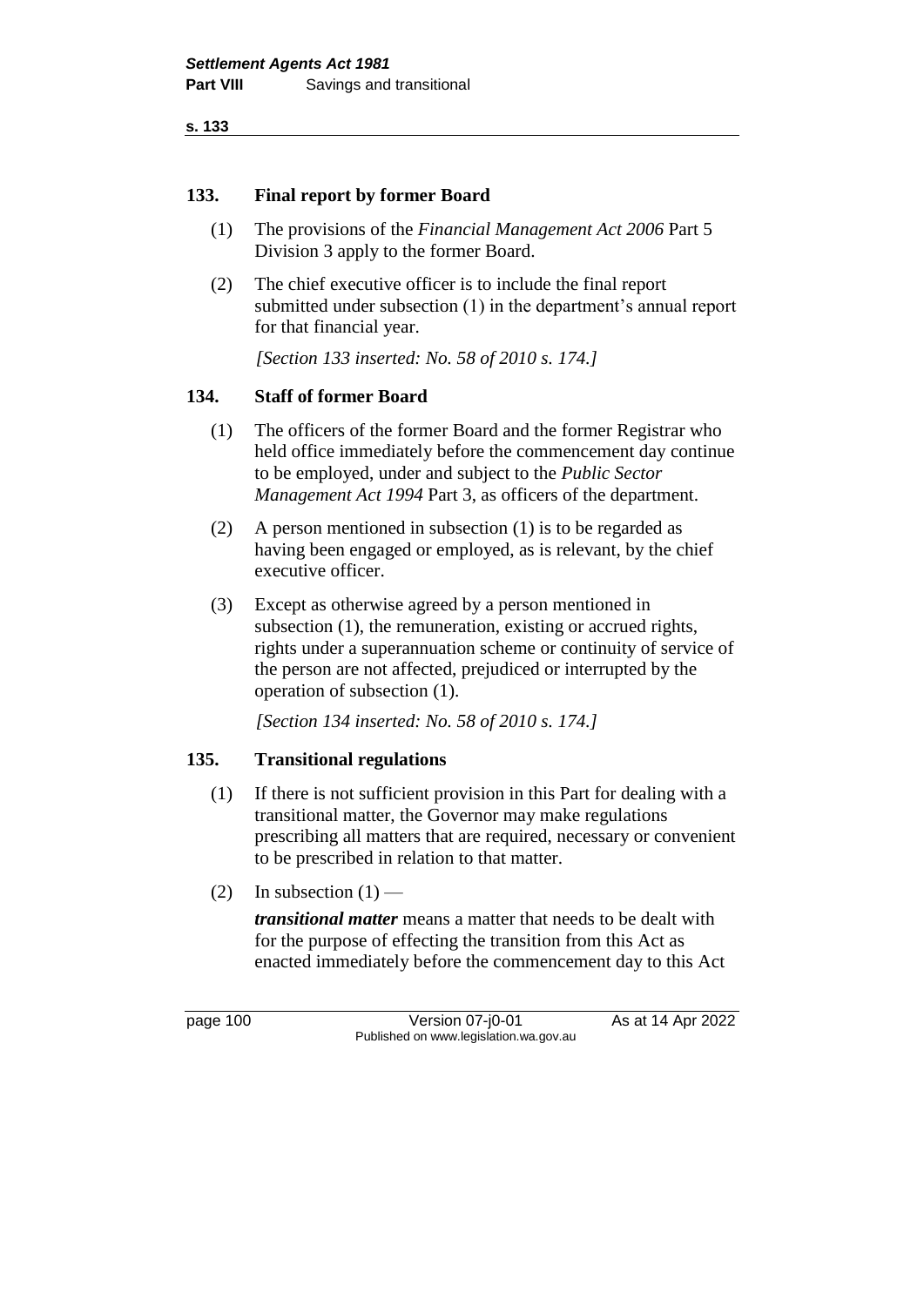## 133. Final report by former Board

(1) The provisions of the *Financial Management Act 2006* Part 5 Division 3 apply to the former Board.

(2) The chief executive officer is to include the final report submitted under subsection (1) in the department's annual report for that financial year.

*[Section 133 inserted: No. 58 of 2010 s. 174.]*

## 134. Staff of former Board

(1) The officers of the former Board and the former Registrar who held office immediately before the commencement day continue to be employed, under and subject to the *Public Sector Management Act 1994* Part 3, as officers of the department.

(2) A person mentioned in subsection (1) is to be regarded as having been engaged or employed, as is relevant, by the chief executive officer.

(3) Except as otherwise agreed by a person mentioned in subsection (1), the remuneration, existing or accrued rights, rights under a superannuation scheme or continuity of service of the person are not affected, prejudiced or interrupted by the operation of subsection (1).

*[Section 134 inserted: No. 58 of 2010 s. 174.]*

## 135. Transitional regulations

(1) If there is not sufficient provision in this Part for dealing with a transitional matter, the Governor may make regulations prescribing all matters that are required, necessary or convenient to be prescribed in relation to that matter.

(2) In subsection (1) —

***transitional matter*** means a matter that needs to be dealt with for the purpose of effecting the transition from this Act as enacted immediately before the commencement day to this Act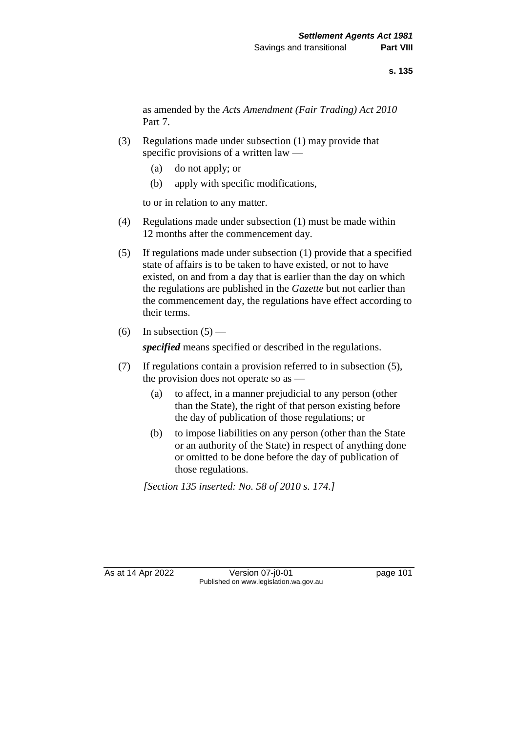as amended by the *Acts Amendment (Fair Trading) Act 2010* Part 7.

(3) Regulations made under subsection (1) may provide that specific provisions of a written law —

(a) do not apply; or

(b) apply with specific modifications,

to or in relation to any matter.

(4) Regulations made under subsection (1) must be made within 12 months after the commencement day.

(5) If regulations made under subsection (1) provide that a specified state of affairs is to be taken to have existed, or not to have existed, on and from a day that is earlier than the day on which the regulations are published in the *Gazette* but not earlier than the commencement day, the regulations have effect according to their terms.

(6) In subsection (5) —

***specified*** means specified or described in the regulations.

(7) If regulations contain a provision referred to in subsection (5), the provision does not operate so as —

(a) to affect, in a manner prejudicial to any person (other than the State), the right of that person existing before the day of publication of those regulations; or

(b) to impose liabilities on any person (other than the State or an authority of the State) in respect of anything done or omitted to be done before the day of publication of those regulations.

*[Section 135 inserted: No. 58 of 2010 s. 174.]*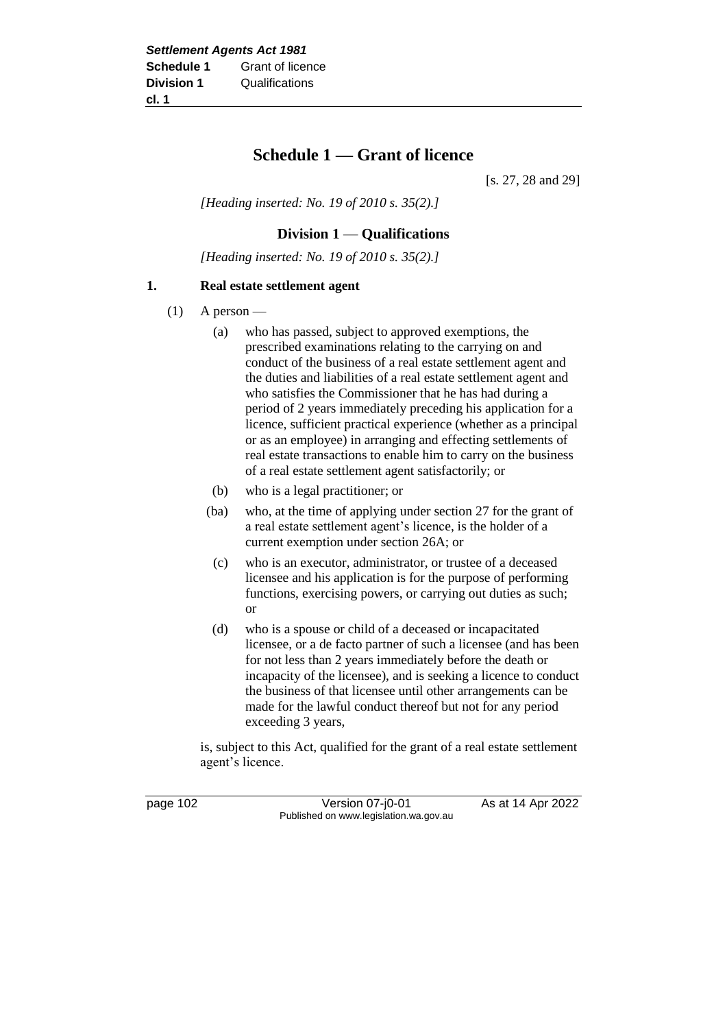# Schedule 1 — Grant of licence

[s. 27, 28 and 29]

*[Heading inserted: No. 19 of 2010 s. 35(2).]*

## Division 1 — Qualifications

*[Heading inserted: No. 19 of 2010 s. 35(2).]*

### 1. Real estate settlement agent

(1) A person —

(a) who has passed, subject to approved exemptions, the prescribed examinations relating to the carrying on and conduct of the business of a real estate settlement agent and the duties and liabilities of a real estate settlement agent and who satisfies the Commissioner that he has had during a period of 2 years immediately preceding his application for a licence, sufficient practical experience (whether as a principal or as an employee) in arranging and effecting settlements of real estate transactions to enable him to carry on the business of a real estate settlement agent satisfactorily; or

(b) who is a legal practitioner; or

(ba) who, at the time of applying under section 27 for the grant of a real estate settlement agent's licence, is the holder of a current exemption under section 26A; or

(c) who is an executor, administrator, or trustee of a deceased licensee and his application is for the purpose of performing functions, exercising powers, or carrying out duties as such; or

(d) who is a spouse or child of a deceased or incapacitated licensee, or a de facto partner of such a licensee (and has been for not less than 2 years immediately before the death or incapacity of the licensee), and is seeking a licence to conduct the business of that licensee until other arrangements can be made for the lawful conduct thereof but not for any period exceeding 3 years,

is, subject to this Act, qualified for the grant of a real estate settlement agent's licence.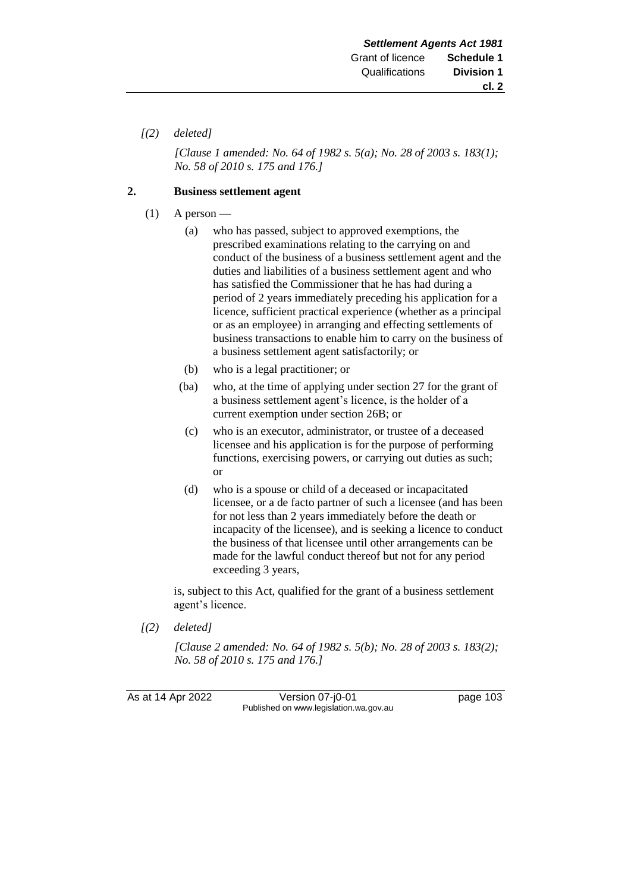*[(2) deleted]*

*[Clause 1 amended: No. 64 of 1982 s. 5(a); No. 28 of 2003 s. 183(1); No. 58 of 2010 s. 175 and 176.]*

**2. Business settlement agent**

(1) A person —

(a) who has passed, subject to approved exemptions, the prescribed examinations relating to the carrying on and conduct of the business of a business settlement agent and the duties and liabilities of a business settlement agent and who has satisfied the Commissioner that he has had during a period of 2 years immediately preceding his application for a licence, sufficient practical experience (whether as a principal or as an employee) in arranging and effecting settlements of business transactions to enable him to carry on the business of a business settlement agent satisfactorily; or

(b) who is a legal practitioner; or

(ba) who, at the time of applying under section 27 for the grant of a business settlement agent's licence, is the holder of a current exemption under section 26B; or

(c) who is an executor, administrator, or trustee of a deceased licensee and his application is for the purpose of performing functions, exercising powers, or carrying out duties as such; or

(d) who is a spouse or child of a deceased or incapacitated licensee, or a de facto partner of such a licensee (and has been for not less than 2 years immediately before the death or incapacity of the licensee), and is seeking a licence to conduct the business of that licensee until other arrangements can be made for the lawful conduct thereof but not for any period exceeding 3 years,

is, subject to this Act, qualified for the grant of a business settlement agent's licence.

*[(2) deleted]*

*[Clause 2 amended: No. 64 of 1982 s. 5(b); No. 28 of 2003 s. 183(2); No. 58 of 2010 s. 175 and 176.]*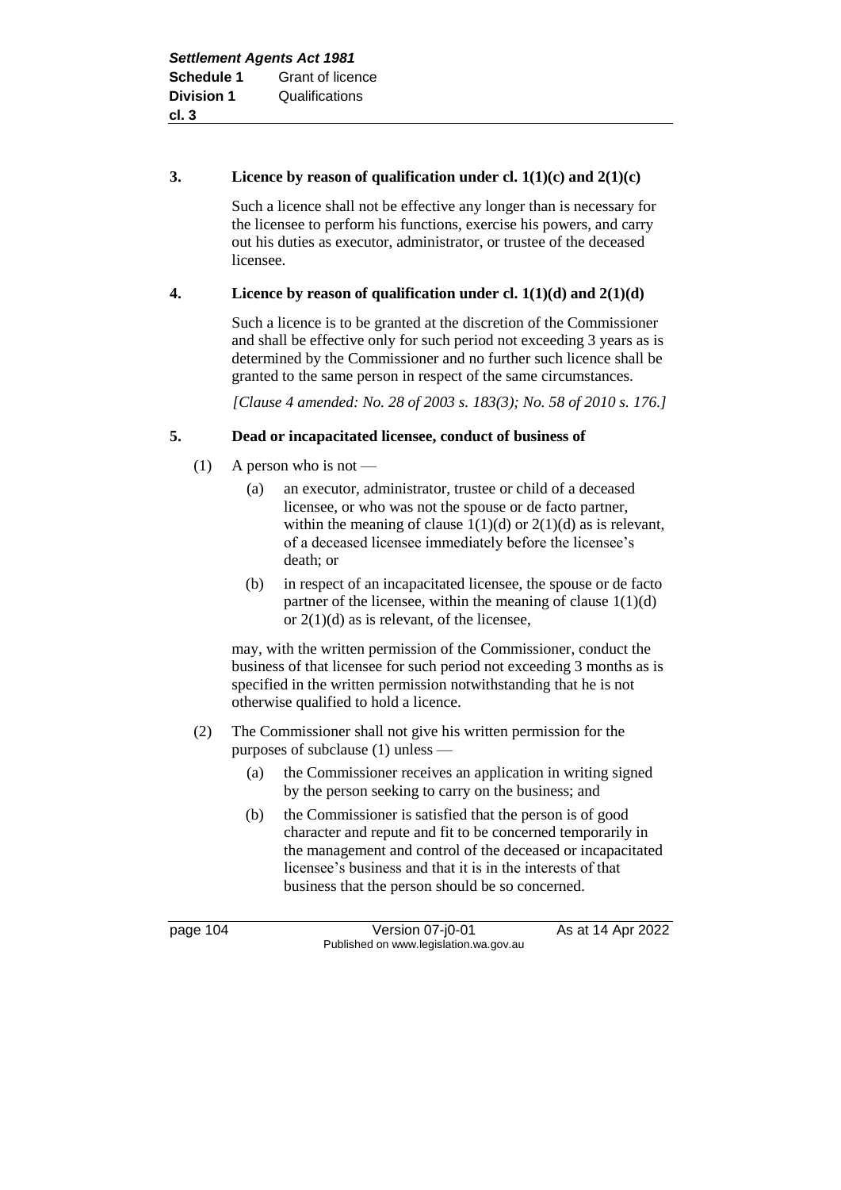### 3. Licence by reason of qualification under cl. 1(1)(c) and 2(1)(c)

Such a licence shall not be effective any longer than is necessary for the licensee to perform his functions, exercise his powers, and carry out his duties as executor, administrator, or trustee of the deceased licensee.

### 4. Licence by reason of qualification under cl. 1(1)(d) and 2(1)(d)

Such a licence is to be granted at the discretion of the Commissioner and shall be effective only for such period not exceeding 3 years as is determined by the Commissioner and no further such licence shall be granted to the same person in respect of the same circumstances.

*[Clause 4 amended: No. 28 of 2003 s. 183(3); No. 58 of 2010 s. 176.]*

### 5. Dead or incapacitated licensee, conduct of business of

(1) A person who is not —

- (a) an executor, administrator, trustee or child of a deceased licensee, or who was not the spouse or de facto partner, within the meaning of clause 1(1)(d) or 2(1)(d) as is relevant, of a deceased licensee immediately before the licensee's death; or
- (b) in respect of an incapacitated licensee, the spouse or de facto partner of the licensee, within the meaning of clause 1(1)(d) or 2(1)(d) as is relevant, of the licensee,

may, with the written permission of the Commissioner, conduct the business of that licensee for such period not exceeding 3 months as is specified in the written permission notwithstanding that he is not otherwise qualified to hold a licence.

(2) The Commissioner shall not give his written permission for the purposes of subclause (1) unless —

- (a) the Commissioner receives an application in writing signed by the person seeking to carry on the business; and
- (b) the Commissioner is satisfied that the person is of good character and repute and fit to be concerned temporarily in the management and control of the deceased or incapacitated licensee's business and that it is in the interests of that business that the person should be so concerned.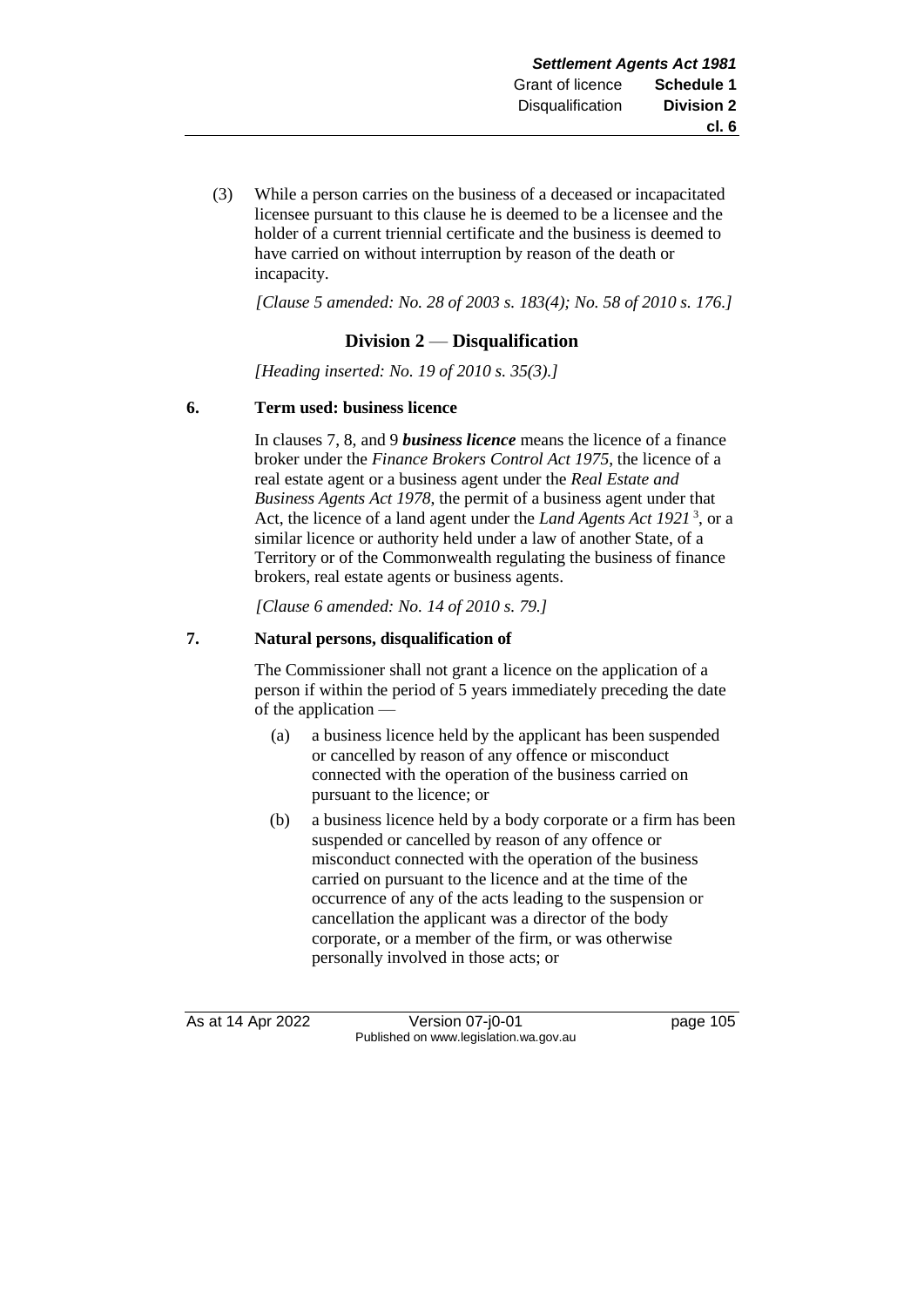(3) While a person carries on the business of a deceased or incapacitated licensee pursuant to this clause he is deemed to be a licensee and the holder of a current triennial certificate and the business is deemed to have carried on without interruption by reason of the death or incapacity.

*[Clause 5 amended: No. 28 of 2003 s. 183(4); No. 58 of 2010 s. 176.]*

## Division 2 — Disqualification

*[Heading inserted: No. 19 of 2010 s. 35(3).]*

### 6. Term used: business licence

In clauses 7, 8, and 9 ***business licence*** means the licence of a finance broker under the *Finance Brokers Control Act 1975*, the licence of a real estate agent or a business agent under the *Real Estate and Business Agents Act 1978*, the permit of a business agent under that Act, the licence of a land agent under the *Land Agents Act 1921* [3], or a similar licence or authority held under a law of another State, of a Territory or of the Commonwealth regulating the business of finance brokers, real estate agents or business agents.

*[Clause 6 amended: No. 14 of 2010 s. 79.]*

### 7. Natural persons, disqualification of

The Commissioner shall not grant a licence on the application of a person if within the period of 5 years immediately preceding the date of the application —

(a) a business licence held by the applicant has been suspended or cancelled by reason of any offence or misconduct connected with the operation of the business carried on pursuant to the licence; or

(b) a business licence held by a body corporate or a firm has been suspended or cancelled by reason of any offence or misconduct connected with the operation of the business carried on pursuant to the licence and at the time of the occurrence of any of the acts leading to the suspension or cancellation the applicant was a director of the body corporate, or a member of the firm, or was otherwise personally involved in those acts; or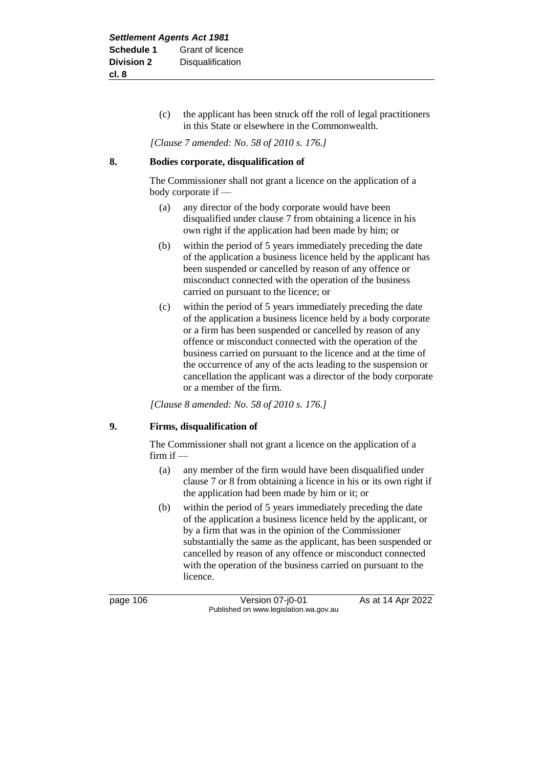(c) the applicant has been struck off the roll of legal practitioners in this State or elsewhere in the Commonwealth.

*[Clause 7 amended: No. 58 of 2010 s. 176.]*

**8. Bodies corporate, disqualification of**

The Commissioner shall not grant a licence on the application of a body corporate if —

(a) any director of the body corporate would have been disqualified under clause 7 from obtaining a licence in his own right if the application had been made by him; or

(b) within the period of 5 years immediately preceding the date of the application a business licence held by the applicant has been suspended or cancelled by reason of any offence or misconduct connected with the operation of the business carried on pursuant to the licence; or

(c) within the period of 5 years immediately preceding the date of the application a business licence held by a body corporate or a firm has been suspended or cancelled by reason of any offence or misconduct connected with the operation of the business carried on pursuant to the licence and at the time of the occurrence of any of the acts leading to the suspension or cancellation the applicant was a director of the body corporate or a member of the firm.

*[Clause 8 amended: No. 58 of 2010 s. 176.]*

**9. Firms, disqualification of**

The Commissioner shall not grant a licence on the application of a firm if —

(a) any member of the firm would have been disqualified under clause 7 or 8 from obtaining a licence in his or its own right if the application had been made by him or it; or

(b) within the period of 5 years immediately preceding the date of the application a business licence held by the applicant, or by a firm that was in the opinion of the Commissioner substantially the same as the applicant, has been suspended or cancelled by reason of any offence or misconduct connected with the operation of the business carried on pursuant to the licence.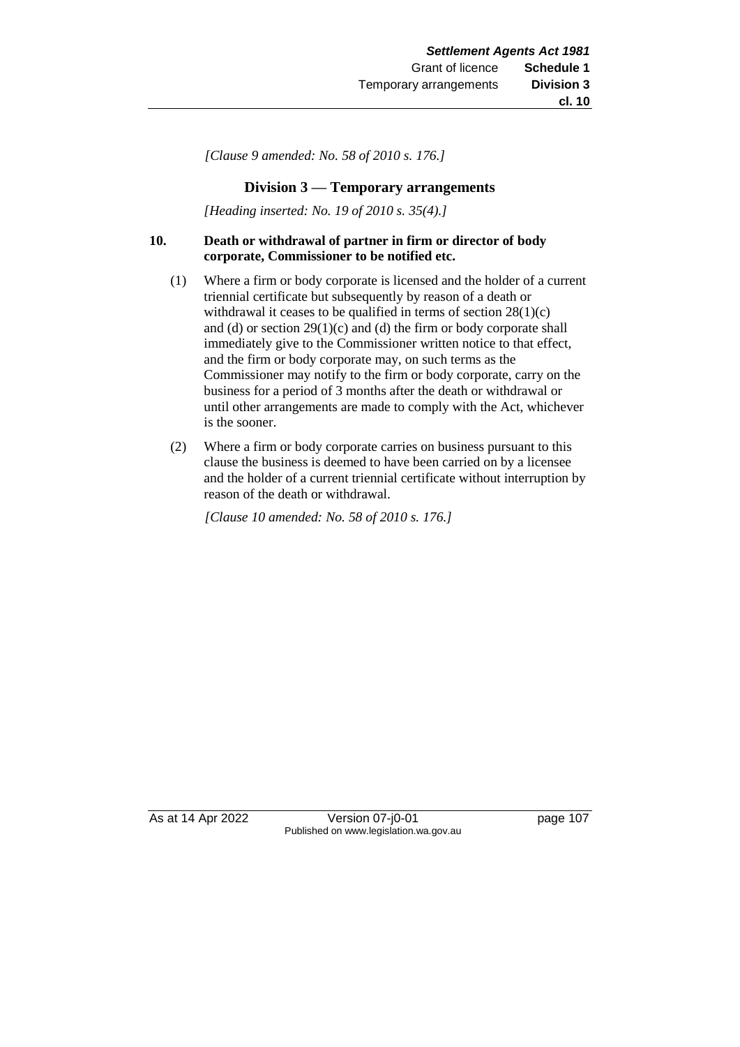*[Clause 9 amended: No. 58 of 2010 s. 176.]*

## Division 3 — Temporary arrangements

*[Heading inserted: No. 19 of 2010 s. 35(4).]*

### 10. Death or withdrawal of partner in firm or director of body corporate, Commissioner to be notified etc.

(1) Where a firm or body corporate is licensed and the holder of a current triennial certificate but subsequently by reason of a death or withdrawal it ceases to be qualified in terms of section 28(1)(c) and (d) or section 29(1)(c) and (d) the firm or body corporate shall immediately give to the Commissioner written notice to that effect, and the firm or body corporate may, on such terms as the Commissioner may notify to the firm or body corporate, carry on the business for a period of 3 months after the death or withdrawal or until other arrangements are made to comply with the Act, whichever is the sooner.

(2) Where a firm or body corporate carries on business pursuant to this clause the business is deemed to have been carried on by a licensee and the holder of a current triennial certificate without interruption by reason of the death or withdrawal.

*[Clause 10 amended: No. 58 of 2010 s. 176.]*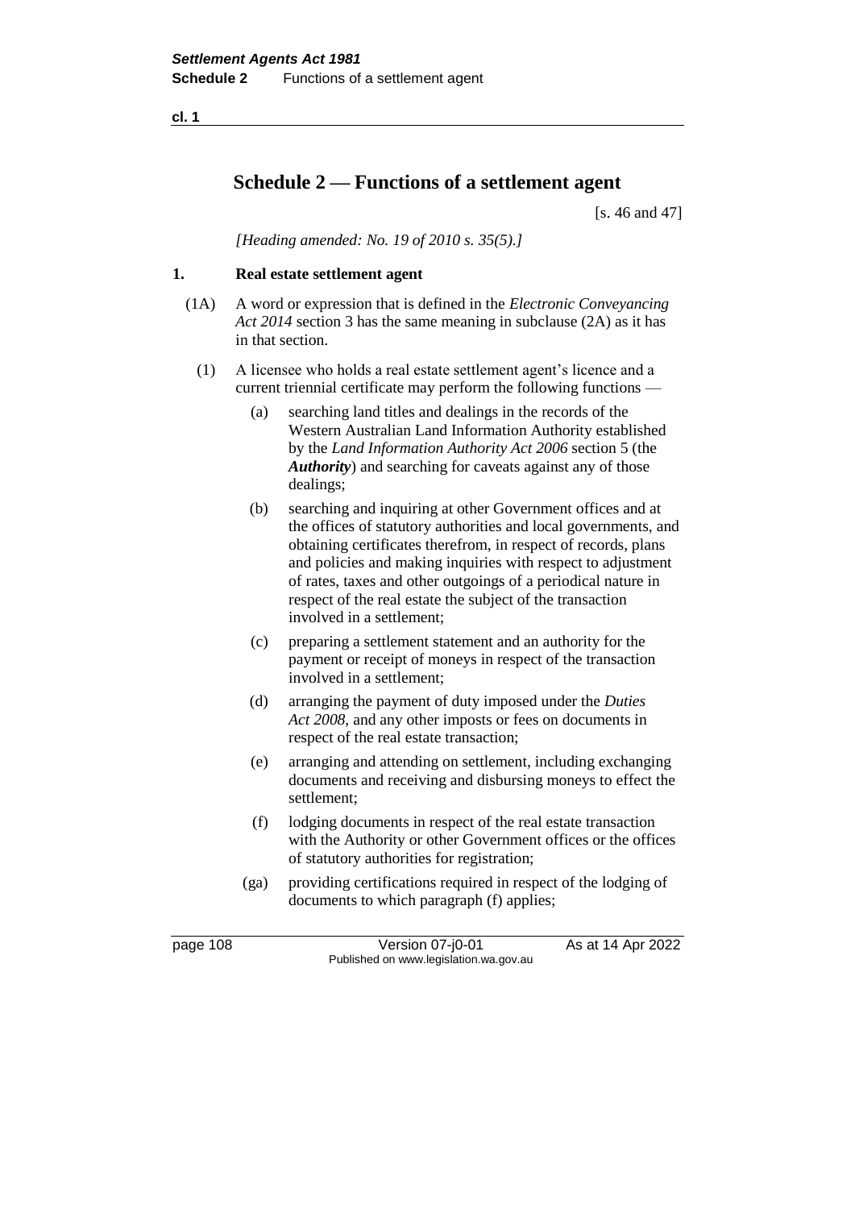# Schedule 2 — Functions of a settlement agent

[s. 46 and 47]

*[Heading amended: No. 19 of 2010 s. 35(5).]*

## 1. Real estate settlement agent

(1A) A word or expression that is defined in the *Electronic Conveyancing Act 2014* section 3 has the same meaning in subclause (2A) as it has in that section.

(1) A licensee who holds a real estate settlement agent's licence and a current triennial certificate may perform the following functions —

- (a) searching land titles and dealings in the records of the Western Australian Land Information Authority established by the *Land Information Authority Act 2006* section 5 (the ***Authority***) and searching for caveats against any of those dealings;
- (b) searching and inquiring at other Government offices and at the offices of statutory authorities and local governments, and obtaining certificates therefrom, in respect of records, plans and policies and making inquiries with respect to adjustment of rates, taxes and other outgoings of a periodical nature in respect of the real estate the subject of the transaction involved in a settlement;
- (c) preparing a settlement statement and an authority for the payment or receipt of moneys in respect of the transaction involved in a settlement;
- (d) arranging the payment of duty imposed under the *Duties Act 2008*, and any other imposts or fees on documents in respect of the real estate transaction;
- (e) arranging and attending on settlement, including exchanging documents and receiving and disbursing moneys to effect the settlement;
- (f) lodging documents in respect of the real estate transaction with the Authority or other Government offices or the offices of statutory authorities for registration;
- (ga) providing certifications required in respect of the lodging of documents to which paragraph (f) applies;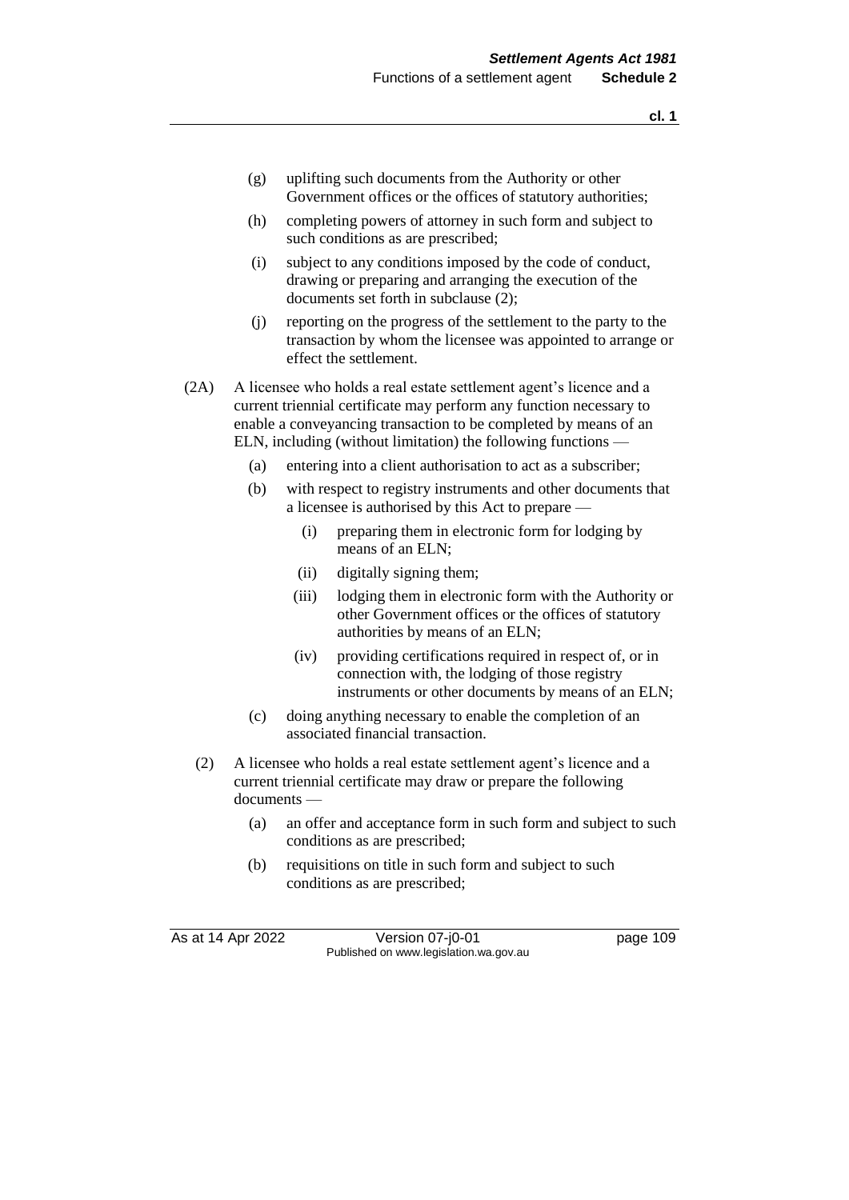(g) uplifting such documents from the Authority or other Government offices or the offices of statutory authorities;

(h) completing powers of attorney in such form and subject to such conditions as are prescribed;

(i) subject to any conditions imposed by the code of conduct, drawing or preparing and arranging the execution of the documents set forth in subclause (2);

(j) reporting on the progress of the settlement to the party to the transaction by whom the licensee was appointed to arrange or effect the settlement.

(2A) A licensee who holds a real estate settlement agent's licence and a current triennial certificate may perform any function necessary to enable a conveyancing transaction to be completed by means of an ELN, including (without limitation) the following functions —

(a) entering into a client authorisation to act as a subscriber;

(b) with respect to registry instruments and other documents that a licensee is authorised by this Act to prepare —

(i) preparing them in electronic form for lodging by means of an ELN;

(ii) digitally signing them;

(iii) lodging them in electronic form with the Authority or other Government offices or the offices of statutory authorities by means of an ELN;

(iv) providing certifications required in respect of, or in connection with, the lodging of those registry instruments or other documents by means of an ELN;

(c) doing anything necessary to enable the completion of an associated financial transaction.

(2) A licensee who holds a real estate settlement agent's licence and a current triennial certificate may draw or prepare the following documents —

(a) an offer and acceptance form in such form and subject to such conditions as are prescribed;

(b) requisitions on title in such form and subject to such conditions as are prescribed;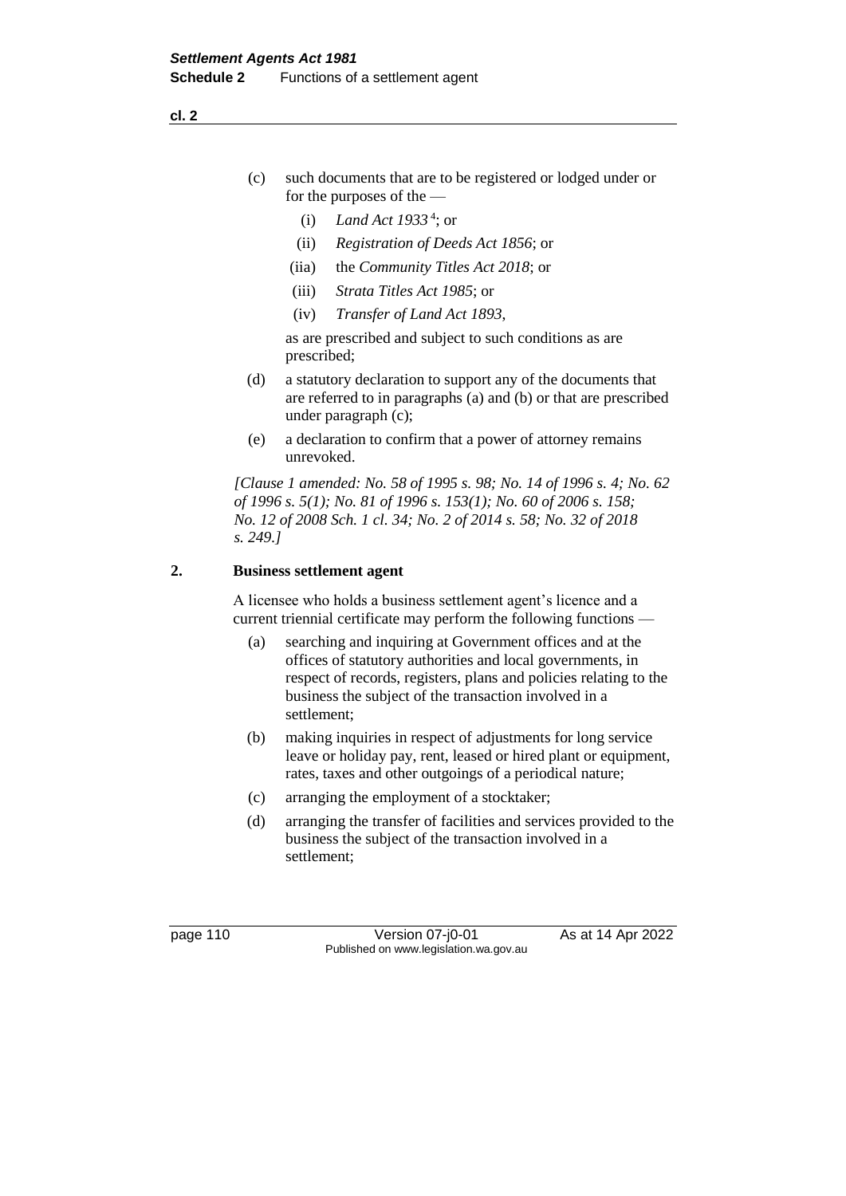(c) such documents that are to be registered or lodged under or for the purposes of the —

  (i) *Land Act 1933* [4]; or

  (ii) *Registration of Deeds Act 1856*; or

  (iia) the *Community Titles Act 2018*; or

  (iii) *Strata Titles Act 1985*; or

  (iv) *Transfer of Land Act 1893*,

  as are prescribed and subject to such conditions as are prescribed;

(d) a statutory declaration to support any of the documents that are referred to in paragraphs (a) and (b) or that are prescribed under paragraph (c);

(e) a declaration to confirm that a power of attorney remains unrevoked.

*[Clause 1 amended: No. 58 of 1995 s. 98; No. 14 of 1996 s. 4; No. 62 of 1996 s. 5(1); No. 81 of 1996 s. 153(1); No. 60 of 2006 s. 158; No. 12 of 2008 Sch. 1 cl. 34; No. 2 of 2014 s. 58; No. 32 of 2018 s. 249.]*

## 2. Business settlement agent

A licensee who holds a business settlement agent's licence and a current triennial certificate may perform the following functions —

(a) searching and inquiring at Government offices and at the offices of statutory authorities and local governments, in respect of records, registers, plans and policies relating to the business the subject of the transaction involved in a settlement;

(b) making inquiries in respect of adjustments for long service leave or holiday pay, rent, leased or hired plant or equipment, rates, taxes and other outgoings of a periodical nature;

(c) arranging the employment of a stocktaker;

(d) arranging the transfer of facilities and services provided to the business the subject of the transaction involved in a settlement;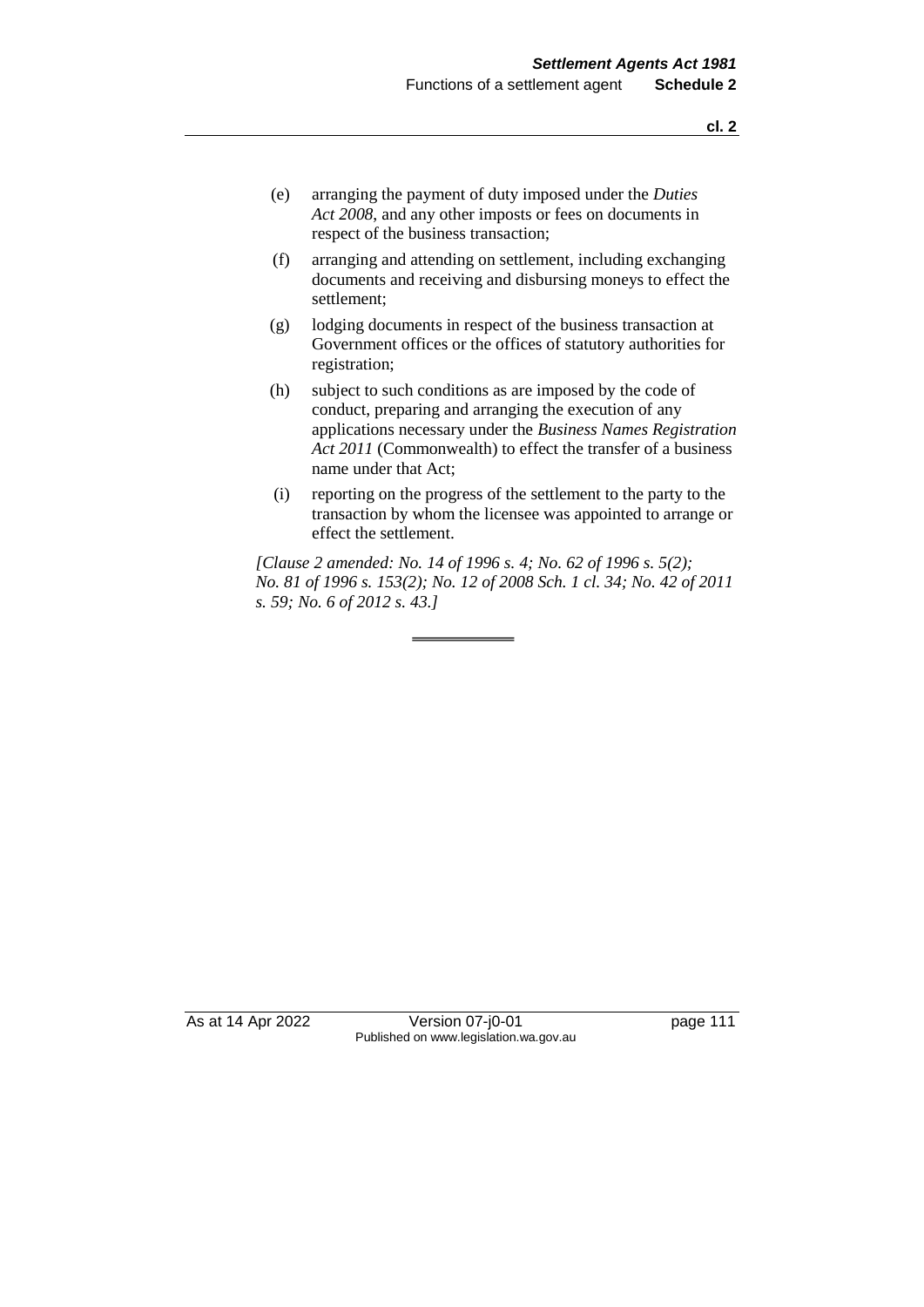(e) arranging the payment of duty imposed under the *Duties Act 2008*, and any other imposts or fees on documents in respect of the business transaction;

(f) arranging and attending on settlement, including exchanging documents and receiving and disbursing moneys to effect the settlement;

(g) lodging documents in respect of the business transaction at Government offices or the offices of statutory authorities for registration;

(h) subject to such conditions as are imposed by the code of conduct, preparing and arranging the execution of any applications necessary under the *Business Names Registration Act 2011* (Commonwealth) to effect the transfer of a business name under that Act;

(i) reporting on the progress of the settlement to the party to the transaction by whom the licensee was appointed to arrange or effect the settlement.

*[Clause 2 amended: No. 14 of 1996 s. 4; No. 62 of 1996 s. 5(2); No. 81 of 1996 s. 153(2); No. 12 of 2008 Sch. 1 cl. 34; No. 42 of 2011 s. 59; No. 6 of 2012 s. 43.]*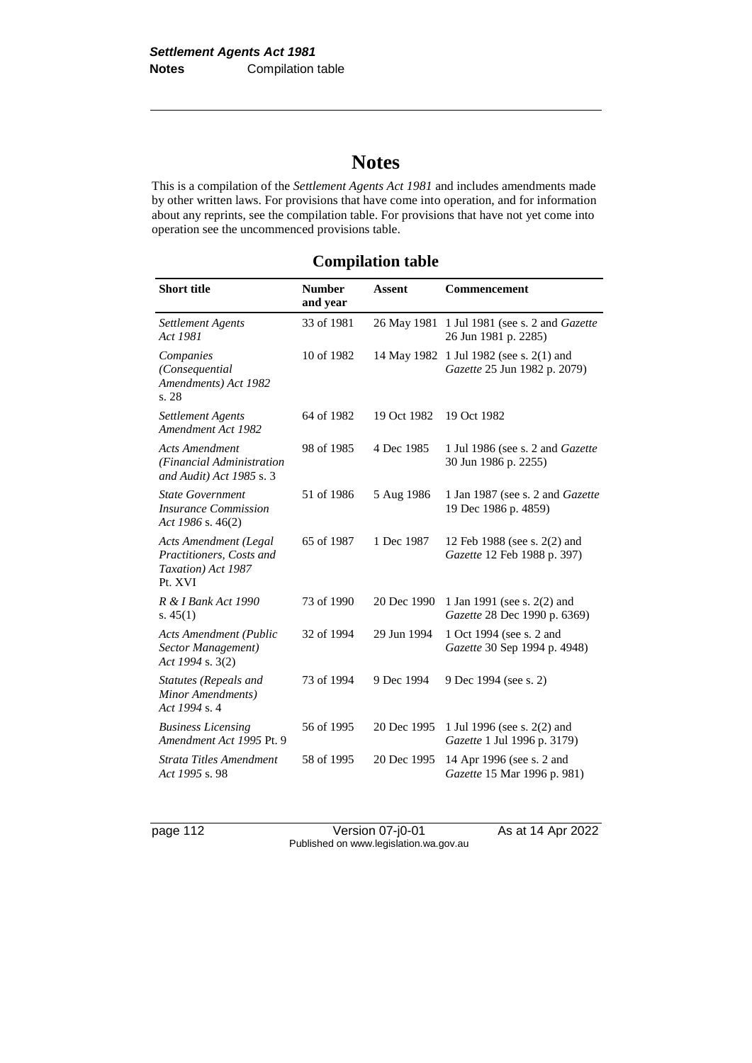# Notes

This is a compilation of the *Settlement Agents Act 1981* and includes amendments made by other written laws. For provisions that have come into operation, and for information about any reprints, see the compilation table. For provisions that have not yet come into operation see the uncommenced provisions table.

## Compilation table

| Short title | Number and year | Assent | Commencement |
|---|---|---|---|
| *Settlement Agents Act 1981* | 33 of 1981 | 26 May 1981 | 1 Jul 1981 (see s. 2 and *Gazette* 26 Jun 1981 p. 2285) |
| *Companies (Consequential Amendments) Act 1982* s. 28 | 10 of 1982 | 14 May 1982 | 1 Jul 1982 (see s. 2(1) and *Gazette* 25 Jun 1982 p. 2079) |
| *Settlement Agents Amendment Act 1982* | 64 of 1982 | 19 Oct 1982 | 19 Oct 1982 |
| *Acts Amendment (Financial Administration and Audit) Act 1985* s. 3 | 98 of 1985 | 4 Dec 1985 | 1 Jul 1986 (see s. 2 and *Gazette* 30 Jun 1986 p. 2255) |
| *State Government Insurance Commission Act 1986* s. 46(2) | 51 of 1986 | 5 Aug 1986 | 1 Jan 1987 (see s. 2 and *Gazette* 19 Dec 1986 p. 4859) |
| *Acts Amendment (Legal Practitioners, Costs and Taxation) Act 1987* Pt. XVI | 65 of 1987 | 1 Dec 1987 | 12 Feb 1988 (see s. 2(2) and *Gazette* 12 Feb 1988 p. 397) |
| *R & I Bank Act 1990* s. 45(1) | 73 of 1990 | 20 Dec 1990 | 1 Jan 1991 (see s. 2(2) and *Gazette* 28 Dec 1990 p. 6369) |
| *Acts Amendment (Public Sector Management) Act 1994* s. 3(2) | 32 of 1994 | 29 Jun 1994 | 1 Oct 1994 (see s. 2 and *Gazette* 30 Sep 1994 p. 4948) |
| *Statutes (Repeals and Minor Amendments) Act 1994* s. 4 | 73 of 1994 | 9 Dec 1994 | 9 Dec 1994 (see s. 2) |
| *Business Licensing Amendment Act 1995* Pt. 9 | 56 of 1995 | 20 Dec 1995 | 1 Jul 1996 (see s. 2(2) and *Gazette* 1 Jul 1996 p. 3179) |
| *Strata Titles Amendment Act 1995* s. 98 | 58 of 1995 | 20 Dec 1995 | 14 Apr 1996 (see s. 2 and *Gazette* 15 Mar 1996 p. 981) |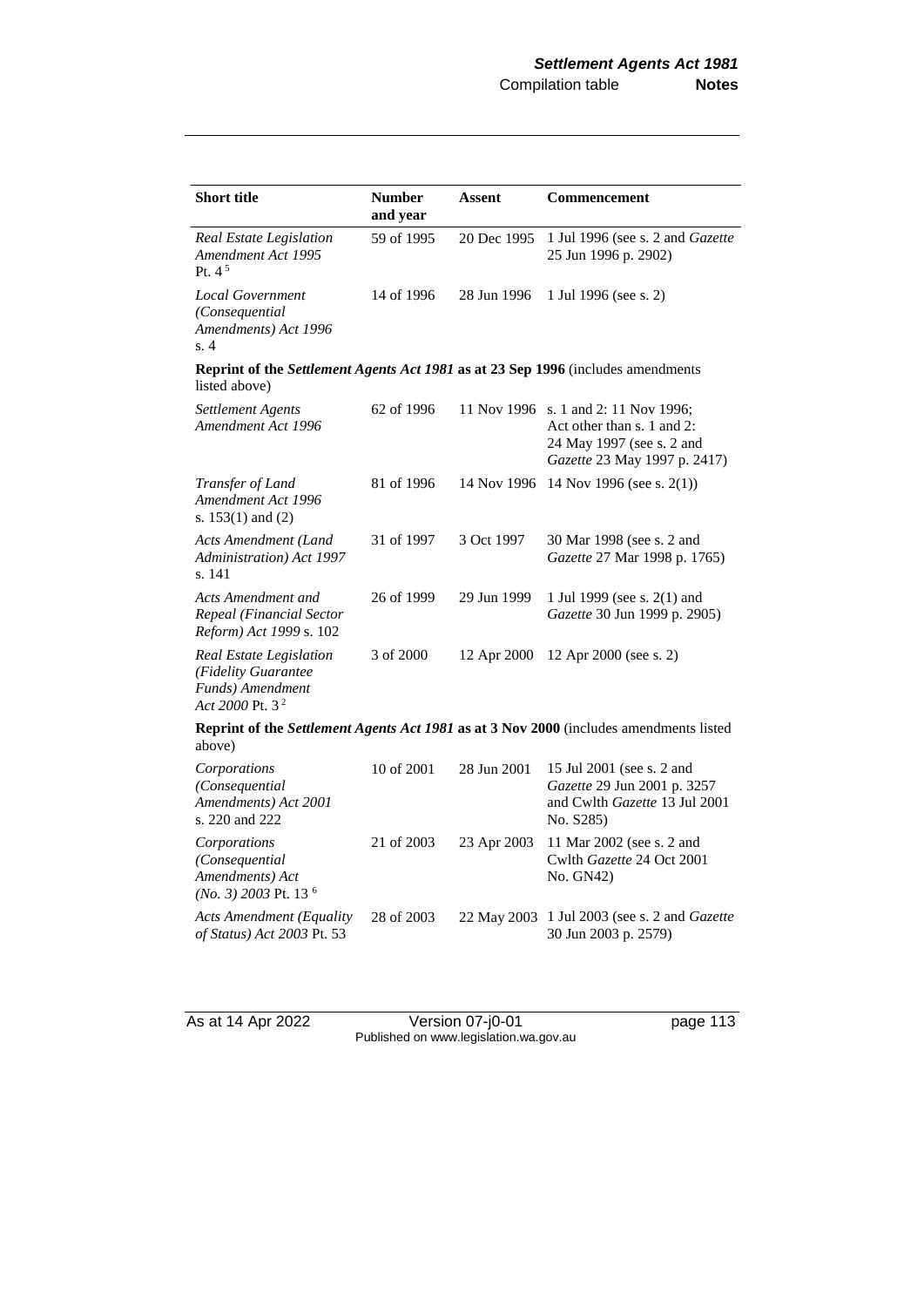| Short title | Number and year | Assent | Commencement |
|---|---|---|---|
| *Real Estate Legislation Amendment Act 1995* Pt. 4 [5] | 59 of 1995 | 20 Dec 1995 | 1 Jul 1996 (see s. 2 and *Gazette* 25 Jun 1996 p. 2902) |
| *Local Government (Consequential Amendments) Act 1996* s. 4 | 14 of 1996 | 28 Jun 1996 | 1 Jul 1996 (see s. 2) |
| **Reprint of the *Settlement Agents Act 1981* as at 23 Sep 1996** (includes amendments listed above) | | | |
| *Settlement Agents Amendment Act 1996* | 62 of 1996 | 11 Nov 1996 | s. 1 and 2: 11 Nov 1996; Act other than s. 1 and 2: 24 May 1997 (see s. 2 and *Gazette* 23 May 1997 p. 2417) |
| *Transfer of Land Amendment Act 1996* s. 153(1) and (2) | 81 of 1996 | 14 Nov 1996 | 14 Nov 1996 (see s. 2(1)) |
| *Acts Amendment (Land Administration) Act 1997* s. 141 | 31 of 1997 | 3 Oct 1997 | 30 Mar 1998 (see s. 2 and *Gazette* 27 Mar 1998 p. 1765) |
| *Acts Amendment and Repeal (Financial Sector Reform) Act 1999* s. 102 | 26 of 1999 | 29 Jun 1999 | 1 Jul 1999 (see s. 2(1) and *Gazette* 30 Jun 1999 p. 2905) |
| *Real Estate Legislation (Fidelity Guarantee Funds) Amendment Act 2000* Pt. 3 [2] | 3 of 2000 | 12 Apr 2000 | 12 Apr 2000 (see s. 2) |
| **Reprint of the *Settlement Agents Act 1981* as at 3 Nov 2000** (includes amendments listed above) | | | |
| *Corporations (Consequential Amendments) Act 2001* s. 220 and 222 | 10 of 2001 | 28 Jun 2001 | 15 Jul 2001 (see s. 2 and *Gazette* 29 Jun 2001 p. 3257 and Cwlth *Gazette* 13 Jul 2001 No. S285) |
| *Corporations (Consequential Amendments) Act (No. 3) 2003* Pt. 13 [6] | 21 of 2003 | 23 Apr 2003 | 11 Mar 2002 (see s. 2 and Cwlth *Gazette* 24 Oct 2001 No. GN42) |
| *Acts Amendment (Equality of Status) Act 2003* Pt. 53 | 28 of 2003 | 22 May 2003 | 1 Jul 2003 (see s. 2 and *Gazette* 30 Jun 2003 p. 2579) |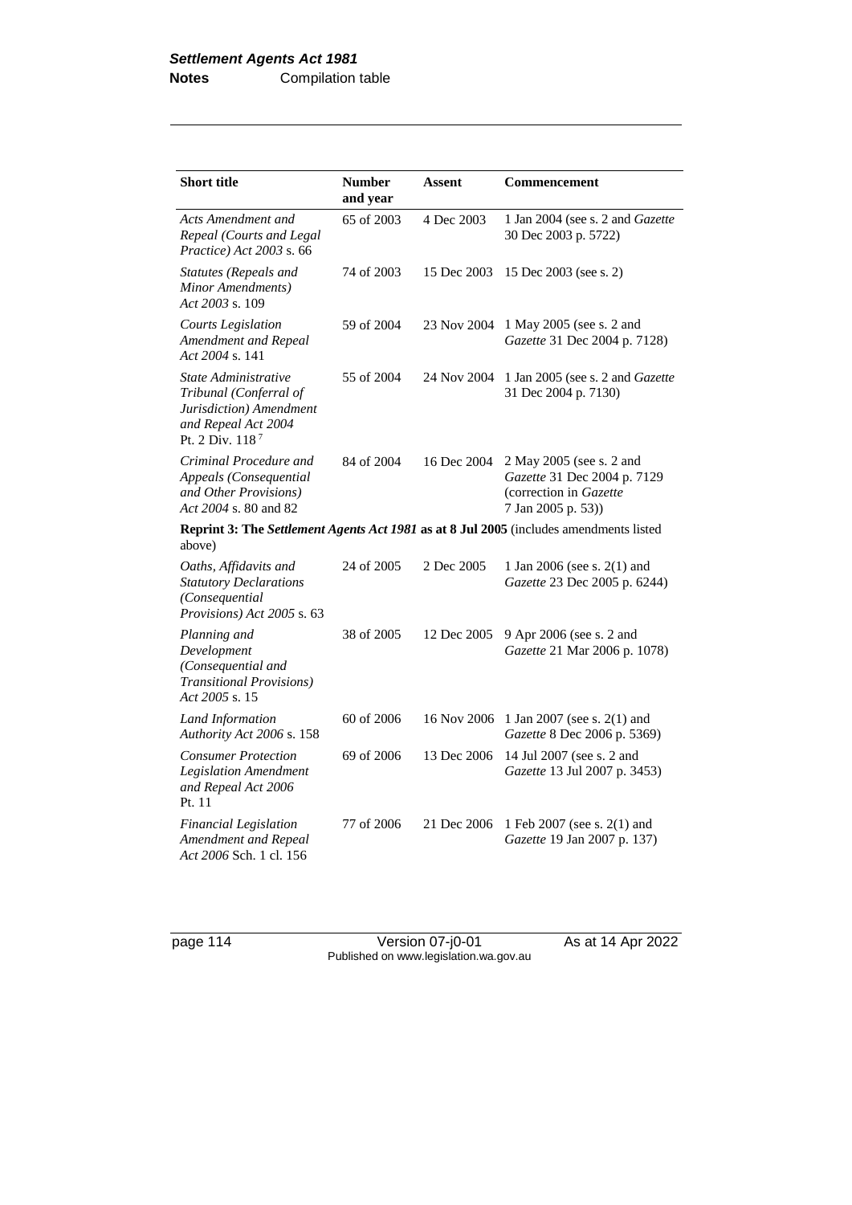| Short title | Number and year | Assent | Commencement |
|---|---|---|---|
| *Acts Amendment and Repeal (Courts and Legal Practice) Act 2003* s. 66 | 65 of 2003 | 4 Dec 2003 | 1 Jan 2004 (see s. 2 and *Gazette* 30 Dec 2003 p. 5722) |
| *Statutes (Repeals and Minor Amendments) Act 2003* s. 109 | 74 of 2003 | 15 Dec 2003 | 15 Dec 2003 (see s. 2) |
| *Courts Legislation Amendment and Repeal Act 2004* s. 141 | 59 of 2004 | 23 Nov 2004 | 1 May 2005 (see s. 2 and *Gazette* 31 Dec 2004 p. 7128) |
| *State Administrative Tribunal (Conferral of Jurisdiction) Amendment and Repeal Act 2004* Pt. 2 Div. 118 [7] | 55 of 2004 | 24 Nov 2004 | 1 Jan 2005 (see s. 2 and *Gazette* 31 Dec 2004 p. 7130) |
| *Criminal Procedure and Appeals (Consequential and Other Provisions) Act 2004* s. 80 and 82 | 84 of 2004 | 16 Dec 2004 | 2 May 2005 (see s. 2 and *Gazette* 31 Dec 2004 p. 7129 (correction in *Gazette* 7 Jan 2005 p. 53)) |
| **Reprint 3: The *Settlement Agents Act 1981* as at 8 Jul 2005** (includes amendments listed above) | | | |
| *Oaths, Affidavits and Statutory Declarations (Consequential Provisions) Act 2005* s. 63 | 24 of 2005 | 2 Dec 2005 | 1 Jan 2006 (see s. 2(1) and *Gazette* 23 Dec 2005 p. 6244) |
| *Planning and Development (Consequential and Transitional Provisions) Act 2005* s. 15 | 38 of 2005 | 12 Dec 2005 | 9 Apr 2006 (see s. 2 and *Gazette* 21 Mar 2006 p. 1078) |
| *Land Information Authority Act 2006* s. 158 | 60 of 2006 | 16 Nov 2006 | 1 Jan 2007 (see s. 2(1) and *Gazette* 8 Dec 2006 p. 5369) |
| *Consumer Protection Legislation Amendment and Repeal Act 2006* Pt. 11 | 69 of 2006 | 13 Dec 2006 | 14 Jul 2007 (see s. 2 and *Gazette* 13 Jul 2007 p. 3453) |
| *Financial Legislation Amendment and Repeal Act 2006* Sch. 1 cl. 156 | 77 of 2006 | 21 Dec 2006 | 1 Feb 2007 (see s. 2(1) and *Gazette* 19 Jan 2007 p. 137) |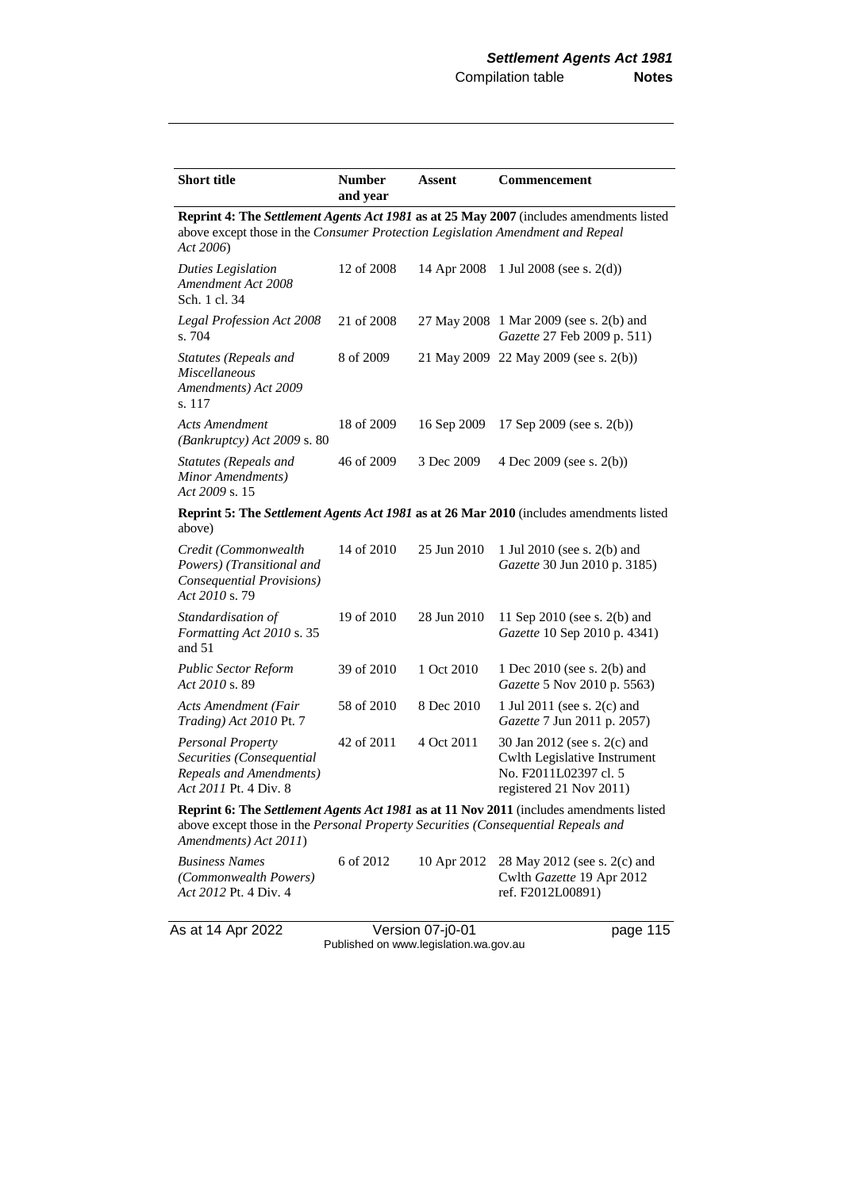| Short title | Number and year | Assent | Commencement |
|---|---|---|---|
| **Reprint 4: The *Settlement Agents Act 1981* as at 25 May 2007** (includes amendments listed above except those in the *Consumer Protection Legislation Amendment and Repeal Act 2006*) | | | |
| *Duties Legislation Amendment Act 2008* Sch. 1 cl. 34 | 12 of 2008 | 14 Apr 2008 | 1 Jul 2008 (see s. 2(d)) |
| *Legal Profession Act 2008* s. 704 | 21 of 2008 | 27 May 2008 | 1 Mar 2009 (see s. 2(b) and *Gazette* 27 Feb 2009 p. 511) |
| *Statutes (Repeals and Miscellaneous Amendments) Act 2009* s. 117 | 8 of 2009 | 21 May 2009 | 22 May 2009 (see s. 2(b)) |
| *Acts Amendment (Bankruptcy) Act 2009* s. 80 | 18 of 2009 | 16 Sep 2009 | 17 Sep 2009 (see s. 2(b)) |
| *Statutes (Repeals and Minor Amendments) Act 2009* s. 15 | 46 of 2009 | 3 Dec 2009 | 4 Dec 2009 (see s. 2(b)) |
| **Reprint 5: The *Settlement Agents Act 1981* as at 26 Mar 2010** (includes amendments listed above) | | | |
| *Credit (Commonwealth Powers) (Transitional and Consequential Provisions) Act 2010* s. 79 | 14 of 2010 | 25 Jun 2010 | 1 Jul 2010 (see s. 2(b) and *Gazette* 30 Jun 2010 p. 3185) |
| *Standardisation of Formatting Act 2010* s. 35 and 51 | 19 of 2010 | 28 Jun 2010 | 11 Sep 2010 (see s. 2(b) and *Gazette* 10 Sep 2010 p. 4341) |
| *Public Sector Reform Act 2010* s. 89 | 39 of 2010 | 1 Oct 2010 | 1 Dec 2010 (see s. 2(b) and *Gazette* 5 Nov 2010 p. 5563) |
| *Acts Amendment (Fair Trading) Act 2010* Pt. 7 | 58 of 2010 | 8 Dec 2010 | 1 Jul 2011 (see s. 2(c) and *Gazette* 7 Jun 2011 p. 2057) |
| *Personal Property Securities (Consequential Repeals and Amendments) Act 2011* Pt. 4 Div. 8 | 42 of 2011 | 4 Oct 2011 | 30 Jan 2012 (see s. 2(c) and Cwlth Legislative Instrument No. F2011L02397 cl. 5 registered 21 Nov 2011) |
| **Reprint 6: The *Settlement Agents Act 1981* as at 11 Nov 2011** (includes amendments listed above except those in the *Personal Property Securities (Consequential Repeals and Amendments) Act 2011*) | | | |
| *Business Names (Commonwealth Powers) Act 2012* Pt. 4 Div. 4 | 6 of 2012 | 10 Apr 2012 | 28 May 2012 (see s. 2(c) and Cwlth *Gazette* 19 Apr 2012 ref. F2012L00891) |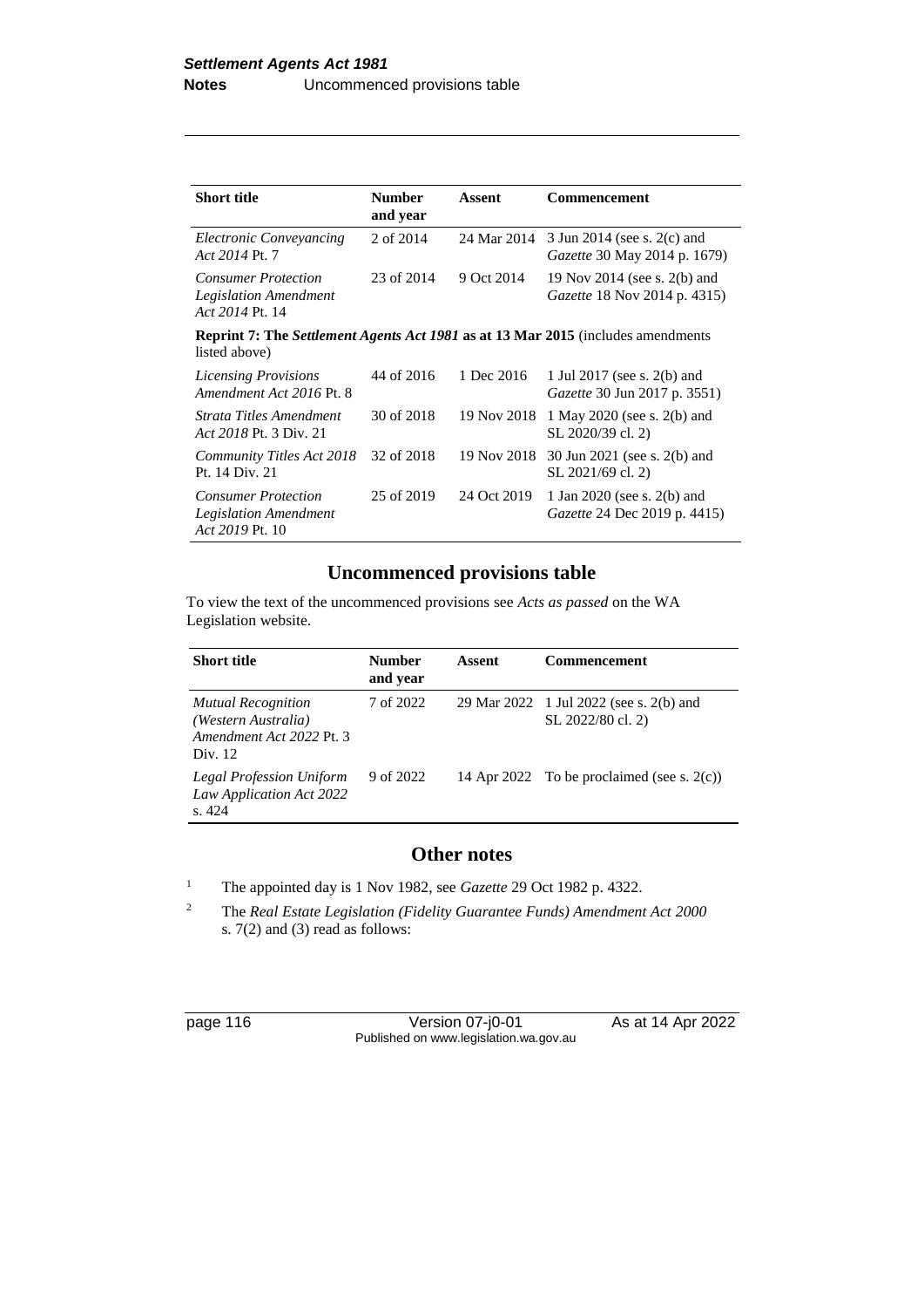| Short title | Number and year | Assent | Commencement |
|---|---|---|---|
| *Electronic Conveyancing Act 2014* Pt. 7 | 2 of 2014 | 24 Mar 2014 | 3 Jun 2014 (see s. 2(c) and *Gazette* 30 May 2014 p. 1679) |
| *Consumer Protection Legislation Amendment Act 2014* Pt. 14 | 23 of 2014 | 9 Oct 2014 | 19 Nov 2014 (see s. 2(b) and *Gazette* 18 Nov 2014 p. 4315) |
| **Reprint 7: The *Settlement Agents Act 1981* as at 13 Mar 2015** (includes amendments listed above) | | | |
| *Licensing Provisions Amendment Act 2016* Pt. 8 | 44 of 2016 | 1 Dec 2016 | 1 Jul 2017 (see s. 2(b) and *Gazette* 30 Jun 2017 p. 3551) |
| *Strata Titles Amendment Act 2018* Pt. 3 Div. 21 | 30 of 2018 | 19 Nov 2018 | 1 May 2020 (see s. 2(b) and SL 2020/39 cl. 2) |
| *Community Titles Act 2018* Pt. 14 Div. 21 | 32 of 2018 | 19 Nov 2018 | 30 Jun 2021 (see s. 2(b) and SL 2021/69 cl. 2) |
| *Consumer Protection Legislation Amendment Act 2019* Pt. 10 | 25 of 2019 | 24 Oct 2019 | 1 Jan 2020 (see s. 2(b) and *Gazette* 24 Dec 2019 p. 4415) |

## Uncommenced provisions table

To view the text of the uncommenced provisions see *Acts as passed* on the WA Legislation website.

| Short title | Number and year | Assent | Commencement |
|---|---|---|---|
| *Mutual Recognition (Western Australia) Amendment Act 2022* Pt. 3 Div. 12 | 7 of 2022 | 29 Mar 2022 | 1 Jul 2022 (see s. 2(b) and SL 2022/80 cl. 2) |
| *Legal Profession Uniform Law Application Act 2022* s. 424 | 9 of 2022 | 14 Apr 2022 | To be proclaimed (see s. 2(c)) |

## Other notes

[1] The appointed day is 1 Nov 1982, see *Gazette* 29 Oct 1982 p. 4322.

[2] The *Real Estate Legislation (Fidelity Guarantee Funds) Amendment Act 2000* s. 7(2) and (3) read as follows: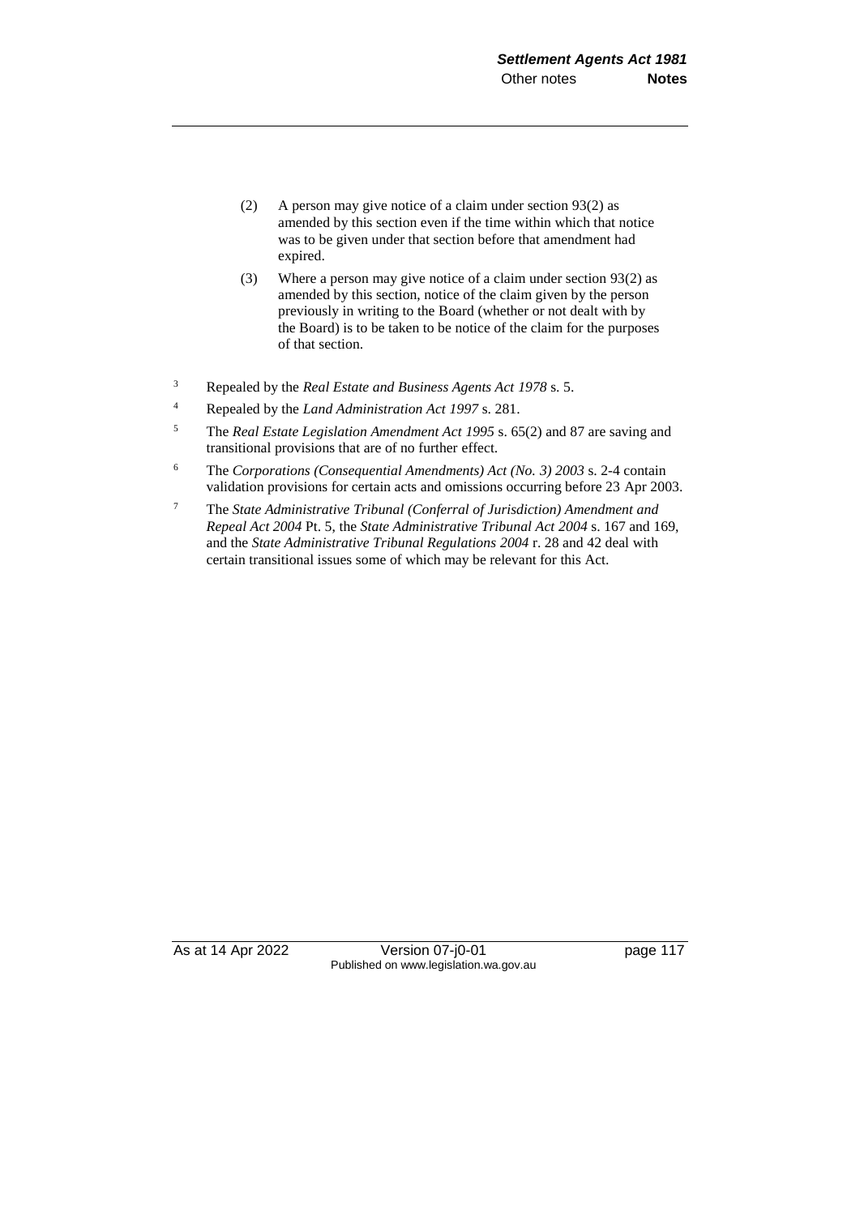(2) A person may give notice of a claim under section 93(2) as amended by this section even if the time within which that notice was to be given under that section before that amendment had expired.

(3) Where a person may give notice of a claim under section 93(2) as amended by this section, notice of the claim given by the person previously in writing to the Board (whether or not dealt with by the Board) is to be taken to be notice of the claim for the purposes of that section.

[3] Repealed by the *Real Estate and Business Agents Act 1978* s. 5.

[4] Repealed by the *Land Administration Act 1997* s. 281.

[5] The *Real Estate Legislation Amendment Act 1995* s. 65(2) and 87 are saving and transitional provisions that are of no further effect.

[6] The *Corporations (Consequential Amendments) Act (No. 3) 2003* s. 2-4 contain validation provisions for certain acts and omissions occurring before 23 Apr 2003.

[7] The *State Administrative Tribunal (Conferral of Jurisdiction) Amendment and Repeal Act 2004* Pt. 5, the *State Administrative Tribunal Act 2004* s. 167 and 169, and the *State Administrative Tribunal Regulations 2004* r. 28 and 42 deal with certain transitional issues some of which may be relevant for this Act.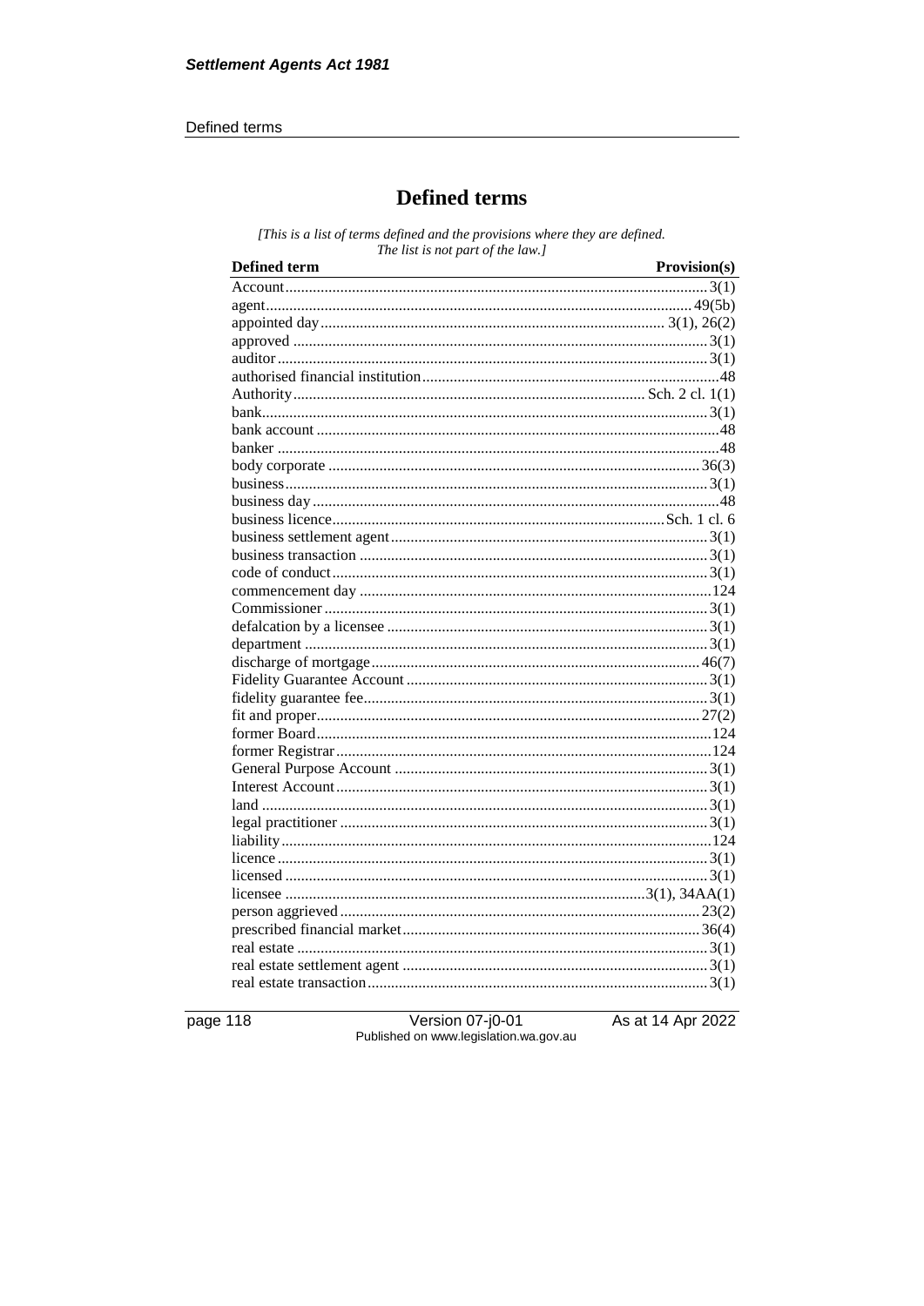# Defined terms

*[This is a list of terms defined and the provisions where they are defined. The list is not part of the law.]*

| Defined term | Provision(s) |
| --- | --- |
| Account | 3(1) |
| agent | 49(5b) |
| appointed day | 3(1), 26(2) |
| approved | 3(1) |
| auditor | 3(1) |
| authorised financial institution | 48 |
| Authority | Sch. 2 cl. 1(1) |
| bank | 3(1) |
| bank account | 48 |
| banker | 48 |
| body corporate | 36(3) |
| business | 3(1) |
| business day | 48 |
| business licence | Sch. 1 cl. 6 |
| business settlement agent | 3(1) |
| business transaction | 3(1) |
| code of conduct | 3(1) |
| commencement day | 124 |
| Commissioner | 3(1) |
| defalcation by a licensee | 3(1) |
| department | 3(1) |
| discharge of mortgage | 46(7) |
| Fidelity Guarantee Account | 3(1) |
| fidelity guarantee fee | 3(1) |
| fit and proper | 27(2) |
| former Board | 124 |
| former Registrar | 124 |
| General Purpose Account | 3(1) |
| Interest Account | 3(1) |
| land | 3(1) |
| legal practitioner | 3(1) |
| liability | 124 |
| licence | 3(1) |
| licensed | 3(1) |
| licensee | 3(1), 34AA(1) |
| person aggrieved | 23(2) |
| prescribed financial market | 36(4) |
| real estate | 3(1) |
| real estate settlement agent | 3(1) |
| real estate transaction | 3(1) |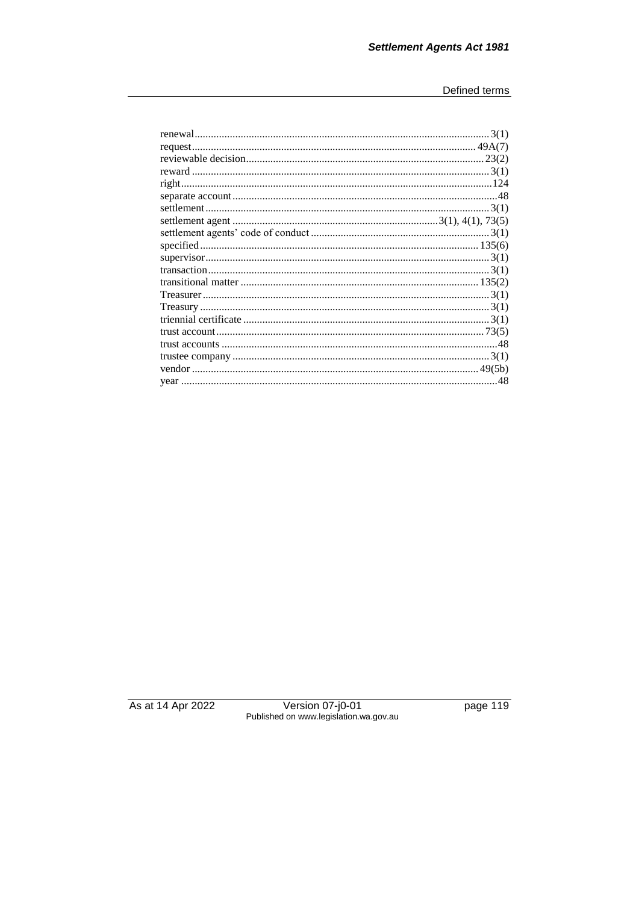renewal ............................................................................................................ 3(1)
request......................................................................................................... 49A(7)
reviewable decision.......................................................................................... 23(2)
reward ............................................................................................................ 3(1)
right..................................................................................................................124
separate account..................................................................................................48
settlement ....................................................................................................... 3(1)
settlement agent ........................................................................... 3(1), 4(1), 73(5)
settlement agents' code of conduct ................................................................ 3(1)
specified....................................................................................................... 135(6)
supervisor......................................................................................................... 3(1)
transaction....................................................................................................... 3(1)
transitional matter ........................................................................................ 135(2)
Treasurer ......................................................................................................... 3(1)
Treasury .......................................................................................................... 3(1)
triennial certificate .......................................................................................... 3(1)
trust account .................................................................................................. 73(5)
trust accounts ....................................................................................................48
trustee company .............................................................................................. 3(1)
vendor ......................................................................................................... 49(5b)
year ...................................................................................................................48